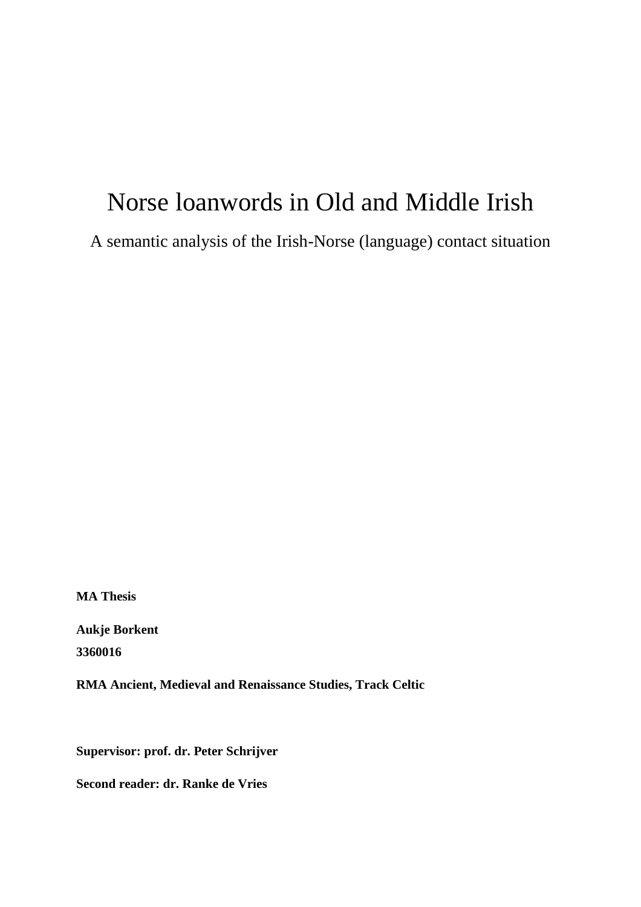# Norse loanwords in Old and Middle Irish

A semantic analysis of the Irish-Norse (language) contact situation

**MA Thesis**

**Aukje Borkent**

**3360016**

**RMA Ancient, Medieval and Renaissance Studies, Track Celtic**

**Supervisor: prof. dr. Peter Schrijver**

**Second reader: dr. Ranke de Vries**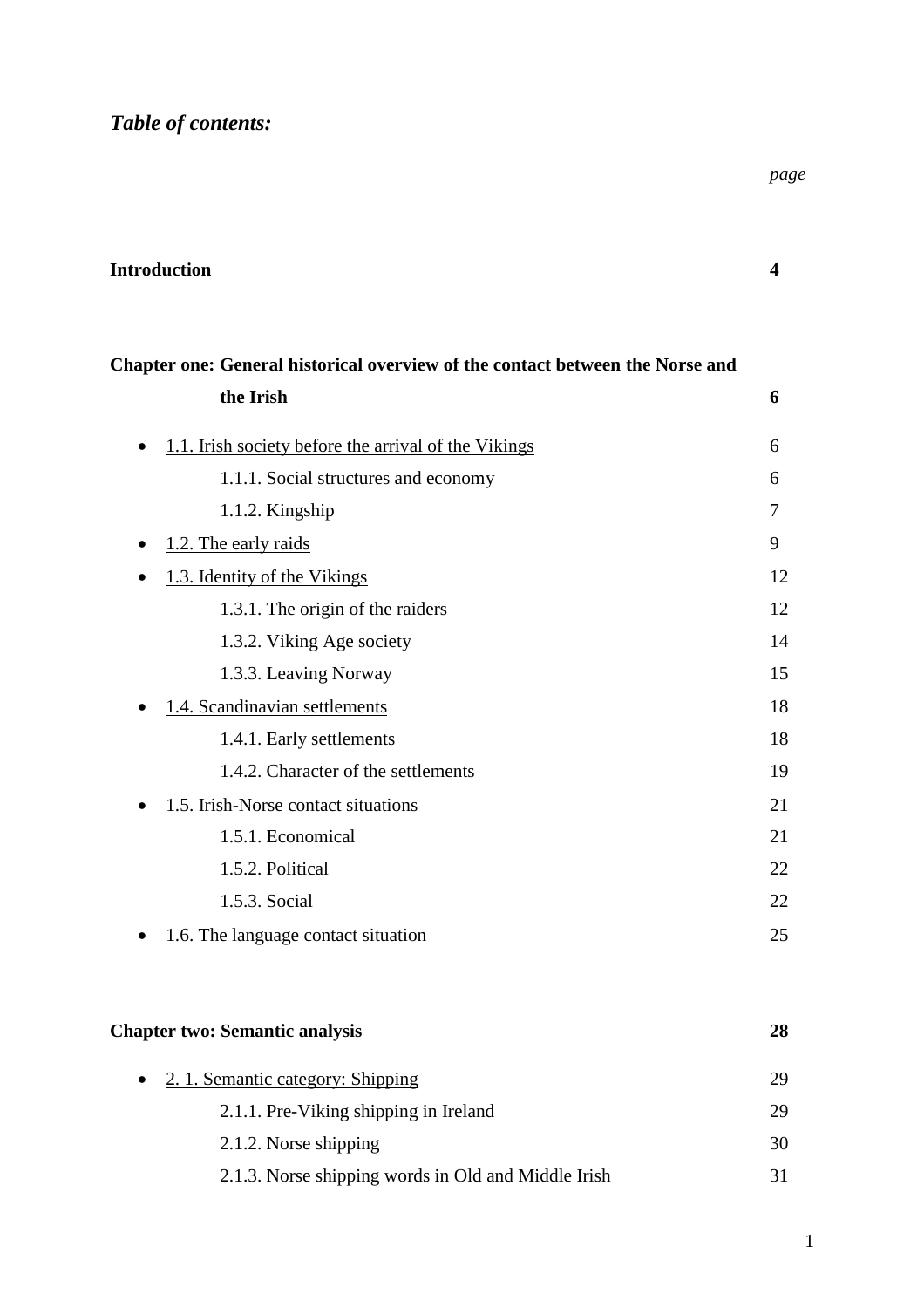## *Table of contents:*

| | *page* |
|---|---|
| **Introduction** | **4** |
| **Chapter one: General historical overview of the contact between the Norse and the Irish** | **6** |
| • 1.1. Irish society before the arrival of the Vikings | 6 |
| 1.1.1. Social structures and economy | 6 |
| 1.1.2. Kingship | 7 |
| • 1.2. The early raids | 9 |
| • 1.3. Identity of the Vikings | 12 |
| 1.3.1. The origin of the raiders | 12 |
| 1.3.2. Viking Age society | 14 |
| 1.3.3. Leaving Norway | 15 |
| • 1.4. Scandinavian settlements | 18 |
| 1.4.1. Early settlements | 18 |
| 1.4.2. Character of the settlements | 19 |
| • 1.5. Irish-Norse contact situations | 21 |
| 1.5.1. Economical | 21 |
| 1.5.2. Political | 22 |
| 1.5.3. Social | 22 |
| • 1.6. The language contact situation | 25 |
| **Chapter two: Semantic analysis** | **28** |
| • 2. 1. Semantic category: Shipping | 29 |
| 2.1.1. Pre-Viking shipping in Ireland | 29 |
| 2.1.2. Norse shipping | 30 |
| 2.1.3. Norse shipping words in Old and Middle Irish | 31 |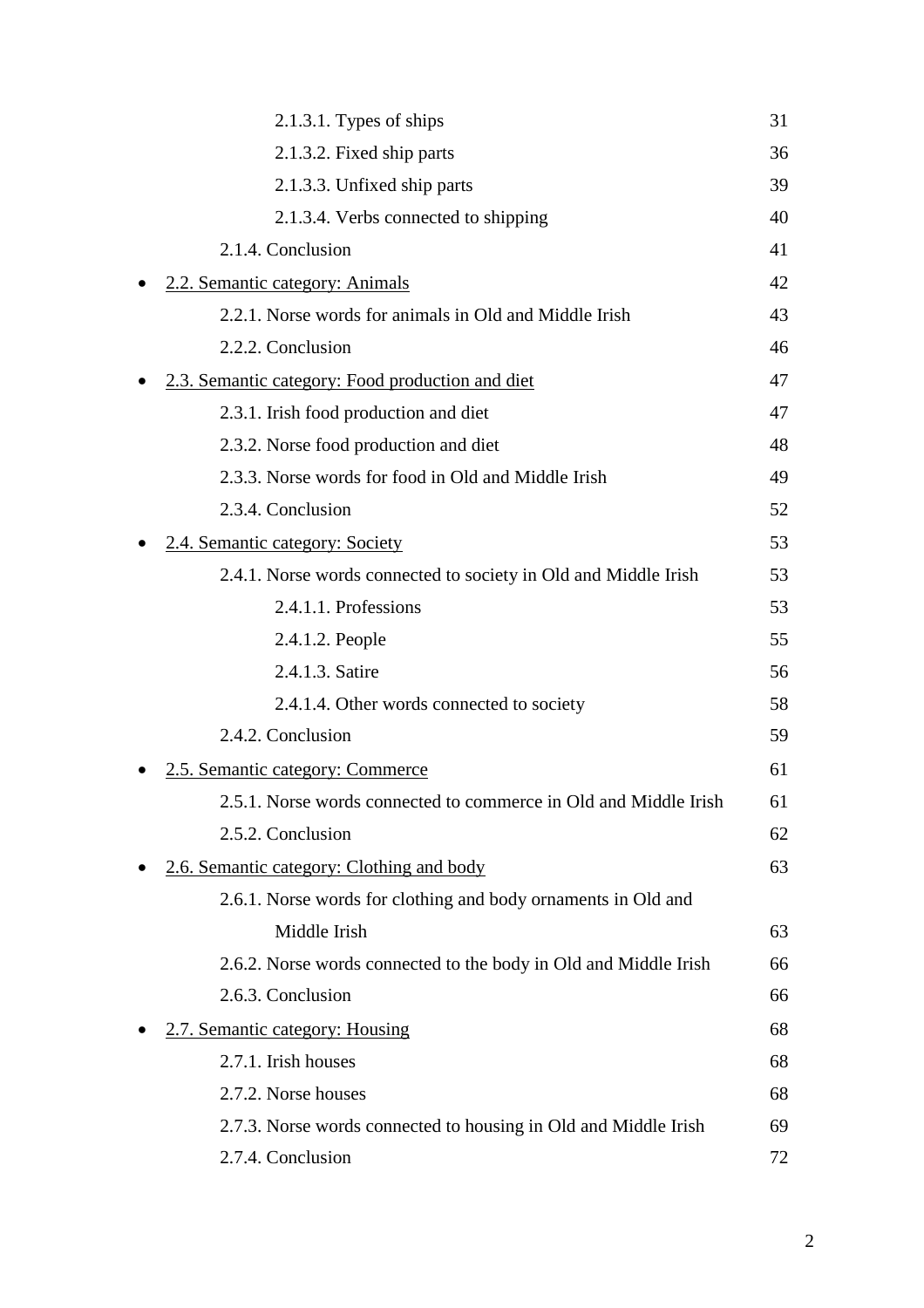- 2.1.3.1. Types of ships 31
- 2.1.3.2. Fixed ship parts 36
- 2.1.3.3. Unfixed ship parts 39
- 2.1.3.4. Verbs connected to shipping 40
- 2.1.4. Conclusion 41

- 2.2. Semantic category: Animals 42
  - 2.2.1. Norse words for animals in Old and Middle Irish 43
  - 2.2.2. Conclusion 46
- 2.3. Semantic category: Food production and diet 47
  - 2.3.1. Irish food production and diet 47
  - 2.3.2. Norse food production and diet 48
  - 2.3.3. Norse words for food in Old and Middle Irish 49
  - 2.3.4. Conclusion 52
- 2.4. Semantic category: Society 53
  - 2.4.1. Norse words connected to society in Old and Middle Irish 53
    - 2.4.1.1. Professions 53
    - 2.4.1.2. People 55
    - 2.4.1.3. Satire 56
    - 2.4.1.4. Other words connected to society 58
  - 2.4.2. Conclusion 59
- 2.5. Semantic category: Commerce 61
  - 2.5.1. Norse words connected to commerce in Old and Middle Irish 61
  - 2.5.2. Conclusion 62
- 2.6. Semantic category: Clothing and body 63
  - 2.6.1. Norse words for clothing and body ornaments in Old and Middle Irish 63
  - 2.6.2. Norse words connected to the body in Old and Middle Irish 66
  - 2.6.3. Conclusion 66
- 2.7. Semantic category: Housing 68
  - 2.7.1. Irish houses 68
  - 2.7.2. Norse houses 68
  - 2.7.3. Norse words connected to housing in Old and Middle Irish 69
  - 2.7.4. Conclusion 72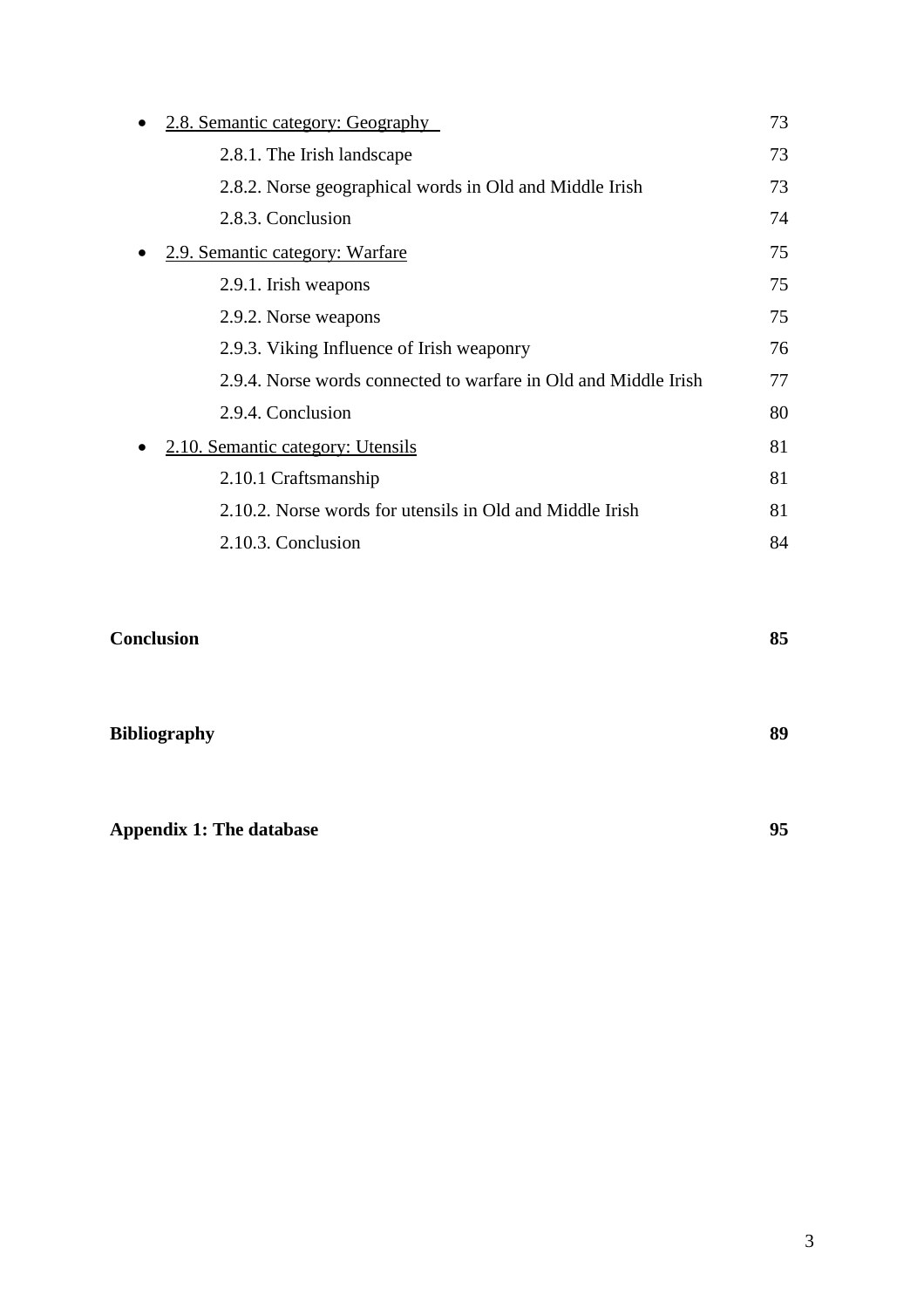- 2.8. Semantic category: Geography — 73
    - 2.8.1. The Irish landscape — 73
    - 2.8.2. Norse geographical words in Old and Middle Irish — 73
    - 2.8.3. Conclusion — 74
- 2.9. Semantic category: Warfare — 75
    - 2.9.1. Irish weapons — 75
    - 2.9.2. Norse weapons — 75
    - 2.9.3. Viking Influence of Irish weaponry — 76
    - 2.9.4. Norse words connected to warfare in Old and Middle Irish — 77
    - 2.9.4. Conclusion — 80
- 2.10. Semantic category: Utensils — 81
    - 2.10.1 Craftsmanship — 81
    - 2.10.2. Norse words for utensils in Old and Middle Irish — 81
    - 2.10.3. Conclusion — 84

**Conclusion** — **85**

**Bibliography** — **89**

**Appendix 1: The database** — **95**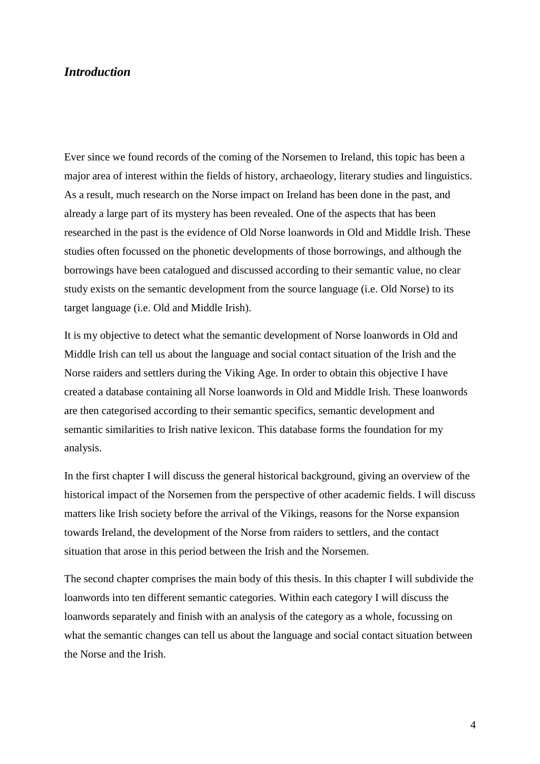## *Introduction*

Ever since we found records of the coming of the Norsemen to Ireland, this topic has been a major area of interest within the fields of history, archaeology, literary studies and linguistics. As a result, much research on the Norse impact on Ireland has been done in the past, and already a large part of its mystery has been revealed. One of the aspects that has been researched in the past is the evidence of Old Norse loanwords in Old and Middle Irish. These studies often focussed on the phonetic developments of those borrowings, and although the borrowings have been catalogued and discussed according to their semantic value, no clear study exists on the semantic development from the source language (i.e. Old Norse) to its target language (i.e. Old and Middle Irish).

It is my objective to detect what the semantic development of Norse loanwords in Old and Middle Irish can tell us about the language and social contact situation of the Irish and the Norse raiders and settlers during the Viking Age. In order to obtain this objective I have created a database containing all Norse loanwords in Old and Middle Irish. These loanwords are then categorised according to their semantic specifics, semantic development and semantic similarities to Irish native lexicon. This database forms the foundation for my analysis.

In the first chapter I will discuss the general historical background, giving an overview of the historical impact of the Norsemen from the perspective of other academic fields. I will discuss matters like Irish society before the arrival of the Vikings, reasons for the Norse expansion towards Ireland, the development of the Norse from raiders to settlers, and the contact situation that arose in this period between the Irish and the Norsemen.

The second chapter comprises the main body of this thesis. In this chapter I will subdivide the loanwords into ten different semantic categories. Within each category I will discuss the loanwords separately and finish with an analysis of the category as a whole, focussing on what the semantic changes can tell us about the language and social contact situation between the Norse and the Irish.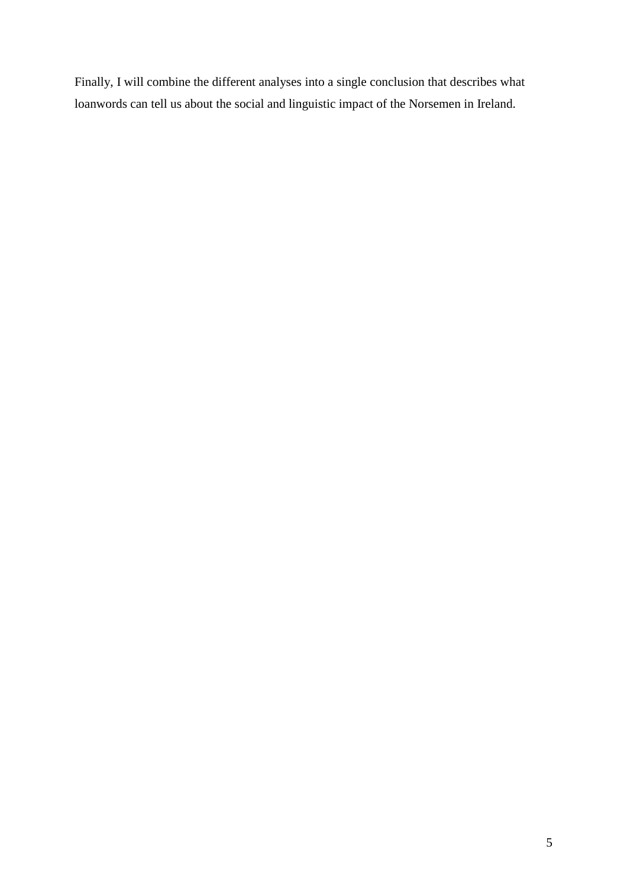Finally, I will combine the different analyses into a single conclusion that describes what loanwords can tell us about the social and linguistic impact of the Norsemen in Ireland.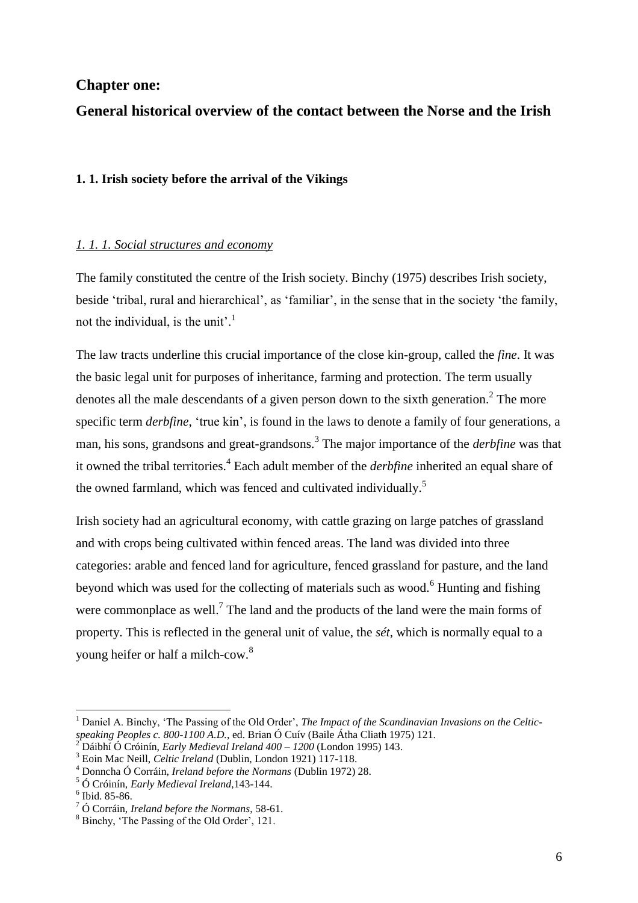# Chapter one:

# General historical overview of the contact between the Norse and the Irish

## 1. 1. Irish society before the arrival of the Vikings

### *1. 1. 1. Social structures and economy*

The family constituted the centre of the Irish society. Binchy (1975) describes Irish society, beside 'tribal, rural and hierarchical', as 'familiar', in the sense that in the society 'the family, not the individual, is the unit'.[1]

The law tracts underline this crucial importance of the close kin-group, called the *fine*. It was the basic legal unit for purposes of inheritance, farming and protection. The term usually denotes all the male descendants of a given person down to the sixth generation.[2] The more specific term *derbfine*, 'true kin', is found in the laws to denote a family of four generations, a man, his sons, grandsons and great-grandsons.[3] The major importance of the *derbfine* was that it owned the tribal territories.[4] Each adult member of the *derbfine* inherited an equal share of the owned farmland, which was fenced and cultivated individually.[5]

Irish society had an agricultural economy, with cattle grazing on large patches of grassland and with crops being cultivated within fenced areas. The land was divided into three categories: arable and fenced land for agriculture, fenced grassland for pasture, and the land beyond which was used for the collecting of materials such as wood.[6] Hunting and fishing were commonplace as well.[7] The land and the products of the land were the main forms of property. This is reflected in the general unit of value, the *sét*, which is normally equal to a young heifer or half a milch-cow.[8]

---

[1] Daniel A. Binchy, 'The Passing of the Old Order', *The Impact of the Scandinavian Invasions on the Celtic-speaking Peoples c. 800-1100 A.D.*, ed. Brian Ó Cuív (Baile Átha Cliath 1975) 121.

[2] Dáibhí Ó Cróinín, *Early Medieval Ireland 400 – 1200* (London 1995) 143.

[3] Eoin Mac Neill, *Celtic Ireland* (Dublin, London 1921) 117-118.

[4] Donncha Ó Corráin, *Ireland before the Normans* (Dublin 1972) 28.

[5] Ó Cróinín, *Early Medieval Ireland*,143-144.

[6] Ibid. 85-86.

[7] Ó Corráin, *Ireland before the Normans*, 58-61.

[8] Binchy, 'The Passing of the Old Order', 121.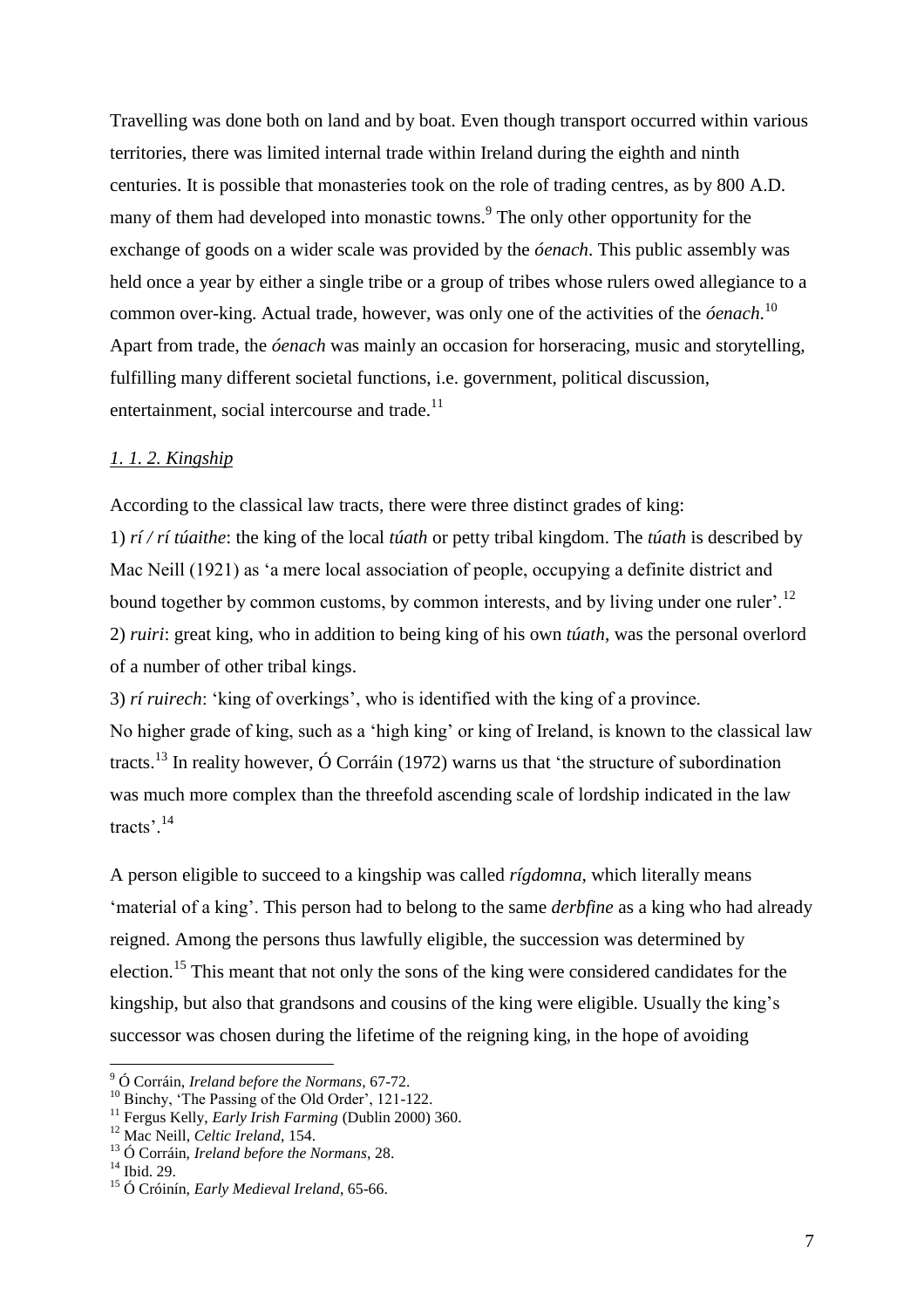Travelling was done both on land and by boat. Even though transport occurred within various territories, there was limited internal trade within Ireland during the eighth and ninth centuries. It is possible that monasteries took on the role of trading centres, as by 800 A.D. many of them had developed into monastic towns.[9] The only other opportunity for the exchange of goods on a wider scale was provided by the *óenach*. This public assembly was held once a year by either a single tribe or a group of tribes whose rulers owed allegiance to a common over-king. Actual trade, however, was only one of the activities of the *óenach*.[10] Apart from trade, the *óenach* was mainly an occasion for horseracing, music and storytelling, fulfilling many different societal functions, i.e. government, political discussion, entertainment, social intercourse and trade.[11]

### *1. 1. 2. Kingship*

According to the classical law tracts, there were three distinct grades of king:

1) *rí / rí túaithe*: the king of the local *túath* or petty tribal kingdom. The *túath* is described by Mac Neill (1921) as 'a mere local association of people, occupying a definite district and bound together by common customs, by common interests, and by living under one ruler'.[12]

2) *ruiri*: great king, who in addition to being king of his own *túath*, was the personal overlord of a number of other tribal kings.

3) *rí ruirech*: 'king of overkings', who is identified with the king of a province.

No higher grade of king, such as a 'high king' or king of Ireland, is known to the classical law tracts.[13] In reality however, Ó Corráin (1972) warns us that 'the structure of subordination was much more complex than the threefold ascending scale of lordship indicated in the law tracts'.[14]

A person eligible to succeed to a kingship was called *rígdomna*, which literally means 'material of a king'. This person had to belong to the same *derbfine* as a king who had already reigned. Among the persons thus lawfully eligible, the succession was determined by election.[15] This meant that not only the sons of the king were considered candidates for the kingship, but also that grandsons and cousins of the king were eligible. Usually the king's successor was chosen during the lifetime of the reigning king, in the hope of avoiding

---

[9] Ó Corráin, *Ireland before the Normans*, 67-72.

[10] Binchy, 'The Passing of the Old Order', 121-122.

[11] Fergus Kelly, *Early Irish Farming* (Dublin 2000) 360.

[12] Mac Neill, *Celtic Ireland*, 154.

[13] Ó Corráin, *Ireland before the Normans*, 28.

[14] Ibid. 29.

[15] Ó Cróinín, *Early Medieval Ireland*, 65-66.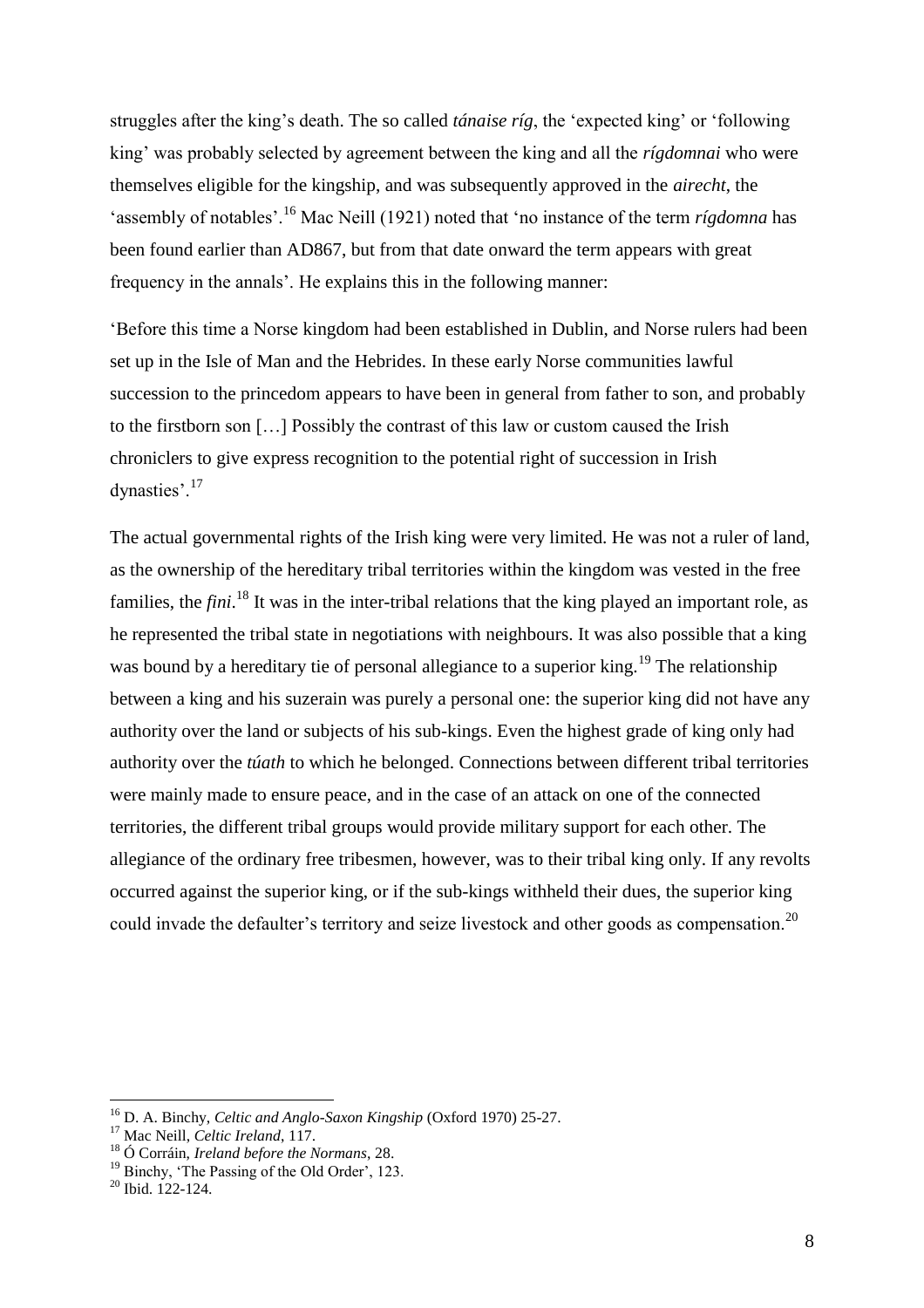struggles after the king's death. The so called *tánaise ríg*, the 'expected king' or 'following king' was probably selected by agreement between the king and all the *rígdomnai* who were themselves eligible for the kingship, and was subsequently approved in the *airecht*, the 'assembly of notables'.[16] Mac Neill (1921) noted that 'no instance of the term *rígdomna* has been found earlier than AD867, but from that date onward the term appears with great frequency in the annals'. He explains this in the following manner:

'Before this time a Norse kingdom had been established in Dublin, and Norse rulers had been set up in the Isle of Man and the Hebrides. In these early Norse communities lawful succession to the princedom appears to have been in general from father to son, and probably to the firstborn son […] Possibly the contrast of this law or custom caused the Irish chroniclers to give express recognition to the potential right of succession in Irish dynasties'.[17]

The actual governmental rights of the Irish king were very limited. He was not a ruler of land, as the ownership of the hereditary tribal territories within the kingdom was vested in the free families, the *fini*.[18] It was in the inter-tribal relations that the king played an important role, as he represented the tribal state in negotiations with neighbours. It was also possible that a king was bound by a hereditary tie of personal allegiance to a superior king.[19] The relationship between a king and his suzerain was purely a personal one: the superior king did not have any authority over the land or subjects of his sub-kings. Even the highest grade of king only had authority over the *túath* to which he belonged. Connections between different tribal territories were mainly made to ensure peace, and in the case of an attack on one of the connected territories, the different tribal groups would provide military support for each other. The allegiance of the ordinary free tribesmen, however, was to their tribal king only. If any revolts occurred against the superior king, or if the sub-kings withheld their dues, the superior king could invade the defaulter's territory and seize livestock and other goods as compensation.[20]

---

[16] D. A. Binchy, *Celtic and Anglo-Saxon Kingship* (Oxford 1970) 25-27.

[17] Mac Neill, *Celtic Ireland*, 117.

[18] Ó Corráin, *Ireland before the Normans*, 28.

[19] Binchy, 'The Passing of the Old Order', 123.

[20] Ibid. 122-124.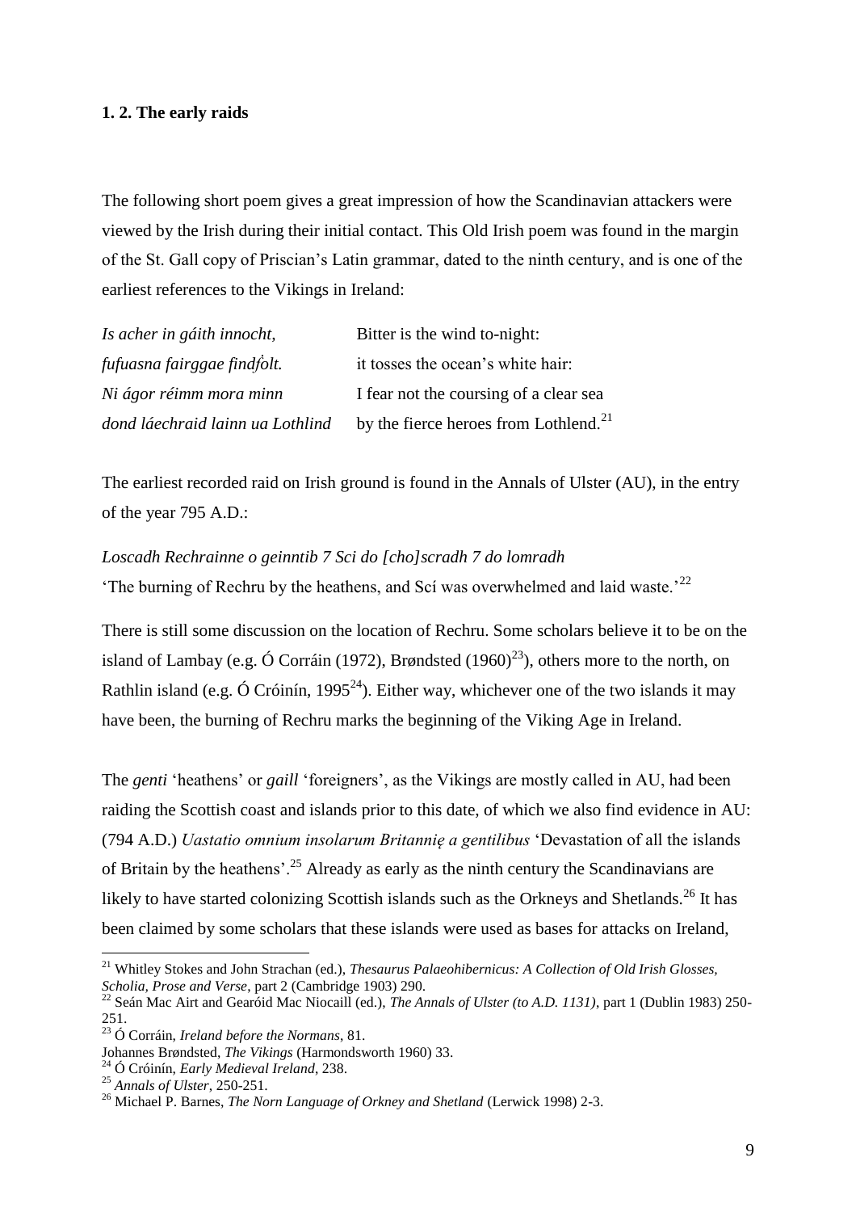### 1. 2. The early raids

The following short poem gives a great impression of how the Scandinavian attackers were viewed by the Irish during their initial contact. This Old Irish poem was found in the margin of the St. Gall copy of Priscian's Latin grammar, dated to the ninth century, and is one of the earliest references to the Vikings in Ireland:

| | |
|---|---|
| *Is acher in gáith innocht,* | Bitter is the wind to-night: |
| *fufuasna fairggae findḟolt.* | it tosses the ocean's white hair: |
| *Ni ágor réimm mora minn* | I fear not the coursing of a clear sea |
| *dond láechraid lainn ua Lothlind* | by the fierce heroes from Lothlend.[21] |

The earliest recorded raid on Irish ground is found in the Annals of Ulster (AU), in the entry of the year 795 A.D.:

*Loscadh Rechrainne o geinntib 7 Sci do [cho]scradh 7 do lomradh*
'The burning of Rechru by the heathens, and Scí was overwhelmed and laid waste.'[22]

There is still some discussion on the location of Rechru. Some scholars believe it to be on the island of Lambay (e.g. Ó Corráin (1972), Brøndsted (1960)[23]), others more to the north, on Rathlin island (e.g. Ó Cróinín, 1995[24]). Either way, whichever one of the two islands it may have been, the burning of Rechru marks the beginning of the Viking Age in Ireland.

The *genti* 'heathens' or *gaill* 'foreigners', as the Vikings are mostly called in AU, had been raiding the Scottish coast and islands prior to this date, of which we also find evidence in AU: (794 A.D.) *Uastatio omnium insolarum Britannię a gentilibus* 'Devastation of all the islands of Britain by the heathens'.[25] Already as early as the ninth century the Scandinavians are likely to have started colonizing Scottish islands such as the Orkneys and Shetlands.[26] It has been claimed by some scholars that these islands were used as bases for attacks on Ireland,

---

[21] Whitley Stokes and John Strachan (ed.), *Thesaurus Palaeohibernicus: A Collection of Old Irish Glosses, Scholia, Prose and Verse*, part 2 (Cambridge 1903) 290.

[22] Seán Mac Airt and Gearóid Mac Niocaill (ed.), *The Annals of Ulster (to A.D. 1131)*, part 1 (Dublin 1983) 250-251.

[23] Ó Corráin, *Ireland before the Normans*, 81.
Johannes Brøndsted, *The Vikings* (Harmondsworth 1960) 33.

[24] Ó Cróinín, *Early Medieval Ireland*, 238.

[25] *Annals of Ulster*, 250-251.

[26] Michael P. Barnes, *The Norn Language of Orkney and Shetland* (Lerwick 1998) 2-3.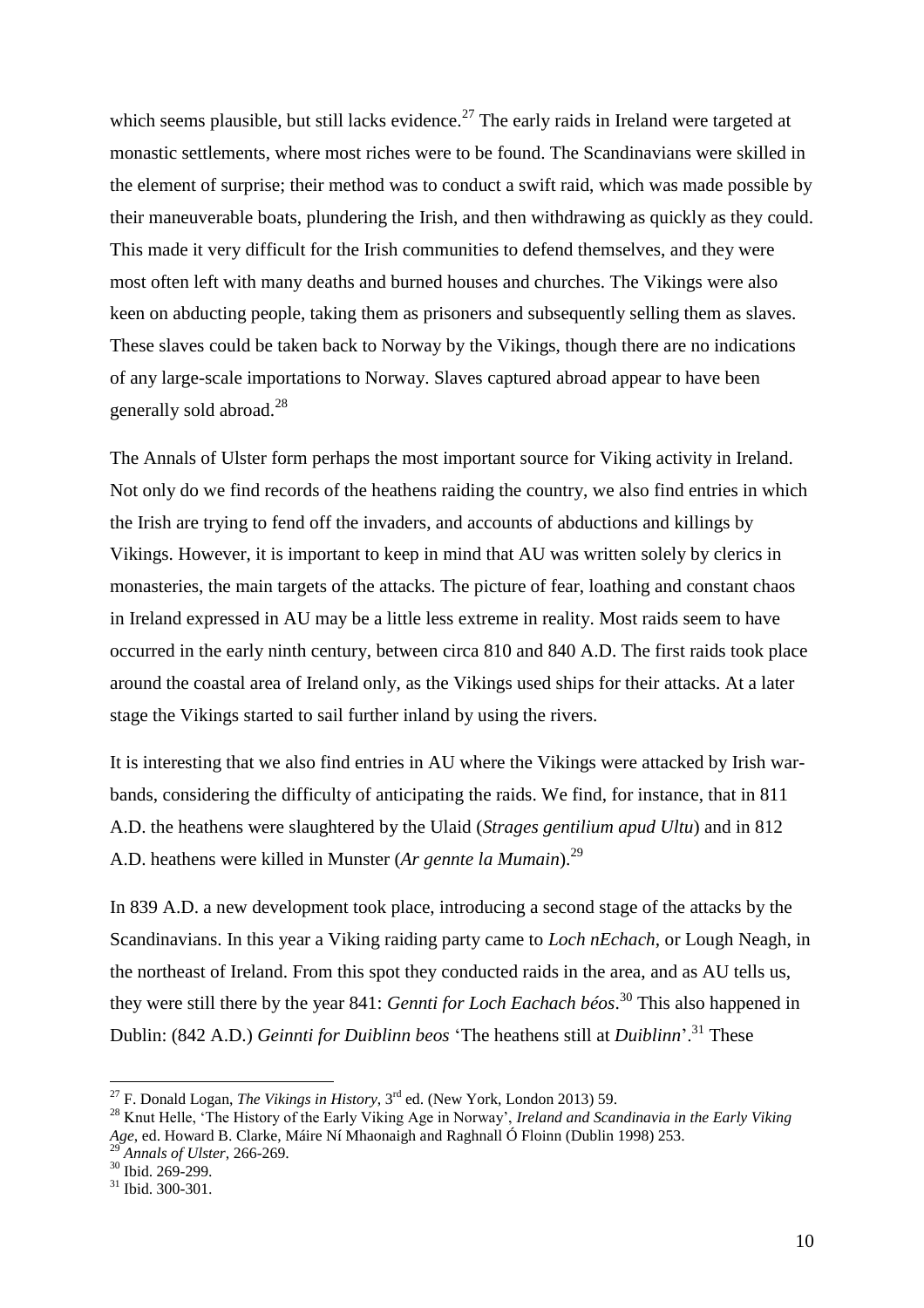which seems plausible, but still lacks evidence.[27] The early raids in Ireland were targeted at monastic settlements, where most riches were to be found. The Scandinavians were skilled in the element of surprise; their method was to conduct a swift raid, which was made possible by their maneuverable boats, plundering the Irish, and then withdrawing as quickly as they could. This made it very difficult for the Irish communities to defend themselves, and they were most often left with many deaths and burned houses and churches. The Vikings were also keen on abducting people, taking them as prisoners and subsequently selling them as slaves. These slaves could be taken back to Norway by the Vikings, though there are no indications of any large-scale importations to Norway. Slaves captured abroad appear to have been generally sold abroad.[28]

The Annals of Ulster form perhaps the most important source for Viking activity in Ireland. Not only do we find records of the heathens raiding the country, we also find entries in which the Irish are trying to fend off the invaders, and accounts of abductions and killings by Vikings. However, it is important to keep in mind that AU was written solely by clerics in monasteries, the main targets of the attacks. The picture of fear, loathing and constant chaos in Ireland expressed in AU may be a little less extreme in reality. Most raids seem to have occurred in the early ninth century, between circa 810 and 840 A.D. The first raids took place around the coastal area of Ireland only, as the Vikings used ships for their attacks. At a later stage the Vikings started to sail further inland by using the rivers.

It is interesting that we also find entries in AU where the Vikings were attacked by Irish war-bands, considering the difficulty of anticipating the raids. We find, for instance, that in 811 A.D. the heathens were slaughtered by the Ulaid (*Strages gentilium apud Ultu*) and in 812 A.D. heathens were killed in Munster (*Ar gennte la Mumain*).[29]

In 839 A.D. a new development took place, introducing a second stage of the attacks by the Scandinavians. In this year a Viking raiding party came to *Loch nEchach*, or Lough Neagh, in the northeast of Ireland. From this spot they conducted raids in the area, and as AU tells us, they were still there by the year 841: *Gennti for Loch Eachach béos*.[30] This also happened in Dublin: (842 A.D.) *Geinnti for Duiblinn beos* 'The heathens still at *Duiblinn*'.[31] These

---

[27] F. Donald Logan, *The Vikings in History*, 3rd ed. (New York, London 2013) 59.

[28] Knut Helle, 'The History of the Early Viking Age in Norway', *Ireland and Scandinavia in the Early Viking Age*, ed. Howard B. Clarke, Máire Ní Mhaonaigh and Raghnall Ó Floinn (Dublin 1998) 253.

[29] *Annals of Ulster*, 266-269.

[30] Ibid. 269-299.

[31] Ibid. 300-301.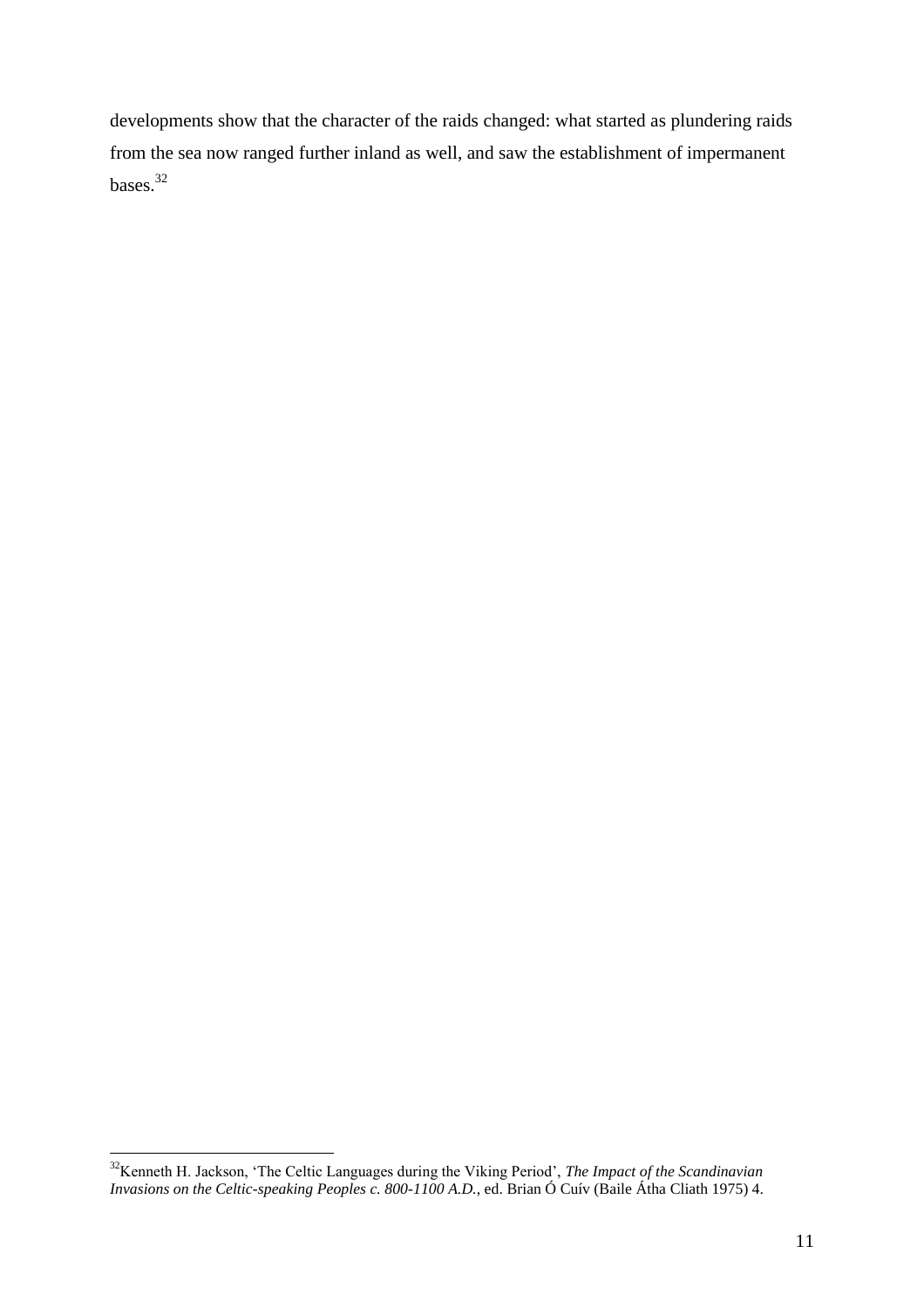developments show that the character of the raids changed: what started as plundering raids from the sea now ranged further inland as well, and saw the establishment of impermanent bases.[32]

[32]Kenneth H. Jackson, 'The Celtic Languages during the Viking Period', *The Impact of the Scandinavian Invasions on the Celtic-speaking Peoples c. 800-1100 A.D.*, ed. Brian Ó Cuív (Baile Átha Cliath 1975) 4.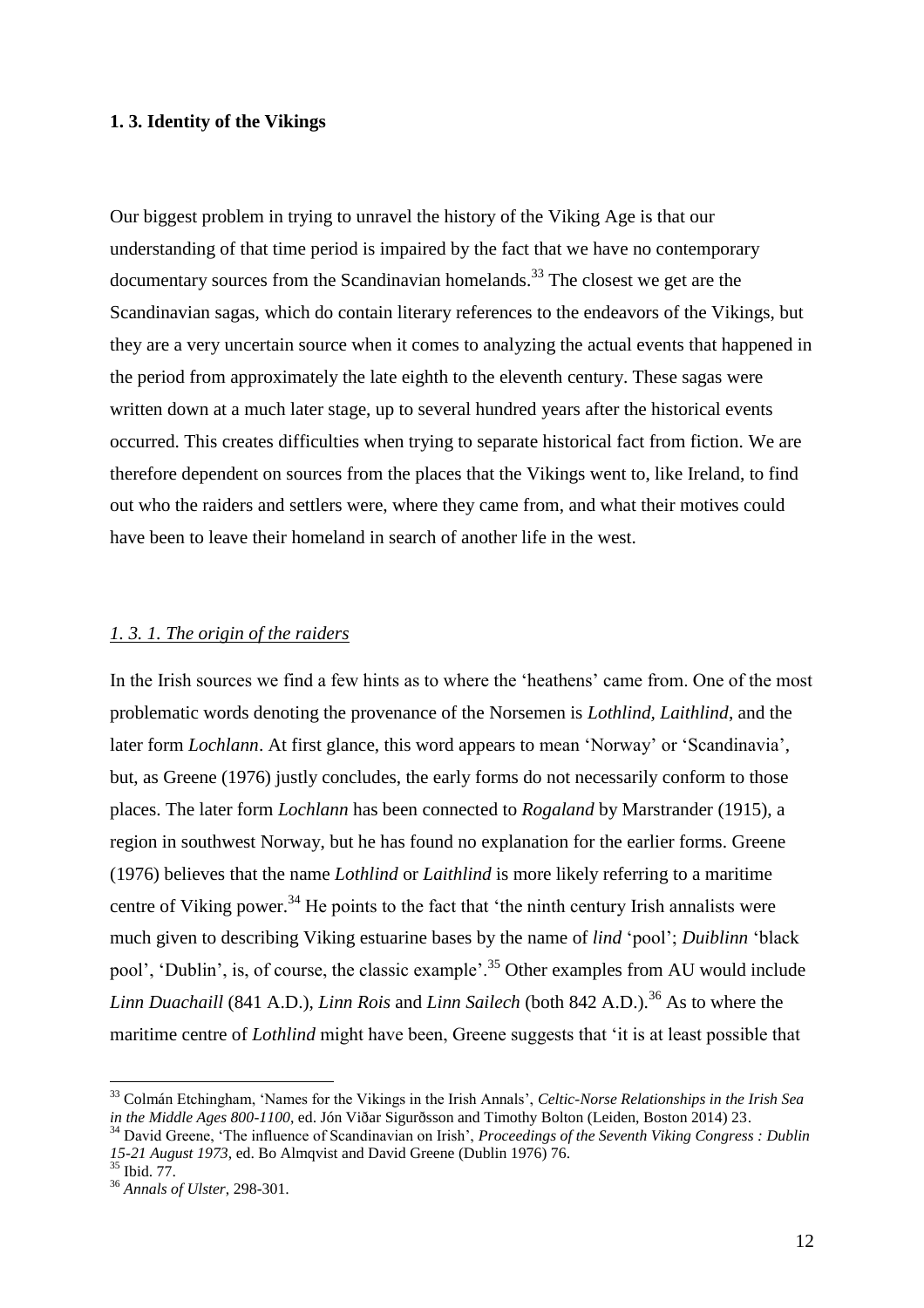### 1. 3. Identity of the Vikings

Our biggest problem in trying to unravel the history of the Viking Age is that our understanding of that time period is impaired by the fact that we have no contemporary documentary sources from the Scandinavian homelands.[33] The closest we get are the Scandinavian sagas, which do contain literary references to the endeavors of the Vikings, but they are a very uncertain source when it comes to analyzing the actual events that happened in the period from approximately the late eighth to the eleventh century. These sagas were written down at a much later stage, up to several hundred years after the historical events occurred. This creates difficulties when trying to separate historical fact from fiction. We are therefore dependent on sources from the places that the Vikings went to, like Ireland, to find out who the raiders and settlers were, where they came from, and what their motives could have been to leave their homeland in search of another life in the west.

#### *1. 3. 1. The origin of the raiders*

In the Irish sources we find a few hints as to where the 'heathens' came from. One of the most problematic words denoting the provenance of the Norsemen is *Lothlind*, *Laithlind*, and the later form *Lochlann*. At first glance, this word appears to mean 'Norway' or 'Scandinavia', but, as Greene (1976) justly concludes, the early forms do not necessarily conform to those places. The later form *Lochlann* has been connected to *Rogaland* by Marstrander (1915), a region in southwest Norway, but he has found no explanation for the earlier forms. Greene (1976) believes that the name *Lothlind* or *Laithlind* is more likely referring to a maritime centre of Viking power.[34] He points to the fact that 'the ninth century Irish annalists were much given to describing Viking estuarine bases by the name of *lind* 'pool'; *Duiblinn* 'black pool', 'Dublin', is, of course, the classic example'.[35] Other examples from AU would include *Linn Duachaill* (841 A.D.), *Linn Rois* and *Linn Sailech* (both 842 A.D.).[36] As to where the maritime centre of *Lothlind* might have been, Greene suggests that 'it is at least possible that

---

[33] Colmán Etchingham, 'Names for the Vikings in the Irish Annals', *Celtic-Norse Relationships in the Irish Sea in the Middle Ages 800-1100*, ed. Jón Viðar Sigurðsson and Timothy Bolton (Leiden, Boston 2014) 23.

[34] David Greene, 'The influence of Scandinavian on Irish', *Proceedings of the Seventh Viking Congress : Dublin 15-21 August 1973*, ed. Bo Almqvist and David Greene (Dublin 1976) 76.

[35] Ibid. 77.

[36] *Annals of Ulster*, 298-301.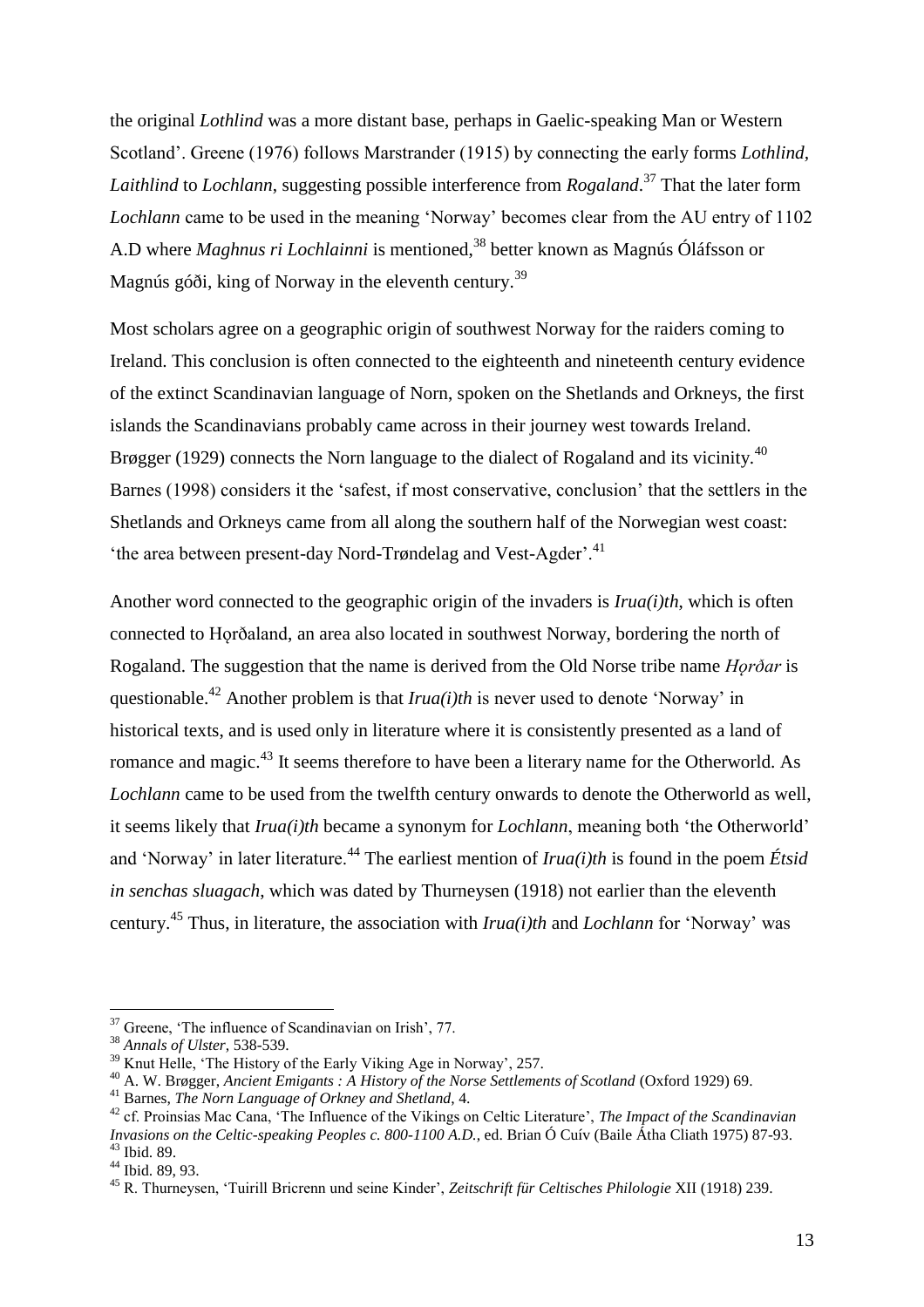the original *Lothlind* was a more distant base, perhaps in Gaelic-speaking Man or Western Scotland'. Greene (1976) follows Marstrander (1915) by connecting the early forms *Lothlind*, *Laithlind* to *Lochlann*, suggesting possible interference from *Rogaland*.[37] That the later form *Lochlann* came to be used in the meaning 'Norway' becomes clear from the AU entry of 1102 A.D where *Maghnus ri Lochlainni* is mentioned,[38] better known as Magnús Óláfsson or Magnús góði, king of Norway in the eleventh century.[39]

Most scholars agree on a geographic origin of southwest Norway for the raiders coming to Ireland. This conclusion is often connected to the eighteenth and nineteenth century evidence of the extinct Scandinavian language of Norn, spoken on the Shetlands and Orkneys, the first islands the Scandinavians probably came across in their journey west towards Ireland. Brøgger (1929) connects the Norn language to the dialect of Rogaland and its vicinity.[40] Barnes (1998) considers it the 'safest, if most conservative, conclusion' that the settlers in the Shetlands and Orkneys came from all along the southern half of the Norwegian west coast: 'the area between present-day Nord-Trøndelag and Vest-Agder'.[41]

Another word connected to the geographic origin of the invaders is *Irua(i)th*, which is often connected to Hǫrðaland, an area also located in southwest Norway, bordering the north of Rogaland. The suggestion that the name is derived from the Old Norse tribe name *Hǫrðar* is questionable.[42] Another problem is that *Irua(i)th* is never used to denote 'Norway' in historical texts, and is used only in literature where it is consistently presented as a land of romance and magic.[43] It seems therefore to have been a literary name for the Otherworld. As *Lochlann* came to be used from the twelfth century onwards to denote the Otherworld as well, it seems likely that *Irua(i)th* became a synonym for *Lochlann*, meaning both 'the Otherworld' and 'Norway' in later literature.[44] The earliest mention of *Irua(i)th* is found in the poem *Étsid in senchas sluagach*, which was dated by Thurneysen (1918) not earlier than the eleventh century.[45] Thus, in literature, the association with *Irua(i)th* and *Lochlann* for 'Norway' was

---

[37] Greene, 'The influence of Scandinavian on Irish', 77.

[38] *Annals of Ulster*, 538-539.

[39] Knut Helle, 'The History of the Early Viking Age in Norway', 257.

[40] A. W. Brøgger, *Ancient Emigants : A History of the Norse Settlements of Scotland* (Oxford 1929) 69.

[41] Barnes, *The Norn Language of Orkney and Shetland*, 4.

[42] cf. Proinsias Mac Cana, 'The Influence of the Vikings on Celtic Literature', *The Impact of the Scandinavian Invasions on the Celtic-speaking Peoples c. 800-1100 A.D.*, ed. Brian Ó Cuív (Baile Átha Cliath 1975) 87-93.

[43] Ibid. 89.

[44] Ibid. 89, 93.

[45] R. Thurneysen, 'Tuirill Bricrenn und seine Kinder', *Zeitschrift für Celtisches Philologie* XII (1918) 239.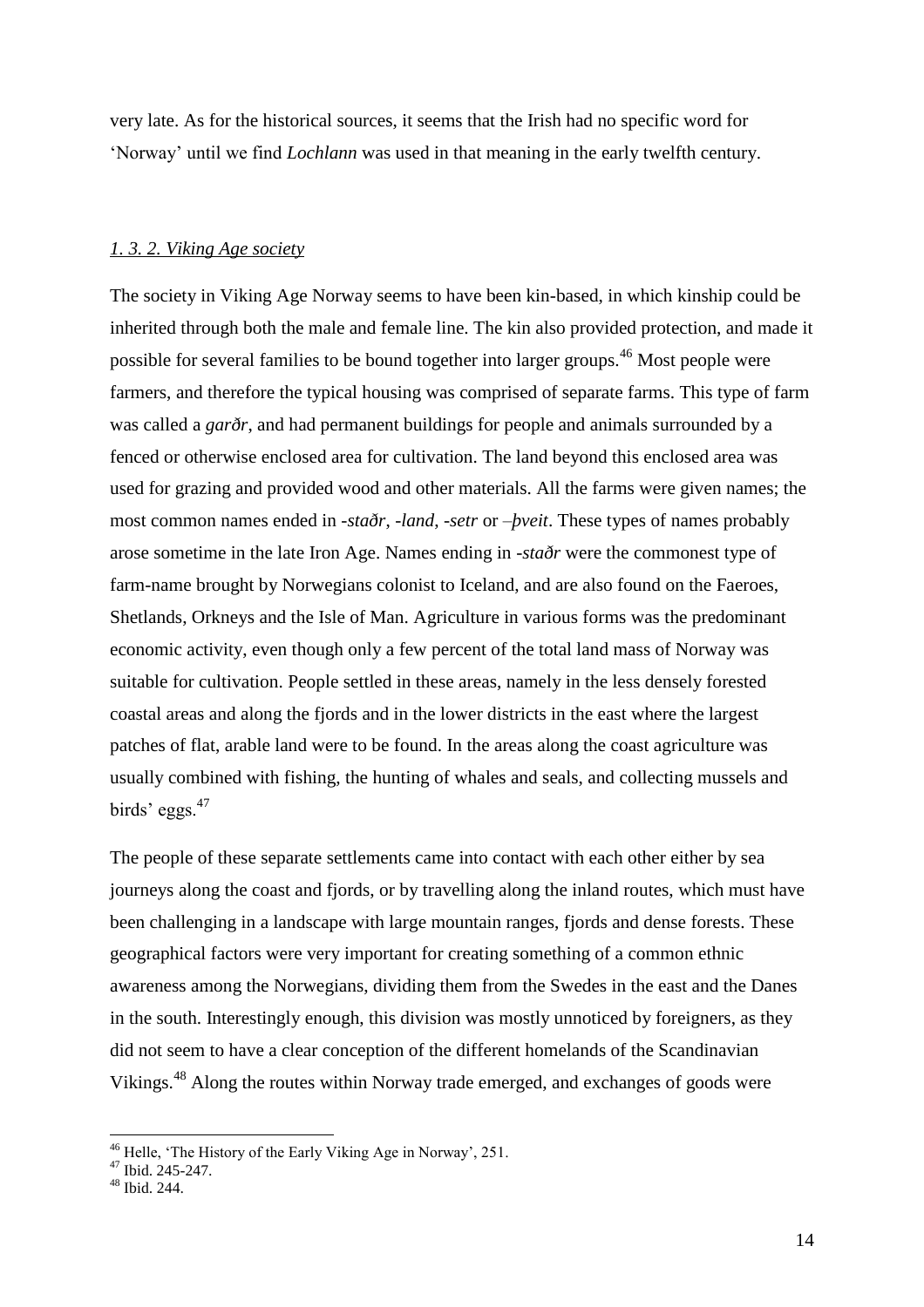very late. As for the historical sources, it seems that the Irish had no specific word for 'Norway' until we find *Lochlann* was used in that meaning in the early twelfth century.

### *1. 3. 2. Viking Age society*

The society in Viking Age Norway seems to have been kin-based, in which kinship could be inherited through both the male and female line. The kin also provided protection, and made it possible for several families to be bound together into larger groups.[46] Most people were farmers, and therefore the typical housing was comprised of separate farms. This type of farm was called a *garðr*, and had permanent buildings for people and animals surrounded by a fenced or otherwise enclosed area for cultivation. The land beyond this enclosed area was used for grazing and provided wood and other materials. All the farms were given names; the most common names ended in *-staðr*, *-land*, *-setr* or *–þveit*. These types of names probably arose sometime in the late Iron Age. Names ending in *-staðr* were the commonest type of farm-name brought by Norwegians colonist to Iceland, and are also found on the Faeroes, Shetlands, Orkneys and the Isle of Man. Agriculture in various forms was the predominant economic activity, even though only a few percent of the total land mass of Norway was suitable for cultivation. People settled in these areas, namely in the less densely forested coastal areas and along the fjords and in the lower districts in the east where the largest patches of flat, arable land were to be found. In the areas along the coast agriculture was usually combined with fishing, the hunting of whales and seals, and collecting mussels and birds' eggs.[47]

The people of these separate settlements came into contact with each other either by sea journeys along the coast and fjords, or by travelling along the inland routes, which must have been challenging in a landscape with large mountain ranges, fjords and dense forests. These geographical factors were very important for creating something of a common ethnic awareness among the Norwegians, dividing them from the Swedes in the east and the Danes in the south. Interestingly enough, this division was mostly unnoticed by foreigners, as they did not seem to have a clear conception of the different homelands of the Scandinavian Vikings.[48] Along the routes within Norway trade emerged, and exchanges of goods were

---

[46] Helle, 'The History of the Early Viking Age in Norway', 251.

[47] Ibid. 245-247.

[48] Ibid. 244.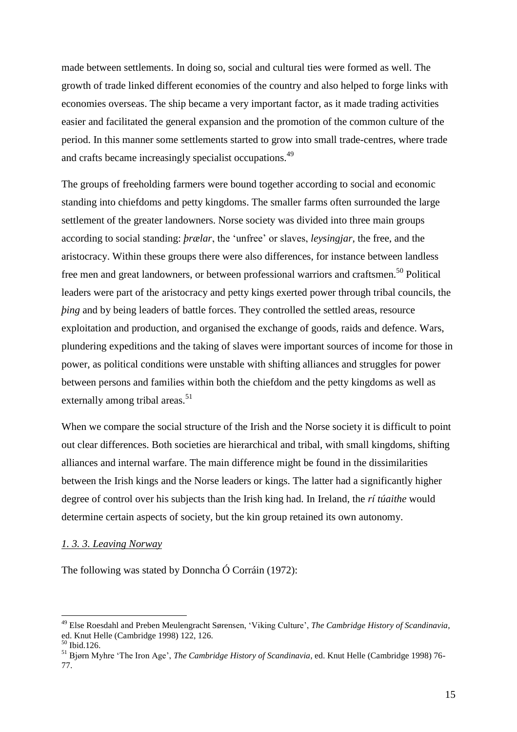made between settlements. In doing so, social and cultural ties were formed as well. The growth of trade linked different economies of the country and also helped to forge links with economies overseas. The ship became a very important factor, as it made trading activities easier and facilitated the general expansion and the promotion of the common culture of the period. In this manner some settlements started to grow into small trade-centres, where trade and crafts became increasingly specialist occupations.[49]

The groups of freeholding farmers were bound together according to social and economic standing into chiefdoms and petty kingdoms. The smaller farms often surrounded the large settlement of the greater landowners. Norse society was divided into three main groups according to social standing: *þrælar*, the 'unfree' or slaves, *leysingjar*, the free, and the aristocracy. Within these groups there were also differences, for instance between landless free men and great landowners, or between professional warriors and craftsmen.[50] Political leaders were part of the aristocracy and petty kings exerted power through tribal councils, the *þing* and by being leaders of battle forces. They controlled the settled areas, resource exploitation and production, and organised the exchange of goods, raids and defence. Wars, plundering expeditions and the taking of slaves were important sources of income for those in power, as political conditions were unstable with shifting alliances and struggles for power between persons and families within both the chiefdom and the petty kingdoms as well as externally among tribal areas.[51]

When we compare the social structure of the Irish and the Norse society it is difficult to point out clear differences. Both societies are hierarchical and tribal, with small kingdoms, shifting alliances and internal warfare. The main difference might be found in the dissimilarities between the Irish kings and the Norse leaders or kings. The latter had a significantly higher degree of control over his subjects than the Irish king had. In Ireland, the *rí túaithe* would determine certain aspects of society, but the kin group retained its own autonomy.

### *1. 3. 3. Leaving Norway*

The following was stated by Donncha Ó Corráin (1972):

---

[49] Else Roesdahl and Preben Meulengracht Sørensen, 'Viking Culture', *The Cambridge History of Scandinavia*, ed. Knut Helle (Cambridge 1998) 122, 126.

[50] Ibid.126.

[51] Bjørn Myhre 'The Iron Age', *The Cambridge History of Scandinavia*, ed. Knut Helle (Cambridge 1998) 76-77.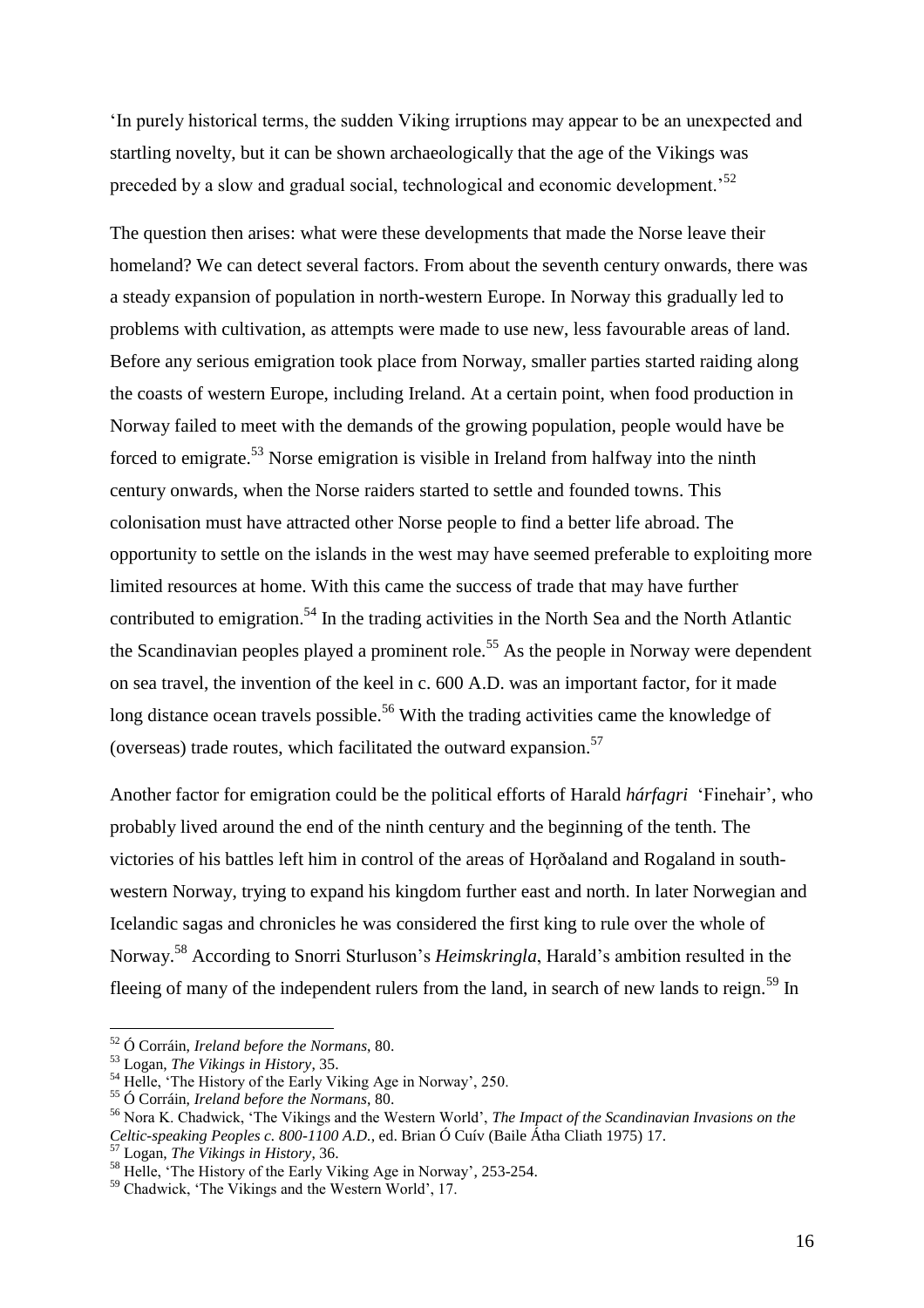'In purely historical terms, the sudden Viking irruptions may appear to be an unexpected and startling novelty, but it can be shown archaeologically that the age of the Vikings was preceded by a slow and gradual social, technological and economic development.'[52]

The question then arises: what were these developments that made the Norse leave their homeland? We can detect several factors. From about the seventh century onwards, there was a steady expansion of population in north-western Europe. In Norway this gradually led to problems with cultivation, as attempts were made to use new, less favourable areas of land. Before any serious emigration took place from Norway, smaller parties started raiding along the coasts of western Europe, including Ireland. At a certain point, when food production in Norway failed to meet with the demands of the growing population, people would have be forced to emigrate.[53] Norse emigration is visible in Ireland from halfway into the ninth century onwards, when the Norse raiders started to settle and founded towns. This colonisation must have attracted other Norse people to find a better life abroad. The opportunity to settle on the islands in the west may have seemed preferable to exploiting more limited resources at home. With this came the success of trade that may have further contributed to emigration.[54] In the trading activities in the North Sea and the North Atlantic the Scandinavian peoples played a prominent role.[55] As the people in Norway were dependent on sea travel, the invention of the keel in c. 600 A.D. was an important factor, for it made long distance ocean travels possible.[56] With the trading activities came the knowledge of (overseas) trade routes, which facilitated the outward expansion.[57]

Another factor for emigration could be the political efforts of Harald *hárfagri* 'Finehair', who probably lived around the end of the ninth century and the beginning of the tenth. The victories of his battles left him in control of the areas of Hǫrðaland and Rogaland in south-western Norway, trying to expand his kingdom further east and north. In later Norwegian and Icelandic sagas and chronicles he was considered the first king to rule over the whole of Norway.[58] According to Snorri Sturluson's *Heimskringla*, Harald's ambition resulted in the fleeing of many of the independent rulers from the land, in search of new lands to reign.[59] In

---

[52] Ó Corráin, *Ireland before the Normans*, 80.

[53] Logan, *The Vikings in History*, 35.

[54] Helle, 'The History of the Early Viking Age in Norway', 250.

[55] Ó Corráin, *Ireland before the Normans*, 80.

[56] Nora K. Chadwick, 'The Vikings and the Western World', *The Impact of the Scandinavian Invasions on the Celtic-speaking Peoples c. 800-1100 A.D.*, ed. Brian Ó Cuív (Baile Átha Cliath 1975) 17.

[57] Logan, *The Vikings in History*, 36.

[58] Helle, 'The History of the Early Viking Age in Norway', 253-254.

[59] Chadwick, 'The Vikings and the Western World', 17.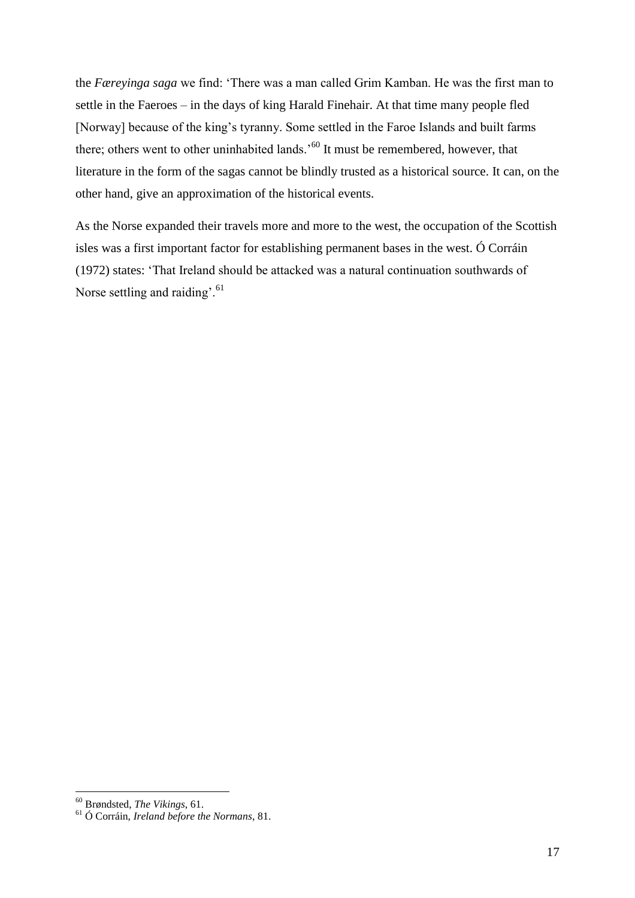the *Færeyinga saga* we find: 'There was a man called Grim Kamban. He was the first man to settle in the Faeroes – in the days of king Harald Finehair. At that time many people fled [Norway] because of the king's tyranny. Some settled in the Faroe Islands and built farms there; others went to other uninhabited lands.'[60] It must be remembered, however, that literature in the form of the sagas cannot be blindly trusted as a historical source. It can, on the other hand, give an approximation of the historical events.

As the Norse expanded their travels more and more to the west, the occupation of the Scottish isles was a first important factor for establishing permanent bases in the west. Ó Corráin (1972) states: 'That Ireland should be attacked was a natural continuation southwards of Norse settling and raiding'.[61]

---

[60] Brøndsted, *The Vikings*, 61.

[61] Ó Corráin, *Ireland before the Normans*, 81.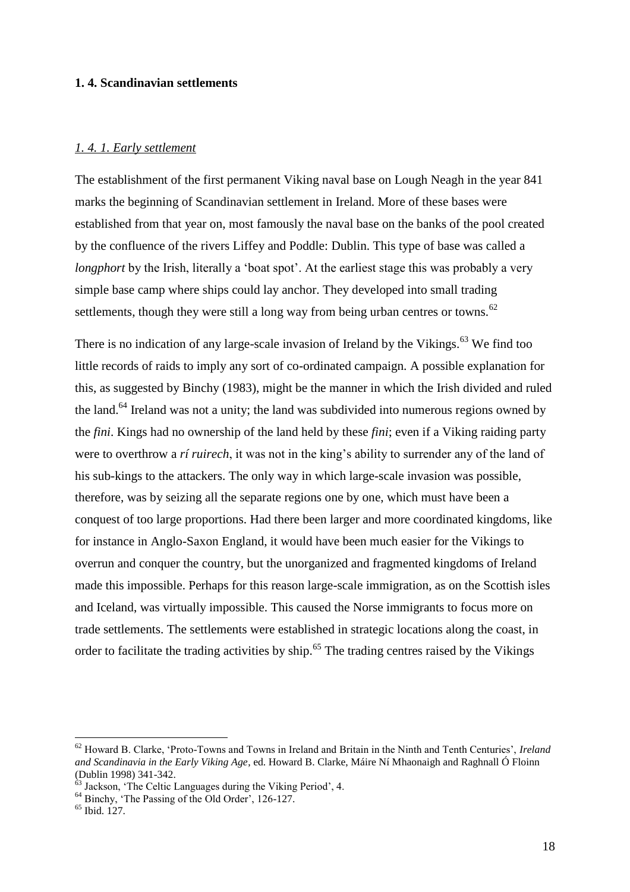### 1. 4. Scandinavian settlements

#### *1. 4. 1. Early settlement*

The establishment of the first permanent Viking naval base on Lough Neagh in the year 841 marks the beginning of Scandinavian settlement in Ireland. More of these bases were established from that year on, most famously the naval base on the banks of the pool created by the confluence of the rivers Liffey and Poddle: Dublin. This type of base was called a *longphort* by the Irish, literally a 'boat spot'. At the earliest stage this was probably a very simple base camp where ships could lay anchor. They developed into small trading settlements, though they were still a long way from being urban centres or towns.[62]

There is no indication of any large-scale invasion of Ireland by the Vikings.[63] We find too little records of raids to imply any sort of co-ordinated campaign. A possible explanation for this, as suggested by Binchy (1983), might be the manner in which the Irish divided and ruled the land.[64] Ireland was not a unity; the land was subdivided into numerous regions owned by the *fini*. Kings had no ownership of the land held by these *fini*; even if a Viking raiding party were to overthrow a *rí ruirech*, it was not in the king's ability to surrender any of the land of his sub-kings to the attackers. The only way in which large-scale invasion was possible, therefore, was by seizing all the separate regions one by one, which must have been a conquest of too large proportions. Had there been larger and more coordinated kingdoms, like for instance in Anglo-Saxon England, it would have been much easier for the Vikings to overrun and conquer the country, but the unorganized and fragmented kingdoms of Ireland made this impossible. Perhaps for this reason large-scale immigration, as on the Scottish isles and Iceland, was virtually impossible. This caused the Norse immigrants to focus more on trade settlements. The settlements were established in strategic locations along the coast, in order to facilitate the trading activities by ship.[65] The trading centres raised by the Vikings

---

[62] Howard B. Clarke, 'Proto-Towns and Towns in Ireland and Britain in the Ninth and Tenth Centuries', *Ireland and Scandinavia in the Early Viking Age*, ed. Howard B. Clarke, Máire Ní Mhaonaigh and Raghnall Ó Floinn (Dublin 1998) 341-342.

[63] Jackson, 'The Celtic Languages during the Viking Period', 4.

[64] Binchy, 'The Passing of the Old Order', 126-127.

[65] Ibid. 127.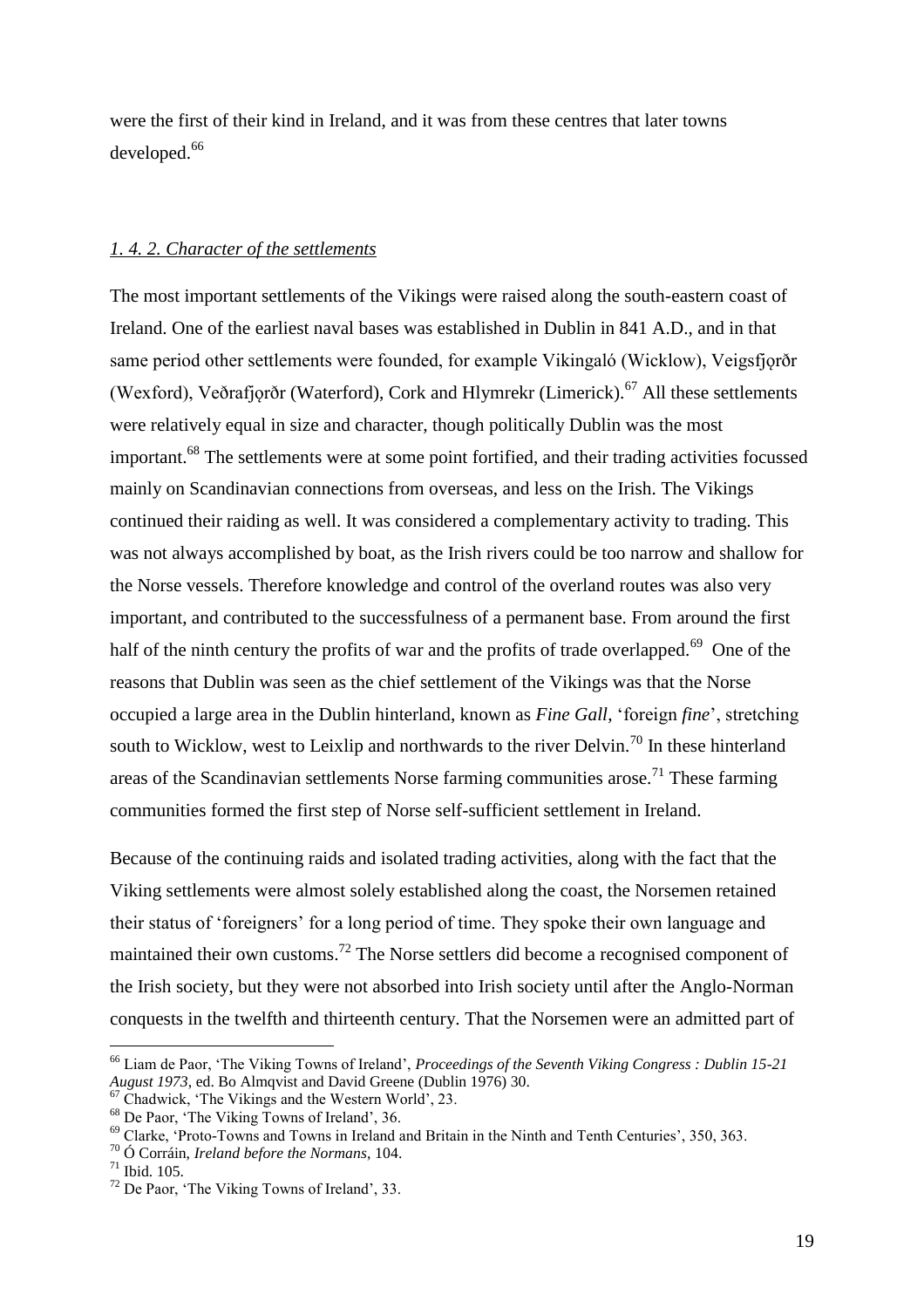were the first of their kind in Ireland, and it was from these centres that later towns developed.[66]

### *1. 4. 2. Character of the settlements*

The most important settlements of the Vikings were raised along the south-eastern coast of Ireland. One of the earliest naval bases was established in Dublin in 841 A.D., and in that same period other settlements were founded, for example Vikingaló (Wicklow), Veigsfjǫrðr (Wexford), Veðrafjǫrðr (Waterford), Cork and Hlymrekr (Limerick).[67] All these settlements were relatively equal in size and character, though politically Dublin was the most important.[68] The settlements were at some point fortified, and their trading activities focussed mainly on Scandinavian connections from overseas, and less on the Irish. The Vikings continued their raiding as well. It was considered a complementary activity to trading. This was not always accomplished by boat, as the Irish rivers could be too narrow and shallow for the Norse vessels. Therefore knowledge and control of the overland routes was also very important, and contributed to the successfulness of a permanent base. From around the first half of the ninth century the profits of war and the profits of trade overlapped.[69] One of the reasons that Dublin was seen as the chief settlement of the Vikings was that the Norse occupied a large area in the Dublin hinterland, known as *Fine Gall*, 'foreign *fine*', stretching south to Wicklow, west to Leixlip and northwards to the river Delvin.[70] In these hinterland areas of the Scandinavian settlements Norse farming communities arose.[71] These farming communities formed the first step of Norse self-sufficient settlement in Ireland.

Because of the continuing raids and isolated trading activities, along with the fact that the Viking settlements were almost solely established along the coast, the Norsemen retained their status of 'foreigners' for a long period of time. They spoke their own language and maintained their own customs.[72] The Norse settlers did become a recognised component of the Irish society, but they were not absorbed into Irish society until after the Anglo-Norman conquests in the twelfth and thirteenth century. That the Norsemen were an admitted part of

---

[66] Liam de Paor, 'The Viking Towns of Ireland', *Proceedings of the Seventh Viking Congress : Dublin 15-21 August 1973*, ed. Bo Almqvist and David Greene (Dublin 1976) 30.

[67] Chadwick, 'The Vikings and the Western World', 23.

[68] De Paor, 'The Viking Towns of Ireland', 36.

[69] Clarke, 'Proto-Towns and Towns in Ireland and Britain in the Ninth and Tenth Centuries', 350, 363.

[70] Ó Corráin, *Ireland before the Normans*, 104.

[71] Ibid. 105.

[72] De Paor, 'The Viking Towns of Ireland', 33.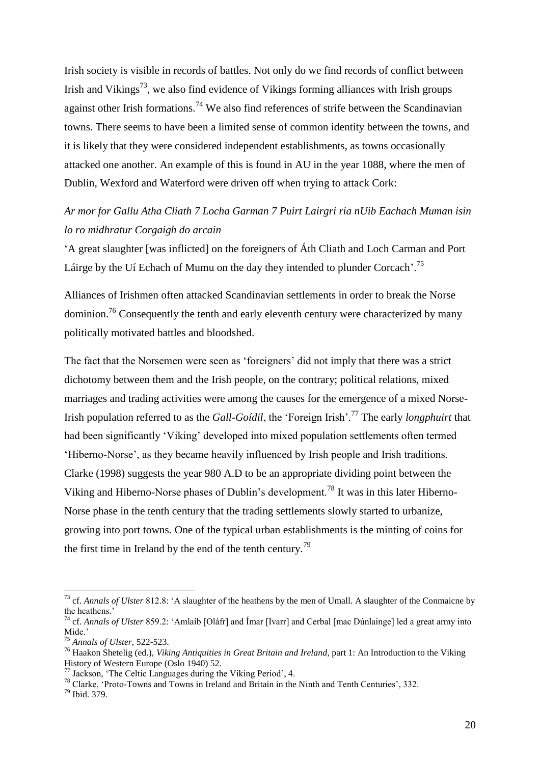Irish society is visible in records of battles. Not only do we find records of conflict between Irish and Vikings[73], we also find evidence of Vikings forming alliances with Irish groups against other Irish formations.[74] We also find references of strife between the Scandinavian towns. There seems to have been a limited sense of common identity between the towns, and it is likely that they were considered independent establishments, as towns occasionally attacked one another. An example of this is found in AU in the year 1088, where the men of Dublin, Wexford and Waterford were driven off when trying to attack Cork:

*Ar mor for Gallu Atha Cliath 7 Locha Garman 7 Puirt Lairgri ria nUib Eachach Muman isin lo ro midhratur Corgaigh do arcain*

'A great slaughter [was inflicted] on the foreigners of Áth Cliath and Loch Carman and Port Láirge by the Uí Echach of Mumu on the day they intended to plunder Corcach'.[75]

Alliances of Irishmen often attacked Scandinavian settlements in order to break the Norse dominion.[76] Consequently the tenth and early eleventh century were characterized by many politically motivated battles and bloodshed.

The fact that the Norsemen were seen as 'foreigners' did not imply that there was a strict dichotomy between them and the Irish people, on the contrary; political relations, mixed marriages and trading activities were among the causes for the emergence of a mixed Norse-Irish population referred to as the *Gall-Goídil*, the 'Foreign Irish'.[77] The early *longphuirt* that had been significantly 'Viking' developed into mixed population settlements often termed 'Hiberno-Norse', as they became heavily influenced by Irish people and Irish traditions. Clarke (1998) suggests the year 980 A.D to be an appropriate dividing point between the Viking and Hiberno-Norse phases of Dublin's development.[78] It was in this later Hiberno-Norse phase in the tenth century that the trading settlements slowly started to urbanize, growing into port towns. One of the typical urban establishments is the minting of coins for the first time in Ireland by the end of the tenth century.[79]

---

[73] cf. *Annals of Ulster* 812.8: 'A slaughter of the heathens by the men of Umall. A slaughter of the Conmaicne by the heathens.'

[74] cf. *Annals of Ulster* 859.2: 'Amlaíb [Oláfr] and Ímar [Ivarr] and Cerbal [mac Dúnlainge] led a great army into Mide.'

[75] *Annals of Ulster*, 522-523.

[76] Haakon Shetelig (ed.), *Viking Antiquities in Great Britain and Ireland*, part 1: An Introduction to the Viking History of Western Europe (Oslo 1940) 52.

[77] Jackson, 'The Celtic Languages during the Viking Period', 4.

[78] Clarke, 'Proto-Towns and Towns in Ireland and Britain in the Ninth and Tenth Centuries', 332.

[79] Ibid. 379.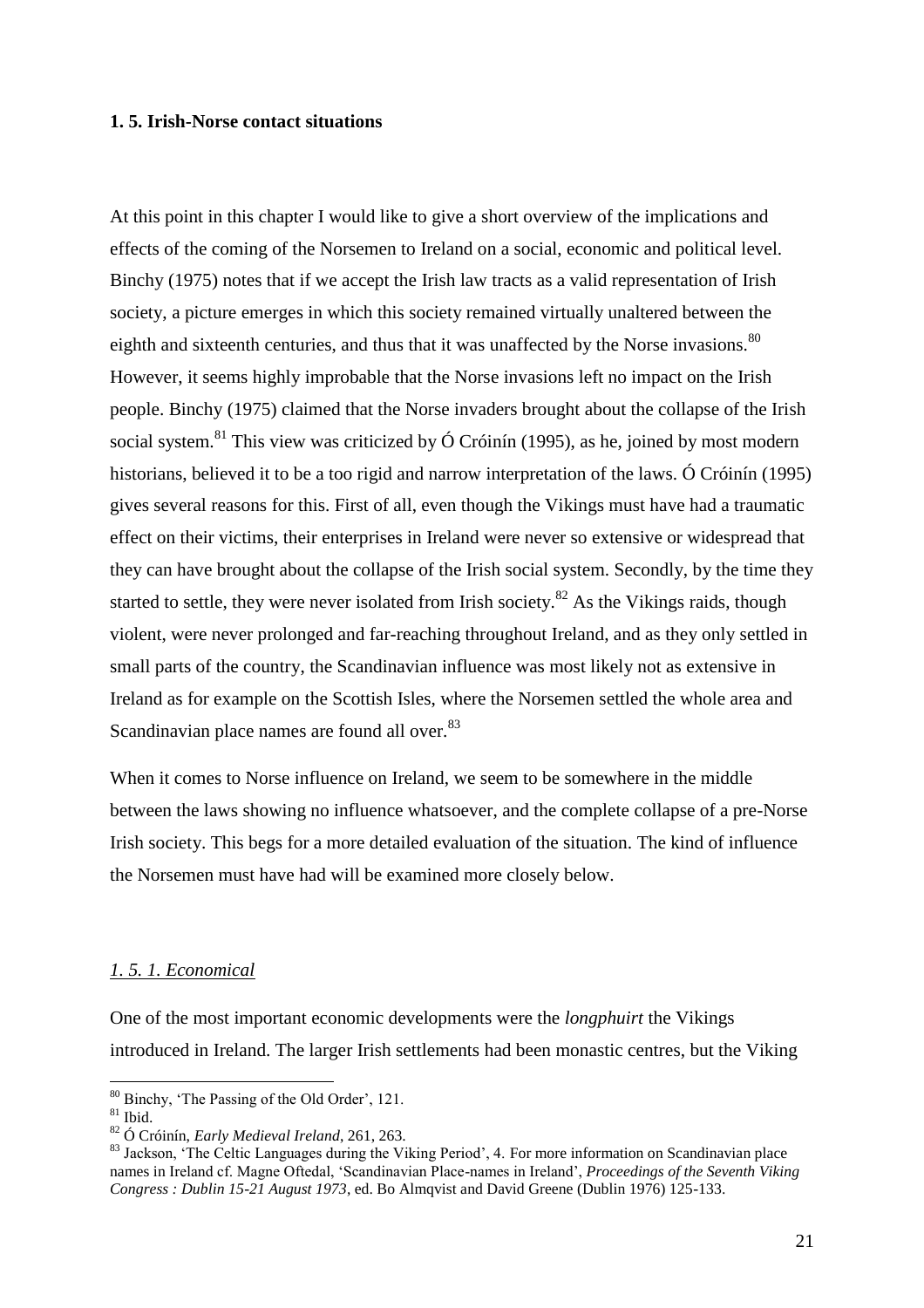### 1. 5. Irish-Norse contact situations

At this point in this chapter I would like to give a short overview of the implications and effects of the coming of the Norsemen to Ireland on a social, economic and political level. Binchy (1975) notes that if we accept the Irish law tracts as a valid representation of Irish society, a picture emerges in which this society remained virtually unaltered between the eighth and sixteenth centuries, and thus that it was unaffected by the Norse invasions.[80] However, it seems highly improbable that the Norse invasions left no impact on the Irish people. Binchy (1975) claimed that the Norse invaders brought about the collapse of the Irish social system.[81] This view was criticized by Ó Cróinín (1995), as he, joined by most modern historians, believed it to be a too rigid and narrow interpretation of the laws. Ó Cróinín (1995) gives several reasons for this. First of all, even though the Vikings must have had a traumatic effect on their victims, their enterprises in Ireland were never so extensive or widespread that they can have brought about the collapse of the Irish social system. Secondly, by the time they started to settle, they were never isolated from Irish society.[82] As the Vikings raids, though violent, were never prolonged and far-reaching throughout Ireland, and as they only settled in small parts of the country, the Scandinavian influence was most likely not as extensive in Ireland as for example on the Scottish Isles, where the Norsemen settled the whole area and Scandinavian place names are found all over.[83]

When it comes to Norse influence on Ireland, we seem to be somewhere in the middle between the laws showing no influence whatsoever, and the complete collapse of a pre-Norse Irish society. This begs for a more detailed evaluation of the situation. The kind of influence the Norsemen must have had will be examined more closely below.

#### *1. 5. 1. Economical*

One of the most important economic developments were the *longphuirt* the Vikings introduced in Ireland. The larger Irish settlements had been monastic centres, but the Viking

---

[80] Binchy, 'The Passing of the Old Order', 121.

[81] Ibid.

[82] Ó Cróinín, *Early Medieval Ireland*, 261, 263.

[83] Jackson, 'The Celtic Languages during the Viking Period', 4. For more information on Scandinavian place names in Ireland cf. Magne Oftedal, 'Scandinavian Place-names in Ireland', *Proceedings of the Seventh Viking Congress : Dublin 15-21 August 1973*, ed. Bo Almqvist and David Greene (Dublin 1976) 125-133.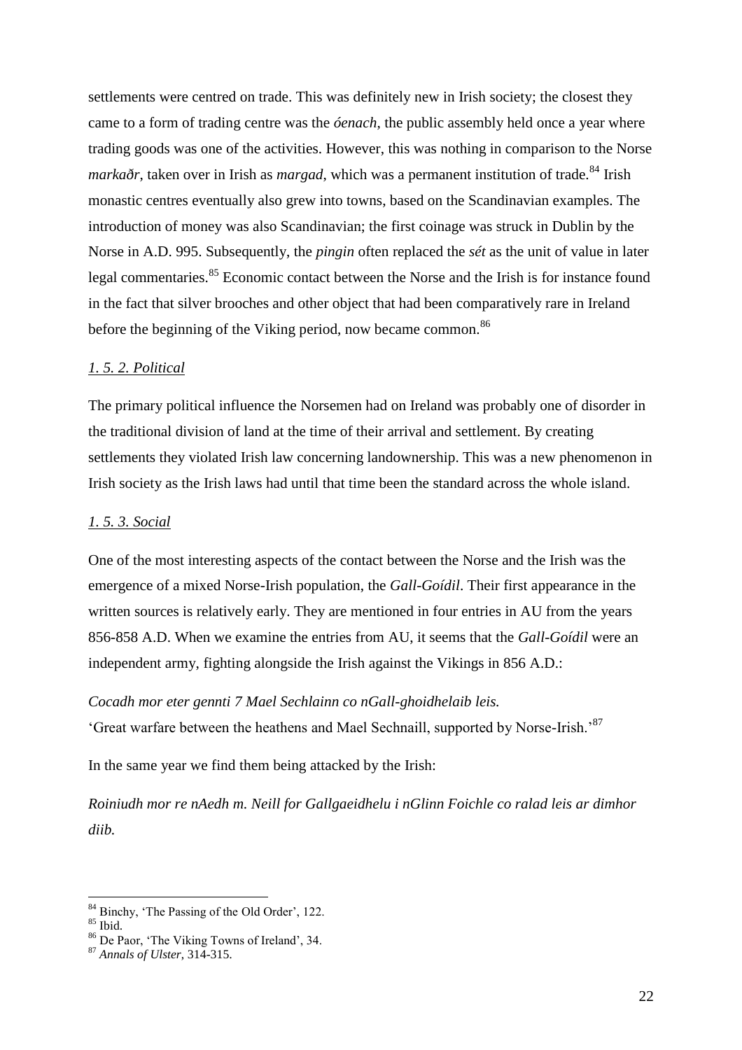settlements were centred on trade. This was definitely new in Irish society; the closest they came to a form of trading centre was the *óenach*, the public assembly held once a year where trading goods was one of the activities. However, this was nothing in comparison to the Norse *markaðr*, taken over in Irish as *margad*, which was a permanent institution of trade.[84] Irish monastic centres eventually also grew into towns, based on the Scandinavian examples. The introduction of money was also Scandinavian; the first coinage was struck in Dublin by the Norse in A.D. 995. Subsequently, the *pingin* often replaced the *sét* as the unit of value in later legal commentaries.[85] Economic contact between the Norse and the Irish is for instance found in the fact that silver brooches and other object that had been comparatively rare in Ireland before the beginning of the Viking period, now became common.[86]

### *1. 5. 2. Political*

The primary political influence the Norsemen had on Ireland was probably one of disorder in the traditional division of land at the time of their arrival and settlement. By creating settlements they violated Irish law concerning landownership. This was a new phenomenon in Irish society as the Irish laws had until that time been the standard across the whole island.

### *1. 5. 3. Social*

One of the most interesting aspects of the contact between the Norse and the Irish was the emergence of a mixed Norse-Irish population, the *Gall-Goídil*. Their first appearance in the written sources is relatively early. They are mentioned in four entries in AU from the years 856-858 A.D. When we examine the entries from AU, it seems that the *Gall-Goídil* were an independent army, fighting alongside the Irish against the Vikings in 856 A.D.:

*Cocadh mor eter gennti 7 Mael Sechlainn co nGall-ghoidhelaib leis.*
'Great warfare between the heathens and Mael Sechnaill, supported by Norse-Irish.'[87]

In the same year we find them being attacked by the Irish:

*Roiniudh mor re nAedh m. Neill for Gallgaeidhelu i nGlinn Foichle co ralad leis ar dimhor diib.*

---

[84] Binchy, 'The Passing of the Old Order', 122.
[85] Ibid.
[86] De Paor, 'The Viking Towns of Ireland', 34.
[87] *Annals of Ulster*, 314-315.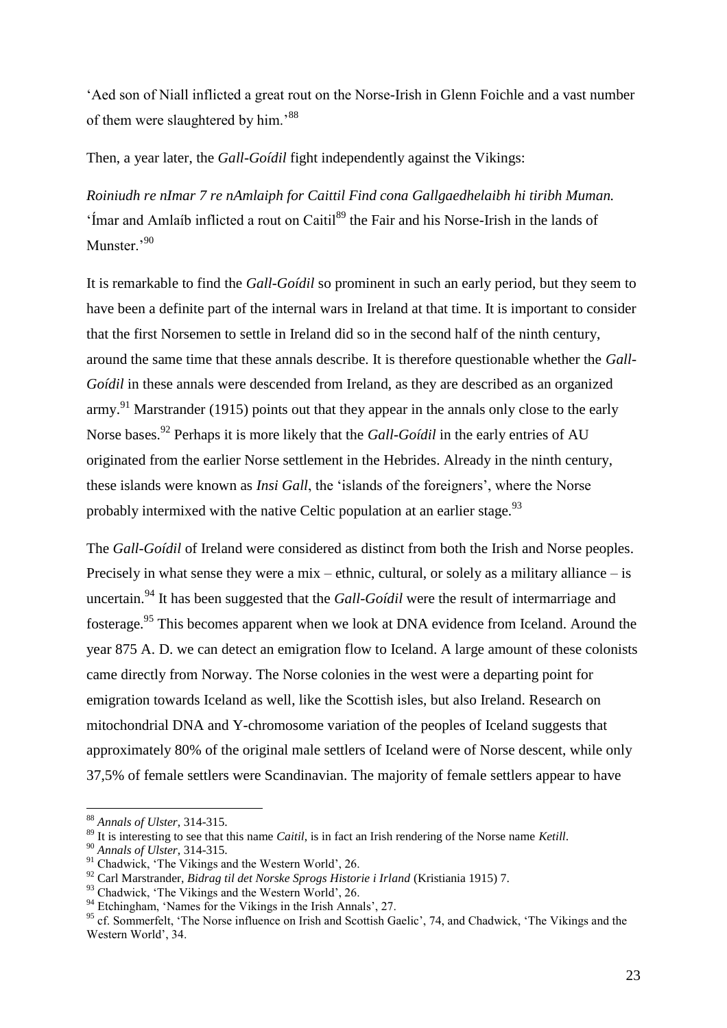'Aed son of Niall inflicted a great rout on the Norse-Irish in Glenn Foichle and a vast number of them were slaughtered by him.'[88]

Then, a year later, the *Gall-Goídil* fight independently against the Vikings:

*Roiniudh re nImar 7 re nAmlaiph for Caittil Find cona Gallgaedhelaibh hi tiribh Muman.* 'Ímar and Amlaíb inflicted a rout on Caitil[89] the Fair and his Norse-Irish in the lands of Munster.'[90]

It is remarkable to find the *Gall-Goídil* so prominent in such an early period, but they seem to have been a definite part of the internal wars in Ireland at that time. It is important to consider that the first Norsemen to settle in Ireland did so in the second half of the ninth century, around the same time that these annals describe. It is therefore questionable whether the *Gall-Goídil* in these annals were descended from Ireland, as they are described as an organized army.[91] Marstrander (1915) points out that they appear in the annals only close to the early Norse bases.[92] Perhaps it is more likely that the *Gall-Goídil* in the early entries of AU originated from the earlier Norse settlement in the Hebrides. Already in the ninth century, these islands were known as *Insi Gall*, the 'islands of the foreigners', where the Norse probably intermixed with the native Celtic population at an earlier stage.[93]

The *Gall-Goídil* of Ireland were considered as distinct from both the Irish and Norse peoples. Precisely in what sense they were a mix – ethnic, cultural, or solely as a military alliance – is uncertain.[94] It has been suggested that the *Gall-Goídil* were the result of intermarriage and fosterage.[95] This becomes apparent when we look at DNA evidence from Iceland. Around the year 875 A. D. we can detect an emigration flow to Iceland. A large amount of these colonists came directly from Norway. The Norse colonies in the west were a departing point for emigration towards Iceland as well, like the Scottish isles, but also Ireland. Research on mitochondrial DNA and Y-chromosome variation of the peoples of Iceland suggests that approximately 80% of the original male settlers of Iceland were of Norse descent, while only 37,5% of female settlers were Scandinavian. The majority of female settlers appear to have

---

[88] *Annals of Ulster*, 314-315.

[89] It is interesting to see that this name *Caitil*, is in fact an Irish rendering of the Norse name *Ketill*.

[90] *Annals of Ulster*, 314-315.

[91] Chadwick, 'The Vikings and the Western World', 26.

[92] Carl Marstrander, *Bidrag til det Norske Sprogs Historie i Irland* (Kristiania 1915) 7.

[93] Chadwick, 'The Vikings and the Western World', 26.

[94] Etchingham, 'Names for the Vikings in the Irish Annals', 27.

[95] cf. Sommerfelt, 'The Norse influence on Irish and Scottish Gaelic', 74, and Chadwick, 'The Vikings and the Western World', 34.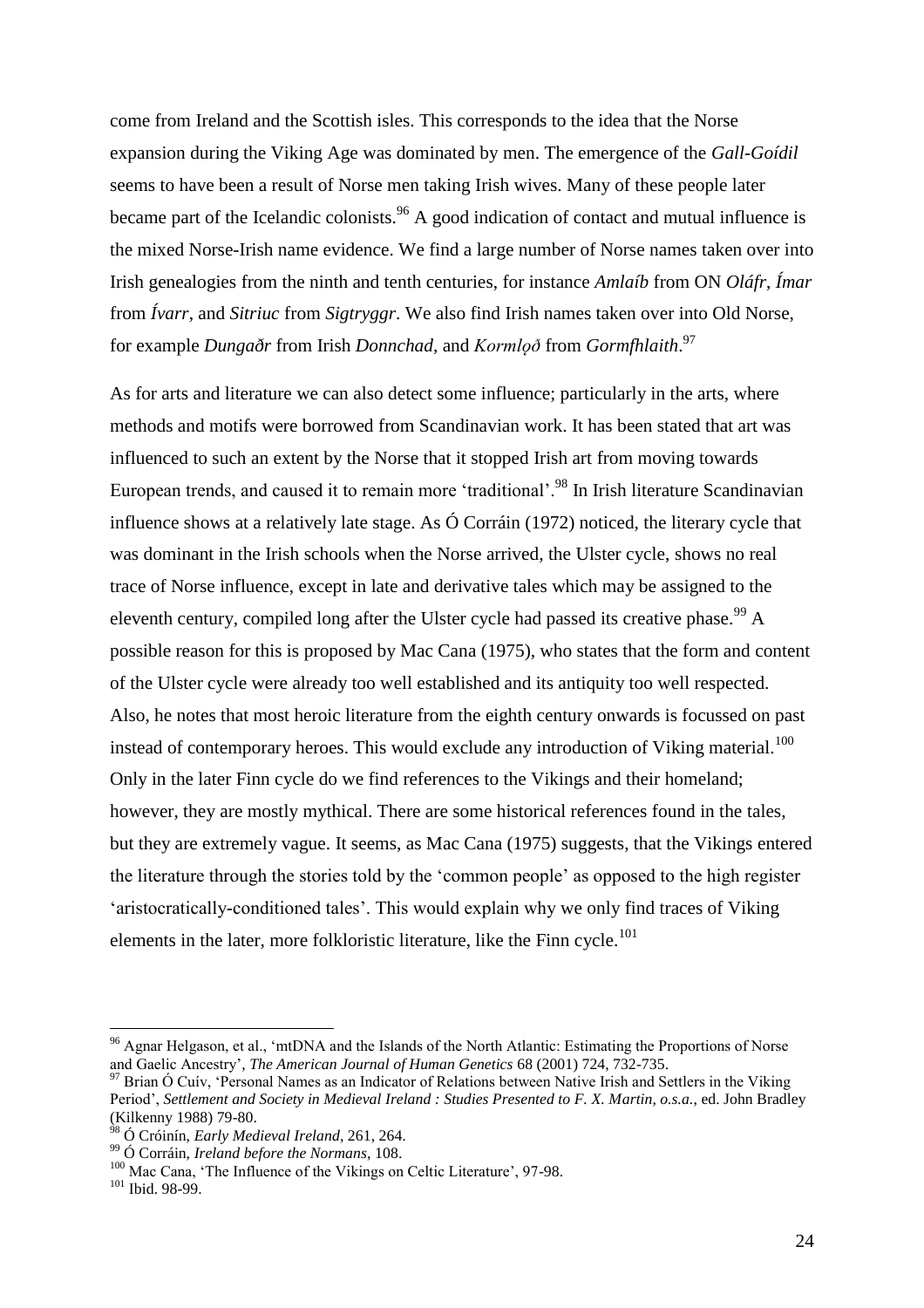come from Ireland and the Scottish isles. This corresponds to the idea that the Norse expansion during the Viking Age was dominated by men. The emergence of the *Gall-Goídil* seems to have been a result of Norse men taking Irish wives. Many of these people later became part of the Icelandic colonists.[96] A good indication of contact and mutual influence is the mixed Norse-Irish name evidence. We find a large number of Norse names taken over into Irish genealogies from the ninth and tenth centuries, for instance *Amlaíb* from ON *Oláfr*, *Ímar* from *Ívarr*, and *Sitriuc* from *Sigtryggr*. We also find Irish names taken over into Old Norse, for example *Dungaðr* from Irish *Donnchad*, and *Kormlǫð* from *Gormfhlaith*.[97]

As for arts and literature we can also detect some influence; particularly in the arts, where methods and motifs were borrowed from Scandinavian work. It has been stated that art was influenced to such an extent by the Norse that it stopped Irish art from moving towards European trends, and caused it to remain more 'traditional'.[98] In Irish literature Scandinavian influence shows at a relatively late stage. As Ó Corráin (1972) noticed, the literary cycle that was dominant in the Irish schools when the Norse arrived, the Ulster cycle, shows no real trace of Norse influence, except in late and derivative tales which may be assigned to the eleventh century, compiled long after the Ulster cycle had passed its creative phase.[99] A possible reason for this is proposed by Mac Cana (1975), who states that the form and content of the Ulster cycle were already too well established and its antiquity too well respected. Also, he notes that most heroic literature from the eighth century onwards is focussed on past instead of contemporary heroes. This would exclude any introduction of Viking material.[100] Only in the later Finn cycle do we find references to the Vikings and their homeland; however, they are mostly mythical. There are some historical references found in the tales, but they are extremely vague. It seems, as Mac Cana (1975) suggests, that the Vikings entered the literature through the stories told by the 'common people' as opposed to the high register 'aristocratically-conditioned tales'. This would explain why we only find traces of Viking elements in the later, more folkloristic literature, like the Finn cycle.[101]

---

[96] Agnar Helgason, et al., 'mtDNA and the Islands of the North Atlantic: Estimating the Proportions of Norse and Gaelic Ancestry', *The American Journal of Human Genetics* 68 (2001) 724, 732-735.

[97] Brian Ó Cuív, 'Personal Names as an Indicator of Relations between Native Irish and Settlers in the Viking Period', *Settlement and Society in Medieval Ireland : Studies Presented to F. X. Martin, o.s.a.*, ed. John Bradley (Kilkenny 1988) 79-80.

[98] Ó Cróinín, *Early Medieval Ireland*, 261, 264.

[99] Ó Corráin, *Ireland before the Normans*, 108.

[100] Mac Cana, 'The Influence of the Vikings on Celtic Literature', 97-98.

[101] Ibid. 98-99.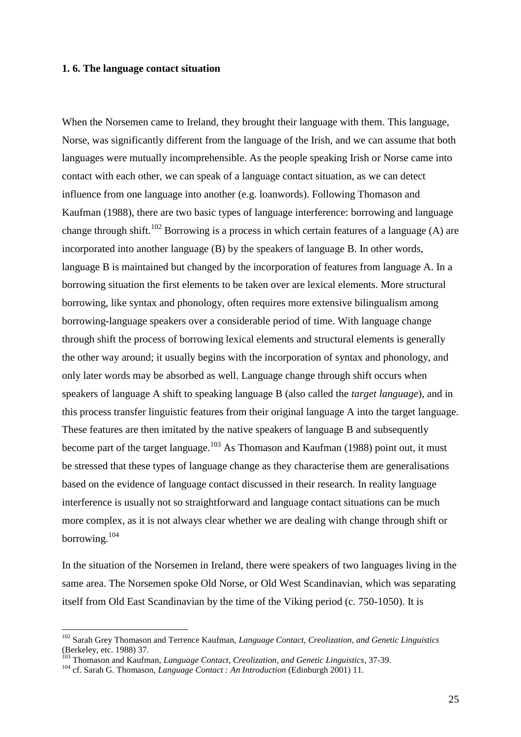### 1. 6. The language contact situation

When the Norsemen came to Ireland, they brought their language with them. This language, Norse, was significantly different from the language of the Irish, and we can assume that both languages were mutually incomprehensible. As the people speaking Irish or Norse came into contact with each other, we can speak of a language contact situation, as we can detect influence from one language into another (e.g. loanwords). Following Thomason and Kaufman (1988), there are two basic types of language interference: borrowing and language change through shift.[102] Borrowing is a process in which certain features of a language (A) are incorporated into another language (B) by the speakers of language B. In other words, language B is maintained but changed by the incorporation of features from language A. In a borrowing situation the first elements to be taken over are lexical elements. More structural borrowing, like syntax and phonology, often requires more extensive bilingualism among borrowing-language speakers over a considerable period of time. With language change through shift the process of borrowing lexical elements and structural elements is generally the other way around; it usually begins with the incorporation of syntax and phonology, and only later words may be absorbed as well. Language change through shift occurs when speakers of language A shift to speaking language B (also called the *target language*), and in this process transfer linguistic features from their original language A into the target language. These features are then imitated by the native speakers of language B and subsequently become part of the target language.[103] As Thomason and Kaufman (1988) point out, it must be stressed that these types of language change as they characterise them are generalisations based on the evidence of language contact discussed in their research. In reality language interference is usually not so straightforward and language contact situations can be much more complex, as it is not always clear whether we are dealing with change through shift or borrowing.[104]

In the situation of the Norsemen in Ireland, there were speakers of two languages living in the same area. The Norsemen spoke Old Norse, or Old West Scandinavian, which was separating itself from Old East Scandinavian by the time of the Viking period (c. 750-1050). It is

---

[102] Sarah Grey Thomason and Terrence Kaufman, *Language Contact, Creolization, and Genetic Linguistics* (Berkeley, etc. 1988) 37.

[103] Thomason and Kaufman, *Language Contact, Creolization, and Genetic Linguistics*, 37-39.

[104] cf. Sarah G. Thomason, *Language Contact : An Introduction* (Edinburgh 2001) 11.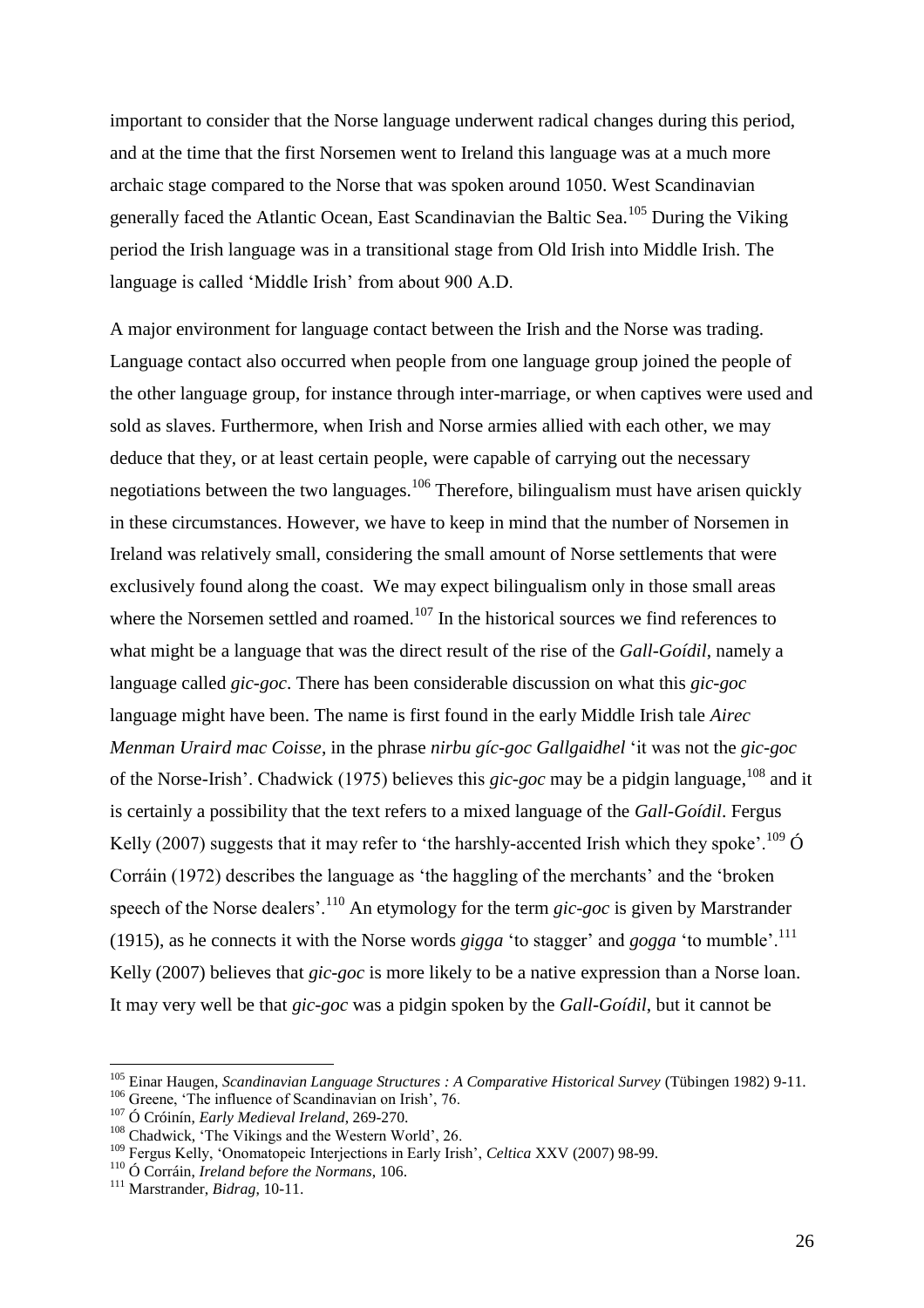important to consider that the Norse language underwent radical changes during this period, and at the time that the first Norsemen went to Ireland this language was at a much more archaic stage compared to the Norse that was spoken around 1050. West Scandinavian generally faced the Atlantic Ocean, East Scandinavian the Baltic Sea.[105] During the Viking period the Irish language was in a transitional stage from Old Irish into Middle Irish. The language is called 'Middle Irish' from about 900 A.D.

A major environment for language contact between the Irish and the Norse was trading. Language contact also occurred when people from one language group joined the people of the other language group, for instance through inter-marriage, or when captives were used and sold as slaves. Furthermore, when Irish and Norse armies allied with each other, we may deduce that they, or at least certain people, were capable of carrying out the necessary negotiations between the two languages.[106] Therefore, bilingualism must have arisen quickly in these circumstances. However, we have to keep in mind that the number of Norsemen in Ireland was relatively small, considering the small amount of Norse settlements that were exclusively found along the coast. We may expect bilingualism only in those small areas where the Norsemen settled and roamed.[107] In the historical sources we find references to what might be a language that was the direct result of the rise of the *Gall-Goídil*, namely a language called *gic-goc*. There has been considerable discussion on what this *gic-goc* language might have been. The name is first found in the early Middle Irish tale *Airec Menman Uraird mac Coisse*, in the phrase *nirbu gíc-goc Gallgaidhel* 'it was not the *gic-goc* of the Norse-Irish'. Chadwick (1975) believes this *gic-goc* may be a pidgin language,[108] and it is certainly a possibility that the text refers to a mixed language of the *Gall-Goídil*. Fergus Kelly (2007) suggests that it may refer to 'the harshly-accented Irish which they spoke'.[109] Ó Corráin (1972) describes the language as 'the haggling of the merchants' and the 'broken speech of the Norse dealers'.[110] An etymology for the term *gic-goc* is given by Marstrander (1915), as he connects it with the Norse words *gigga* 'to stagger' and *gogga* 'to mumble'.[111] Kelly (2007) believes that *gic-goc* is more likely to be a native expression than a Norse loan. It may very well be that *gic-goc* was a pidgin spoken by the *Gall-Goídil*, but it cannot be

---

[105] Einar Haugen, *Scandinavian Language Structures : A Comparative Historical Survey* (Tübingen 1982) 9-11.

[106] Greene, 'The influence of Scandinavian on Irish', 76.

[107] Ó Cróinín, *Early Medieval Ireland*, 269-270.

[108] Chadwick, 'The Vikings and the Western World', 26.

[109] Fergus Kelly, 'Onomatopeic Interjections in Early Irish', *Celtica* XXV (2007) 98-99.

[110] Ó Corráin, *Ireland before the Normans*, 106.

[111] Marstrander, *Bidrag*, 10-11.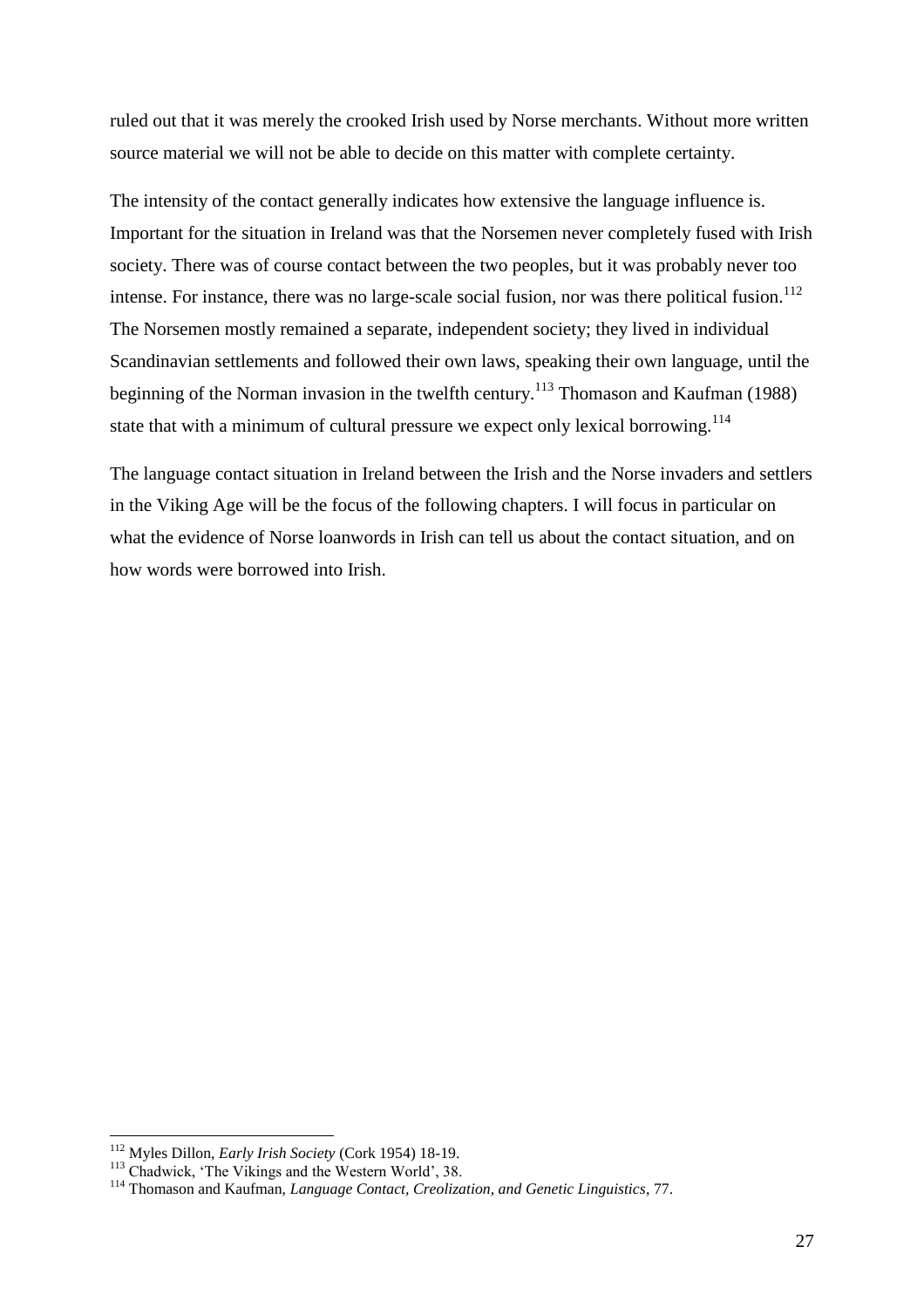ruled out that it was merely the crooked Irish used by Norse merchants. Without more written source material we will not be able to decide on this matter with complete certainty.

The intensity of the contact generally indicates how extensive the language influence is. Important for the situation in Ireland was that the Norsemen never completely fused with Irish society. There was of course contact between the two peoples, but it was probably never too intense. For instance, there was no large-scale social fusion, nor was there political fusion.[112] The Norsemen mostly remained a separate, independent society; they lived in individual Scandinavian settlements and followed their own laws, speaking their own language, until the beginning of the Norman invasion in the twelfth century.[113] Thomason and Kaufman (1988) state that with a minimum of cultural pressure we expect only lexical borrowing.[114]

The language contact situation in Ireland between the Irish and the Norse invaders and settlers in the Viking Age will be the focus of the following chapters. I will focus in particular on what the evidence of Norse loanwords in Irish can tell us about the contact situation, and on how words were borrowed into Irish.

---

[112] Myles Dillon, *Early Irish Society* (Cork 1954) 18-19.

[113] Chadwick, 'The Vikings and the Western World', 38.

[114] Thomason and Kaufman, *Language Contact, Creolization, and Genetic Linguistics*, 77.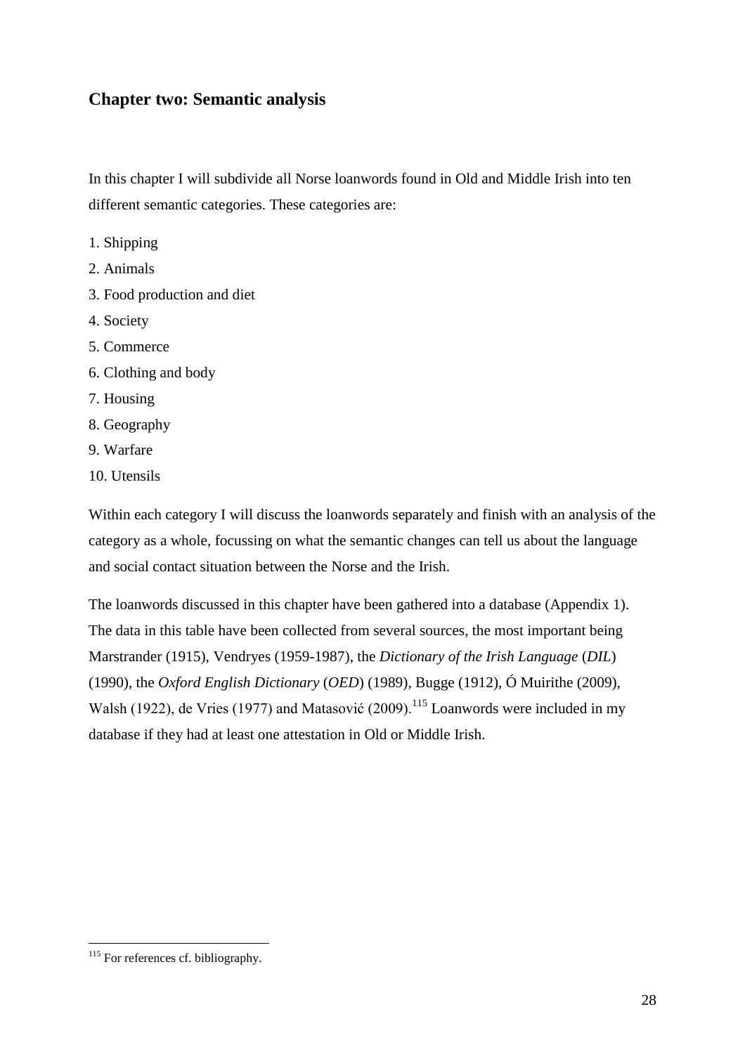## Chapter two: Semantic analysis

In this chapter I will subdivide all Norse loanwords found in Old and Middle Irish into ten different semantic categories. These categories are:

1. Shipping
2. Animals
3. Food production and diet
4. Society
5. Commerce
6. Clothing and body
7. Housing
8. Geography
9. Warfare
10. Utensils

Within each category I will discuss the loanwords separately and finish with an analysis of the category as a whole, focussing on what the semantic changes can tell us about the language and social contact situation between the Norse and the Irish.

The loanwords discussed in this chapter have been gathered into a database (Appendix 1). The data in this table have been collected from several sources, the most important being Marstrander (1915), Vendryes (1959-1987), the *Dictionary of the Irish Language* (*DIL*) (1990), the *Oxford English Dictionary* (*OED*) (1989), Bugge (1912), Ó Muirithe (2009), Walsh (1922), de Vries (1977) and Matasović (2009).[115] Loanwords were included in my database if they had at least one attestation in Old or Middle Irish.

---

[115] For references cf. bibliography.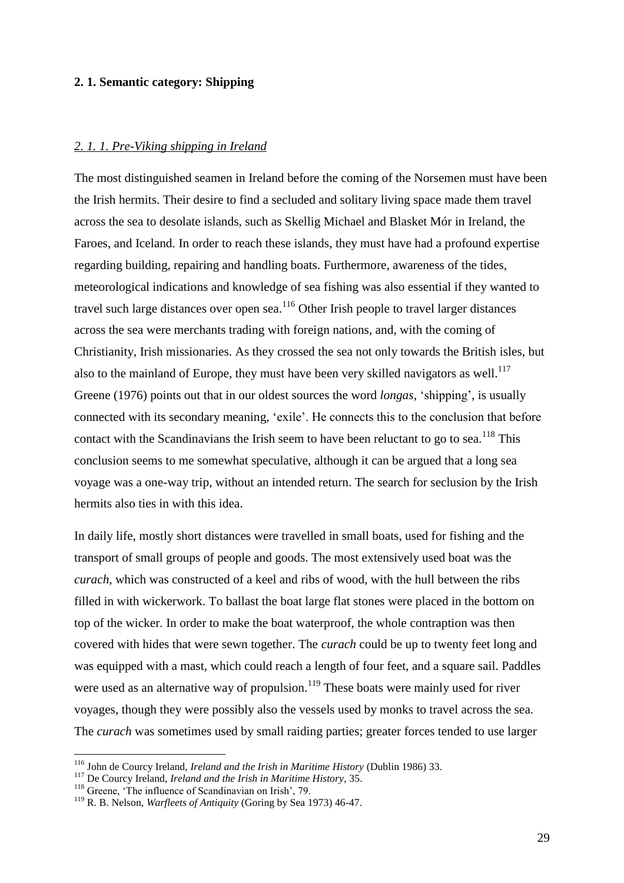## 2. 1. Semantic category: Shipping

### *2. 1. 1. Pre-Viking shipping in Ireland*

The most distinguished seamen in Ireland before the coming of the Norsemen must have been the Irish hermits. Their desire to find a secluded and solitary living space made them travel across the sea to desolate islands, such as Skellig Michael and Blasket Mór in Ireland, the Faroes, and Iceland. In order to reach these islands, they must have had a profound expertise regarding building, repairing and handling boats. Furthermore, awareness of the tides, meteorological indications and knowledge of sea fishing was also essential if they wanted to travel such large distances over open sea.[116] Other Irish people to travel larger distances across the sea were merchants trading with foreign nations, and, with the coming of Christianity, Irish missionaries. As they crossed the sea not only towards the British isles, but also to the mainland of Europe, they must have been very skilled navigators as well.[117] Greene (1976) points out that in our oldest sources the word *longas*, 'shipping', is usually connected with its secondary meaning, 'exile'. He connects this to the conclusion that before contact with the Scandinavians the Irish seem to have been reluctant to go to sea.[118] This conclusion seems to me somewhat speculative, although it can be argued that a long sea voyage was a one-way trip, without an intended return. The search for seclusion by the Irish hermits also ties in with this idea.

In daily life, mostly short distances were travelled in small boats, used for fishing and the transport of small groups of people and goods. The most extensively used boat was the *curach*, which was constructed of a keel and ribs of wood, with the hull between the ribs filled in with wickerwork. To ballast the boat large flat stones were placed in the bottom on top of the wicker. In order to make the boat waterproof, the whole contraption was then covered with hides that were sewn together. The *curach* could be up to twenty feet long and was equipped with a mast, which could reach a length of four feet, and a square sail. Paddles were used as an alternative way of propulsion.[119] These boats were mainly used for river voyages, though they were possibly also the vessels used by monks to travel across the sea. The *curach* was sometimes used by small raiding parties; greater forces tended to use larger

---

[116] John de Courcy Ireland, *Ireland and the Irish in Maritime History* (Dublin 1986) 33.

[117] De Courcy Ireland, *Ireland and the Irish in Maritime History*, 35.

[118] Greene, 'The influence of Scandinavian on Irish', 79.

[119] R. B. Nelson, *Warfleets of Antiquity* (Goring by Sea 1973) 46-47.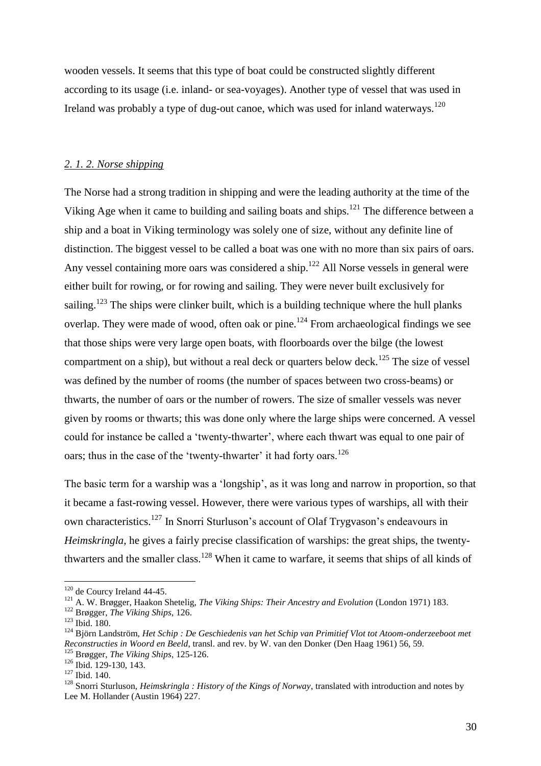wooden vessels. It seems that this type of boat could be constructed slightly different according to its usage (i.e. inland- or sea-voyages). Another type of vessel that was used in Ireland was probably a type of dug-out canoe, which was used for inland waterways.[120]

### *2. 1. 2. Norse shipping*

The Norse had a strong tradition in shipping and were the leading authority at the time of the Viking Age when it came to building and sailing boats and ships.[121] The difference between a ship and a boat in Viking terminology was solely one of size, without any definite line of distinction. The biggest vessel to be called a boat was one with no more than six pairs of oars. Any vessel containing more oars was considered a ship.[122] All Norse vessels in general were either built for rowing, or for rowing and sailing. They were never built exclusively for sailing.[123] The ships were clinker built, which is a building technique where the hull planks overlap. They were made of wood, often oak or pine.[124] From archaeological findings we see that those ships were very large open boats, with floorboards over the bilge (the lowest compartment on a ship), but without a real deck or quarters below deck.[125] The size of vessel was defined by the number of rooms (the number of spaces between two cross-beams) or thwarts, the number of oars or the number of rowers. The size of smaller vessels was never given by rooms or thwarts; this was done only where the large ships were concerned. A vessel could for instance be called a 'twenty-thwarter', where each thwart was equal to one pair of oars; thus in the case of the 'twenty-thwarter' it had forty oars.[126]

The basic term for a warship was a 'longship', as it was long and narrow in proportion, so that it became a fast-rowing vessel. However, there were various types of warships, all with their own characteristics.[127] In Snorri Sturluson's account of Olaf Trygvason's endeavours in *Heimskringla*, he gives a fairly precise classification of warships: the great ships, the twenty-thwarters and the smaller class.[128] When it came to warfare, it seems that ships of all kinds of

---

[120] de Courcy Ireland 44-45.

[121] A. W. Brøgger, Haakon Shetelig, *The Viking Ships: Their Ancestry and Evolution* (London 1971) 183.

[122] Brøgger, *The Viking Ships*, 126.

[123] Ibid. 180.

[124] Björn Landström, *Het Schip : De Geschiedenis van het Schip van Primitief Vlot tot Atoom-onderzeeboot met Reconstructies in Woord en Beeld*, transl. and rev. by W. van den Donker (Den Haag 1961) 56, 59.

[125] Brøgger, *The Viking Ships*, 125-126.

[126] Ibid. 129-130, 143.

[127] Ibid. 140.

[128] Snorri Sturluson, *Heimskringla : History of the Kings of Norway*, translated with introduction and notes by Lee M. Hollander (Austin 1964) 227.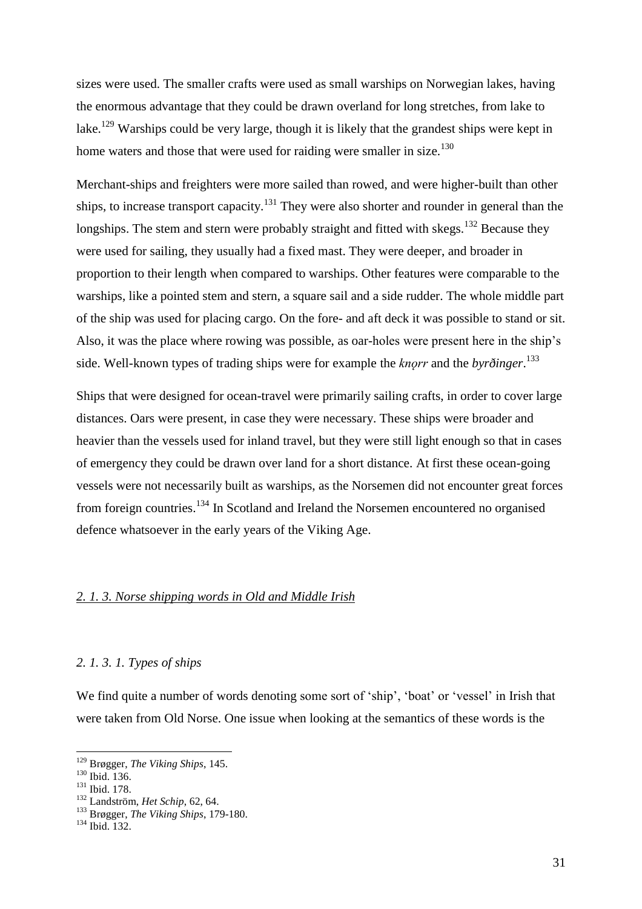sizes were used. The smaller crafts were used as small warships on Norwegian lakes, having the enormous advantage that they could be drawn overland for long stretches, from lake to lake.[129] Warships could be very large, though it is likely that the grandest ships were kept in home waters and those that were used for raiding were smaller in size.[130]

Merchant-ships and freighters were more sailed than rowed, and were higher-built than other ships, to increase transport capacity.[131] They were also shorter and rounder in general than the longships. The stem and stern were probably straight and fitted with skegs.[132] Because they were used for sailing, they usually had a fixed mast. They were deeper, and broader in proportion to their length when compared to warships. Other features were comparable to the warships, like a pointed stem and stern, a square sail and a side rudder. The whole middle part of the ship was used for placing cargo. On the fore- and aft deck it was possible to stand or sit. Also, it was the place where rowing was possible, as oar-holes were present here in the ship's side. Well-known types of trading ships were for example the *knọrr* and the *byrðinger*.[133]

Ships that were designed for ocean-travel were primarily sailing crafts, in order to cover large distances. Oars were present, in case they were necessary. These ships were broader and heavier than the vessels used for inland travel, but they were still light enough so that in cases of emergency they could be drawn over land for a short distance. At first these ocean-going vessels were not necessarily built as warships, as the Norsemen did not encounter great forces from foreign countries.[134] In Scotland and Ireland the Norsemen encountered no organised defence whatsoever in the early years of the Viking Age.

### *2. 1. 3. Norse shipping words in Old and Middle Irish*

#### *2. 1. 3. 1. Types of ships*

We find quite a number of words denoting some sort of 'ship', 'boat' or 'vessel' in Irish that were taken from Old Norse. One issue when looking at the semantics of these words is the

---

[129] Brøgger, *The Viking Ships*, 145.
[130] Ibid. 136.
[131] Ibid. 178.
[132] Landström, *Het Schip*, 62, 64.
[133] Brøgger, *The Viking Ships*, 179-180.
[134] Ibid. 132.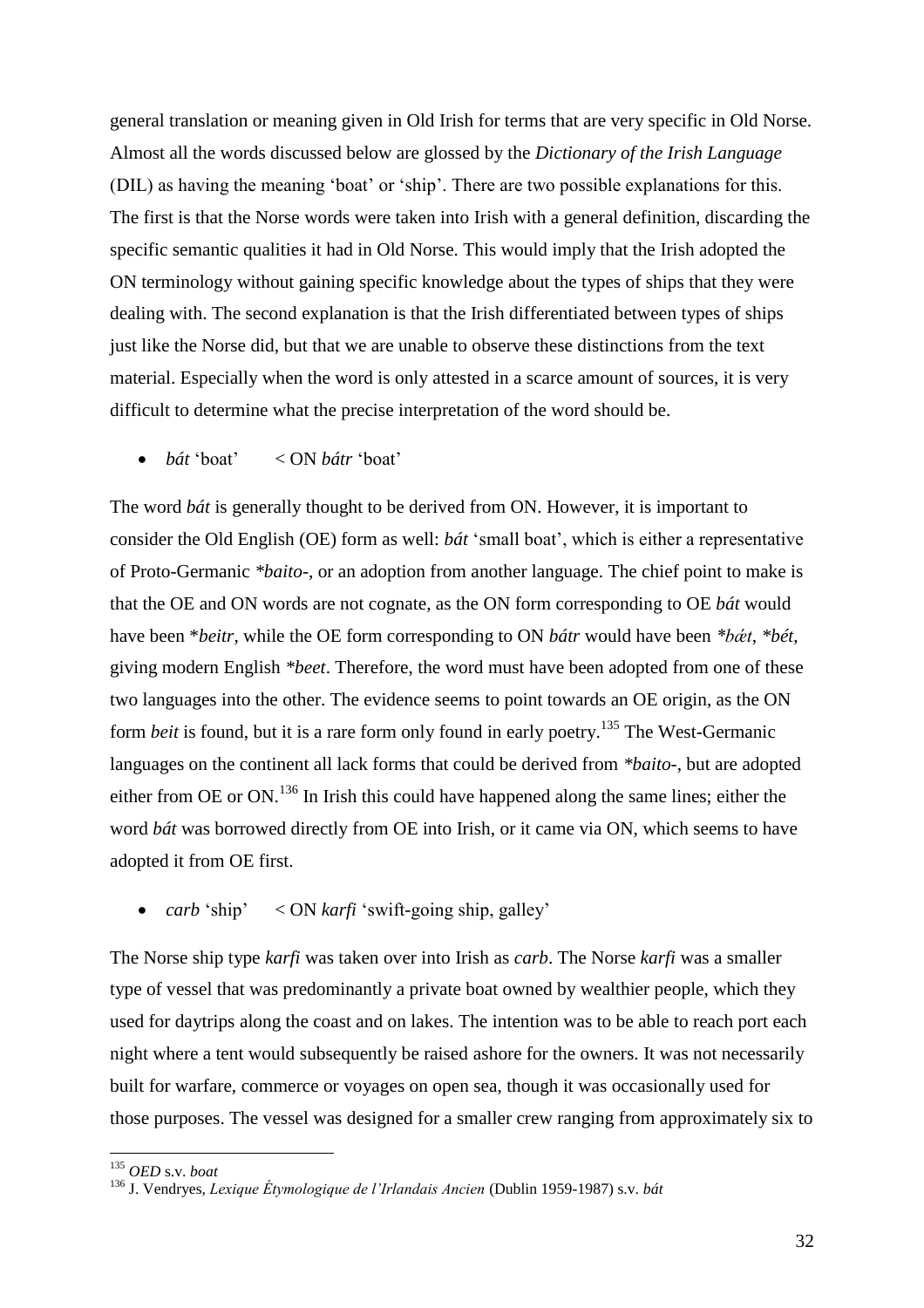general translation or meaning given in Old Irish for terms that are very specific in Old Norse. Almost all the words discussed below are glossed by the *Dictionary of the Irish Language* (DIL) as having the meaning 'boat' or 'ship'. There are two possible explanations for this. The first is that the Norse words were taken into Irish with a general definition, discarding the specific semantic qualities it had in Old Norse. This would imply that the Irish adopted the ON terminology without gaining specific knowledge about the types of ships that they were dealing with. The second explanation is that the Irish differentiated between types of ships just like the Norse did, but that we are unable to observe these distinctions from the text material. Especially when the word is only attested in a scarce amount of sources, it is very difficult to determine what the precise interpretation of the word should be.

- *bát* 'boat' < ON *bátr* 'boat'

The word *bát* is generally thought to be derived from ON. However, it is important to consider the Old English (OE) form as well: *bát* 'small boat', which is either a representative of Proto-Germanic *\*baito-*, or an adoption from another language. The chief point to make is that the OE and ON words are not cognate, as the ON form corresponding to OE *bát* would have been \**beitr*, while the OE form corresponding to ON *bátr* would have been *\*bǽt*, *\*bét*, giving modern English *\*beet*. Therefore, the word must have been adopted from one of these two languages into the other. The evidence seems to point towards an OE origin, as the ON form *beit* is found, but it is a rare form only found in early poetry.[135] The West-Germanic languages on the continent all lack forms that could be derived from *\*baito-*, but are adopted either from OE or ON.[136] In Irish this could have happened along the same lines; either the word *bát* was borrowed directly from OE into Irish, or it came via ON, which seems to have adopted it from OE first.

- *carb* 'ship' < ON *karfi* 'swift-going ship, galley'

The Norse ship type *karfi* was taken over into Irish as *carb*. The Norse *karfi* was a smaller type of vessel that was predominantly a private boat owned by wealthier people, which they used for daytrips along the coast and on lakes. The intention was to be able to reach port each night where a tent would subsequently be raised ashore for the owners. It was not necessarily built for warfare, commerce or voyages on open sea, though it was occasionally used for those purposes. The vessel was designed for a smaller crew ranging from approximately six to

---

[135] *OED* s.v. *boat*

[136] J. Vendryes, *Lexique Étymologique de l'Irlandais Ancien* (Dublin 1959-1987) s.v. *bát*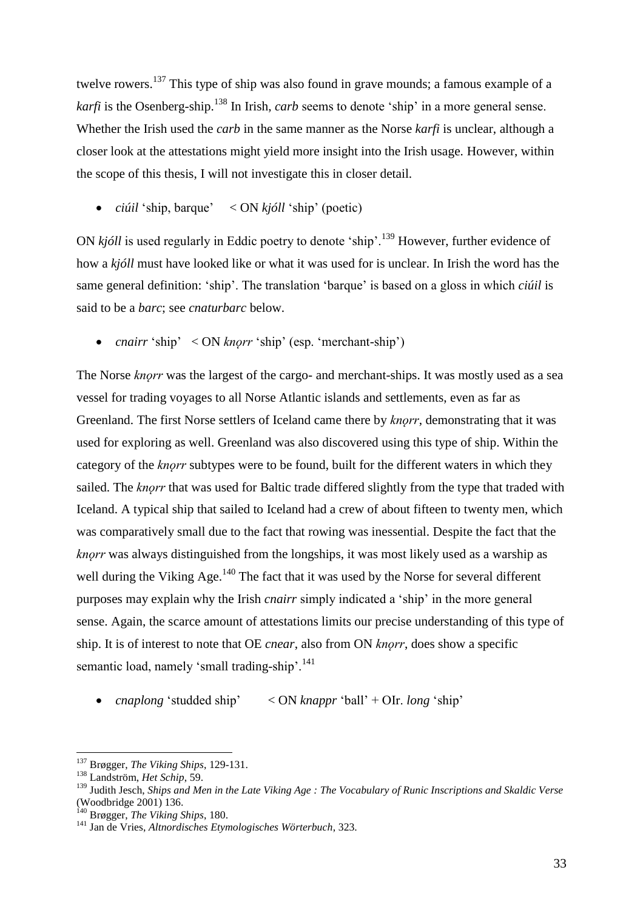twelve rowers.[137] This type of ship was also found in grave mounds; a famous example of a *karfi* is the Osenberg-ship.[138] In Irish, *carb* seems to denote 'ship' in a more general sense. Whether the Irish used the *carb* in the same manner as the Norse *karfi* is unclear, although a closer look at the attestations might yield more insight into the Irish usage. However, within the scope of this thesis, I will not investigate this in closer detail.

- *ciúil* 'ship, barque' < ON *kjóll* 'ship' (poetic)

ON *kjóll* is used regularly in Eddic poetry to denote 'ship'.[139] However, further evidence of how a *kjóll* must have looked like or what it was used for is unclear. In Irish the word has the same general definition: 'ship'. The translation 'barque' is based on a gloss in which *ciúil* is said to be a *barc*; see *cnaturbarc* below.

- *cnairr* 'ship' < ON *knọrr* 'ship' (esp. 'merchant-ship')

The Norse *knọrr* was the largest of the cargo- and merchant-ships. It was mostly used as a sea vessel for trading voyages to all Norse Atlantic islands and settlements, even as far as Greenland. The first Norse settlers of Iceland came there by *knọrr*, demonstrating that it was used for exploring as well. Greenland was also discovered using this type of ship. Within the category of the *knọrr* subtypes were to be found, built for the different waters in which they sailed. The *knọrr* that was used for Baltic trade differed slightly from the type that traded with Iceland. A typical ship that sailed to Iceland had a crew of about fifteen to twenty men, which was comparatively small due to the fact that rowing was inessential. Despite the fact that the *knọrr* was always distinguished from the longships, it was most likely used as a warship as well during the Viking Age.[140] The fact that it was used by the Norse for several different purposes may explain why the Irish *cnairr* simply indicated a 'ship' in the more general sense. Again, the scarce amount of attestations limits our precise understanding of this type of ship. It is of interest to note that OE *cnear*, also from ON *knọrr*, does show a specific semantic load, namely 'small trading-ship'.[141]

- *cnaplong* 'studded ship' < ON *knappr* 'ball' + OIr. *long* 'ship'

---

[137] Brøgger, *The Viking Ships*, 129-131.

[138] Landström, *Het Schip*, 59.

[139] Judith Jesch, *Ships and Men in the Late Viking Age : The Vocabulary of Runic Inscriptions and Skaldic Verse* (Woodbridge 2001) 136.

[140] Brøgger, *The Viking Ships*, 180.

[141] Jan de Vries, *Altnordisches Etymologisches Wörterbuch*, 323.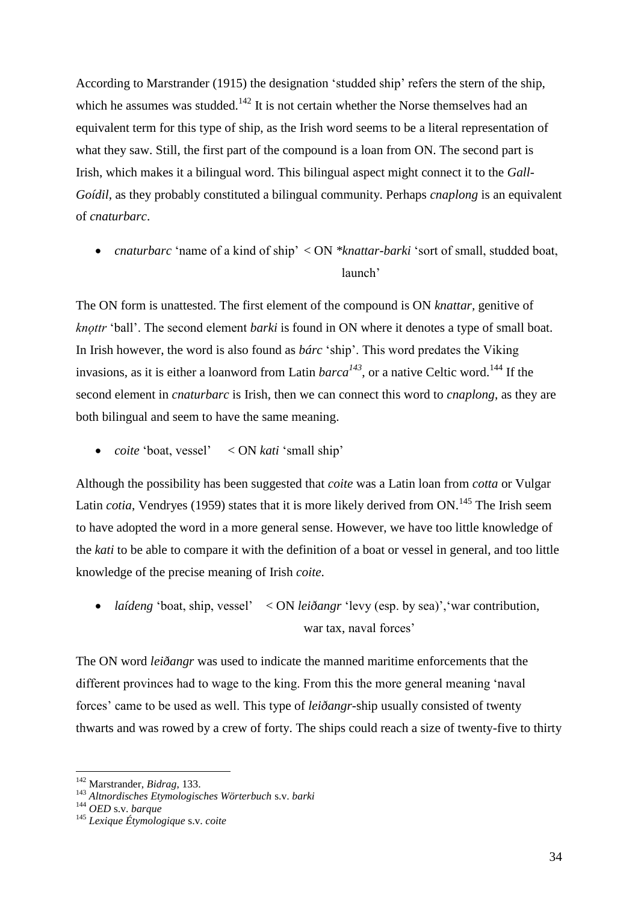According to Marstrander (1915) the designation ‘studded ship’ refers the stern of the ship, which he assumes was studded.[142] It is not certain whether the Norse themselves had an equivalent term for this type of ship, as the Irish word seems to be a literal representation of what they saw. Still, the first part of the compound is a loan from ON. The second part is Irish, which makes it a bilingual word. This bilingual aspect might connect it to the *Gall-Goídil*, as they probably constituted a bilingual community. Perhaps *cnaplong* is an equivalent of *cnaturbarc*.

- *cnaturbarc* ‘name of a kind of ship’ < ON *\*knattar-barki* ‘sort of small, studded boat, launch’

The ON form is unattested. The first element of the compound is ON *knattar*, genitive of *knọttr* ‘ball’. The second element *barki* is found in ON where it denotes a type of small boat. In Irish however, the word is also found as *bárc* ‘ship’. This word predates the Viking invasions, as it is either a loanword from Latin *barca*[143], or a native Celtic word.[144] If the second element in *cnaturbarc* is Irish, then we can connect this word to *cnaplong*, as they are both bilingual and seem to have the same meaning.

- *coite* ‘boat, vessel’ < ON *kati* ‘small ship’

Although the possibility has been suggested that *coite* was a Latin loan from *cotta* or Vulgar Latin *cotia*, Vendryes (1959) states that it is more likely derived from ON.[145] The Irish seem to have adopted the word in a more general sense. However, we have too little knowledge of the *kati* to be able to compare it with the definition of a boat or vessel in general, and too little knowledge of the precise meaning of Irish *coite*.

- *laídeng* ‘boat, ship, vessel’ < ON *leiðangr* ‘levy (esp. by sea)’,‘war contribution, war tax, naval forces’

The ON word *leiðangr* was used to indicate the manned maritime enforcements that the different provinces had to wage to the king. From this the more general meaning ‘naval forces’ came to be used as well. This type of *leiðangr*-ship usually consisted of twenty thwarts and was rowed by a crew of forty. The ships could reach a size of twenty-five to thirty

---

[142] Marstrander, *Bidrag*, 133.

[143] *Altnordisches Etymologisches Wörterbuch* s.v. *barki*

[144] *OED* s.v. *barque*

[145] *Lexique Étymologique* s.v. *coite*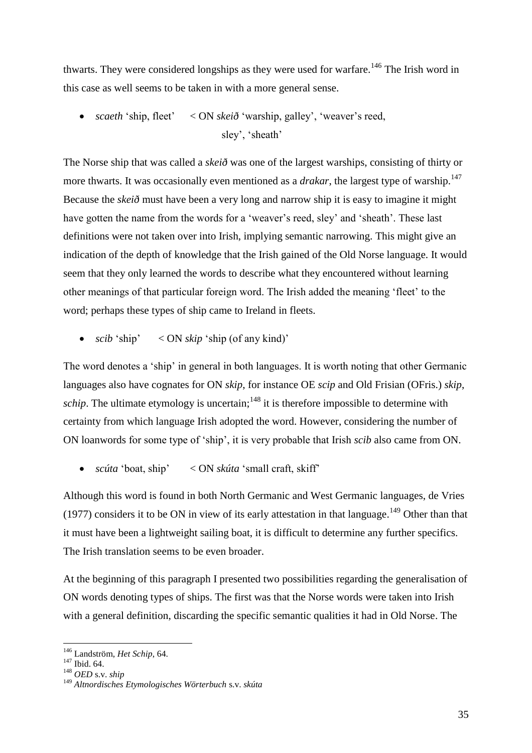thwarts. They were considered longships as they were used for warfare.[146] The Irish word in this case as well seems to be taken in with a more general sense.

- *scaeth* 'ship, fleet' < ON *skeið* 'warship, galley', 'weaver's reed, sley', 'sheath'

The Norse ship that was called a *skeið* was one of the largest warships, consisting of thirty or more thwarts. It was occasionally even mentioned as a *drakar*, the largest type of warship.[147] Because the *skeið* must have been a very long and narrow ship it is easy to imagine it might have gotten the name from the words for a 'weaver's reed, sley' and 'sheath'. These last definitions were not taken over into Irish, implying semantic narrowing. This might give an indication of the depth of knowledge that the Irish gained of the Old Norse language. It would seem that they only learned the words to describe what they encountered without learning other meanings of that particular foreign word. The Irish added the meaning 'fleet' to the word; perhaps these types of ship came to Ireland in fleets.

- *scib* 'ship' < ON *skip* 'ship (of any kind)'

The word denotes a 'ship' in general in both languages. It is worth noting that other Germanic languages also have cognates for ON *skip*, for instance OE *scip* and Old Frisian (OFris.) *skip*, *schip*. The ultimate etymology is uncertain;[148] it is therefore impossible to determine with certainty from which language Irish adopted the word. However, considering the number of ON loanwords for some type of 'ship', it is very probable that Irish *scib* also came from ON.

- *scúta* 'boat, ship' < ON *skúta* 'small craft, skiff'

Although this word is found in both North Germanic and West Germanic languages, de Vries (1977) considers it to be ON in view of its early attestation in that language.[149] Other than that it must have been a lightweight sailing boat, it is difficult to determine any further specifics. The Irish translation seems to be even broader.

At the beginning of this paragraph I presented two possibilities regarding the generalisation of ON words denoting types of ships. The first was that the Norse words were taken into Irish with a general definition, discarding the specific semantic qualities it had in Old Norse. The

---

[146] Landström, *Het Schip*, 64.

[147] Ibid. 64.

[148] *OED* s.v. *ship*

[149] *Altnordisches Etymologisches Wörterbuch* s.v. *skúta*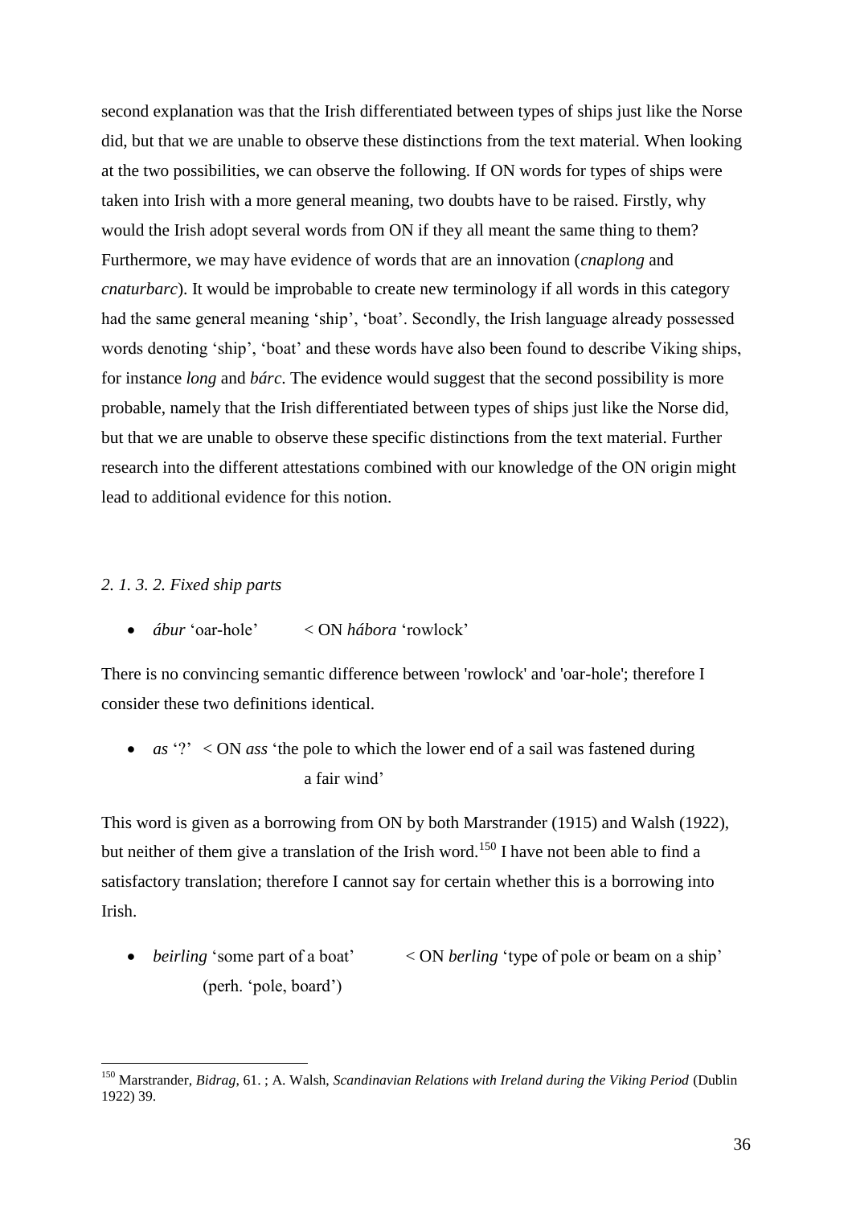second explanation was that the Irish differentiated between types of ships just like the Norse did, but that we are unable to observe these distinctions from the text material. When looking at the two possibilities, we can observe the following. If ON words for types of ships were taken into Irish with a more general meaning, two doubts have to be raised. Firstly, why would the Irish adopt several words from ON if they all meant the same thing to them? Furthermore, we may have evidence of words that are an innovation (*cnaplong* and *cnaturbarc*). It would be improbable to create new terminology if all words in this category had the same general meaning 'ship', 'boat'. Secondly, the Irish language already possessed words denoting 'ship', 'boat' and these words have also been found to describe Viking ships, for instance *long* and *bárc*. The evidence would suggest that the second possibility is more probable, namely that the Irish differentiated between types of ships just like the Norse did, but that we are unable to observe these specific distinctions from the text material. Further research into the different attestations combined with our knowledge of the ON origin might lead to additional evidence for this notion.

### *2. 1. 3. 2. Fixed ship parts*

- *ábur* 'oar-hole' < ON *hábora* 'rowlock'

There is no convincing semantic difference between 'rowlock' and 'oar-hole'; therefore I consider these two definitions identical.

- *as* '?' < ON *ass* 'the pole to which the lower end of a sail was fastened during a fair wind'

This word is given as a borrowing from ON by both Marstrander (1915) and Walsh (1922), but neither of them give a translation of the Irish word.[150] I have not been able to find a satisfactory translation; therefore I cannot say for certain whether this is a borrowing into Irish.

- *beirling* 'some part of a boat' (perh. 'pole, board') < ON *berling* 'type of pole or beam on a ship'

---

[150] Marstrander, *Bidrag*, 61. ; A. Walsh, *Scandinavian Relations with Ireland during the Viking Period* (Dublin 1922) 39.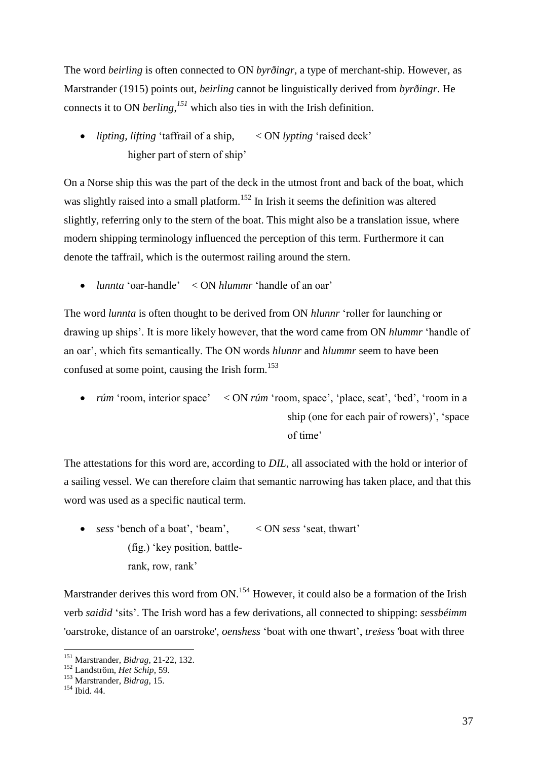The word *beirling* is often connected to ON *byrðingr*, a type of merchant-ship. However, as Marstrander (1915) points out, *beirling* cannot be linguistically derived from *byrðingr*. He connects it to ON *berling*,[151] which also ties in with the Irish definition.

- *lipting*, *lifting* 'taffrail of a ship, higher part of stern of ship' < ON *lypting* 'raised deck'

On a Norse ship this was the part of the deck in the utmost front and back of the boat, which was slightly raised into a small platform.[152] In Irish it seems the definition was altered slightly, referring only to the stern of the boat. This might also be a translation issue, where modern shipping terminology influenced the perception of this term. Furthermore it can denote the taffrail, which is the outermost railing around the stern.

- *lunnta* 'oar-handle' < ON *hlummr* 'handle of an oar'

The word *lunnta* is often thought to be derived from ON *hlunnr* 'roller for launching or drawing up ships'. It is more likely however, that the word came from ON *hlummr* 'handle of an oar', which fits semantically. The ON words *hlunnr* and *hlummr* seem to have been confused at some point, causing the Irish form.[153]

- *rúm* 'room, interior space' < ON *rúm* 'room, space', 'place, seat', 'bed', 'room in a ship (one for each pair of rowers)', 'space of time'

The attestations for this word are, according to *DIL*, all associated with the hold or interior of a sailing vessel. We can therefore claim that semantic narrowing has taken place, and that this word was used as a specific nautical term.

- *sess* 'bench of a boat', 'beam', (fig.) 'key position, battle-rank, row, rank' < ON *sess* 'seat, thwart'

Marstrander derives this word from ON.[154] However, it could also be a formation of the Irish verb *saidid* 'sits'. The Irish word has a few derivations, all connected to shipping: *sessbéimm* 'oarstroke, distance of an oarstroke', *oenshess* 'boat with one thwart', *treṡess* 'boat with three

---

[151] Marstrander, *Bidrag*, 21-22, 132.

[152] Landström, *Het Schip*, 59.

[153] Marstrander, *Bidrag*, 15.

[154] Ibid. 44.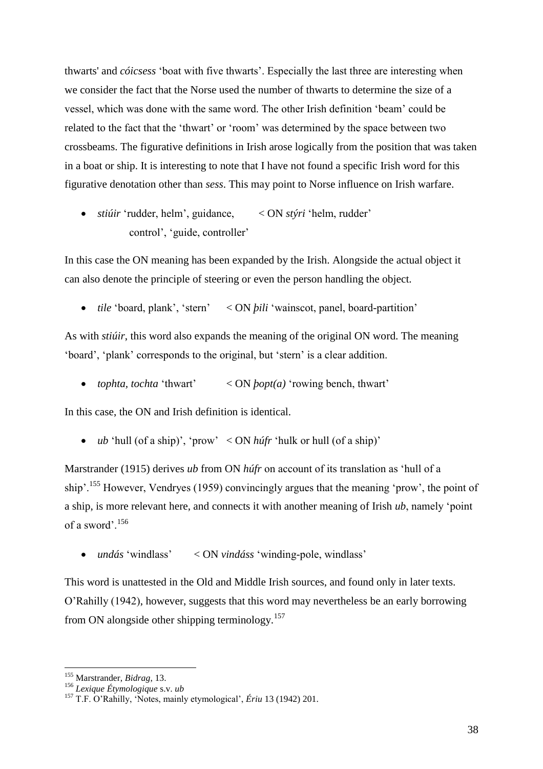thwarts' and *cóicsess* 'boat with five thwarts'. Especially the last three are interesting when we consider the fact that the Norse used the number of thwarts to determine the size of a vessel, which was done with the same word. The other Irish definition 'beam' could be related to the fact that the 'thwart' or 'room' was determined by the space between two crossbeams. The figurative definitions in Irish arose logically from the position that was taken in a boat or ship. It is interesting to note that I have not found a specific Irish word for this figurative denotation other than *sess*. This may point to Norse influence on Irish warfare.

- *stiúir* 'rudder, helm', guidance, control', 'guide, controller' < ON *stýri* 'helm, rudder'

In this case the ON meaning has been expanded by the Irish. Alongside the actual object it can also denote the principle of steering or even the person handling the object.

- *tile* 'board, plank', 'stern' < ON *þili* 'wainscot, panel, board-partition'

As with *stiúir*, this word also expands the meaning of the original ON word. The meaning 'board', 'plank' corresponds to the original, but 'stern' is a clear addition.

- *tophta, tochta* 'thwart' < ON *þopt(a)* 'rowing bench, thwart'

In this case, the ON and Irish definition is identical.

- *ub* 'hull (of a ship)', 'prow' < ON *húfr* 'hulk or hull (of a ship)'

Marstrander (1915) derives *ub* from ON *húfr* on account of its translation as 'hull of a ship'.[155] However, Vendryes (1959) convincingly argues that the meaning 'prow', the point of a ship, is more relevant here, and connects it with another meaning of Irish *ub*, namely 'point of a sword'.[156]

- *undás* 'windlass' < ON *vindáss* 'winding-pole, windlass'

This word is unattested in the Old and Middle Irish sources, and found only in later texts. O'Rahilly (1942), however, suggests that this word may nevertheless be an early borrowing from ON alongside other shipping terminology.[157]

---

[155] Marstrander, *Bidrag*, 13.

[156] *Lexique Étymologique* s.v. *ub*

[157] T.F. O'Rahilly, 'Notes, mainly etymological', *Ériu* 13 (1942) 201.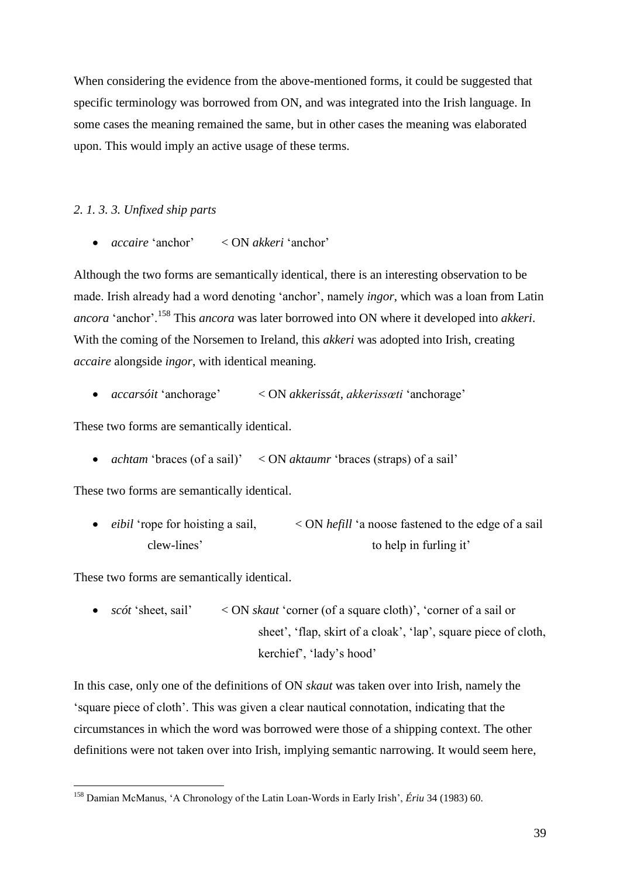When considering the evidence from the above-mentioned forms, it could be suggested that specific terminology was borrowed from ON, and was integrated into the Irish language. In some cases the meaning remained the same, but in other cases the meaning was elaborated upon. This would imply an active usage of these terms.

#### *2. 1. 3. 3. Unfixed ship parts*

- *accaire* 'anchor' < ON *akkeri* 'anchor'

Although the two forms are semantically identical, there is an interesting observation to be made. Irish already had a word denoting 'anchor', namely *ingor*, which was a loan from Latin *ancora* 'anchor'.[158] This *ancora* was later borrowed into ON where it developed into *akkeri*. With the coming of the Norsemen to Ireland, this *akkeri* was adopted into Irish, creating *accaire* alongside *ingor*, with identical meaning.

- *accarsóit* 'anchorage' < ON *akkerissát*, *akkerissæti* 'anchorage'

These two forms are semantically identical.

- *achtam* 'braces (of a sail)' < ON *aktaumr* 'braces (straps) of a sail'

These two forms are semantically identical.

- *eibil* 'rope for hoisting a sail, clew-lines' < ON *hefill* 'a noose fastened to the edge of a sail to help in furling it'

These two forms are semantically identical.

- *scót* 'sheet, sail' < ON *skaut* 'corner (of a square cloth)', 'corner of a sail or sheet', 'flap, skirt of a cloak', 'lap', square piece of cloth, kerchief', 'lady's hood'

In this case, only one of the definitions of ON *skaut* was taken over into Irish, namely the 'square piece of cloth'. This was given a clear nautical connotation, indicating that the circumstances in which the word was borrowed were those of a shipping context. The other definitions were not taken over into Irish, implying semantic narrowing. It would seem here,

[158] Damian McManus, 'A Chronology of the Latin Loan-Words in Early Irish', *Ériu* 34 (1983) 60.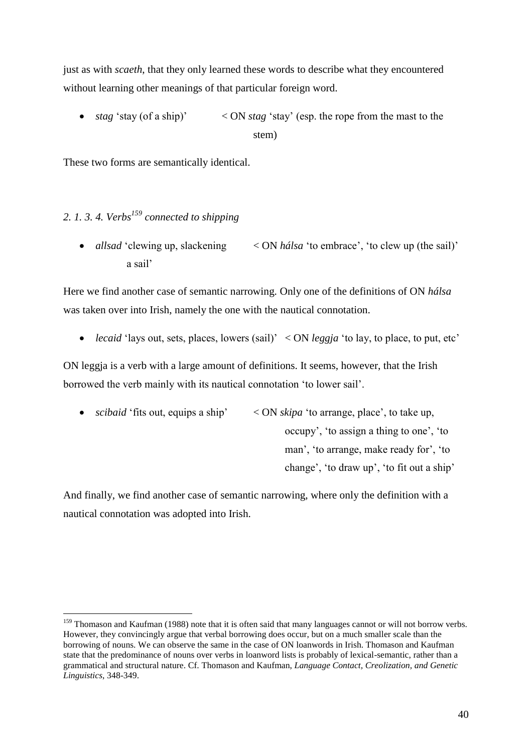just as with *scaeth*, that they only learned these words to describe what they encountered without learning other meanings of that particular foreign word.

- *stag* 'stay (of a ship)' < ON *stag* 'stay' (esp. the rope from the mast to the stem)

These two forms are semantically identical.

### *2. 1. 3. 4. Verbs[159] connected to shipping*

- *allsad* 'clewing up, slackening a sail' < ON *hálsa* 'to embrace', 'to clew up (the sail)'

Here we find another case of semantic narrowing. Only one of the definitions of ON *hálsa* was taken over into Irish, namely the one with the nautical connotation.

- *lecaid* 'lays out, sets, places, lowers (sail)' < ON *leggja* 'to lay, to place, to put, etc'

ON leggja is a verb with a large amount of definitions. It seems, however, that the Irish borrowed the verb mainly with its nautical connotation 'to lower sail'.

- *scibaid* 'fits out, equips a ship' < ON *skipa* 'to arrange, place', to take up, occupy', 'to assign a thing to one', 'to man', 'to arrange, make ready for', 'to change', 'to draw up', 'to fit out a ship'

And finally, we find another case of semantic narrowing, where only the definition with a nautical connotation was adopted into Irish.

---

[159] Thomason and Kaufman (1988) note that it is often said that many languages cannot or will not borrow verbs. However, they convincingly argue that verbal borrowing does occur, but on a much smaller scale than the borrowing of nouns. We can observe the same in the case of ON loanwords in Irish. Thomason and Kaufman state that the predominance of nouns over verbs in loanword lists is probably of lexical-semantic, rather than a grammatical and structural nature. Cf. Thomason and Kaufman, *Language Contact, Creolization, and Genetic Linguistics*, 348-349.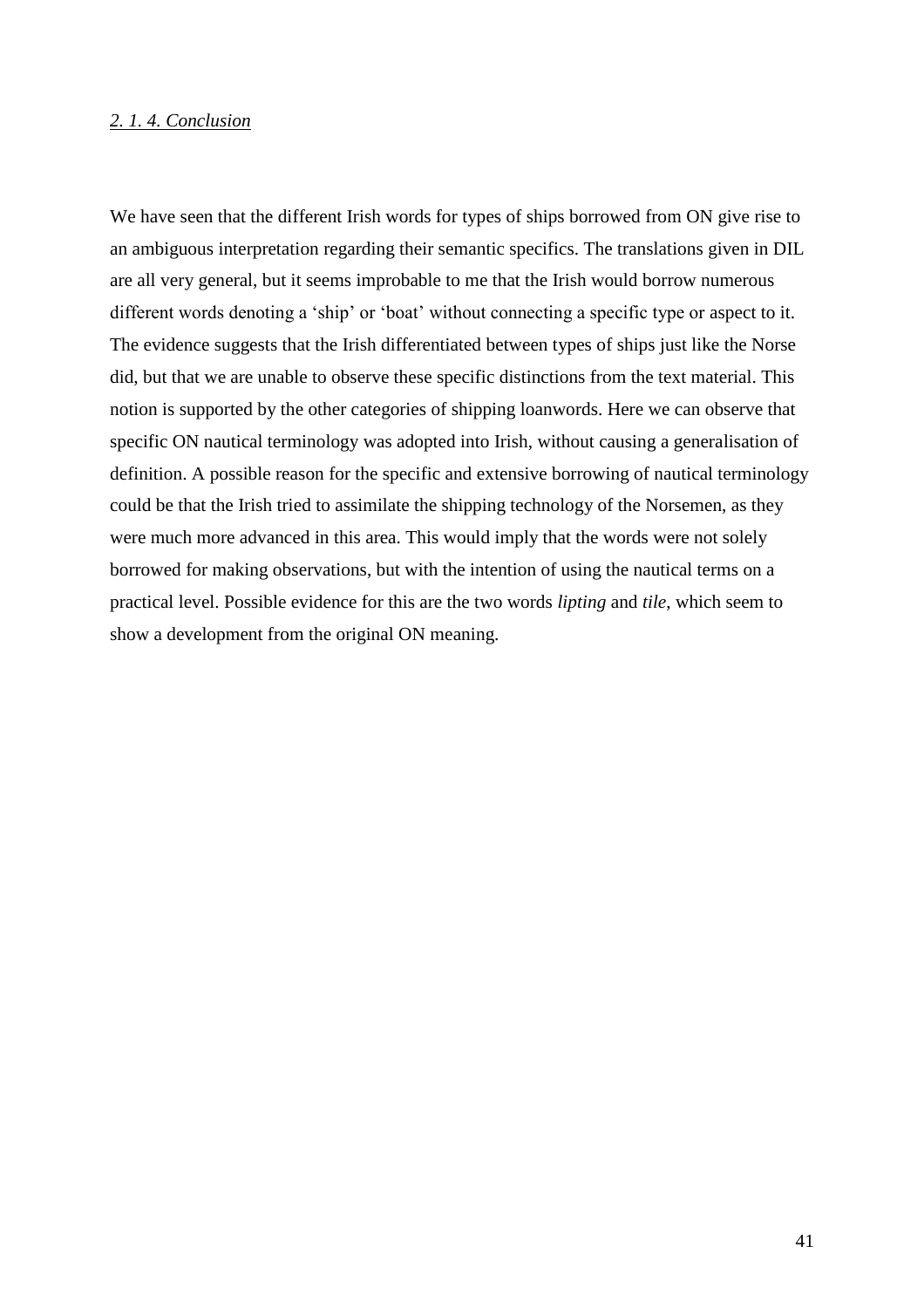### *2. 1. 4. Conclusion*

We have seen that the different Irish words for types of ships borrowed from ON give rise to an ambiguous interpretation regarding their semantic specifics. The translations given in DIL are all very general, but it seems improbable to me that the Irish would borrow numerous different words denoting a 'ship' or 'boat' without connecting a specific type or aspect to it. The evidence suggests that the Irish differentiated between types of ships just like the Norse did, but that we are unable to observe these specific distinctions from the text material. This notion is supported by the other categories of shipping loanwords. Here we can observe that specific ON nautical terminology was adopted into Irish, without causing a generalisation of definition. A possible reason for the specific and extensive borrowing of nautical terminology could be that the Irish tried to assimilate the shipping technology of the Norsemen, as they were much more advanced in this area. This would imply that the words were not solely borrowed for making observations, but with the intention of using the nautical terms on a practical level. Possible evidence for this are the two words *lipting* and *tile*, which seem to show a development from the original ON meaning.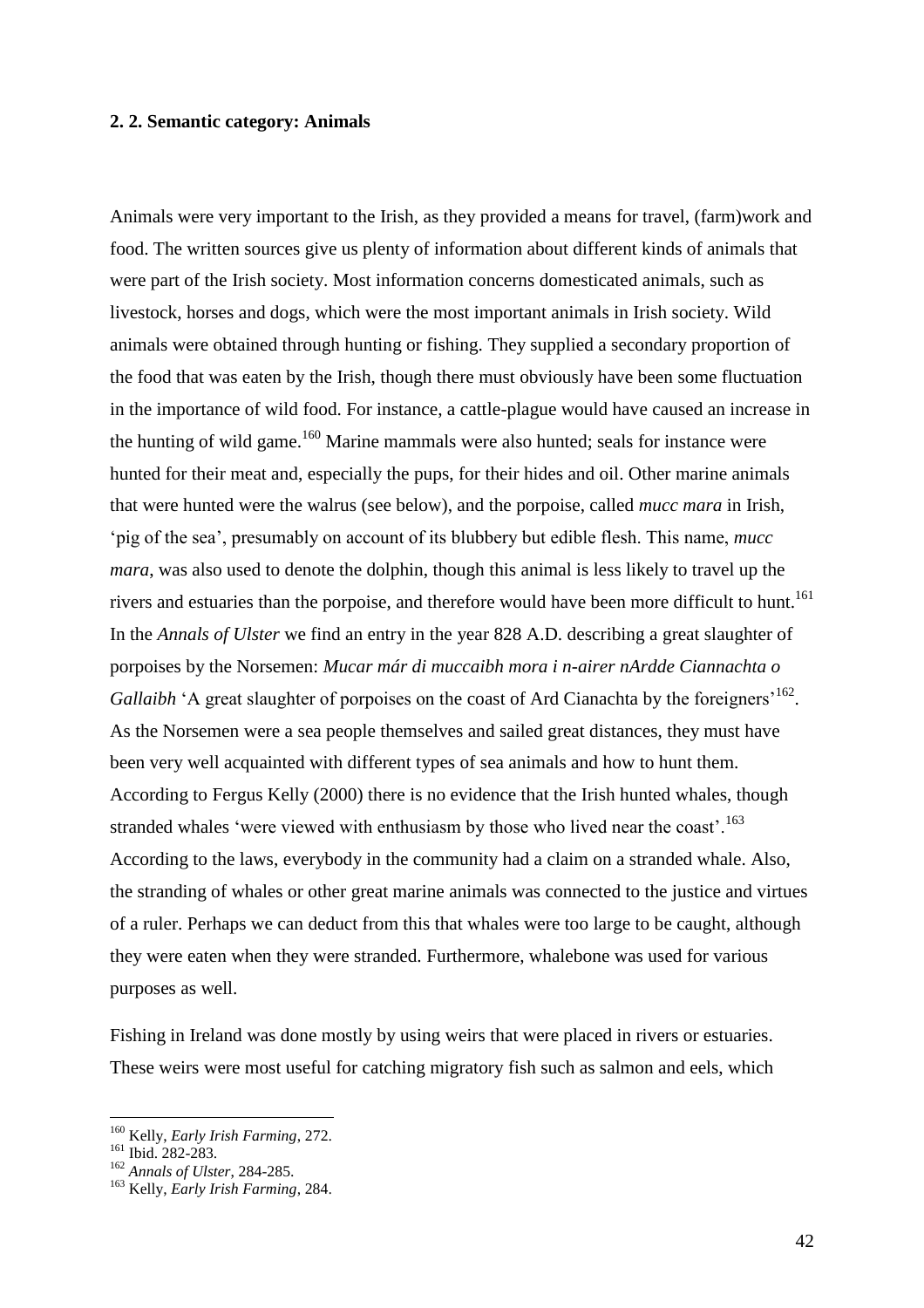### 2. 2. Semantic category: Animals

Animals were very important to the Irish, as they provided a means for travel, (farm)work and food. The written sources give us plenty of information about different kinds of animals that were part of the Irish society. Most information concerns domesticated animals, such as livestock, horses and dogs, which were the most important animals in Irish society. Wild animals were obtained through hunting or fishing. They supplied a secondary proportion of the food that was eaten by the Irish, though there must obviously have been some fluctuation in the importance of wild food. For instance, a cattle-plague would have caused an increase in the hunting of wild game.[160] Marine mammals were also hunted; seals for instance were hunted for their meat and, especially the pups, for their hides and oil. Other marine animals that were hunted were the walrus (see below), and the porpoise, called *mucc mara* in Irish, 'pig of the sea', presumably on account of its blubbery but edible flesh. This name, *mucc mara*, was also used to denote the dolphin, though this animal is less likely to travel up the rivers and estuaries than the porpoise, and therefore would have been more difficult to hunt.[161] In the *Annals of Ulster* we find an entry in the year 828 A.D. describing a great slaughter of porpoises by the Norsemen: *Mucar már di muccaibh mora i n-airer nArdde Ciannachta o Gallaibh* 'A great slaughter of porpoises on the coast of Ard Cianachta by the foreigners'[162]. As the Norsemen were a sea people themselves and sailed great distances, they must have been very well acquainted with different types of sea animals and how to hunt them. According to Fergus Kelly (2000) there is no evidence that the Irish hunted whales, though stranded whales 'were viewed with enthusiasm by those who lived near the coast'.[163] According to the laws, everybody in the community had a claim on a stranded whale. Also, the stranding of whales or other great marine animals was connected to the justice and virtues of a ruler. Perhaps we can deduct from this that whales were too large to be caught, although they were eaten when they were stranded. Furthermore, whalebone was used for various purposes as well.

Fishing in Ireland was done mostly by using weirs that were placed in rivers or estuaries. These weirs were most useful for catching migratory fish such as salmon and eels, which

---

[160] Kelly, *Early Irish Farming*, 272.

[161] Ibid. 282-283.

[162] *Annals of Ulster*, 284-285.

[163] Kelly, *Early Irish Farming*, 284.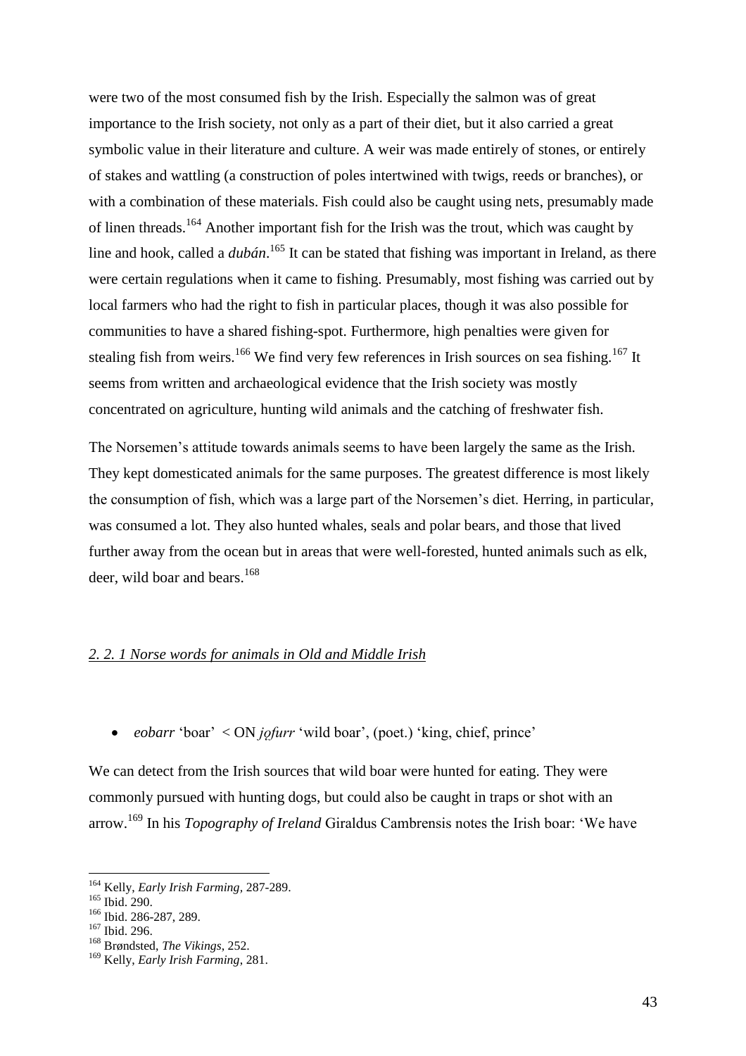were two of the most consumed fish by the Irish. Especially the salmon was of great importance to the Irish society, not only as a part of their diet, but it also carried a great symbolic value in their literature and culture. A weir was made entirely of stones, or entirely of stakes and wattling (a construction of poles intertwined with twigs, reeds or branches), or with a combination of these materials. Fish could also be caught using nets, presumably made of linen threads.[164] Another important fish for the Irish was the trout, which was caught by line and hook, called a *dubán*.[165] It can be stated that fishing was important in Ireland, as there were certain regulations when it came to fishing. Presumably, most fishing was carried out by local farmers who had the right to fish in particular places, though it was also possible for communities to have a shared fishing-spot. Furthermore, high penalties were given for stealing fish from weirs.[166] We find very few references in Irish sources on sea fishing.[167] It seems from written and archaeological evidence that the Irish society was mostly concentrated on agriculture, hunting wild animals and the catching of freshwater fish.

The Norsemen's attitude towards animals seems to have been largely the same as the Irish. They kept domesticated animals for the same purposes. The greatest difference is most likely the consumption of fish, which was a large part of the Norsemen's diet. Herring, in particular, was consumed a lot. They also hunted whales, seals and polar bears, and those that lived further away from the ocean but in areas that were well-forested, hunted animals such as elk, deer, wild boar and bears.[168]

### *2. 2. 1 Norse words for animals in Old and Middle Irish*

- *eobarr* 'boar' < ON *jǫfurr* 'wild boar', (poet.) 'king, chief, prince'

We can detect from the Irish sources that wild boar were hunted for eating. They were commonly pursued with hunting dogs, but could also be caught in traps or shot with an arrow.[169] In his *Topography of Ireland* Giraldus Cambrensis notes the Irish boar: 'We have

---

[164] Kelly, *Early Irish Farming,* 287-289.
[165] Ibid. 290.
[166] Ibid. 286-287, 289.
[167] Ibid. 296.
[168] Brøndsted, *The Vikings*, 252.
[169] Kelly, *Early Irish Farming*, 281.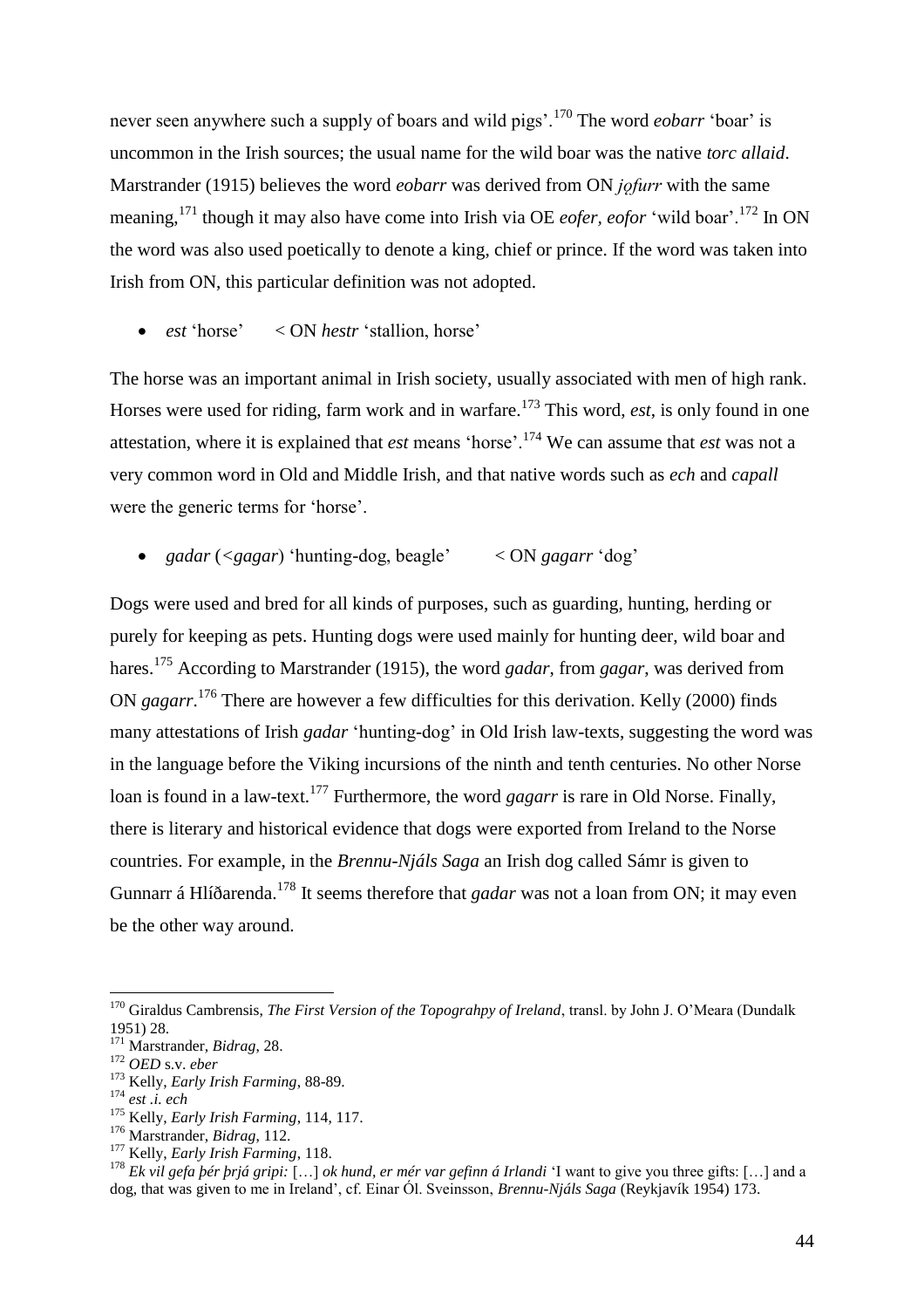never seen anywhere such a supply of boars and wild pigs'.[170] The word *eobarr* 'boar' is uncommon in the Irish sources; the usual name for the wild boar was the native *torc allaid*. Marstrander (1915) believes the word *eobarr* was derived from ON *jǫfurr* with the same meaning,[171] though it may also have come into Irish via OE *eofer*, *eofor* 'wild boar'.[172] In ON the word was also used poetically to denote a king, chief or prince. If the word was taken into Irish from ON, this particular definition was not adopted.

- *est* 'horse' < ON *hestr* 'stallion, horse'

The horse was an important animal in Irish society, usually associated with men of high rank. Horses were used for riding, farm work and in warfare.[173] This word, *est*, is only found in one attestation, where it is explained that *est* means 'horse'.[174] We can assume that *est* was not a very common word in Old and Middle Irish, and that native words such as *ech* and *capall* were the generic terms for 'horse'.

- *gadar* (<*gagar*) 'hunting-dog, beagle' < ON *gagarr* 'dog'

Dogs were used and bred for all kinds of purposes, such as guarding, hunting, herding or purely for keeping as pets. Hunting dogs were used mainly for hunting deer, wild boar and hares.[175] According to Marstrander (1915), the word *gadar*, from *gagar*, was derived from ON *gagarr*.[176] There are however a few difficulties for this derivation. Kelly (2000) finds many attestations of Irish *gadar* 'hunting-dog' in Old Irish law-texts, suggesting the word was in the language before the Viking incursions of the ninth and tenth centuries. No other Norse loan is found in a law-text.[177] Furthermore, the word *gagarr* is rare in Old Norse. Finally, there is literary and historical evidence that dogs were exported from Ireland to the Norse countries. For example, in the *Brennu-Njáls Saga* an Irish dog called Sámr is given to Gunnarr á Hlíðarenda.[178] It seems therefore that *gadar* was not a loan from ON; it may even be the other way around.

---

[170] Giraldus Cambrensis, *The First Version of the Topograhpy of Ireland*, transl. by John J. O'Meara (Dundalk 1951) 28.

[171] Marstrander, *Bidrag*, 28.

[172] *OED* s.v. *eber*

[173] Kelly, *Early Irish Farming*, 88-89.

[174] *est .i. ech*

[175] Kelly, *Early Irish Farming*, 114, 117.

[176] Marstrander, *Bidrag*, 112.

[177] Kelly, *Early Irish Farming*, 118.

[178] *Ek vil gefa þér þrjá gripi:* […] *ok hund, er mér var gefinn á Irlandi* 'I want to give you three gifts: […] and a dog, that was given to me in Ireland', cf. Einar Ól. Sveinsson, *Brennu-Njáls Saga* (Reykjavík 1954) 173.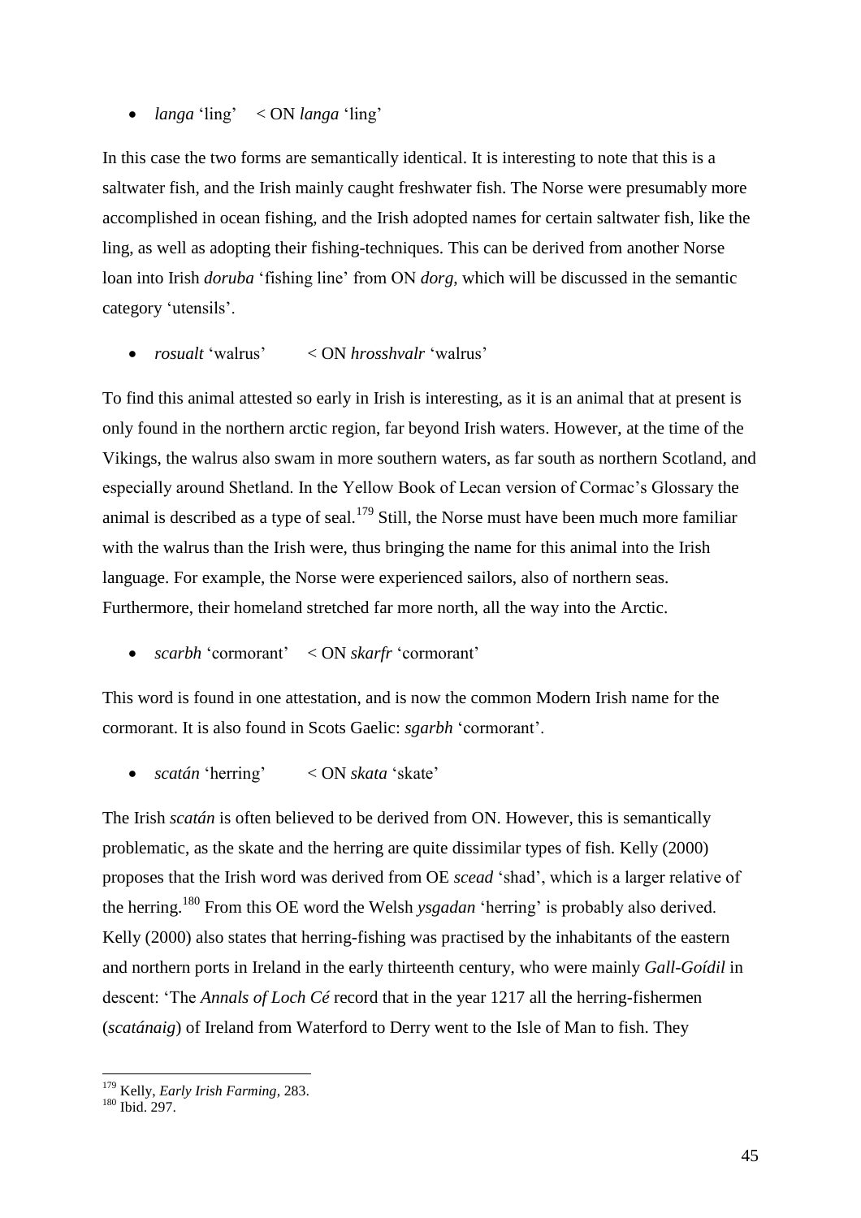- *langa* 'ling' < ON *langa* 'ling'

In this case the two forms are semantically identical. It is interesting to note that this is a saltwater fish, and the Irish mainly caught freshwater fish. The Norse were presumably more accomplished in ocean fishing, and the Irish adopted names for certain saltwater fish, like the ling, as well as adopting their fishing-techniques. This can be derived from another Norse loan into Irish *doruba* 'fishing line' from ON *dorg*, which will be discussed in the semantic category 'utensils'.

- *rosualt* 'walrus' < ON *hrosshvalr* 'walrus'

To find this animal attested so early in Irish is interesting, as it is an animal that at present is only found in the northern arctic region, far beyond Irish waters. However, at the time of the Vikings, the walrus also swam in more southern waters, as far south as northern Scotland, and especially around Shetland. In the Yellow Book of Lecan version of Cormac's Glossary the animal is described as a type of seal.[179] Still, the Norse must have been much more familiar with the walrus than the Irish were, thus bringing the name for this animal into the Irish language. For example, the Norse were experienced sailors, also of northern seas. Furthermore, their homeland stretched far more north, all the way into the Arctic.

- *scarbh* 'cormorant' < ON *skarfr* 'cormorant'

This word is found in one attestation, and is now the common Modern Irish name for the cormorant. It is also found in Scots Gaelic: *sgarbh* 'cormorant'.

- *scatán* 'herring' < ON *skata* 'skate'

The Irish *scatán* is often believed to be derived from ON. However, this is semantically problematic, as the skate and the herring are quite dissimilar types of fish. Kelly (2000) proposes that the Irish word was derived from OE *scead* 'shad', which is a larger relative of the herring.[180] From this OE word the Welsh *ysgadan* 'herring' is probably also derived. Kelly (2000) also states that herring-fishing was practised by the inhabitants of the eastern and northern ports in Ireland in the early thirteenth century, who were mainly *Gall-Goídil* in descent: 'The *Annals of Loch Cé* record that in the year 1217 all the herring-fishermen (*scatánaig*) of Ireland from Waterford to Derry went to the Isle of Man to fish. They

---

[179] Kelly, *Early Irish Farming*, 283.
[180] Ibid. 297.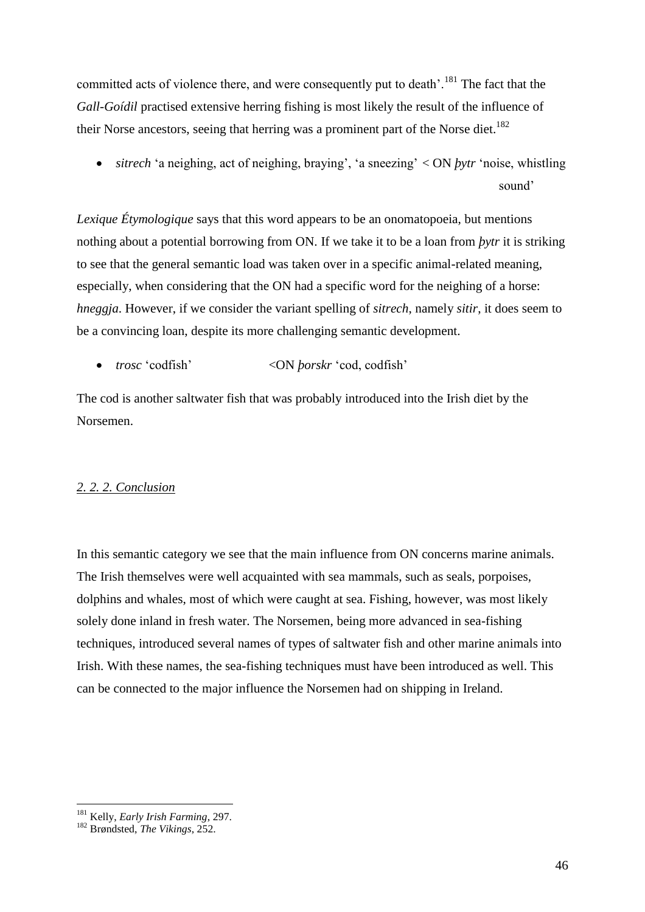committed acts of violence there, and were consequently put to death'.[181] The fact that the *Gall-Goídil* practised extensive herring fishing is most likely the result of the influence of their Norse ancestors, seeing that herring was a prominent part of the Norse diet.[182]

- *sitrech* 'a neighing, act of neighing, braying', 'a sneezing' < ON *þytr* 'noise, whistling sound'

*Lexique Étymologique* says that this word appears to be an onomatopoeia, but mentions nothing about a potential borrowing from ON. If we take it to be a loan from *þytr* it is striking to see that the general semantic load was taken over in a specific animal-related meaning, especially, when considering that the ON had a specific word for the neighing of a horse: *hneggja*. However, if we consider the variant spelling of *sitrech*, namely *sitir*, it does seem to be a convincing loan, despite its more challenging semantic development.

- *trosc* 'codfish' <ON *þorskr* 'cod, codfish'

The cod is another saltwater fish that was probably introduced into the Irish diet by the Norsemen.

### 2. 2. 2. Conclusion

In this semantic category we see that the main influence from ON concerns marine animals. The Irish themselves were well acquainted with sea mammals, such as seals, porpoises, dolphins and whales, most of which were caught at sea. Fishing, however, was most likely solely done inland in fresh water. The Norsemen, being more advanced in sea-fishing techniques, introduced several names of types of saltwater fish and other marine animals into Irish. With these names, the sea-fishing techniques must have been introduced as well. This can be connected to the major influence the Norsemen had on shipping in Ireland.

---

[181] Kelly, *Early Irish Farming*, 297.

[182] Brøndsted, *The Vikings*, 252.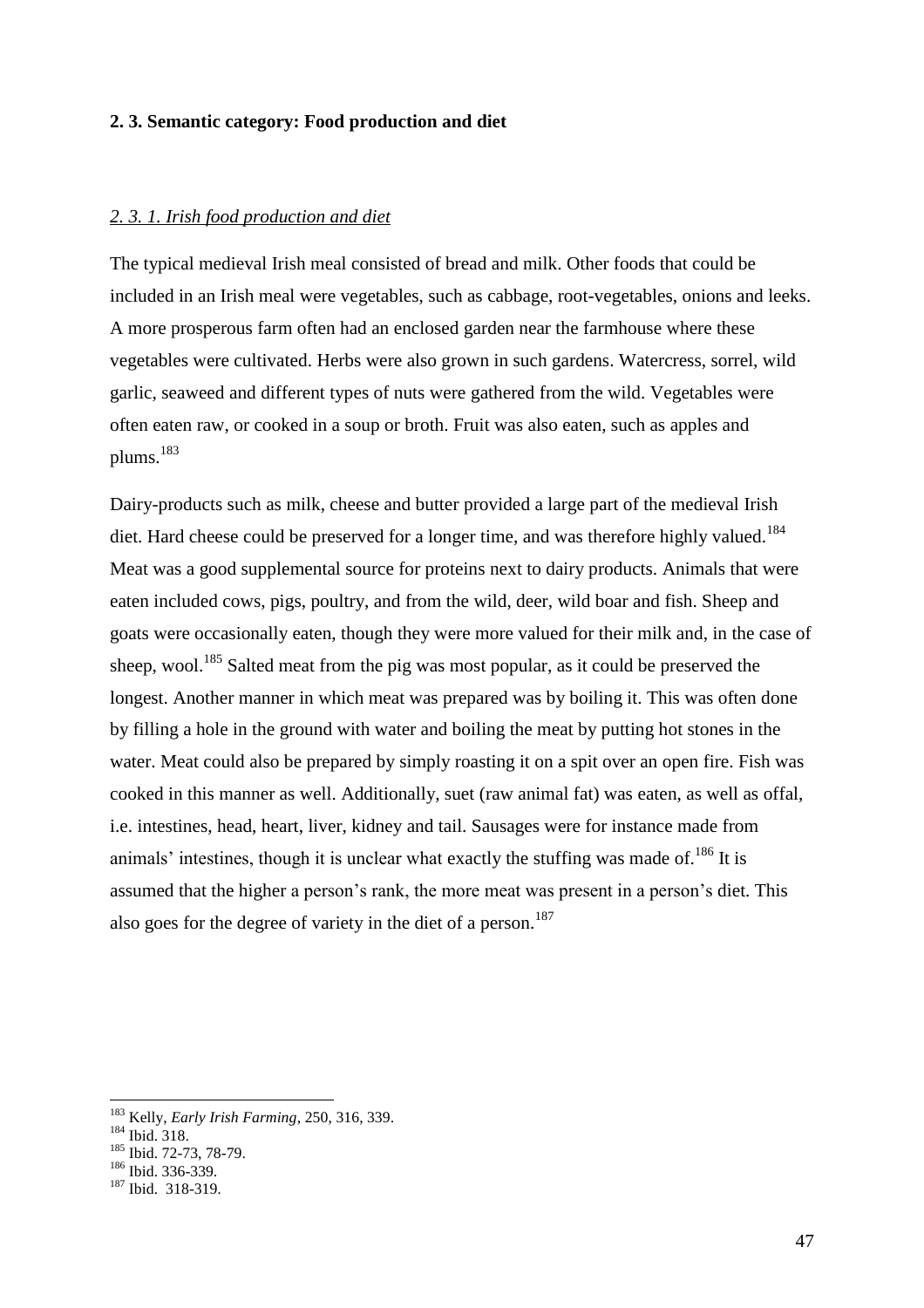## 2. 3. Semantic category: Food production and diet

### *2. 3. 1. Irish food production and diet*

The typical medieval Irish meal consisted of bread and milk. Other foods that could be included in an Irish meal were vegetables, such as cabbage, root-vegetables, onions and leeks. A more prosperous farm often had an enclosed garden near the farmhouse where these vegetables were cultivated. Herbs were also grown in such gardens. Watercress, sorrel, wild garlic, seaweed and different types of nuts were gathered from the wild. Vegetables were often eaten raw, or cooked in a soup or broth. Fruit was also eaten, such as apples and plums.[183]

Dairy-products such as milk, cheese and butter provided a large part of the medieval Irish diet. Hard cheese could be preserved for a longer time, and was therefore highly valued.[184] Meat was a good supplemental source for proteins next to dairy products. Animals that were eaten included cows, pigs, poultry, and from the wild, deer, wild boar and fish. Sheep and goats were occasionally eaten, though they were more valued for their milk and, in the case of sheep, wool.[185] Salted meat from the pig was most popular, as it could be preserved the longest. Another manner in which meat was prepared was by boiling it. This was often done by filling a hole in the ground with water and boiling the meat by putting hot stones in the water. Meat could also be prepared by simply roasting it on a spit over an open fire. Fish was cooked in this manner as well. Additionally, suet (raw animal fat) was eaten, as well as offal, i.e. intestines, head, heart, liver, kidney and tail. Sausages were for instance made from animals' intestines, though it is unclear what exactly the stuffing was made of.[186] It is assumed that the higher a person's rank, the more meat was present in a person's diet. This also goes for the degree of variety in the diet of a person.[187]

---

[183] Kelly, *Early Irish Farming*, 250, 316, 339.

[184] Ibid. 318.

[185] Ibid. 72-73, 78-79.

[186] Ibid. 336-339.

[187] Ibid. 318-319.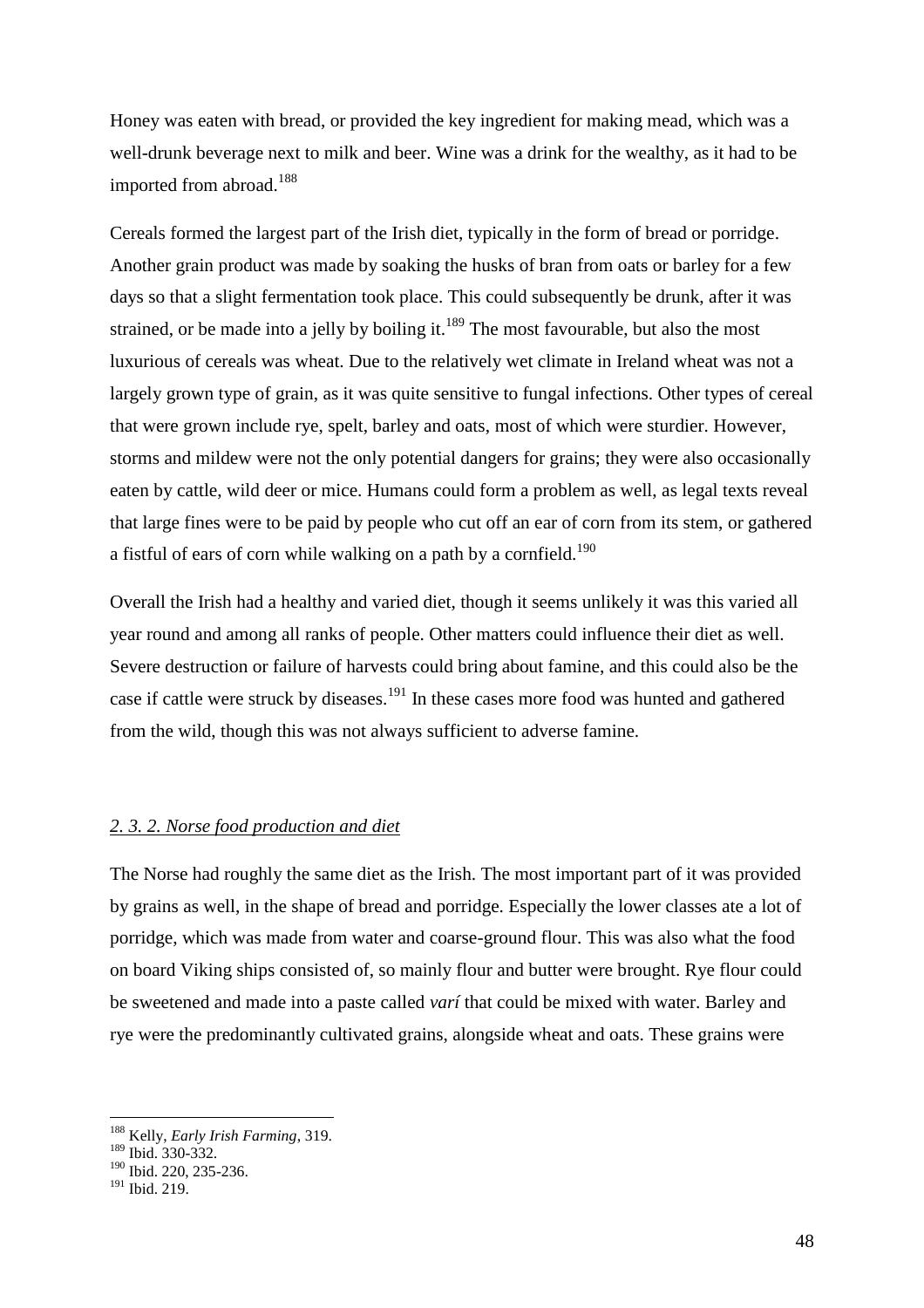Honey was eaten with bread, or provided the key ingredient for making mead, which was a well-drunk beverage next to milk and beer. Wine was a drink for the wealthy, as it had to be imported from abroad.[188]

Cereals formed the largest part of the Irish diet, typically in the form of bread or porridge. Another grain product was made by soaking the husks of bran from oats or barley for a few days so that a slight fermentation took place. This could subsequently be drunk, after it was strained, or be made into a jelly by boiling it.[189] The most favourable, but also the most luxurious of cereals was wheat. Due to the relatively wet climate in Ireland wheat was not a largely grown type of grain, as it was quite sensitive to fungal infections. Other types of cereal that were grown include rye, spelt, barley and oats, most of which were sturdier. However, storms and mildew were not the only potential dangers for grains; they were also occasionally eaten by cattle, wild deer or mice. Humans could form a problem as well, as legal texts reveal that large fines were to be paid by people who cut off an ear of corn from its stem, or gathered a fistful of ears of corn while walking on a path by a cornfield.[190]

Overall the Irish had a healthy and varied diet, though it seems unlikely it was this varied all year round and among all ranks of people. Other matters could influence their diet as well. Severe destruction or failure of harvests could bring about famine, and this could also be the case if cattle were struck by diseases.[191] In these cases more food was hunted and gathered from the wild, though this was not always sufficient to adverse famine.

### *2. 3. 2. Norse food production and diet*

The Norse had roughly the same diet as the Irish. The most important part of it was provided by grains as well, in the shape of bread and porridge. Especially the lower classes ate a lot of porridge, which was made from water and coarse-ground flour. This was also what the food on board Viking ships consisted of, so mainly flour and butter were brought. Rye flour could be sweetened and made into a paste called *varí* that could be mixed with water. Barley and rye were the predominantly cultivated grains, alongside wheat and oats. These grains were

---

[188] Kelly, *Early Irish Farming*, 319.
[189] Ibid. 330-332.
[190] Ibid. 220, 235-236.
[191] Ibid. 219.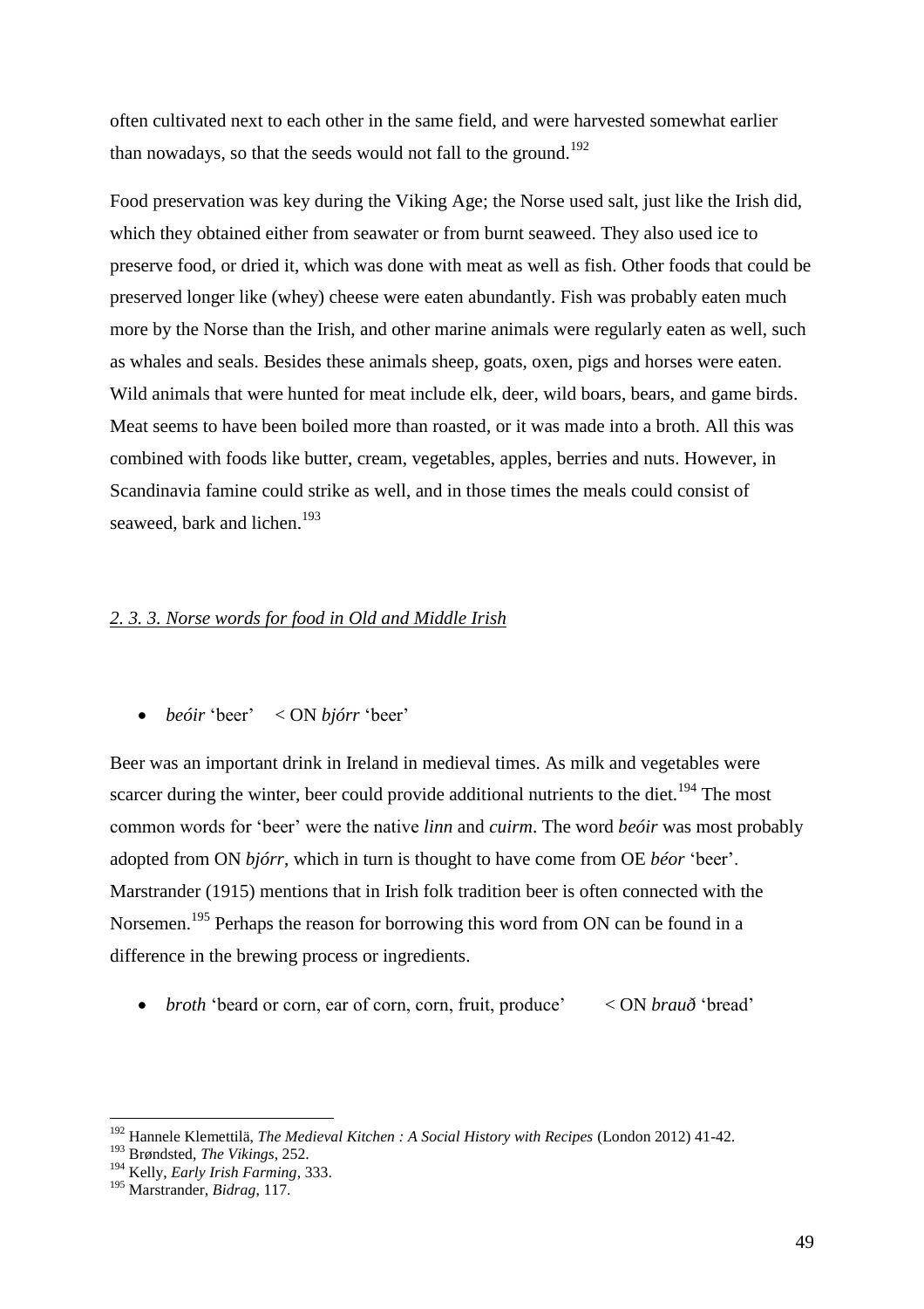often cultivated next to each other in the same field, and were harvested somewhat earlier than nowadays, so that the seeds would not fall to the ground.[192]

Food preservation was key during the Viking Age; the Norse used salt, just like the Irish did, which they obtained either from seawater or from burnt seaweed. They also used ice to preserve food, or dried it, which was done with meat as well as fish. Other foods that could be preserved longer like (whey) cheese were eaten abundantly. Fish was probably eaten much more by the Norse than the Irish, and other marine animals were regularly eaten as well, such as whales and seals. Besides these animals sheep, goats, oxen, pigs and horses were eaten. Wild animals that were hunted for meat include elk, deer, wild boars, bears, and game birds. Meat seems to have been boiled more than roasted, or it was made into a broth. All this was combined with foods like butter, cream, vegetables, apples, berries and nuts. However, in Scandinavia famine could strike as well, and in those times the meals could consist of seaweed, bark and lichen.[193]

### *2. 3. 3. Norse words for food in Old and Middle Irish*

- *beóir* 'beer' < ON *bjórr* 'beer'

Beer was an important drink in Ireland in medieval times. As milk and vegetables were scarcer during the winter, beer could provide additional nutrients to the diet.[194] The most common words for 'beer' were the native *linn* and *cuirm*. The word *beóir* was most probably adopted from ON *bjórr*, which in turn is thought to have come from OE *béor* 'beer'. Marstrander (1915) mentions that in Irish folk tradition beer is often connected with the Norsemen.[195] Perhaps the reason for borrowing this word from ON can be found in a difference in the brewing process or ingredients.

- *broth* 'beard or corn, ear of corn, corn, fruit, produce' < ON *brauð* 'bread'

---

[192] Hannele Klemettilä, *The Medieval Kitchen : A Social History with Recipes* (London 2012) 41-42.
[193] Brøndsted, *The Vikings*, 252.
[194] Kelly, *Early Irish Farming*, 333.
[195] Marstrander, *Bidrag*, 117.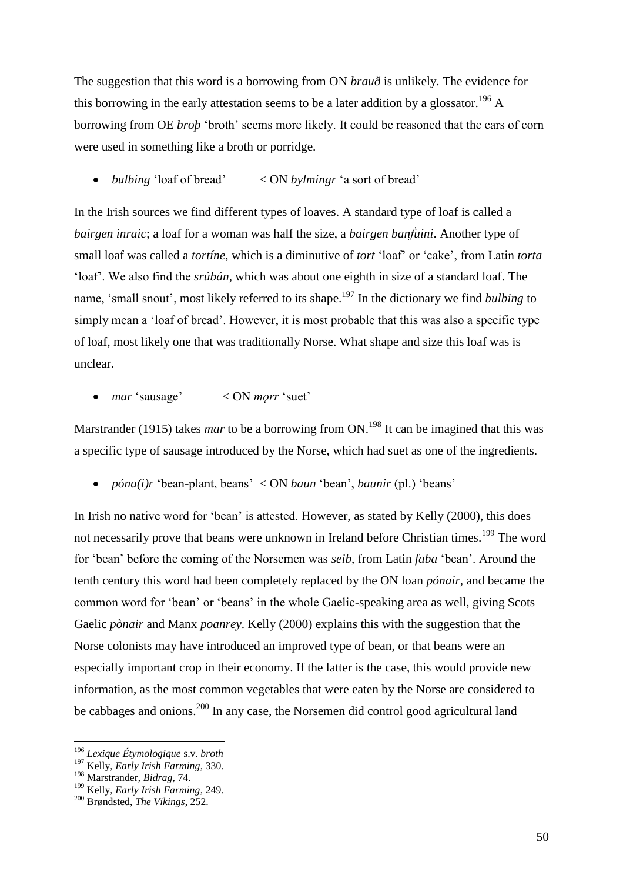The suggestion that this word is a borrowing from ON *brauð* is unlikely. The evidence for this borrowing in the early attestation seems to be a later addition by a glossator.[196] A borrowing from OE *broþ* 'broth' seems more likely. It could be reasoned that the ears of corn were used in something like a broth or porridge.

- *bulbing* 'loaf of bread' < ON *bylmingr* 'a sort of bread'

In the Irish sources we find different types of loaves. A standard type of loaf is called a *bairgen inraic*; a loaf for a woman was half the size, a *bairgen banḟuini*. Another type of small loaf was called a *tortíne*, which is a diminutive of *tort* 'loaf' or 'cake', from Latin *torta* 'loaf'. We also find the *srúbán*, which was about one eighth in size of a standard loaf. The name, 'small snout', most likely referred to its shape.[197] In the dictionary we find *bulbing* to simply mean a 'loaf of bread'. However, it is most probable that this was also a specific type of loaf, most likely one that was traditionally Norse. What shape and size this loaf was is unclear.

- *mar* 'sausage' < ON *mǫrr* 'suet'

Marstrander (1915) takes *mar* to be a borrowing from ON.[198] It can be imagined that this was a specific type of sausage introduced by the Norse, which had suet as one of the ingredients.

- *póna(i)r* 'bean-plant, beans' < ON *baun* 'bean', *baunir* (pl.) 'beans'

In Irish no native word for 'bean' is attested. However, as stated by Kelly (2000), this does not necessarily prove that beans were unknown in Ireland before Christian times.[199] The word for 'bean' before the coming of the Norsemen was *seib*, from Latin *faba* 'bean'. Around the tenth century this word had been completely replaced by the ON loan *pónair*, and became the common word for 'bean' or 'beans' in the whole Gaelic-speaking area as well, giving Scots Gaelic *pònair* and Manx *poanrey*. Kelly (2000) explains this with the suggestion that the Norse colonists may have introduced an improved type of bean, or that beans were an especially important crop in their economy. If the latter is the case, this would provide new information, as the most common vegetables that were eaten by the Norse are considered to be cabbages and onions.[200] In any case, the Norsemen did control good agricultural land

---

[196] *Lexique Étymologique* s.v. *broth*

[197] Kelly, *Early Irish Farming*, 330.

[198] Marstrander, *Bidrag*, 74.

[199] Kelly, *Early Irish Farming*, 249.

[200] Brøndsted, *The Vikings*, 252.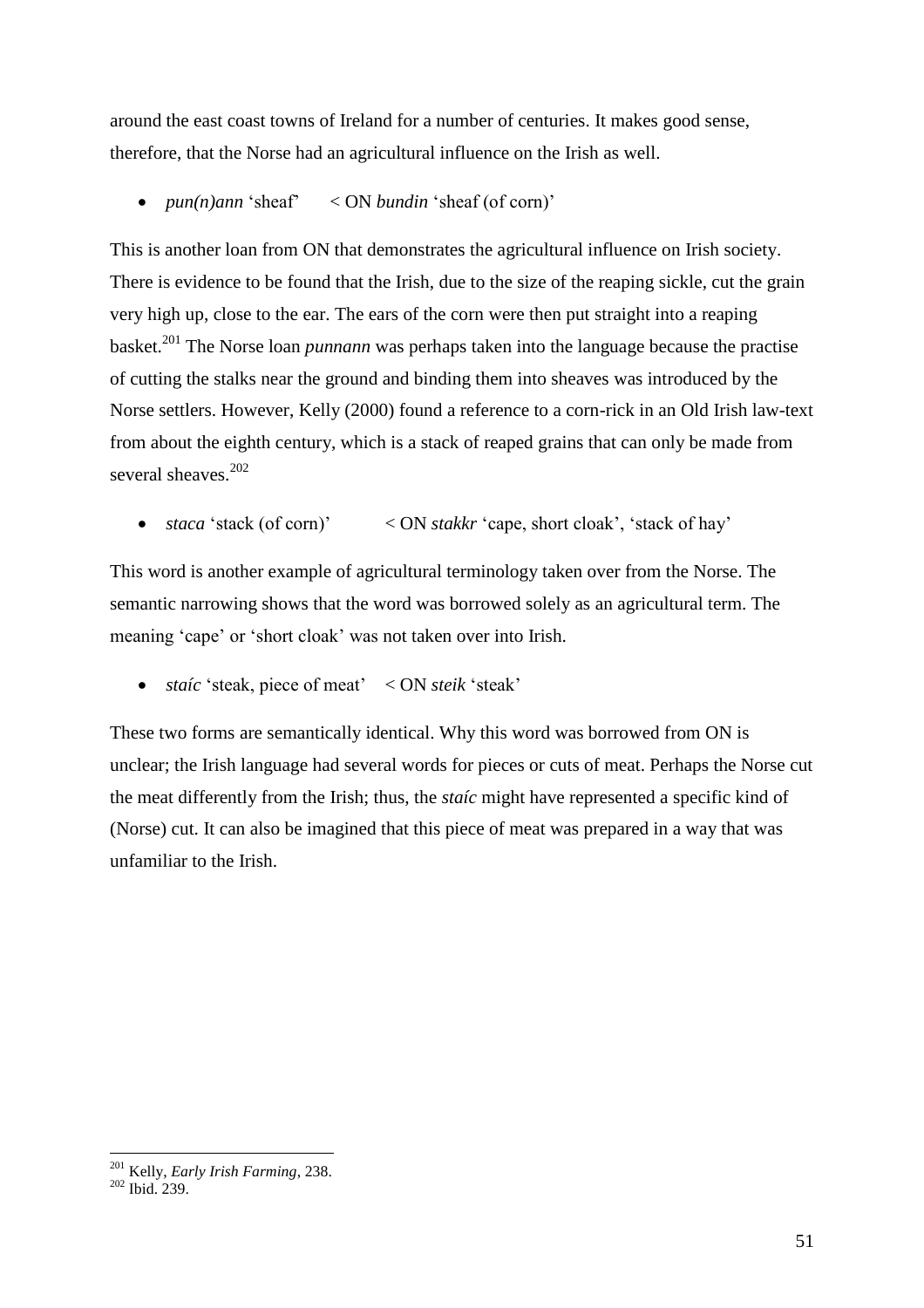around the east coast towns of Ireland for a number of centuries. It makes good sense, therefore, that the Norse had an agricultural influence on the Irish as well.

- *pun(n)ann* 'sheaf' < ON *bundin* 'sheaf (of corn)'

This is another loan from ON that demonstrates the agricultural influence on Irish society. There is evidence to be found that the Irish, due to the size of the reaping sickle, cut the grain very high up, close to the ear. The ears of the corn were then put straight into a reaping basket.[201] The Norse loan *punnann* was perhaps taken into the language because the practise of cutting the stalks near the ground and binding them into sheaves was introduced by the Norse settlers. However, Kelly (2000) found a reference to a corn-rick in an Old Irish law-text from about the eighth century, which is a stack of reaped grains that can only be made from several sheaves.[202]

- *staca* 'stack (of corn)' < ON *stakkr* 'cape, short cloak', 'stack of hay'

This word is another example of agricultural terminology taken over from the Norse. The semantic narrowing shows that the word was borrowed solely as an agricultural term. The meaning 'cape' or 'short cloak' was not taken over into Irish.

- *staíc* 'steak, piece of meat' < ON *steik* 'steak'

These two forms are semantically identical. Why this word was borrowed from ON is unclear; the Irish language had several words for pieces or cuts of meat. Perhaps the Norse cut the meat differently from the Irish; thus, the *staíc* might have represented a specific kind of (Norse) cut. It can also be imagined that this piece of meat was prepared in a way that was unfamiliar to the Irish.

---

[201] Kelly, *Early Irish Farming*, 238.

[202] Ibid. 239.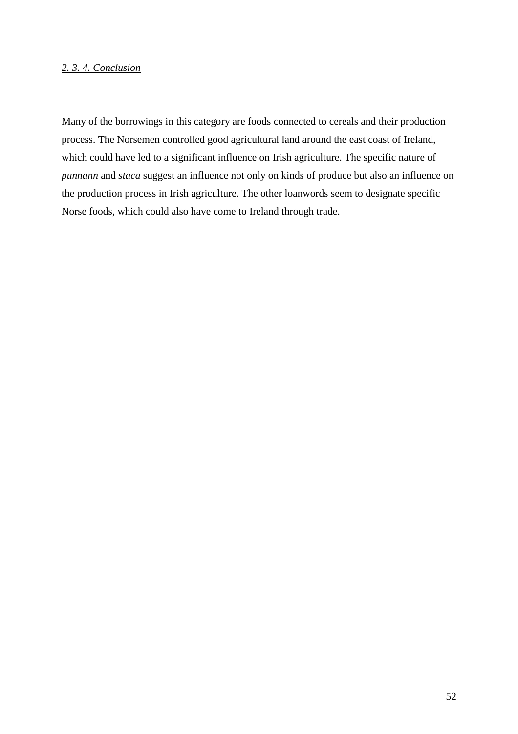#### *2. 3. 4. Conclusion*

Many of the borrowings in this category are foods connected to cereals and their production process. The Norsemen controlled good agricultural land around the east coast of Ireland, which could have led to a significant influence on Irish agriculture. The specific nature of *punnann* and *staca* suggest an influence not only on kinds of produce but also an influence on the production process in Irish agriculture. The other loanwords seem to designate specific Norse foods, which could also have come to Ireland through trade.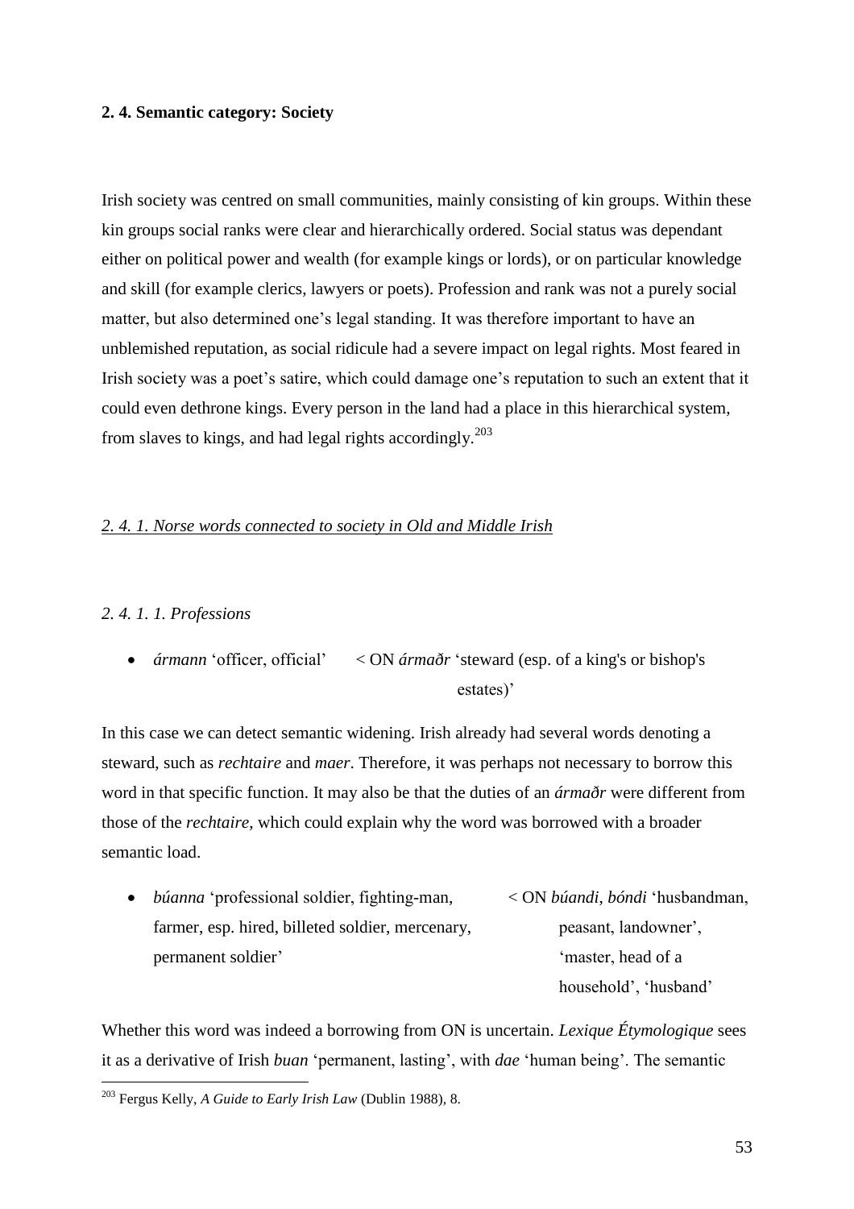### 2. 4. Semantic category: Society

Irish society was centred on small communities, mainly consisting of kin groups. Within these kin groups social ranks were clear and hierarchically ordered. Social status was dependant either on political power and wealth (for example kings or lords), or on particular knowledge and skill (for example clerics, lawyers or poets). Profession and rank was not a purely social matter, but also determined one's legal standing. It was therefore important to have an unblemished reputation, as social ridicule had a severe impact on legal rights. Most feared in Irish society was a poet's satire, which could damage one's reputation to such an extent that it could even dethrone kings. Every person in the land had a place in this hierarchical system, from slaves to kings, and had legal rights accordingly.[203]

#### *2. 4. 1. Norse words connected to society in Old and Middle Irish*

##### *2. 4. 1. 1. Professions*

- *ármann* 'officer, official' < ON *ármaðr* 'steward (esp. of a king's or bishop's estates)'

In this case we can detect semantic widening. Irish already had several words denoting a steward, such as *rechtaire* and *maer*. Therefore, it was perhaps not necessary to borrow this word in that specific function. It may also be that the duties of an *ármaðr* were different from those of the *rechtaire*, which could explain why the word was borrowed with a broader semantic load.

- *búanna* 'professional soldier, fighting-man, farmer, esp. hired, billeted soldier, mercenary, permanent soldier' < ON *búandi*, *bóndi* 'husbandman, peasant, landowner', 'master, head of a household', 'husband'

Whether this word was indeed a borrowing from ON is uncertain. *Lexique Étymologique* sees it as a derivative of Irish *buan* 'permanent, lasting', with *dae* 'human being'. The semantic

[203] Fergus Kelly, *A Guide to Early Irish Law* (Dublin 1988), 8.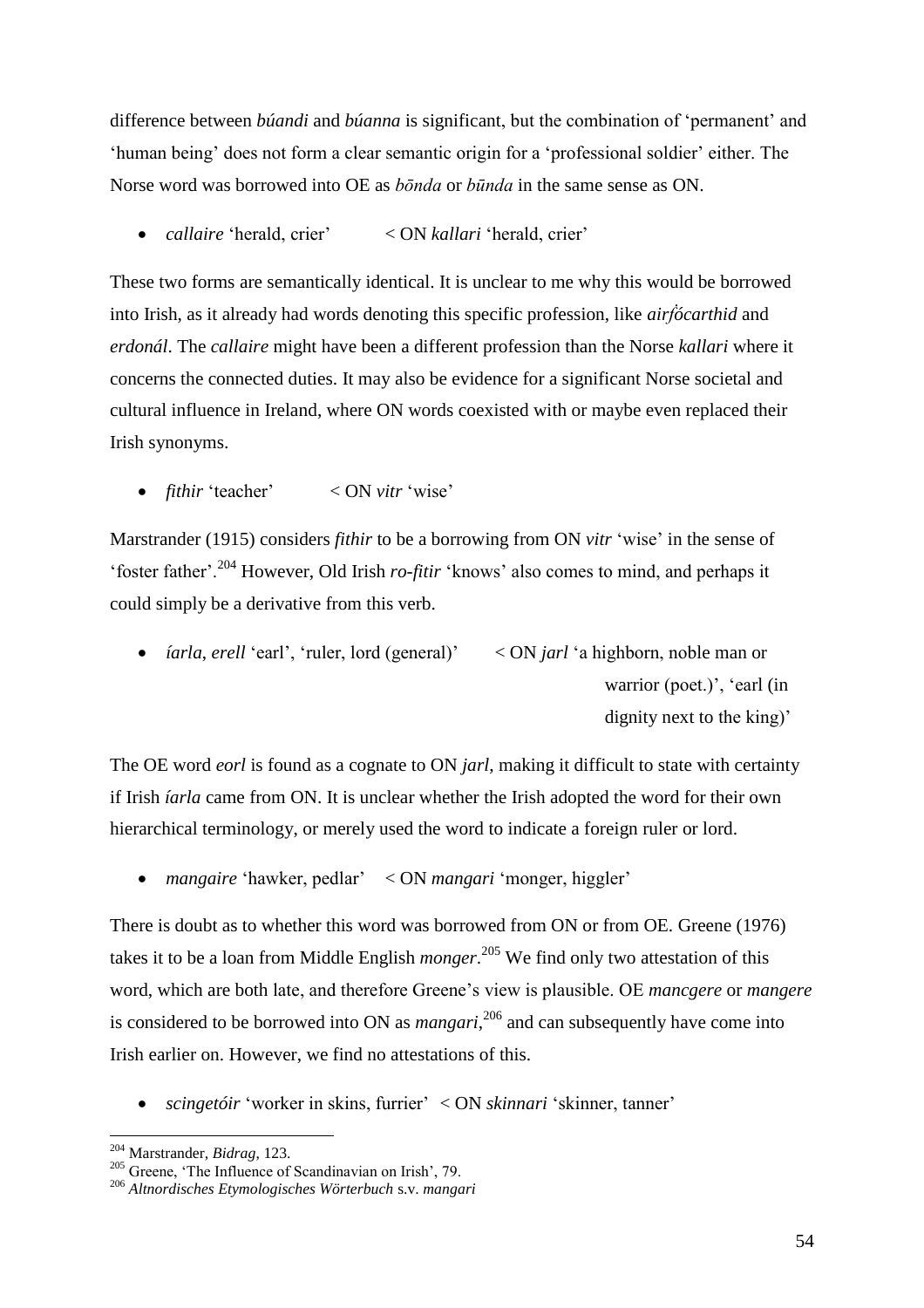difference between *búandi* and *búanna* is significant, but the combination of 'permanent' and 'human being' does not form a clear semantic origin for a 'professional soldier' either. The Norse word was borrowed into OE as *bōnda* or *būnda* in the same sense as ON.

- *callaire* 'herald, crier' < ON *kallari* 'herald, crier'

These two forms are semantically identical. It is unclear to me why this would be borrowed into Irish, as it already had words denoting this specific profession, like *airf́ócarthid* and *erdonál*. The *callaire* might have been a different profession than the Norse *kallari* where it concerns the connected duties. It may also be evidence for a significant Norse societal and cultural influence in Ireland, where ON words coexisted with or maybe even replaced their Irish synonyms.

- *fithir* 'teacher' < ON *vitr* 'wise'

Marstrander (1915) considers *fithir* to be a borrowing from ON *vitr* 'wise' in the sense of 'foster father'.[204] However, Old Irish *ro-fitir* 'knows' also comes to mind, and perhaps it could simply be a derivative from this verb.

- *íarla*, *erell* 'earl', 'ruler, lord (general)' < ON *jarl* 'a highborn, noble man or warrior (poet.)', 'earl (in dignity next to the king)'

The OE word *eorl* is found as a cognate to ON *jarl*, making it difficult to state with certainty if Irish *íarla* came from ON. It is unclear whether the Irish adopted the word for their own hierarchical terminology, or merely used the word to indicate a foreign ruler or lord.

- *mangaire* 'hawker, pedlar' < ON *mangari* 'monger, higgler'

There is doubt as to whether this word was borrowed from ON or from OE. Greene (1976) takes it to be a loan from Middle English *monger*.[205] We find only two attestation of this word, which are both late, and therefore Greene's view is plausible. OE *mancgere* or *mangere* is considered to be borrowed into ON as *mangari*,[206] and can subsequently have come into Irish earlier on. However, we find no attestations of this.

- *scingetóir* 'worker in skins, furrier' < ON *skinnari* 'skinner, tanner'

---

[204] Marstrander, *Bidrag*, 123.
[205] Greene, 'The Influence of Scandinavian on Irish', 79.
[206] *Altnordisches Etymologisches Wörterbuch* s.v. *mangari*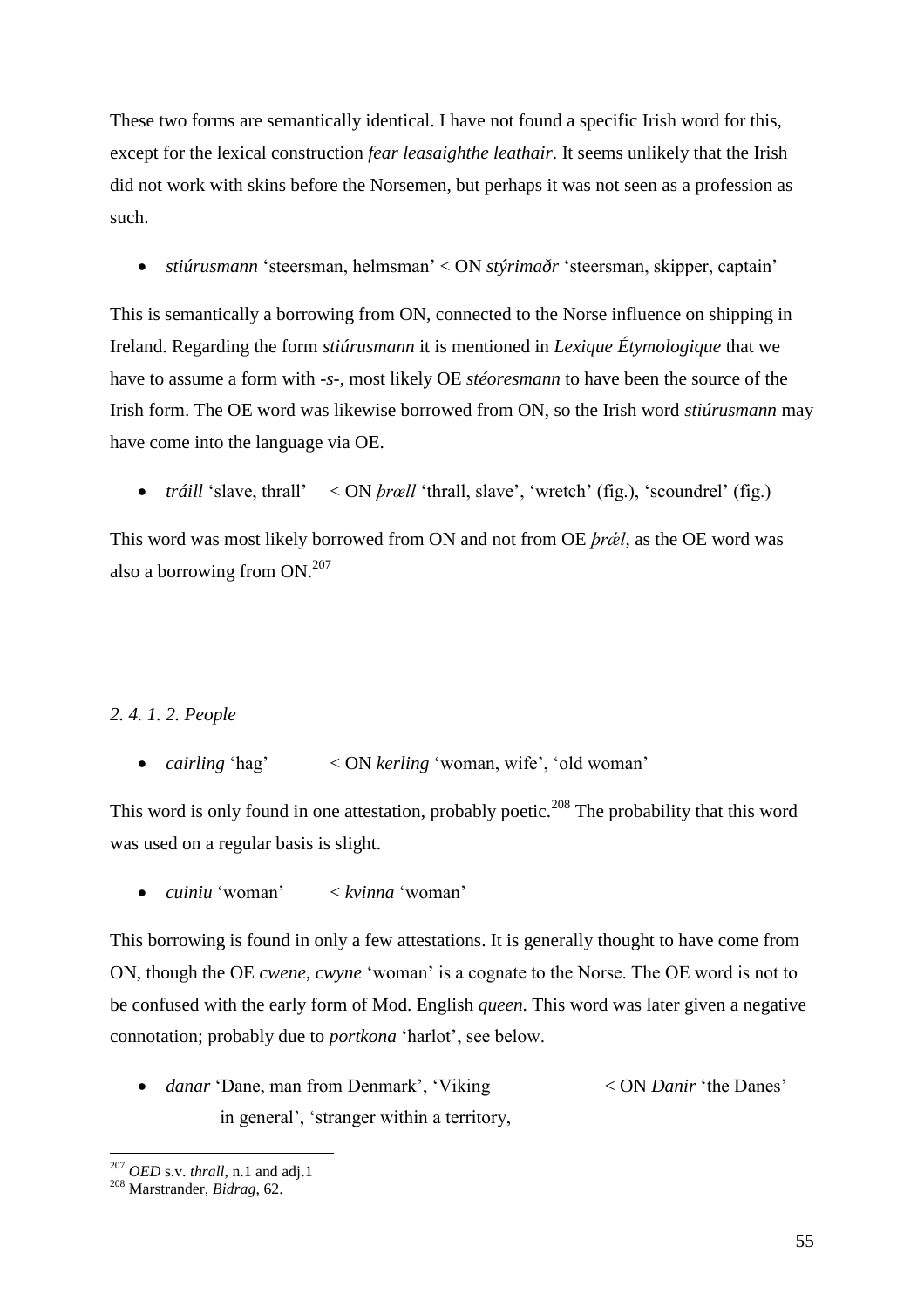These two forms are semantically identical. I have not found a specific Irish word for this, except for the lexical construction *fear leasaighthe leathair*. It seems unlikely that the Irish did not work with skins before the Norsemen, but perhaps it was not seen as a profession as such.

- *stiúrusmann* 'steersman, helmsman' < ON *stýrimaðr* 'steersman, skipper, captain'

This is semantically a borrowing from ON, connected to the Norse influence on shipping in Ireland. Regarding the form *stiúrusmann* it is mentioned in *Lexique Étymologique* that we have to assume a form with -*s*-, most likely OE *stéoresmann* to have been the source of the Irish form. The OE word was likewise borrowed from ON, so the Irish word *stiúrusmann* may have come into the language via OE.

- *tráill* 'slave, thrall' < ON *þræll* 'thrall, slave', 'wretch' (fig.), 'scoundrel' (fig.)

This word was most likely borrowed from ON and not from OE *þrǽl*, as the OE word was also a borrowing from ON.[207]

### *2. 4. 1. 2. People*

- *cairling* 'hag' < ON *kerling* 'woman, wife', 'old woman'

This word is only found in one attestation, probably poetic.[208] The probability that this word was used on a regular basis is slight.

- *cuiniu* 'woman' < *kvinna* 'woman'

This borrowing is found in only a few attestations. It is generally thought to have come from ON, though the OE *cwene*, *cwyne* 'woman' is a cognate to the Norse. The OE word is not to be confused with the early form of Mod. English *queen*. This word was later given a negative connotation; probably due to *portkona* 'harlot', see below.

- *danar* 'Dane, man from Denmark', 'Viking in general', 'stranger within a territory, < ON *Danir* 'the Danes'

[207] *OED* s.v. *thrall*, n.1 and adj.1

[208] Marstrander, *Bidrag*, 62.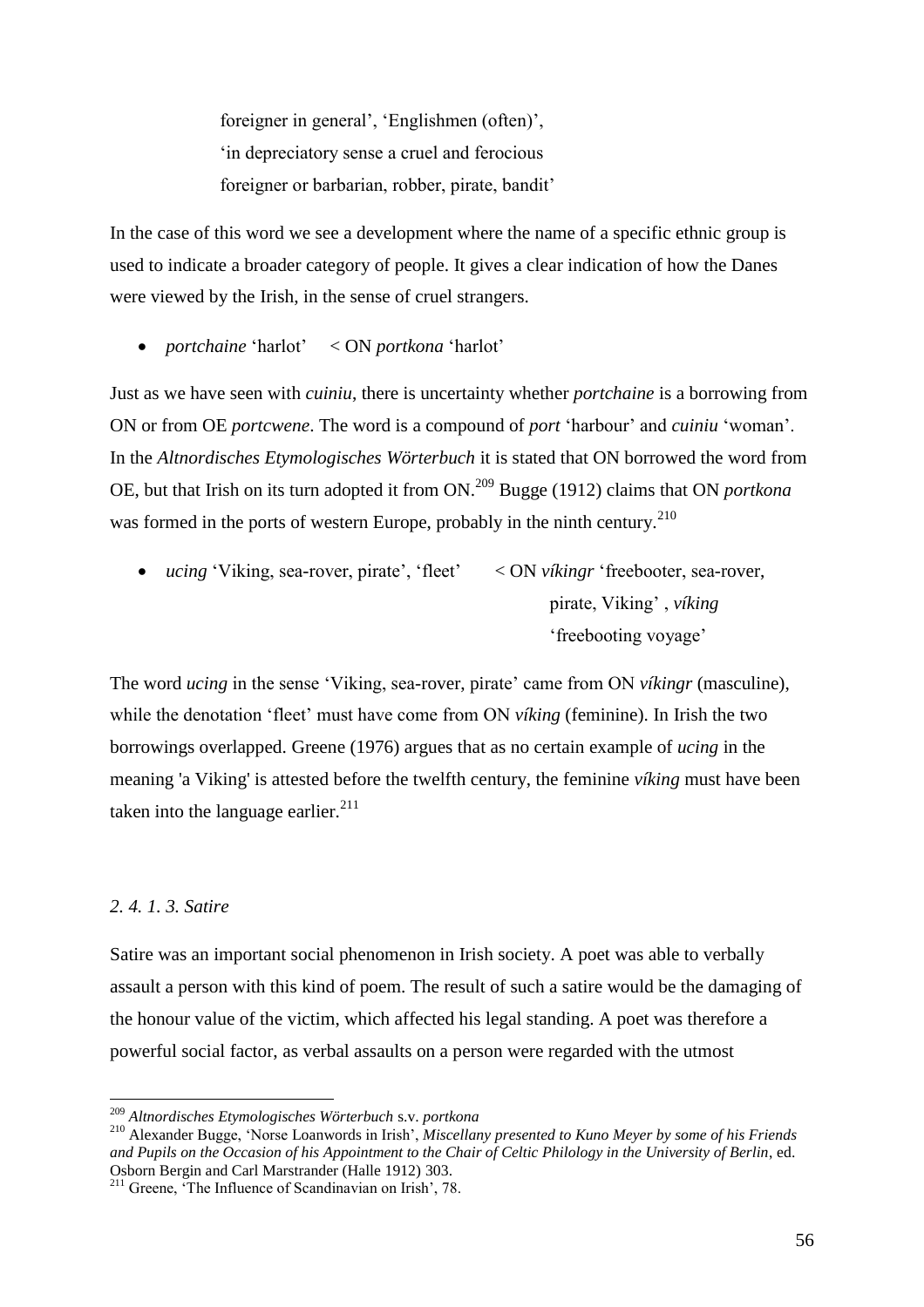foreigner in general', 'Englishmen (often)', 'in depreciatory sense a cruel and ferocious foreigner or barbarian, robber, pirate, bandit'

In the case of this word we see a development where the name of a specific ethnic group is used to indicate a broader category of people. It gives a clear indication of how the Danes were viewed by the Irish, in the sense of cruel strangers.

- *portchaine* 'harlot' < ON *portkona* 'harlot'

Just as we have seen with *cuiniu*, there is uncertainty whether *portchaine* is a borrowing from ON or from OE *portcwene*. The word is a compound of *port* 'harbour' and *cuiniu* 'woman'. In the *Altnordisches Etymologisches Wörterbuch* it is stated that ON borrowed the word from OE, but that Irish on its turn adopted it from ON.[209] Bugge (1912) claims that ON *portkona* was formed in the ports of western Europe, probably in the ninth century.[210]

- *ucing* 'Viking, sea-rover, pirate', 'fleet' < ON *víkingr* 'freebooter, sea-rover, pirate, Viking' , *víking* 'freebooting voyage'

The word *ucing* in the sense 'Viking, sea-rover, pirate' came from ON *víkingr* (masculine), while the denotation 'fleet' must have come from ON *víking* (feminine). In Irish the two borrowings overlapped. Greene (1976) argues that as no certain example of *ucing* in the meaning 'a Viking' is attested before the twelfth century, the feminine *víking* must have been taken into the language earlier.[211]

### *2. 4. 1. 3. Satire*

Satire was an important social phenomenon in Irish society. A poet was able to verbally assault a person with this kind of poem. The result of such a satire would be the damaging of the honour value of the victim, which affected his legal standing. A poet was therefore a powerful social factor, as verbal assaults on a person were regarded with the utmost

---

[209] *Altnordisches Etymologisches Wörterbuch* s.v. *portkona*

[210] Alexander Bugge, 'Norse Loanwords in Irish', *Miscellany presented to Kuno Meyer by some of his Friends and Pupils on the Occasion of his Appointment to the Chair of Celtic Philology in the University of Berlin*, ed. Osborn Bergin and Carl Marstrander (Halle 1912) 303.

[211] Greene, 'The Influence of Scandinavian on Irish', 78.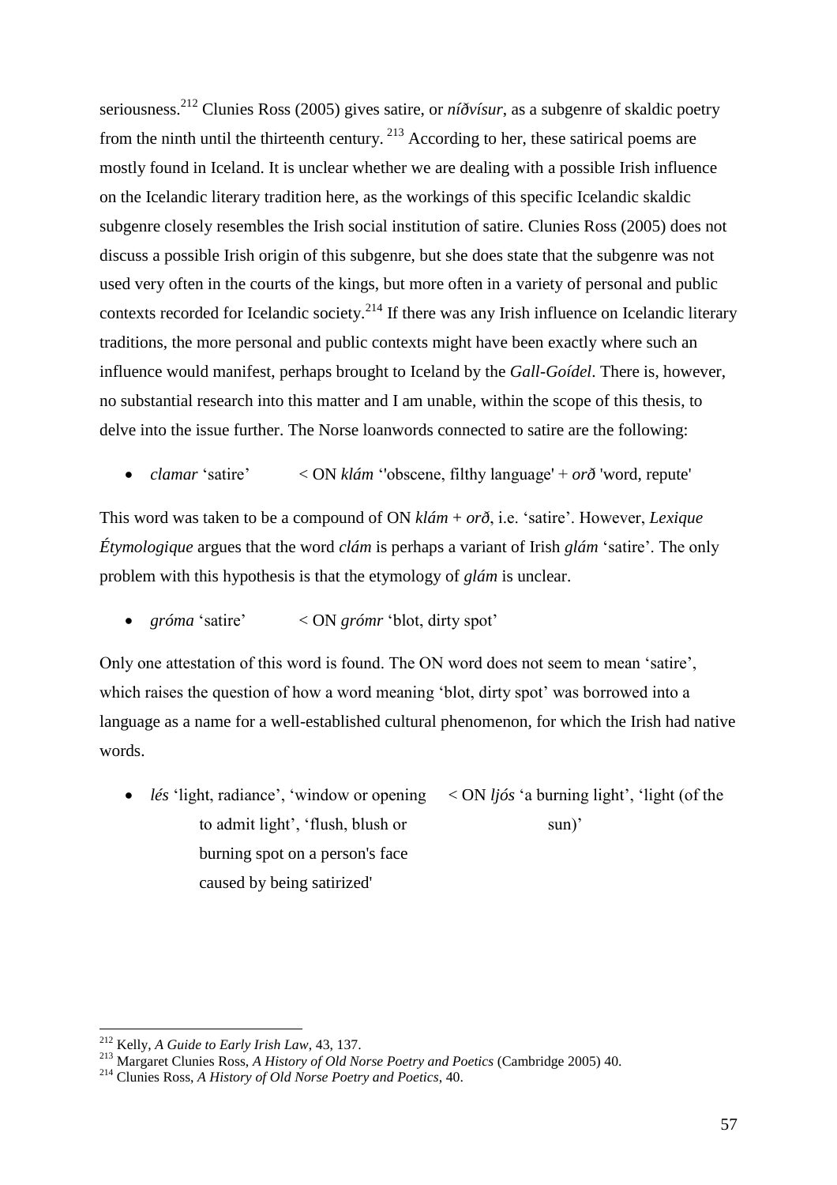seriousness.[212] Clunies Ross (2005) gives satire, or *níðvísur*, as a subgenre of skaldic poetry from the ninth until the thirteenth century. [213] According to her, these satirical poems are mostly found in Iceland. It is unclear whether we are dealing with a possible Irish influence on the Icelandic literary tradition here, as the workings of this specific Icelandic skaldic subgenre closely resembles the Irish social institution of satire. Clunies Ross (2005) does not discuss a possible Irish origin of this subgenre, but she does state that the subgenre was not used very often in the courts of the kings, but more often in a variety of personal and public contexts recorded for Icelandic society.[214] If there was any Irish influence on Icelandic literary traditions, the more personal and public contexts might have been exactly where such an influence would manifest, perhaps brought to Iceland by the *Gall-Goídel*. There is, however, no substantial research into this matter and I am unable, within the scope of this thesis, to delve into the issue further. The Norse loanwords connected to satire are the following:

- *clamar* 'satire' < ON *klám* ''obscene, filthy language' + *orð* 'word, repute'

This word was taken to be a compound of ON *klám* + *orð*, i.e. 'satire'. However, *Lexique Étymologique* argues that the word *clám* is perhaps a variant of Irish *glám* 'satire'. The only problem with this hypothesis is that the etymology of *glám* is unclear.

- *gróma* 'satire' < ON *grómr* 'blot, dirty spot'

Only one attestation of this word is found. The ON word does not seem to mean 'satire', which raises the question of how a word meaning 'blot, dirty spot' was borrowed into a language as a name for a well-established cultural phenomenon, for which the Irish had native words.

- *lés* 'light, radiance', 'window or opening to admit light', 'flush, blush or burning spot on a person's face caused by being satirized' < ON *ljós* 'a burning light', 'light (of the sun)'

---

[212] Kelly, *A Guide to Early Irish Law*, 43, 137.

[213] Margaret Clunies Ross, *A History of Old Norse Poetry and Poetics* (Cambridge 2005) 40.

[214] Clunies Ross, *A History of Old Norse Poetry and Poetics*, 40.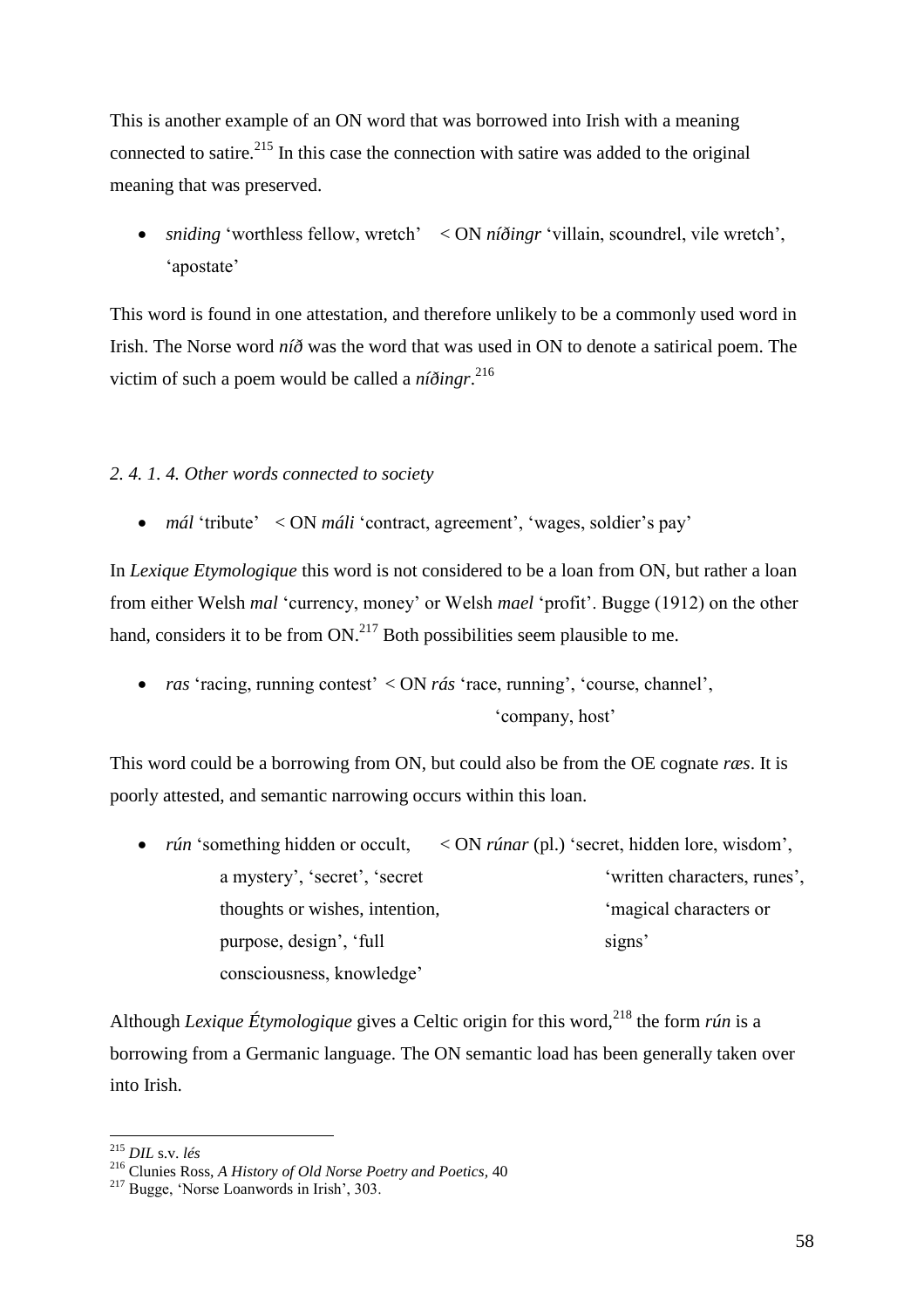This is another example of an ON word that was borrowed into Irish with a meaning connected to satire.[215] In this case the connection with satire was added to the original meaning that was preserved.

- *sniding* 'worthless fellow, wretch' < ON *níðingr* 'villain, scoundrel, vile wretch', 'apostate'

This word is found in one attestation, and therefore unlikely to be a commonly used word in Irish. The Norse word *níð* was the word that was used in ON to denote a satirical poem. The victim of such a poem would be called a *níðingr*.[216]

#### *2. 4. 1. 4. Other words connected to society*

- *mál* 'tribute' < ON *máli* 'contract, agreement', 'wages, soldier's pay'

In *Lexique Etymologique* this word is not considered to be a loan from ON, but rather a loan from either Welsh *mal* 'currency, money' or Welsh *mael* 'profit'. Bugge (1912) on the other hand, considers it to be from ON.[217] Both possibilities seem plausible to me.

- *ras* 'racing, running contest' < ON *rás* 'race, running', 'course, channel', 'company, host'

This word could be a borrowing from ON, but could also be from the OE cognate *ræs*. It is poorly attested, and semantic narrowing occurs within this loan.

- *rún* 'something hidden or occult, a mystery', 'secret', 'secret thoughts or wishes, intention, purpose, design', 'full consciousness, knowledge' < ON *rúnar* (pl.) 'secret, hidden lore, wisdom', 'written characters, runes', 'magical characters or signs'

Although *Lexique Étymologique* gives a Celtic origin for this word,[218] the form *rún* is a borrowing from a Germanic language. The ON semantic load has been generally taken over into Irish.

---

[215] *DIL* s.v. *lés*

[216] Clunies Ross, *A History of Old Norse Poetry and Poetics*, 40

[217] Bugge, 'Norse Loanwords in Irish', 303.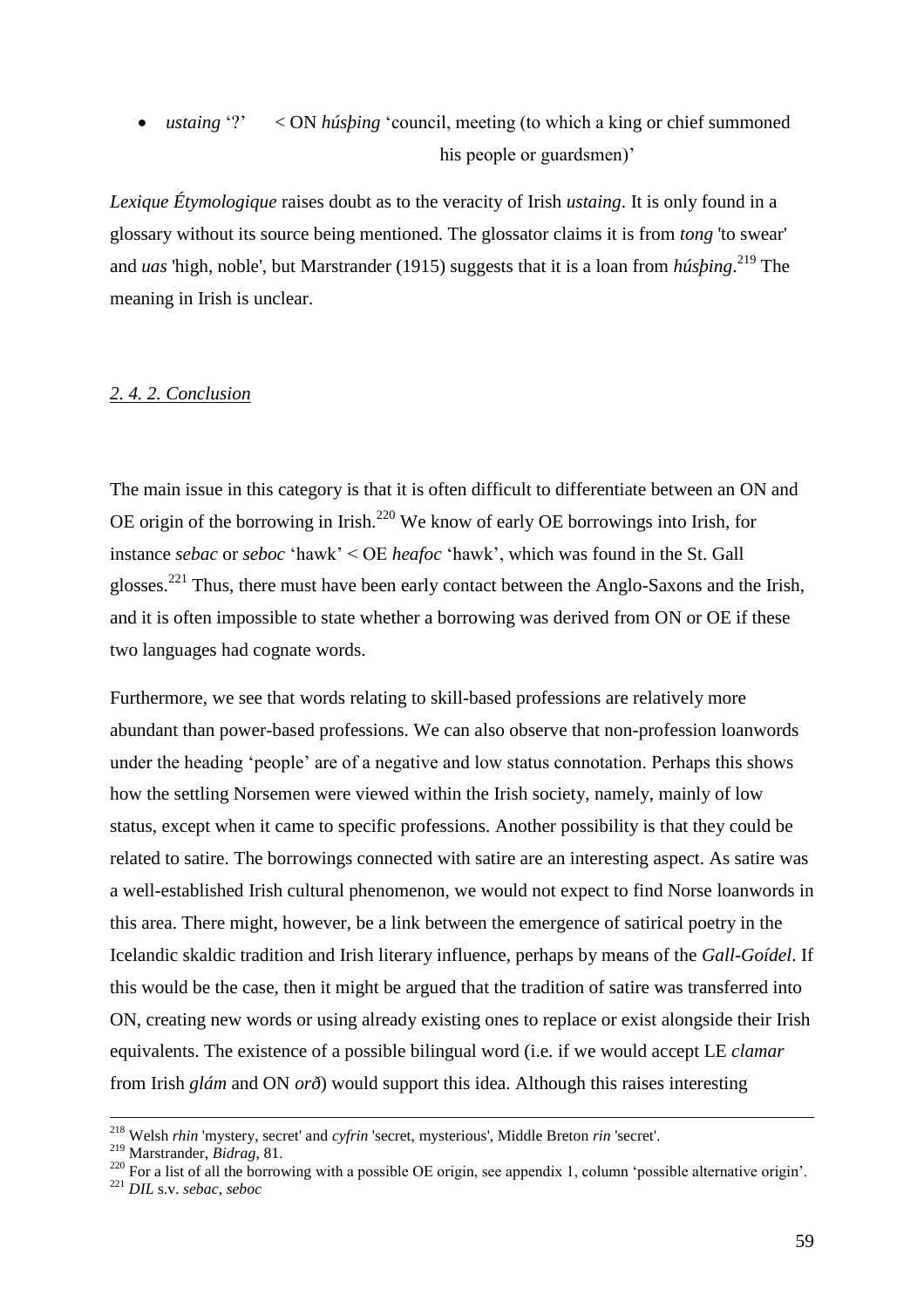- *ustaing* '?' < ON *húsþing* 'council, meeting (to which a king or chief summoned his people or guardsmen)'

*Lexique Étymologique* raises doubt as to the veracity of Irish *ustaing*. It is only found in a glossary without its source being mentioned. The glossator claims it is from *tong* 'to swear' and *uas* 'high, noble', but Marstrander (1915) suggests that it is a loan from *húsþing*.[219] The meaning in Irish is unclear.

## *2. 4. 2. Conclusion*

The main issue in this category is that it is often difficult to differentiate between an ON and OE origin of the borrowing in Irish.[220] We know of early OE borrowings into Irish, for instance *sebac* or *seboc* 'hawk' < OE *heafoc* 'hawk', which was found in the St. Gall glosses.[221] Thus, there must have been early contact between the Anglo-Saxons and the Irish, and it is often impossible to state whether a borrowing was derived from ON or OE if these two languages had cognate words.

Furthermore, we see that words relating to skill-based professions are relatively more abundant than power-based professions. We can also observe that non-profession loanwords under the heading 'people' are of a negative and low status connotation. Perhaps this shows how the settling Norsemen were viewed within the Irish society, namely, mainly of low status, except when it came to specific professions. Another possibility is that they could be related to satire. The borrowings connected with satire are an interesting aspect. As satire was a well-established Irish cultural phenomenon, we would not expect to find Norse loanwords in this area. There might, however, be a link between the emergence of satirical poetry in the Icelandic skaldic tradition and Irish literary influence, perhaps by means of the *Gall-Goídel*. If this would be the case, then it might be argued that the tradition of satire was transferred into ON, creating new words or using already existing ones to replace or exist alongside their Irish equivalents. The existence of a possible bilingual word (i.e. if we would accept LE *clamar* from Irish *glám* and ON *orð*) would support this idea. Although this raises interesting

---

[218] Welsh *rhin* 'mystery, secret' and *cyfrin* 'secret, mysterious', Middle Breton *rin* 'secret'.

[219] Marstrander, *Bidrag*, 81.

[220] For a list of all the borrowing with a possible OE origin, see appendix 1, column 'possible alternative origin'.

[221] *DIL* s.v. *sebac*, *seboc*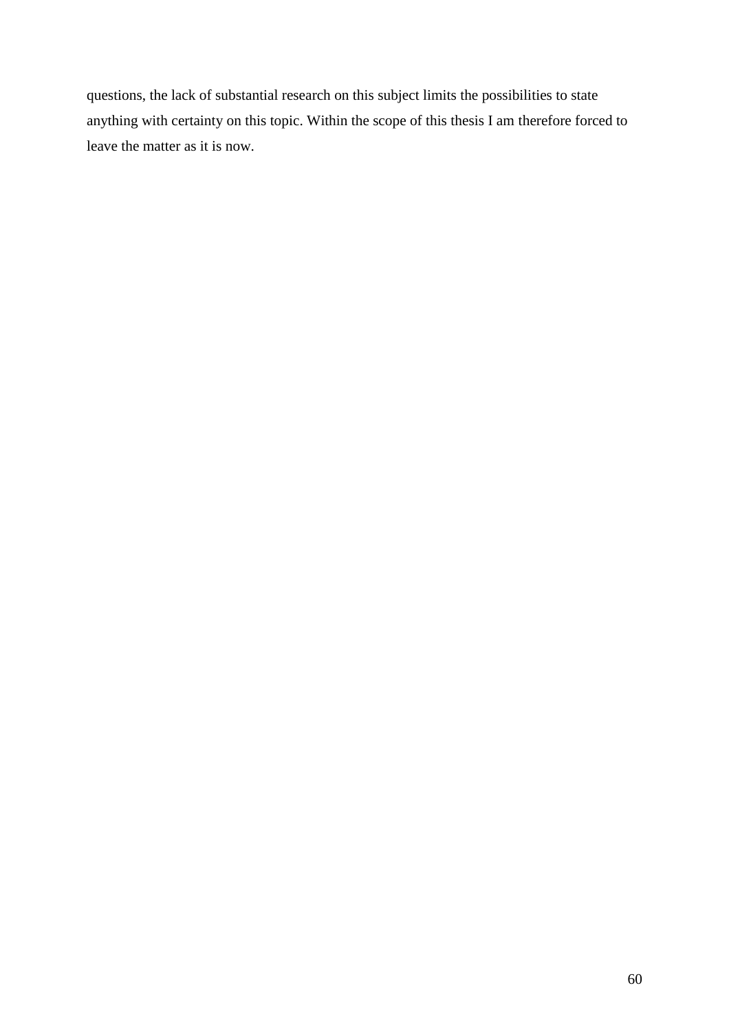questions, the lack of substantial research on this subject limits the possibilities to state anything with certainty on this topic. Within the scope of this thesis I am therefore forced to leave the matter as it is now.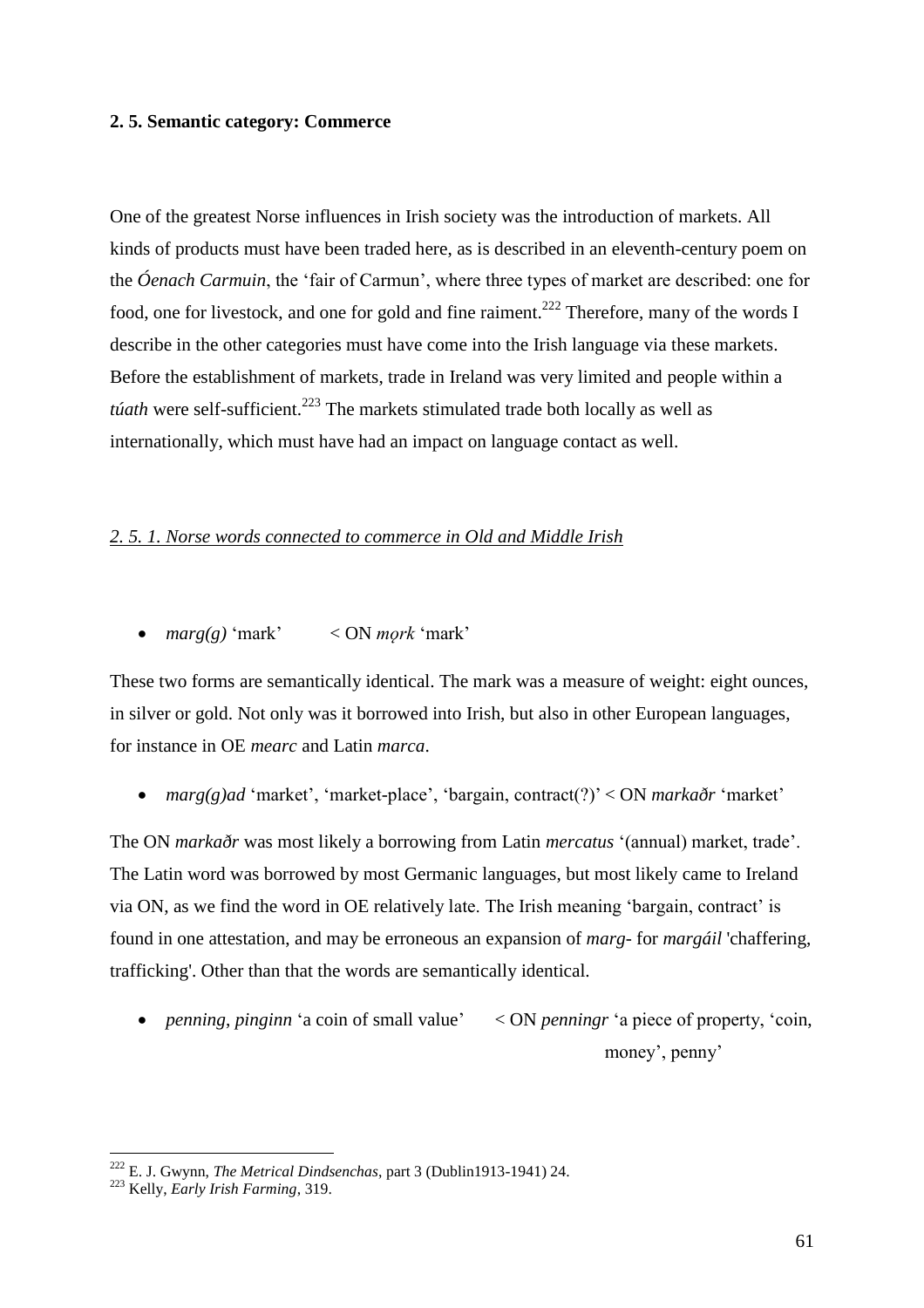**2. 5. Semantic category: Commerce**

One of the greatest Norse influences in Irish society was the introduction of markets. All kinds of products must have been traded here, as is described in an eleventh-century poem on the *Óenach Carmuin*, the 'fair of Carmun', where three types of market are described: one for food, one for livestock, and one for gold and fine raiment.[222] Therefore, many of the words I describe in the other categories must have come into the Irish language via these markets. Before the establishment of markets, trade in Ireland was very limited and people within a *túath* were self-sufficient.[223] The markets stimulated trade both locally as well as internationally, which must have had an impact on language contact as well.

### *2. 5. 1. Norse words connected to commerce in Old and Middle Irish*

- *marg(g)* 'mark' < ON *mǫrk* 'mark'

These two forms are semantically identical. The mark was a measure of weight: eight ounces, in silver or gold. Not only was it borrowed into Irish, but also in other European languages, for instance in OE *mearc* and Latin *marca*.

- *marg(g)ad* 'market', 'market-place', 'bargain, contract(?)' < ON *markaðr* 'market'

The ON *markaðr* was most likely a borrowing from Latin *mercatus* '(annual) market, trade'. The Latin word was borrowed by most Germanic languages, but most likely came to Ireland via ON, as we find the word in OE relatively late. The Irish meaning 'bargain, contract' is found in one attestation, and may be erroneous an expansion of *marg-* for *margáil* 'chaffering, trafficking'. Other than that the words are semantically identical.

- *penning*, *pinginn* 'a coin of small value' < ON *penningr* 'a piece of property, 'coin, money', penny'

---

[222] E. J. Gwynn, *The Metrical Dindsenchas*, part 3 (Dublin1913-1941) 24.

[223] Kelly, *Early Irish Farming*, 319.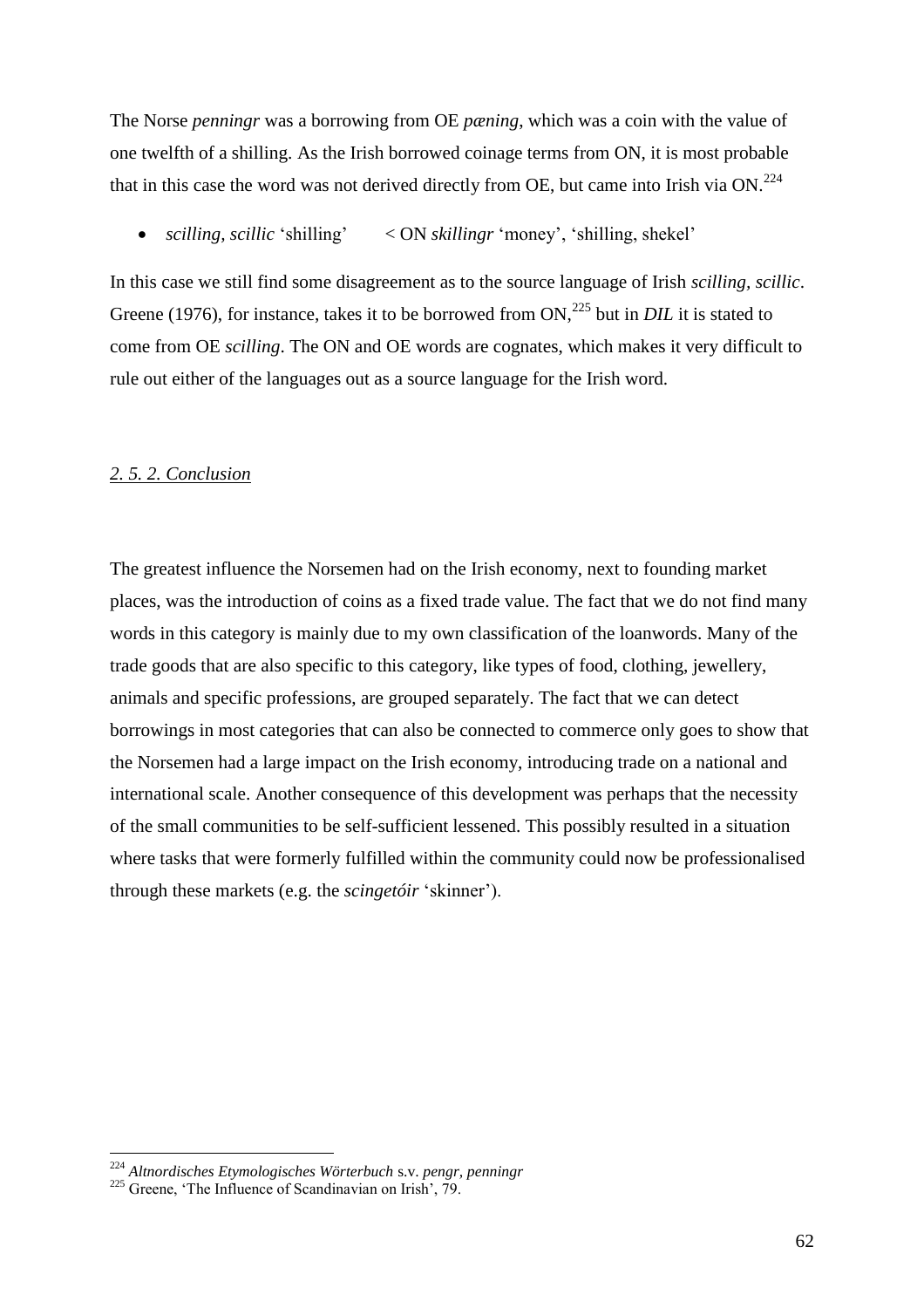The Norse *penningr* was a borrowing from OE *pæning*, which was a coin with the value of one twelfth of a shilling. As the Irish borrowed coinage terms from ON, it is most probable that in this case the word was not derived directly from OE, but came into Irish via ON.[224]

- *scilling, scillic* 'shilling' < ON *skillingr* 'money', 'shilling, shekel'

In this case we still find some disagreement as to the source language of Irish *scilling, scillic*. Greene (1976), for instance, takes it to be borrowed from ON,[225] but in *DIL* it is stated to come from OE *scilling*. The ON and OE words are cognates, which makes it very difficult to rule out either of the languages out as a source language for the Irish word.

### *2. 5. 2. Conclusion*

The greatest influence the Norsemen had on the Irish economy, next to founding market places, was the introduction of coins as a fixed trade value. The fact that we do not find many words in this category is mainly due to my own classification of the loanwords. Many of the trade goods that are also specific to this category, like types of food, clothing, jewellery, animals and specific professions, are grouped separately. The fact that we can detect borrowings in most categories that can also be connected to commerce only goes to show that the Norsemen had a large impact on the Irish economy, introducing trade on a national and international scale. Another consequence of this development was perhaps that the necessity of the small communities to be self-sufficient lessened. This possibly resulted in a situation where tasks that were formerly fulfilled within the community could now be professionalised through these markets (e.g. the *scingetóir* 'skinner').

---

[224] *Altnordisches Etymologisches Wörterbuch* s.v. *pengr, penningr*

[225] Greene, 'The Influence of Scandinavian on Irish', 79.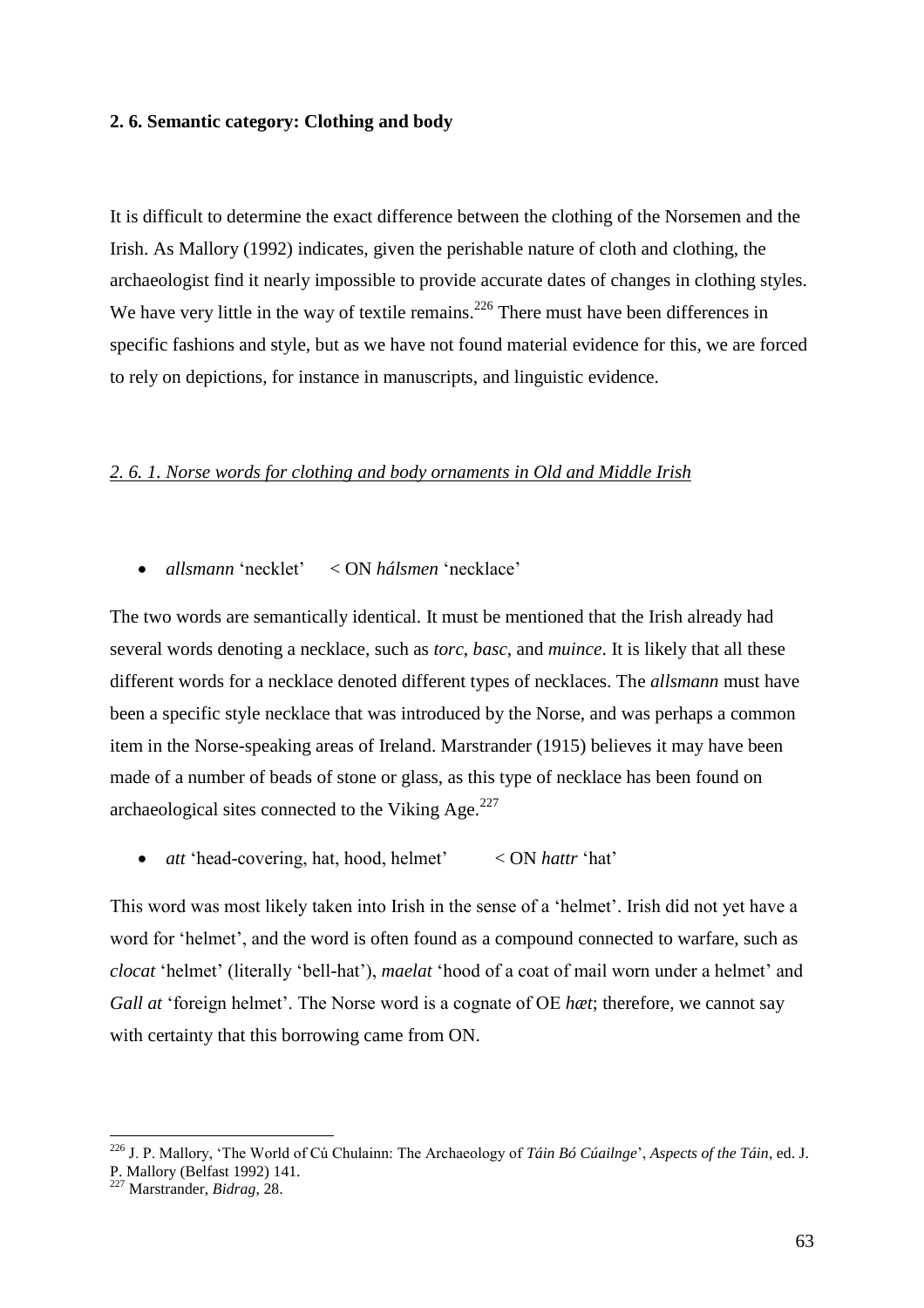**2. 6. Semantic category: Clothing and body**

It is difficult to determine the exact difference between the clothing of the Norsemen and the Irish. As Mallory (1992) indicates, given the perishable nature of cloth and clothing, the archaeologist find it nearly impossible to provide accurate dates of changes in clothing styles. We have very little in the way of textile remains.[226] There must have been differences in specific fashions and style, but as we have not found material evidence for this, we are forced to rely on depictions, for instance in manuscripts, and linguistic evidence.

*2. 6. 1. Norse words for clothing and body ornaments in Old and Middle Irish*

- *allsmann* 'necklet' < ON *hálsmen* 'necklace'

The two words are semantically identical. It must be mentioned that the Irish already had several words denoting a necklace, such as *torc*, *basc*, and *muince*. It is likely that all these different words for a necklace denoted different types of necklaces. The *allsmann* must have been a specific style necklace that was introduced by the Norse, and was perhaps a common item in the Norse-speaking areas of Ireland. Marstrander (1915) believes it may have been made of a number of beads of stone or glass, as this type of necklace has been found on archaeological sites connected to the Viking Age.[227]

- *att* 'head-covering, hat, hood, helmet' < ON *hattr* 'hat'

This word was most likely taken into Irish in the sense of a 'helmet'. Irish did not yet have a word for 'helmet', and the word is often found as a compound connected to warfare, such as *clocat* 'helmet' (literally 'bell-hat'), *maelat* 'hood of a coat of mail worn under a helmet' and *Gall at* 'foreign helmet'. The Norse word is a cognate of OE *hæt*; therefore, we cannot say with certainty that this borrowing came from ON.

[226] J. P. Mallory, 'The World of Cú Chulainn: The Archaeology of *Táin Bó Cúailnge*', *Aspects of the Táin*, ed. J. P. Mallory (Belfast 1992) 141.

[227] Marstrander, *Bidrag*, 28.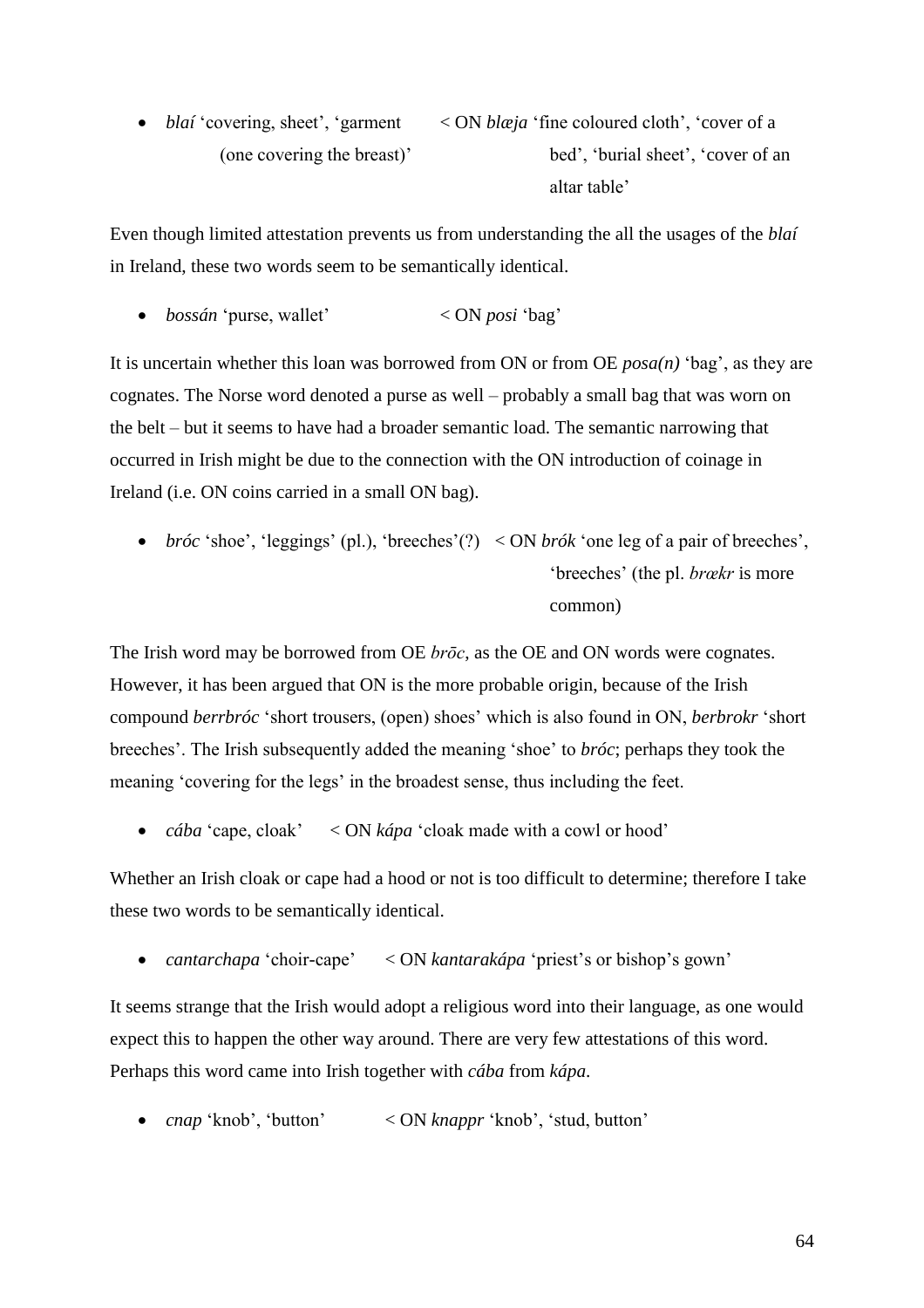- *blaí* ‘covering, sheet’, ‘garment (one covering the breast)’ < ON *blæja* ‘fine coloured cloth’, ‘cover of a bed’, ‘burial sheet’, ‘cover of an altar table’

Even though limited attestation prevents us from understanding the all the usages of the *blaí* in Ireland, these two words seem to be semantically identical.

- *bossán* ‘purse, wallet’ < ON *posi* ‘bag’

It is uncertain whether this loan was borrowed from ON or from OE *posa(n)* ‘bag’, as they are cognates. The Norse word denoted a purse as well – probably a small bag that was worn on the belt – but it seems to have had a broader semantic load. The semantic narrowing that occurred in Irish might be due to the connection with the ON introduction of coinage in Ireland (i.e. ON coins carried in a small ON bag).

- *bróc* ‘shoe’, ‘leggings’ (pl.), ‘breeches’(?) < ON *brók* ‘one leg of a pair of breeches’, ‘breeches’ (the pl. *brækr* is more common)

The Irish word may be borrowed from OE *brōc*, as the OE and ON words were cognates. However, it has been argued that ON is the more probable origin, because of the Irish compound *berrbróc* ‘short trousers, (open) shoes’ which is also found in ON, *berbrokr* ‘short breeches’. The Irish subsequently added the meaning ‘shoe’ to *bróc*; perhaps they took the meaning ‘covering for the legs’ in the broadest sense, thus including the feet.

- *cába* ‘cape, cloak’ < ON *kápa* ‘cloak made with a cowl or hood’

Whether an Irish cloak or cape had a hood or not is too difficult to determine; therefore I take these two words to be semantically identical.

- *cantarchapa* ‘choir-cape’ < ON *kantarakápa* ‘priest’s or bishop’s gown’

It seems strange that the Irish would adopt a religious word into their language, as one would expect this to happen the other way around. There are very few attestations of this word. Perhaps this word came into Irish together with *cába* from *kápa*.

- *cnap* ‘knob’, ‘button’ < ON *knappr* ‘knob’, ‘stud, button’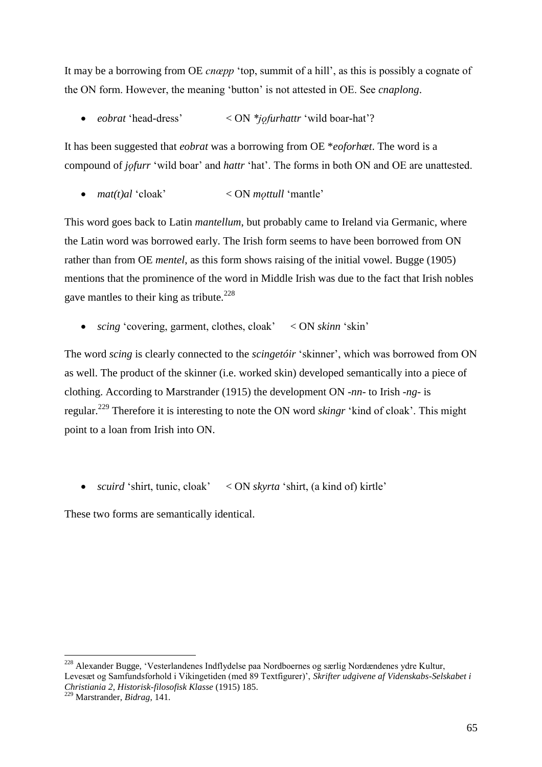It may be a borrowing from OE *cnæpp* 'top, summit of a hill', as this is possibly a cognate of the ON form. However, the meaning 'button' is not attested in OE. See *cnaplong*.

- *eobrat* 'head-dress' < ON *\*jǫfurhattr* 'wild boar-hat'?

It has been suggested that *eobrat* was a borrowing from OE \**eoforhæt*. The word is a compound of *jǫfurr* 'wild boar' and *hattr* 'hat'. The forms in both ON and OE are unattested.

- *mat(t)al* 'cloak' < ON *mǫttull* 'mantle'

This word goes back to Latin *mantellum*, but probably came to Ireland via Germanic, where the Latin word was borrowed early. The Irish form seems to have been borrowed from ON rather than from OE *mentel*, as this form shows raising of the initial vowel. Bugge (1905) mentions that the prominence of the word in Middle Irish was due to the fact that Irish nobles gave mantles to their king as tribute.[228]

- *scing* 'covering, garment, clothes, cloak' < ON *skinn* 'skin'

The word *scing* is clearly connected to the *scingetóir* 'skinner', which was borrowed from ON as well. The product of the skinner (i.e. worked skin) developed semantically into a piece of clothing. According to Marstrander (1915) the development ON *-nn-* to Irish *-ng-* is regular.[229] Therefore it is interesting to note the ON word *skingr* 'kind of cloak'. This might point to a loan from Irish into ON.

- *scuird* 'shirt, tunic, cloak' < ON *skyrta* 'shirt, (a kind of) kirtle'

These two forms are semantically identical.

---

[228] Alexander Bugge, 'Vesterlandenes Indflydelse paa Nordboernes og særlig Nordændenes ydre Kultur, Levesæt og Samfundsforhold i Vikingetiden (med 89 Textfigurer)', *Skrifter udgivene af Videnskabs-Selskabet i Christiania 2, Historisk-filosofisk Klasse* (1915) 185.

[229] Marstrander, *Bidrag*, 141.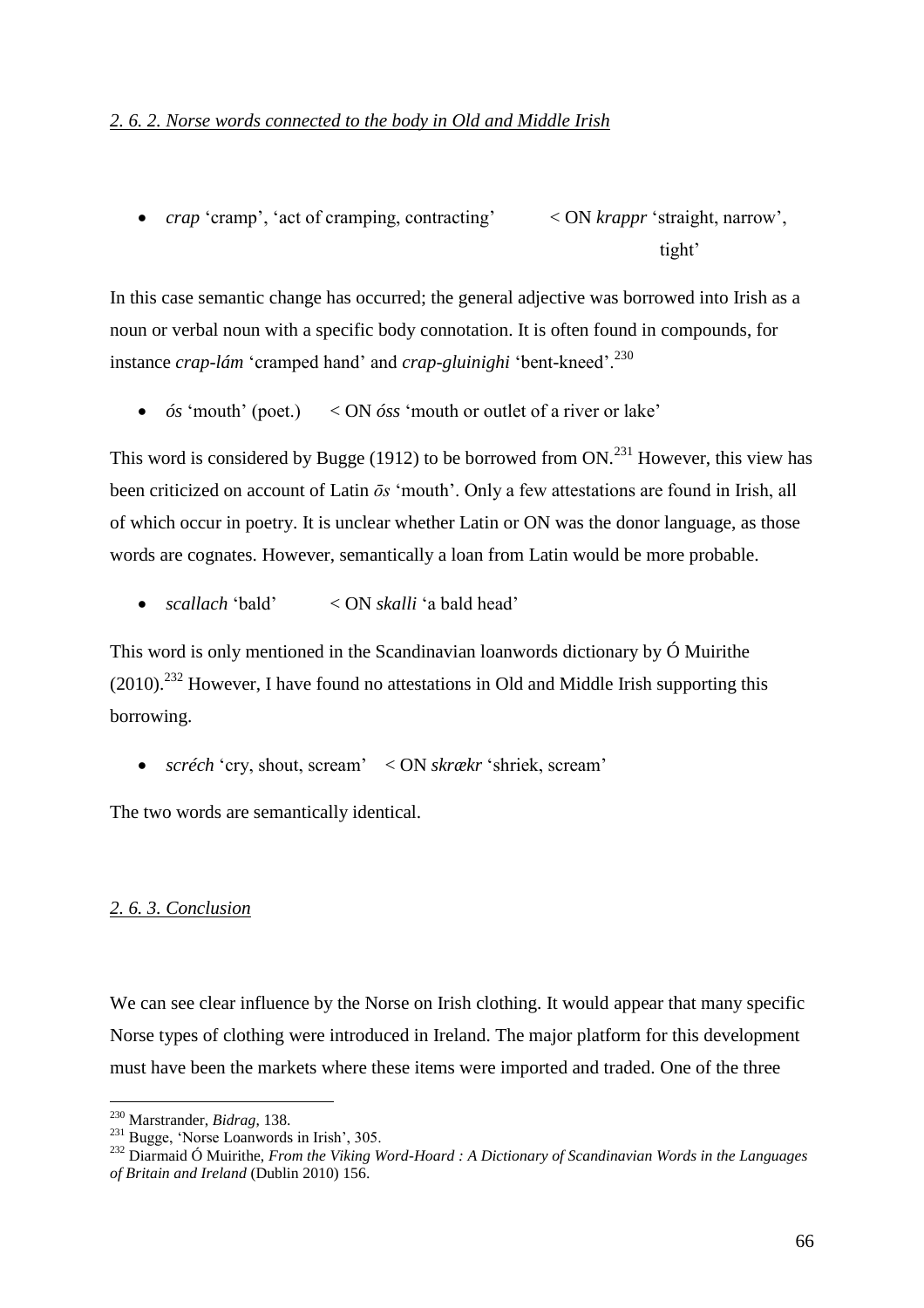### *2. 6. 2. Norse words connected to the body in Old and Middle Irish*

- *crap* 'cramp', 'act of cramping, contracting' < ON *krappr* 'straight, narrow', tight'

In this case semantic change has occurred; the general adjective was borrowed into Irish as a noun or verbal noun with a specific body connotation. It is often found in compounds, for instance *crap-lám* 'cramped hand' and *crap-gluinighi* 'bent-kneed'.[230]

- *ós* 'mouth' (poet.) < ON *óss* 'mouth or outlet of a river or lake'

This word is considered by Bugge (1912) to be borrowed from ON.[231] However, this view has been criticized on account of Latin *ōs* 'mouth'. Only a few attestations are found in Irish, all of which occur in poetry. It is unclear whether Latin or ON was the donor language, as those words are cognates. However, semantically a loan from Latin would be more probable.

- *scallach* 'bald' < ON *skalli* 'a bald head'

This word is only mentioned in the Scandinavian loanwords dictionary by Ó Muirithe (2010).[232] However, I have found no attestations in Old and Middle Irish supporting this borrowing.

- *scréch* 'cry, shout, scream' < ON *skrækr* 'shriek, scream'

The two words are semantically identical.

### *2. 6. 3. Conclusion*

We can see clear influence by the Norse on Irish clothing. It would appear that many specific Norse types of clothing were introduced in Ireland. The major platform for this development must have been the markets where these items were imported and traded. One of the three

---

[230] Marstrander, *Bidrag*, 138.

[231] Bugge, 'Norse Loanwords in Irish', 305.

[232] Diarmaid Ó Muirithe, *From the Viking Word-Hoard : A Dictionary of Scandinavian Words in the Languages of Britain and Ireland* (Dublin 2010) 156.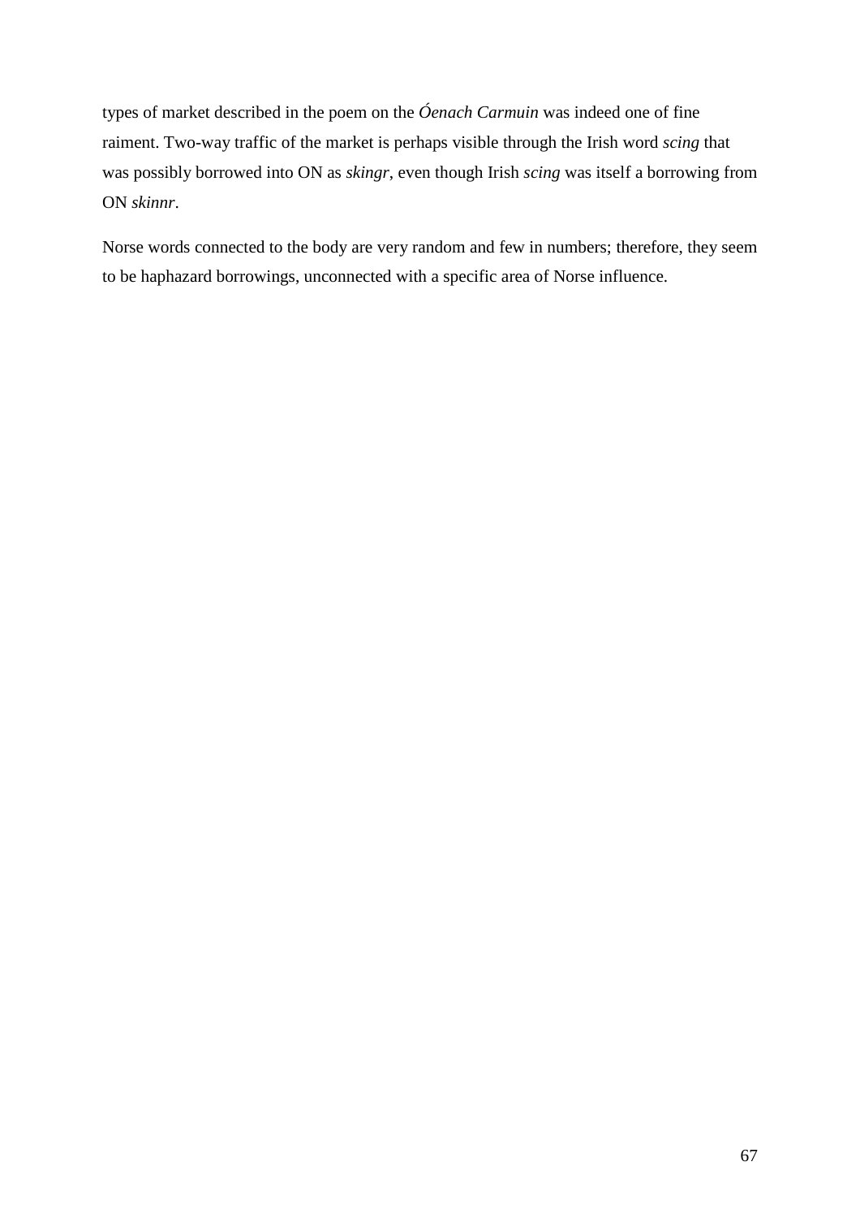types of market described in the poem on the *Óenach Carmuin* was indeed one of fine raiment. Two-way traffic of the market is perhaps visible through the Irish word *scing* that was possibly borrowed into ON as *skingr*, even though Irish *scing* was itself a borrowing from ON *skinnr*.

Norse words connected to the body are very random and few in numbers; therefore, they seem to be haphazard borrowings, unconnected with a specific area of Norse influence.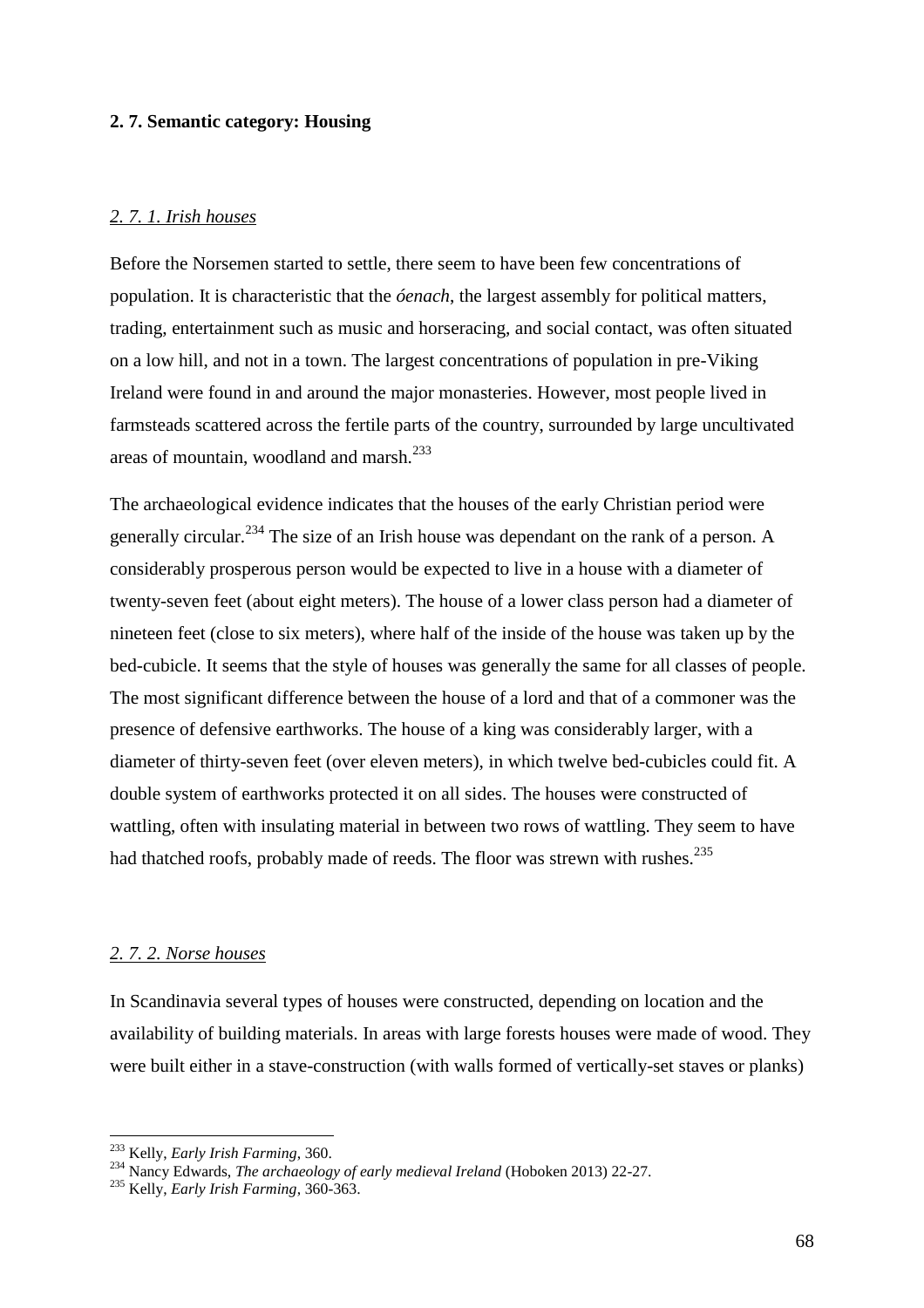### 2. 7. Semantic category: Housing

#### *2. 7. 1. Irish houses*

Before the Norsemen started to settle, there seem to have been few concentrations of population. It is characteristic that the *óenach*, the largest assembly for political matters, trading, entertainment such as music and horseracing, and social contact, was often situated on a low hill, and not in a town. The largest concentrations of population in pre-Viking Ireland were found in and around the major monasteries. However, most people lived in farmsteads scattered across the fertile parts of the country, surrounded by large uncultivated areas of mountain, woodland and marsh.[233]

The archaeological evidence indicates that the houses of the early Christian period were generally circular.[234] The size of an Irish house was dependant on the rank of a person. A considerably prosperous person would be expected to live in a house with a diameter of twenty-seven feet (about eight meters). The house of a lower class person had a diameter of nineteen feet (close to six meters), where half of the inside of the house was taken up by the bed-cubicle. It seems that the style of houses was generally the same for all classes of people. The most significant difference between the house of a lord and that of a commoner was the presence of defensive earthworks. The house of a king was considerably larger, with a diameter of thirty-seven feet (over eleven meters), in which twelve bed-cubicles could fit. A double system of earthworks protected it on all sides. The houses were constructed of wattling, often with insulating material in between two rows of wattling. They seem to have had thatched roofs, probably made of reeds. The floor was strewn with rushes.[235]

#### *2. 7. 2. Norse houses*

In Scandinavia several types of houses were constructed, depending on location and the availability of building materials. In areas with large forests houses were made of wood. They were built either in a stave-construction (with walls formed of vertically-set staves or planks)

---

[233] Kelly, *Early Irish Farming*, 360.

[234] Nancy Edwards, *The archaeology of early medieval Ireland* (Hoboken 2013) 22-27.

[235] Kelly, *Early Irish Farming*, 360-363.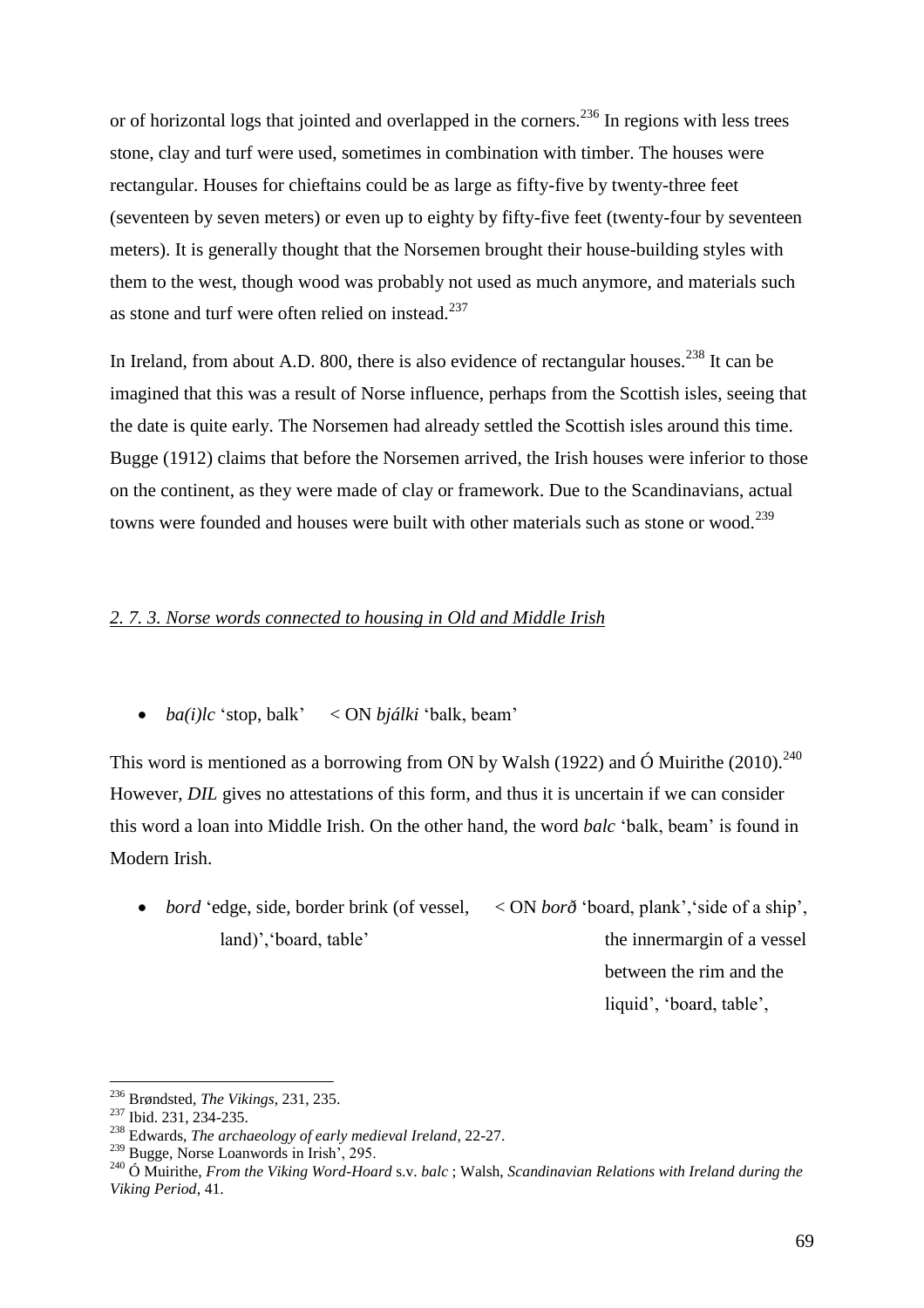or of horizontal logs that jointed and overlapped in the corners.[236] In regions with less trees stone, clay and turf were used, sometimes in combination with timber. The houses were rectangular. Houses for chieftains could be as large as fifty-five by twenty-three feet (seventeen by seven meters) or even up to eighty by fifty-five feet (twenty-four by seventeen meters). It is generally thought that the Norsemen brought their house-building styles with them to the west, though wood was probably not used as much anymore, and materials such as stone and turf were often relied on instead.[237]

In Ireland, from about A.D. 800, there is also evidence of rectangular houses.[238] It can be imagined that this was a result of Norse influence, perhaps from the Scottish isles, seeing that the date is quite early. The Norsemen had already settled the Scottish isles around this time. Bugge (1912) claims that before the Norsemen arrived, the Irish houses were inferior to those on the continent, as they were made of clay or framework. Due to the Scandinavians, actual towns were founded and houses were built with other materials such as stone or wood.[239]

### *2. 7. 3. Norse words connected to housing in Old and Middle Irish*

- *ba(i)lc* 'stop, balk' < ON *bjálki* 'balk, beam'

This word is mentioned as a borrowing from ON by Walsh (1922) and Ó Muirithe (2010).[240] However, *DIL* gives no attestations of this form, and thus it is uncertain if we can consider this word a loan into Middle Irish. On the other hand, the word *balc* 'balk, beam' is found in Modern Irish.

- *bord* 'edge, side, border brink (of vessel, land)','board, table' < ON *borð* 'board, plank','side of a ship', the innermargin of a vessel between the rim and the liquid', 'board, table',

---

[236] Brøndsted, *The Vikings*, 231, 235.

[237] Ibid. 231, 234-235.

[238] Edwards, *The archaeology of early medieval Ireland*, 22-27.

[239] Bugge, Norse Loanwords in Irish', 295.

[240] Ó Muirithe, *From the Viking Word-Hoard* s.v. *balc* ; Walsh, *Scandinavian Relations with Ireland during the Viking Period*, 41.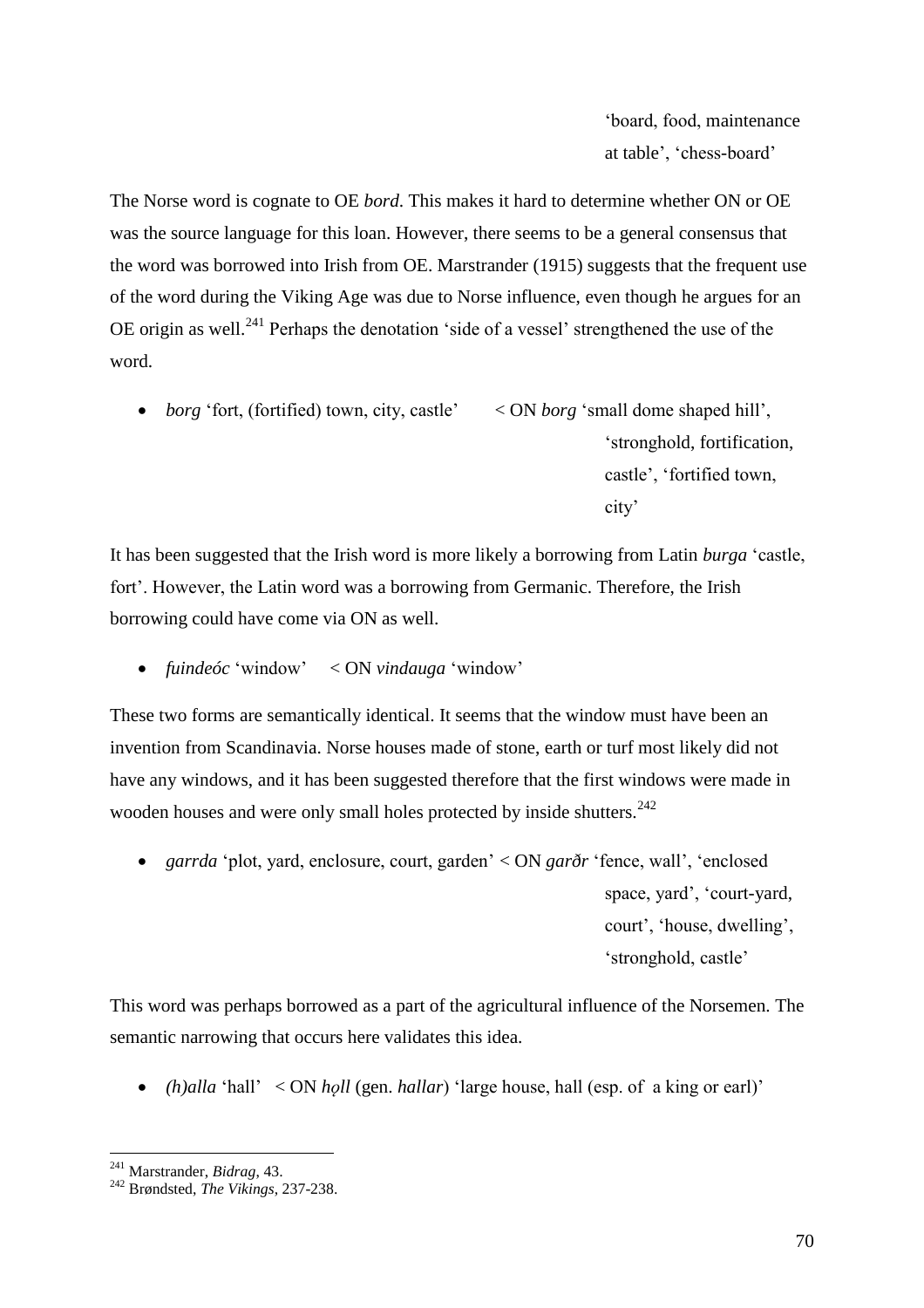'board, food, maintenance at table', 'chess-board'

The Norse word is cognate to OE *bord*. This makes it hard to determine whether ON or OE was the source language for this loan. However, there seems to be a general consensus that the word was borrowed into Irish from OE. Marstrander (1915) suggests that the frequent use of the word during the Viking Age was due to Norse influence, even though he argues for an OE origin as well.[241] Perhaps the denotation 'side of a vessel' strengthened the use of the word.

- *borg* 'fort, (fortified) town, city, castle' < ON *borg* 'small dome shaped hill', 'stronghold, fortification, castle', 'fortified town, city'

It has been suggested that the Irish word is more likely a borrowing from Latin *burga* 'castle, fort'. However, the Latin word was a borrowing from Germanic. Therefore, the Irish borrowing could have come via ON as well.

- *fuindeóc* 'window' < ON *vindauga* 'window'

These two forms are semantically identical. It seems that the window must have been an invention from Scandinavia. Norse houses made of stone, earth or turf most likely did not have any windows, and it has been suggested therefore that the first windows were made in wooden houses and were only small holes protected by inside shutters.[242]

- *garrda* 'plot, yard, enclosure, court, garden' < ON *garðr* 'fence, wall', 'enclosed space, yard', 'court-yard, court', 'house, dwelling', 'stronghold, castle'

This word was perhaps borrowed as a part of the agricultural influence of the Norsemen. The semantic narrowing that occurs here validates this idea.

- *(h)alla* 'hall' < ON *hǫll* (gen. *hallar*) 'large house, hall (esp. of a king or earl)'

---

[241] Marstrander, *Bidrag*, 43.

[242] Brøndsted, *The Vikings*, 237-238.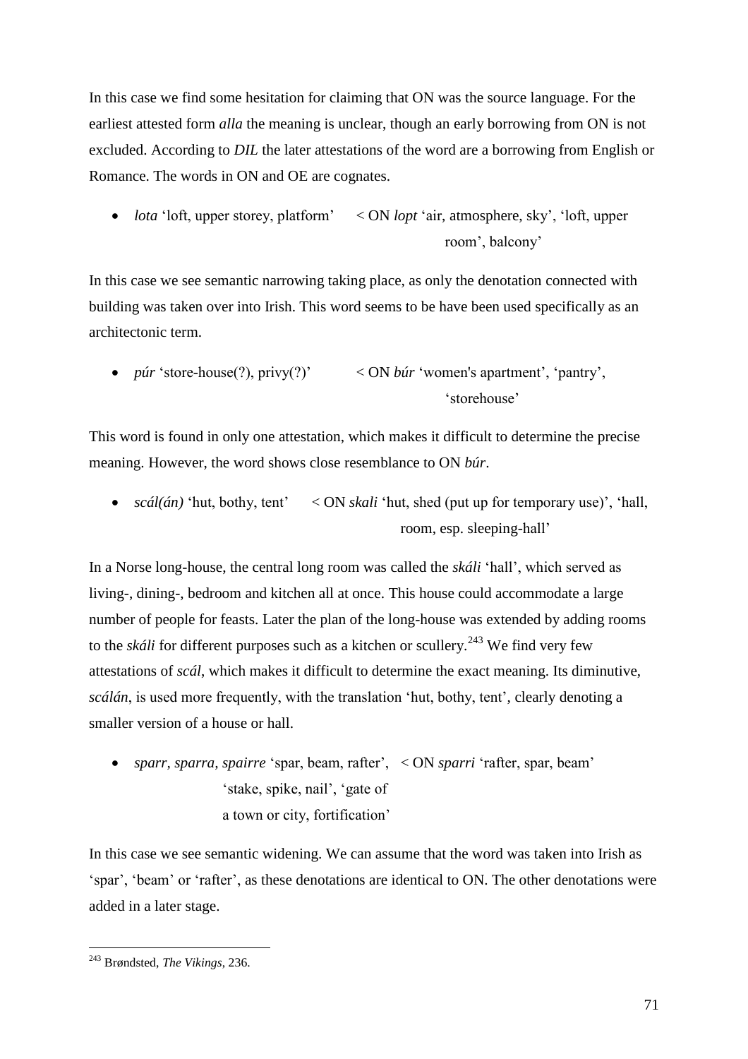In this case we find some hesitation for claiming that ON was the source language. For the earliest attested form *alla* the meaning is unclear, though an early borrowing from ON is not excluded. According to *DIL* the later attestations of the word are a borrowing from English or Romance. The words in ON and OE are cognates.

- *lota* 'loft, upper storey, platform' < ON *lopt* 'air, atmosphere, sky', 'loft, upper room', balcony'

In this case we see semantic narrowing taking place, as only the denotation connected with building was taken over into Irish. This word seems to be have been used specifically as an architectonic term.

- *púr* 'store-house(?), privy(?)' < ON *búr* 'women's apartment', 'pantry', 'storehouse'

This word is found in only one attestation, which makes it difficult to determine the precise meaning. However, the word shows close resemblance to ON *búr*.

- *scál(án)* 'hut, bothy, tent' < ON *skali* 'hut, shed (put up for temporary use)', 'hall, room, esp. sleeping-hall'

In a Norse long-house, the central long room was called the *skáli* 'hall', which served as living-, dining-, bedroom and kitchen all at once. This house could accommodate a large number of people for feasts. Later the plan of the long-house was extended by adding rooms to the *skáli* for different purposes such as a kitchen or scullery.[243] We find very few attestations of *scál*, which makes it difficult to determine the exact meaning. Its diminutive, *scálán*, is used more frequently, with the translation 'hut, bothy, tent', clearly denoting a smaller version of a house or hall.

- *sparr, sparra, spairre* 'spar, beam, rafter', 'stake, spike, nail', 'gate of a town or city, fortification' < ON *sparri* 'rafter, spar, beam'

In this case we see semantic widening. We can assume that the word was taken into Irish as 'spar', 'beam' or 'rafter', as these denotations are identical to ON. The other denotations were added in a later stage.

---

[243] Brøndsted, *The Vikings*, 236.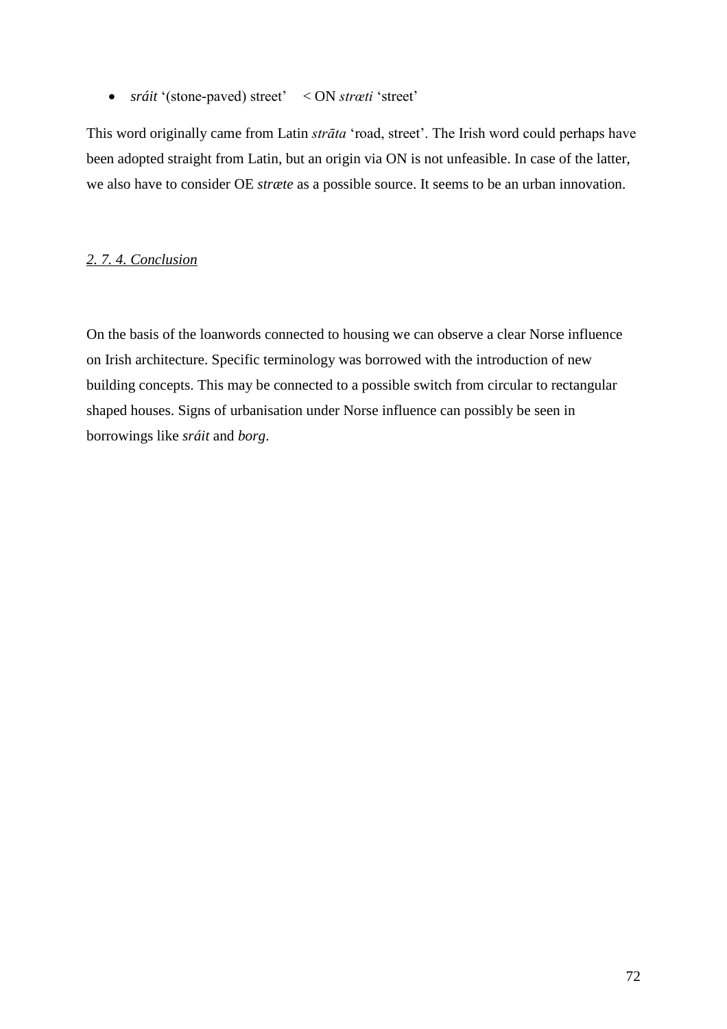- *sráit* '(stone-paved) street' < ON *strœti* 'street'

This word originally came from Latin *strāta* 'road, street'. The Irish word could perhaps have been adopted straight from Latin, but an origin via ON is not unfeasible. In case of the latter, we also have to consider OE *stræte* as a possible source. It seems to be an urban innovation.

#### *2. 7. 4. Conclusion*

On the basis of the loanwords connected to housing we can observe a clear Norse influence on Irish architecture. Specific terminology was borrowed with the introduction of new building concepts. This may be connected to a possible switch from circular to rectangular shaped houses. Signs of urbanisation under Norse influence can possibly be seen in borrowings like *sráit* and *borg*.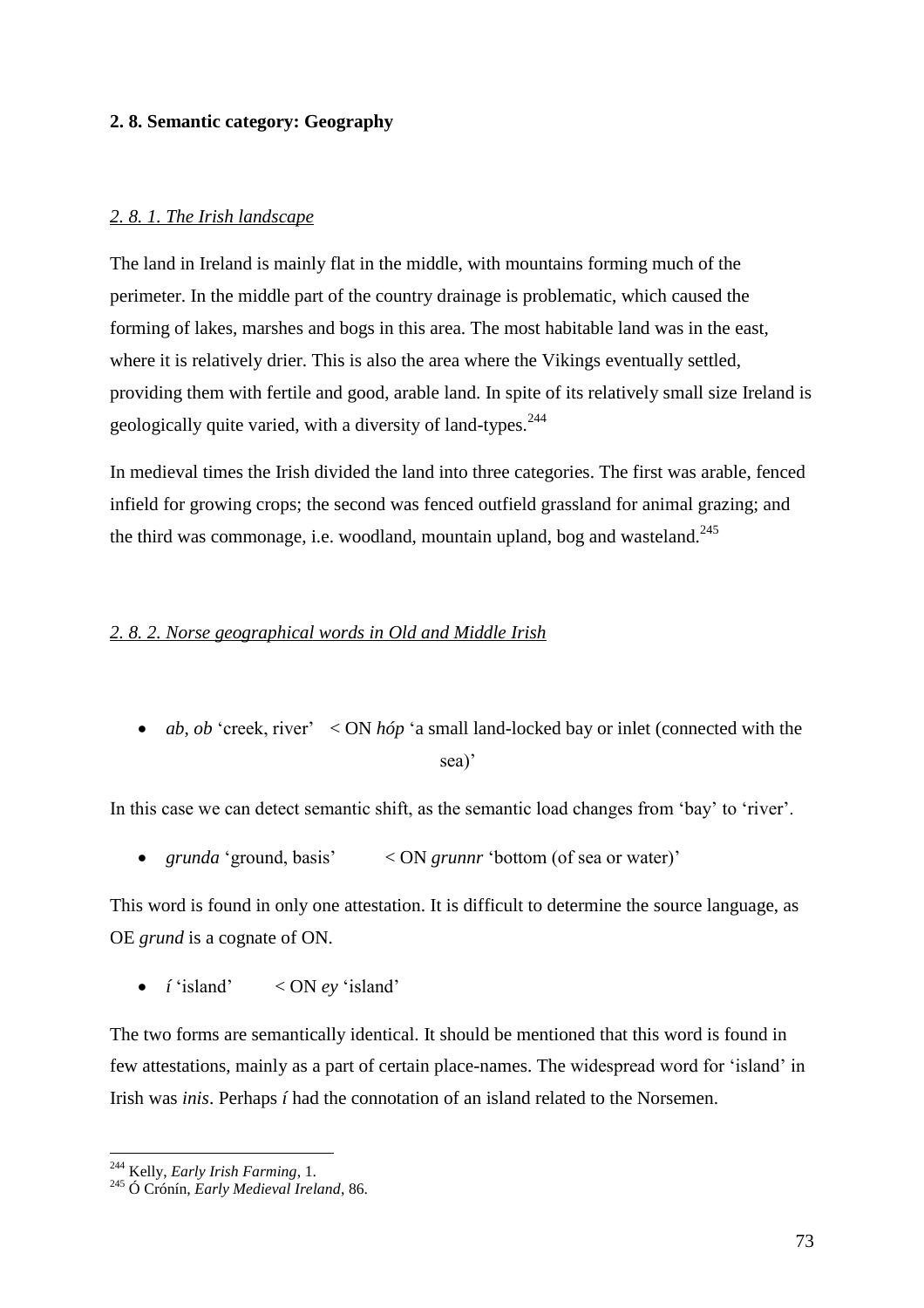## 2. 8. Semantic category: Geography

### *2. 8. 1. The Irish landscape*

The land in Ireland is mainly flat in the middle, with mountains forming much of the perimeter. In the middle part of the country drainage is problematic, which caused the forming of lakes, marshes and bogs in this area. The most habitable land was in the east, where it is relatively drier. This is also the area where the Vikings eventually settled, providing them with fertile and good, arable land. In spite of its relatively small size Ireland is geologically quite varied, with a diversity of land-types.[244]

In medieval times the Irish divided the land into three categories. The first was arable, fenced infield for growing crops; the second was fenced outfield grassland for animal grazing; and the third was commonage, i.e. woodland, mountain upland, bog and wasteland.[245]

### *2. 8. 2. Norse geographical words in Old and Middle Irish*

- *ab*, *ob* 'creek, river' < ON *hóp* 'a small land-locked bay or inlet (connected with the sea)'

In this case we can detect semantic shift, as the semantic load changes from 'bay' to 'river'.

- *grunda* 'ground, basis' < ON *grunnr* 'bottom (of sea or water)'

This word is found in only one attestation. It is difficult to determine the source language, as OE *grund* is a cognate of ON.

- *í* 'island' < ON *ey* 'island'

The two forms are semantically identical. It should be mentioned that this word is found in few attestations, mainly as a part of certain place-names. The widespread word for 'island' in Irish was *inis*. Perhaps *í* had the connotation of an island related to the Norsemen.

---

[244] Kelly, *Early Irish Farming*, 1.

[245] Ó Crónín, *Early Medieval Ireland*, 86.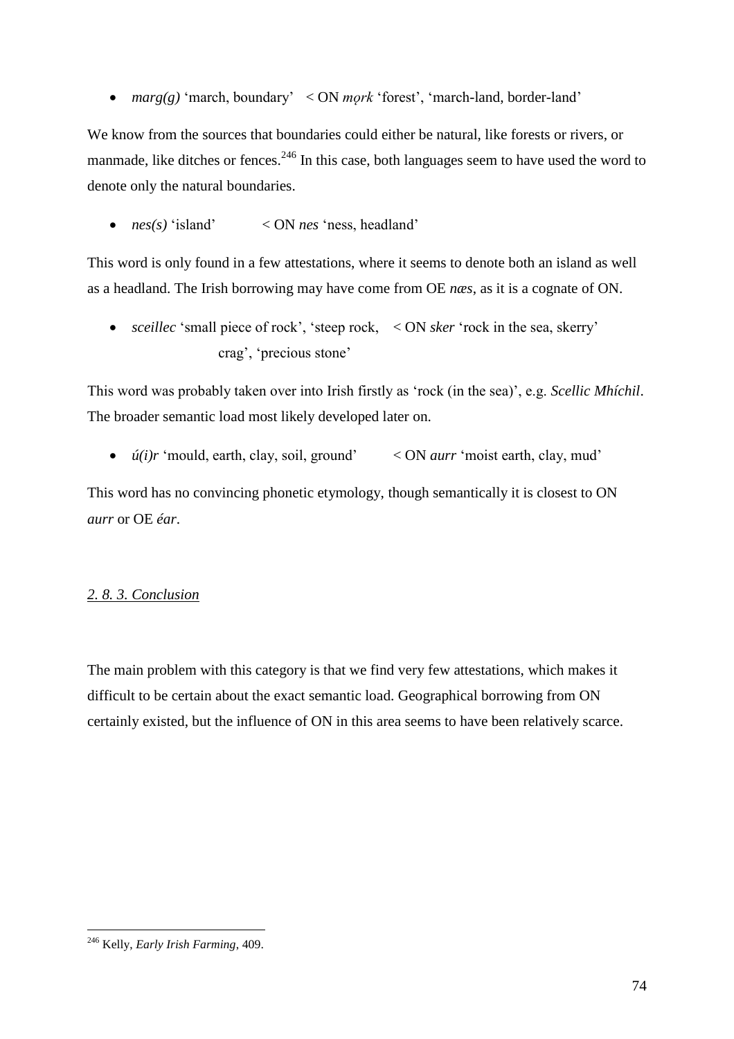- *marg(g)* 'march, boundary' < ON *mọrk* 'forest', 'march-land, border-land'

We know from the sources that boundaries could either be natural, like forests or rivers, or manmade, like ditches or fences.[246] In this case, both languages seem to have used the word to denote only the natural boundaries.

- *nes(s)* 'island' < ON *nes* 'ness, headland'

This word is only found in a few attestations, where it seems to denote both an island as well as a headland. The Irish borrowing may have come from OE *næs*, as it is a cognate of ON.

- *sceillec* 'small piece of rock', 'steep rock, crag', 'precious stone' < ON *sker* 'rock in the sea, skerry'

This word was probably taken over into Irish firstly as 'rock (in the sea)', e.g. *Scellic Mhíchil*. The broader semantic load most likely developed later on.

- *ú(i)r* 'mould, earth, clay, soil, ground' < ON *aurr* 'moist earth, clay, mud'

This word has no convincing phonetic etymology, though semantically it is closest to ON *aurr* or OE *éar*.

### *2. 8. 3. Conclusion*

The main problem with this category is that we find very few attestations, which makes it difficult to be certain about the exact semantic load. Geographical borrowing from ON certainly existed, but the influence of ON in this area seems to have been relatively scarce.

---

[246] Kelly, *Early Irish Farming*, 409.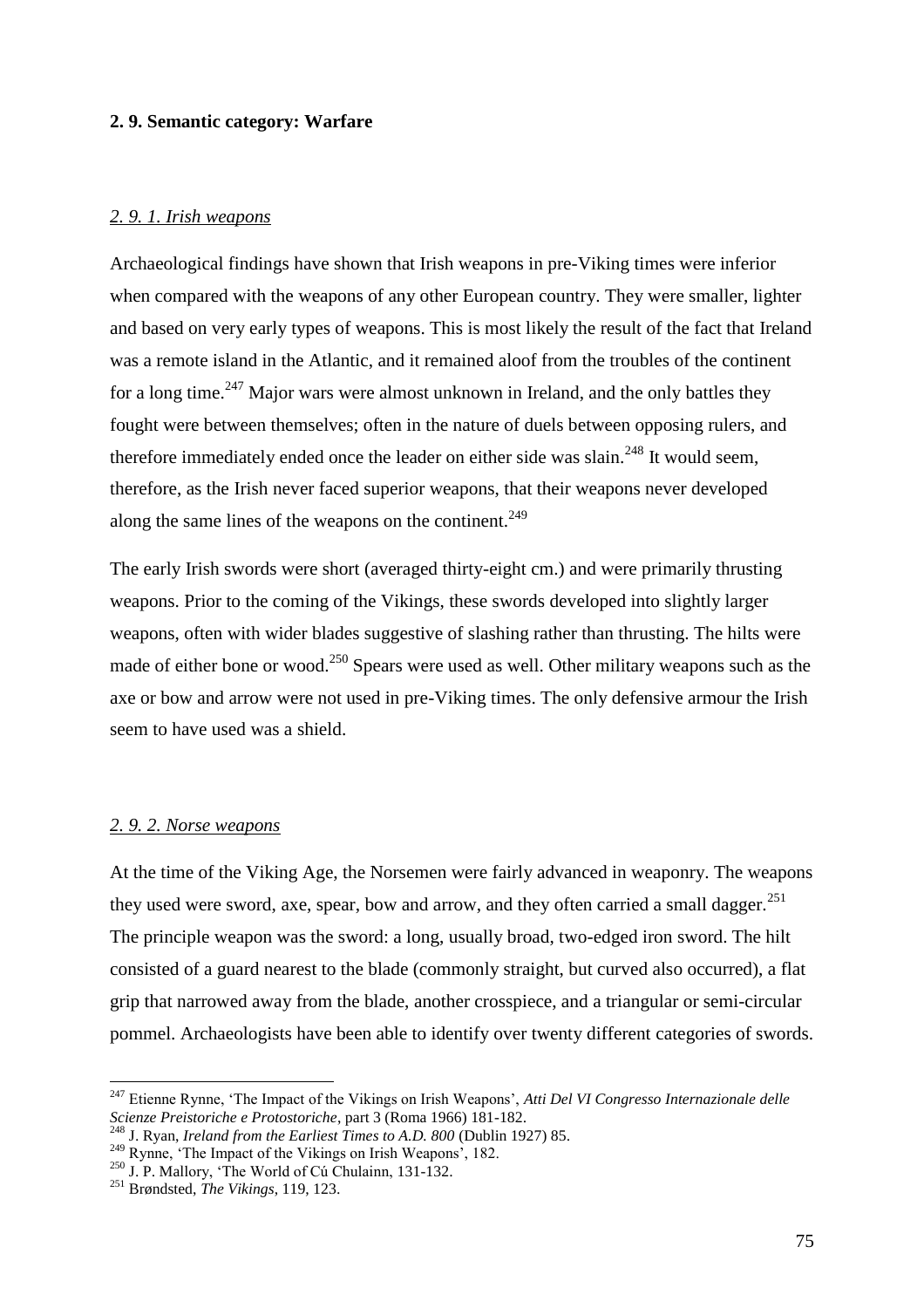## 2. 9. Semantic category: Warfare

### *2. 9. 1. Irish weapons*

Archaeological findings have shown that Irish weapons in pre-Viking times were inferior when compared with the weapons of any other European country. They were smaller, lighter and based on very early types of weapons. This is most likely the result of the fact that Ireland was a remote island in the Atlantic, and it remained aloof from the troubles of the continent for a long time.[247] Major wars were almost unknown in Ireland, and the only battles they fought were between themselves; often in the nature of duels between opposing rulers, and therefore immediately ended once the leader on either side was slain.[248] It would seem, therefore, as the Irish never faced superior weapons, that their weapons never developed along the same lines of the weapons on the continent.[249]

The early Irish swords were short (averaged thirty-eight cm.) and were primarily thrusting weapons. Prior to the coming of the Vikings, these swords developed into slightly larger weapons, often with wider blades suggestive of slashing rather than thrusting. The hilts were made of either bone or wood.[250] Spears were used as well. Other military weapons such as the axe or bow and arrow were not used in pre-Viking times. The only defensive armour the Irish seem to have used was a shield.

### *2. 9. 2. Norse weapons*

At the time of the Viking Age, the Norsemen were fairly advanced in weaponry. The weapons they used were sword, axe, spear, bow and arrow, and they often carried a small dagger.[251] The principle weapon was the sword: a long, usually broad, two-edged iron sword. The hilt consisted of a guard nearest to the blade (commonly straight, but curved also occurred), a flat grip that narrowed away from the blade, another crosspiece, and a triangular or semi-circular pommel. Archaeologists have been able to identify over twenty different categories of swords.

---

[247] Etienne Rynne, 'The Impact of the Vikings on Irish Weapons', *Atti Del VI Congresso Internazionale delle Scienze Preistoriche e Protostoriche*, part 3 (Roma 1966) 181-182.

[248] J. Ryan, *Ireland from the Earliest Times to A.D. 800* (Dublin 1927) 85.

[249] Rynne, 'The Impact of the Vikings on Irish Weapons', 182.

[250] J. P. Mallory, 'The World of Cú Chulainn, 131-132.

[251] Brøndsted, *The Vikings*, 119, 123.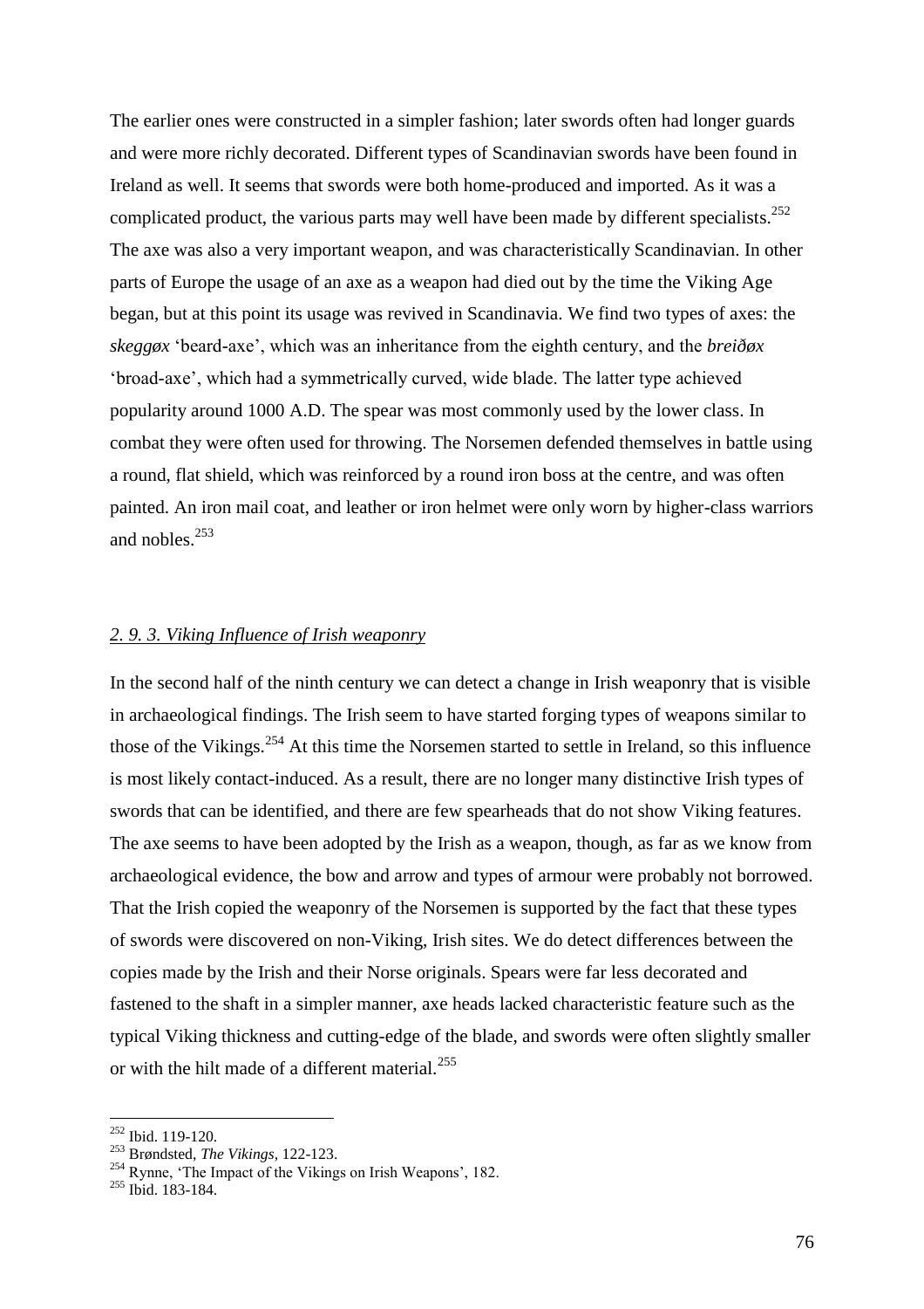The earlier ones were constructed in a simpler fashion; later swords often had longer guards and were more richly decorated. Different types of Scandinavian swords have been found in Ireland as well. It seems that swords were both home-produced and imported. As it was a complicated product, the various parts may well have been made by different specialists.[252] The axe was also a very important weapon, and was characteristically Scandinavian. In other parts of Europe the usage of an axe as a weapon had died out by the time the Viking Age began, but at this point its usage was revived in Scandinavia. We find two types of axes: the *skeggøx* 'beard-axe', which was an inheritance from the eighth century, and the *breiðøx* 'broad-axe', which had a symmetrically curved, wide blade. The latter type achieved popularity around 1000 A.D. The spear was most commonly used by the lower class. In combat they were often used for throwing. The Norsemen defended themselves in battle using a round, flat shield, which was reinforced by a round iron boss at the centre, and was often painted. An iron mail coat, and leather or iron helmet were only worn by higher-class warriors and nobles.[253]

### *2. 9. 3. Viking Influence of Irish weaponry*

In the second half of the ninth century we can detect a change in Irish weaponry that is visible in archaeological findings. The Irish seem to have started forging types of weapons similar to those of the Vikings.[254] At this time the Norsemen started to settle in Ireland, so this influence is most likely contact-induced. As a result, there are no longer many distinctive Irish types of swords that can be identified, and there are few spearheads that do not show Viking features. The axe seems to have been adopted by the Irish as a weapon, though, as far as we know from archaeological evidence, the bow and arrow and types of armour were probably not borrowed. That the Irish copied the weaponry of the Norsemen is supported by the fact that these types of swords were discovered on non-Viking, Irish sites. We do detect differences between the copies made by the Irish and their Norse originals. Spears were far less decorated and fastened to the shaft in a simpler manner, axe heads lacked characteristic feature such as the typical Viking thickness and cutting-edge of the blade, and swords were often slightly smaller or with the hilt made of a different material.[255]

---

[252] Ibid. 119-120.

[253] Brøndsted, *The Vikings*, 122-123.

[254] Rynne, 'The Impact of the Vikings on Irish Weapons', 182.

[255] Ibid. 183-184.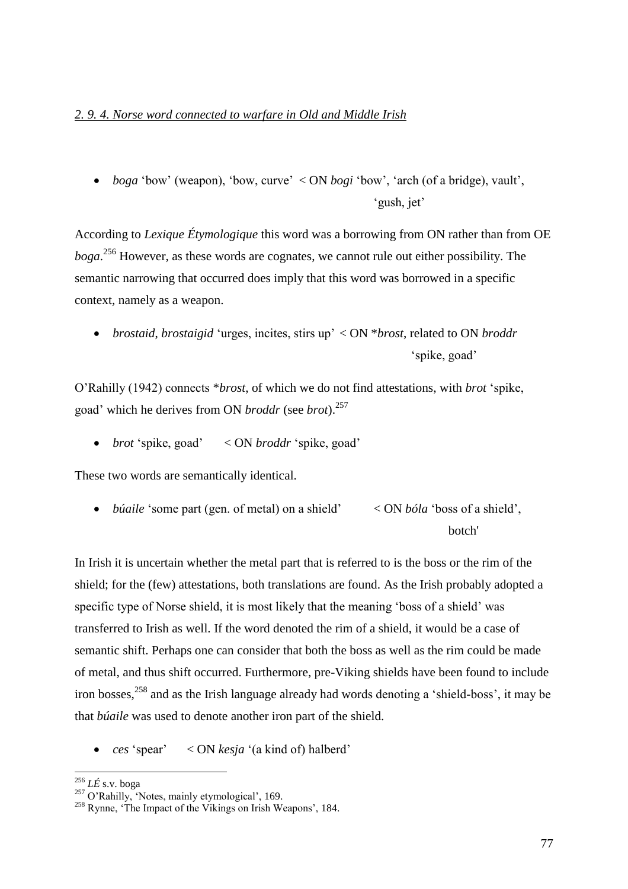*2. 9. 4. Norse word connected to warfare in Old and Middle Irish*

- *boga* 'bow' (weapon), 'bow, curve' < ON *bogi* 'bow', 'arch (of a bridge), vault', 'gush, jet'

According to *Lexique Étymologique* this word was a borrowing from ON rather than from OE *boga*.[256] However, as these words are cognates, we cannot rule out either possibility. The semantic narrowing that occurred does imply that this word was borrowed in a specific context, namely as a weapon.

- *brostaid, brostaigid* 'urges, incites, stirs up' < ON *\*brost*, related to ON *broddr* 'spike, goad'

O'Rahilly (1942) connects *\*brost*, of which we do not find attestations, with *brot* 'spike, goad' which he derives from ON *broddr* (see *brot*).[257]

- *brot* 'spike, goad' < ON *broddr* 'spike, goad'

These two words are semantically identical.

- *búaile* 'some part (gen. of metal) on a shield' < ON *bóla* 'boss of a shield', botch'

In Irish it is uncertain whether the metal part that is referred to is the boss or the rim of the shield; for the (few) attestations, both translations are found. As the Irish probably adopted a specific type of Norse shield, it is most likely that the meaning 'boss of a shield' was transferred to Irish as well. If the word denoted the rim of a shield, it would be a case of semantic shift. Perhaps one can consider that both the boss as well as the rim could be made of metal, and thus shift occurred. Furthermore, pre-Viking shields have been found to include iron bosses,[258] and as the Irish language already had words denoting a 'shield-boss', it may be that *búaile* was used to denote another iron part of the shield.

- *ces* 'spear' < ON *kesja* '(a kind of) halberd'

---

[256] *LÉ* s.v. boga

[257] O'Rahilly, 'Notes, mainly etymological', 169.

[258] Rynne, 'The Impact of the Vikings on Irish Weapons', 184.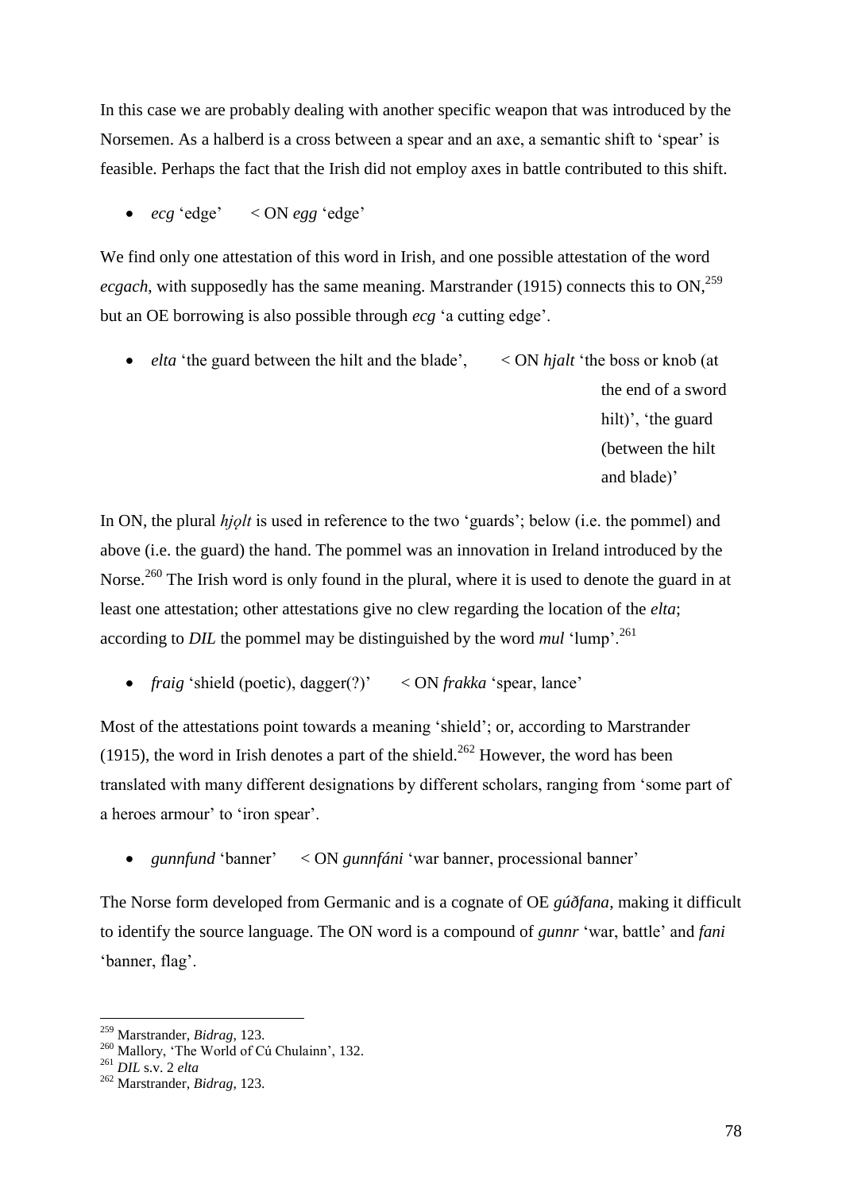In this case we are probably dealing with another specific weapon that was introduced by the Norsemen. As a halberd is a cross between a spear and an axe, a semantic shift to 'spear' is feasible. Perhaps the fact that the Irish did not employ axes in battle contributed to this shift.

- *ecg* 'edge' < ON *egg* 'edge'

We find only one attestation of this word in Irish, and one possible attestation of the word *ecgach*, with supposedly has the same meaning. Marstrander (1915) connects this to ON,[259] but an OE borrowing is also possible through *ecg* 'a cutting edge'.

- *elta* 'the guard between the hilt and the blade', < ON *hjalt* 'the boss or knob (at the end of a sword hilt)', 'the guard (between the hilt and blade)'

In ON, the plural *hjǫlt* is used in reference to the two 'guards'; below (i.e. the pommel) and above (i.e. the guard) the hand. The pommel was an innovation in Ireland introduced by the Norse.[260] The Irish word is only found in the plural, where it is used to denote the guard in at least one attestation; other attestations give no clew regarding the location of the *elta*; according to *DIL* the pommel may be distinguished by the word *mul* 'lump'.[261]

- *fraig* 'shield (poetic), dagger(?)' < ON *frakka* 'spear, lance'

Most of the attestations point towards a meaning 'shield'; or, according to Marstrander (1915), the word in Irish denotes a part of the shield.[262] However, the word has been translated with many different designations by different scholars, ranging from 'some part of a heroes armour' to 'iron spear'.

- *gunnfund* 'banner' < ON *gunnfáni* 'war banner, processional banner'

The Norse form developed from Germanic and is a cognate of OE *gúðfana*, making it difficult to identify the source language. The ON word is a compound of *gunnr* 'war, battle' and *fani* 'banner, flag'.

---

[259] Marstrander, *Bidrag*, 123.

[260] Mallory, 'The World of Cú Chulainn', 132.

[261] *DIL* s.v. 2 *elta*

[262] Marstrander, *Bidrag*, 123.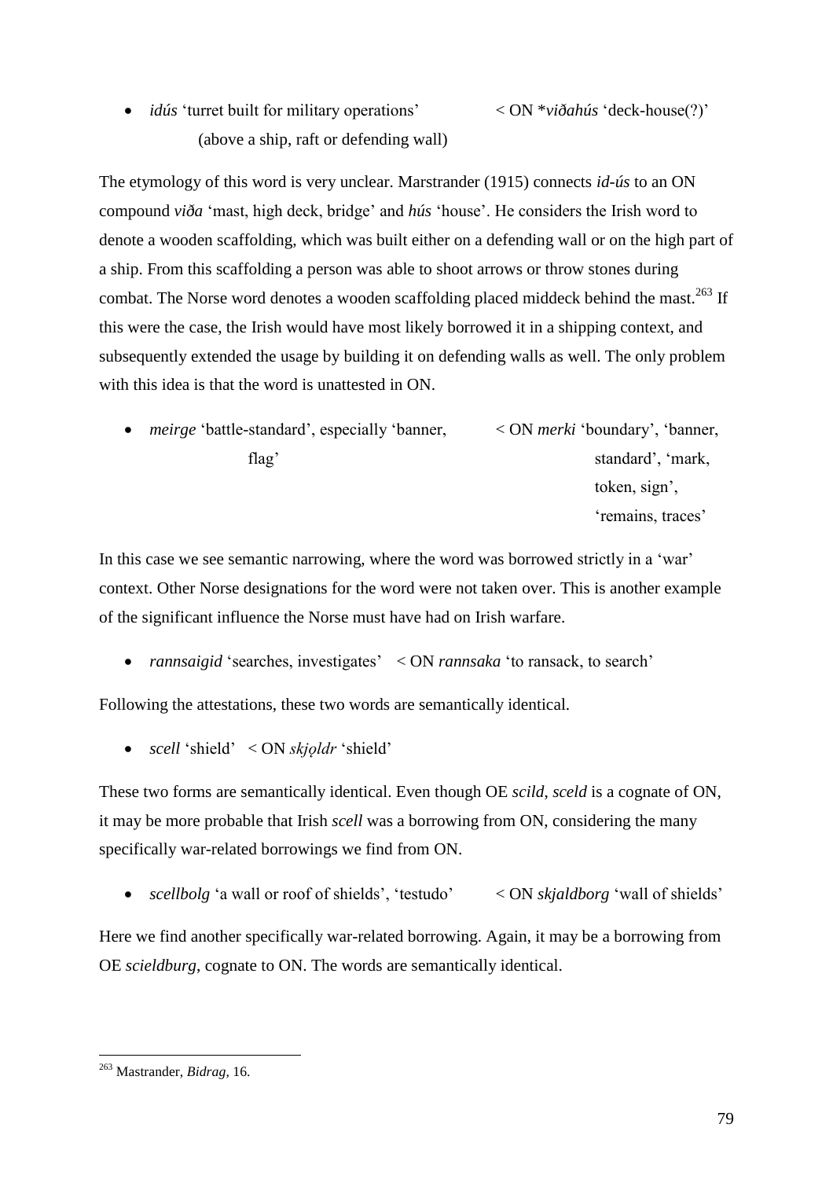- *idús* 'turret built for military operations' (above a ship, raft or defending wall) < ON \**viðahús* 'deck-house(?)'

The etymology of this word is very unclear. Marstrander (1915) connects *id-ús* to an ON compound *viða* 'mast, high deck, bridge' and *hús* 'house'. He considers the Irish word to denote a wooden scaffolding, which was built either on a defending wall or on the high part of a ship. From this scaffolding a person was able to shoot arrows or throw stones during combat. The Norse word denotes a wooden scaffolding placed middeck behind the mast.[263] If this were the case, the Irish would have most likely borrowed it in a shipping context, and subsequently extended the usage by building it on defending walls as well. The only problem with this idea is that the word is unattested in ON.

- *meirge* 'battle-standard', especially 'banner, flag' < ON *merki* 'boundary', 'banner, standard', 'mark, token, sign', 'remains, traces'

In this case we see semantic narrowing, where the word was borrowed strictly in a 'war' context. Other Norse designations for the word were not taken over. This is another example of the significant influence the Norse must have had on Irish warfare.

- *rannsaigid* 'searches, investigates' < ON *rannsaka* 'to ransack, to search'

Following the attestations, these two words are semantically identical.

- *scell* 'shield' < ON *skjọldr* 'shield'

These two forms are semantically identical. Even though OE *scild*, *sceld* is a cognate of ON, it may be more probable that Irish *scell* was a borrowing from ON, considering the many specifically war-related borrowings we find from ON.

- *scellbolg* 'a wall or roof of shields', 'testudo' < ON *skjaldborg* 'wall of shields'

Here we find another specifically war-related borrowing. Again, it may be a borrowing from OE *scieldburg*, cognate to ON. The words are semantically identical.

---

[263] Mastrander, *Bidrag*, 16.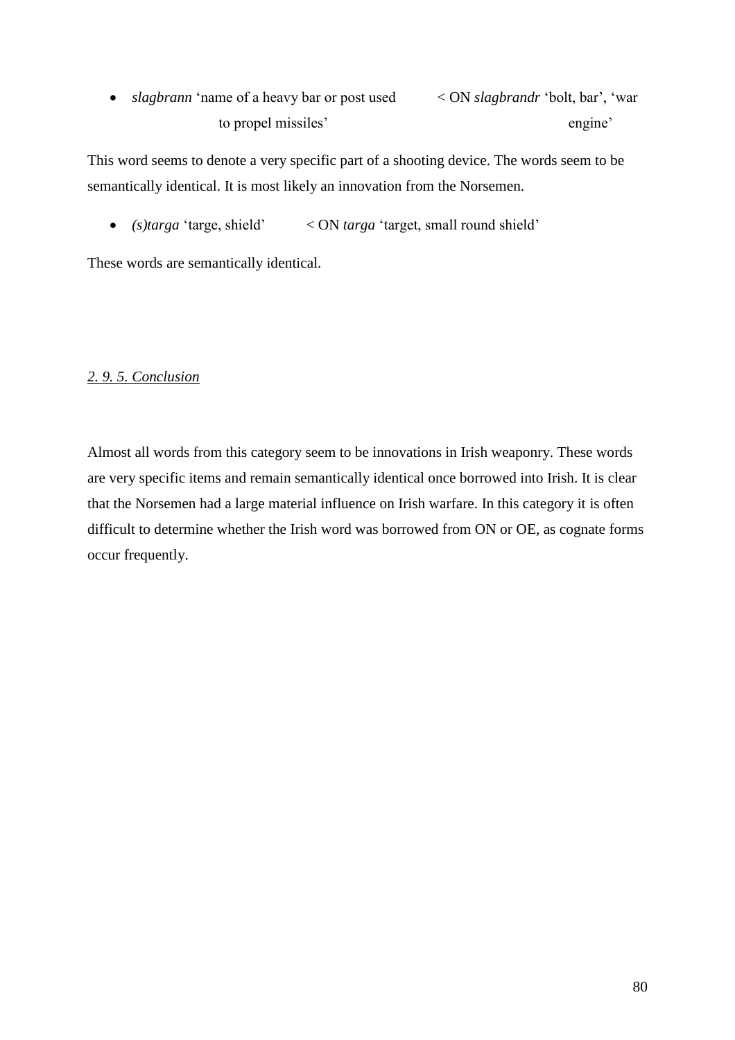- *slagbrann* 'name of a heavy bar or post used to propel missiles' < ON *slagbrandr* 'bolt, bar', 'war engine'

This word seems to denote a very specific part of a shooting device. The words seem to be semantically identical. It is most likely an innovation from the Norsemen.

- *(s)targa* 'targe, shield' < ON *targa* 'target, small round shield'

These words are semantically identical.

### *2. 9. 5. Conclusion*

Almost all words from this category seem to be innovations in Irish weaponry. These words are very specific items and remain semantically identical once borrowed into Irish. It is clear that the Norsemen had a large material influence on Irish warfare. In this category it is often difficult to determine whether the Irish word was borrowed from ON or OE, as cognate forms occur frequently.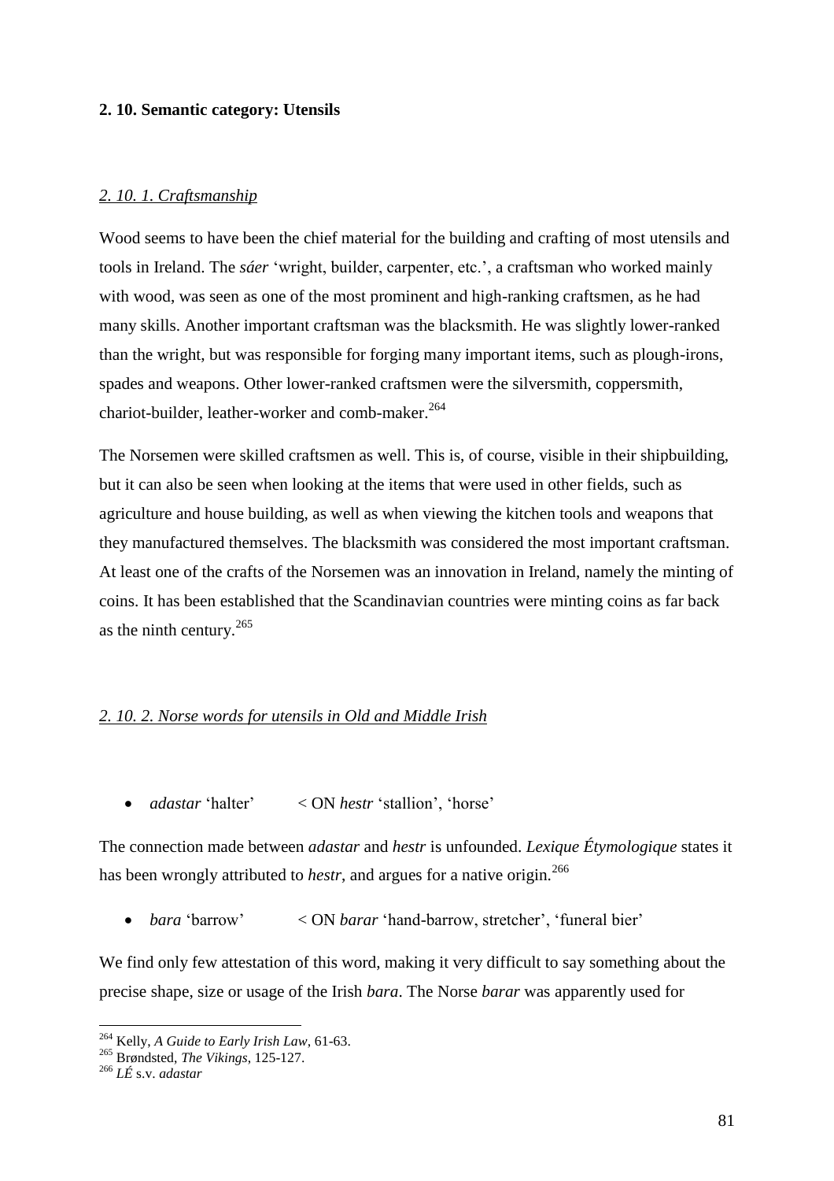### 2. 10. Semantic category: Utensils

#### *2. 10. 1. Craftsmanship*

Wood seems to have been the chief material for the building and crafting of most utensils and tools in Ireland. The *sáer* 'wright, builder, carpenter, etc.', a craftsman who worked mainly with wood, was seen as one of the most prominent and high-ranking craftsmen, as he had many skills. Another important craftsman was the blacksmith. He was slightly lower-ranked than the wright, but was responsible for forging many important items, such as plough-irons, spades and weapons. Other lower-ranked craftsmen were the silversmith, coppersmith, chariot-builder, leather-worker and comb-maker.[264]

The Norsemen were skilled craftsmen as well. This is, of course, visible in their shipbuilding, but it can also be seen when looking at the items that were used in other fields, such as agriculture and house building, as well as when viewing the kitchen tools and weapons that they manufactured themselves. The blacksmith was considered the most important craftsman. At least one of the crafts of the Norsemen was an innovation in Ireland, namely the minting of coins. It has been established that the Scandinavian countries were minting coins as far back as the ninth century.[265]

#### *2. 10. 2. Norse words for utensils in Old and Middle Irish*

- *adastar* 'halter' < ON *hestr* 'stallion', 'horse'

The connection made between *adastar* and *hestr* is unfounded. *Lexique Étymologique* states it has been wrongly attributed to *hestr*, and argues for a native origin.[266]

- *bara* 'barrow' < ON *barar* 'hand-barrow, stretcher', 'funeral bier'

We find only few attestation of this word, making it very difficult to say something about the precise shape, size or usage of the Irish *bara*. The Norse *barar* was apparently used for

---

[264] Kelly, *A Guide to Early Irish Law*, 61-63.
[265] Brøndsted, *The Vikings*, 125-127.
[266] *LÉ* s.v. *adastar*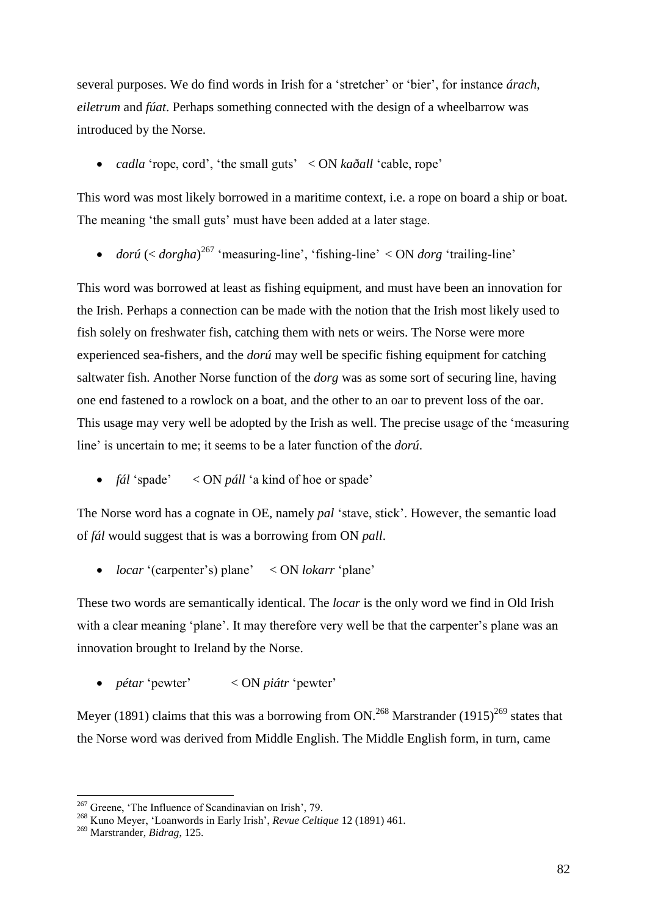several purposes. We do find words in Irish for a 'stretcher' or 'bier', for instance *árach*, *eiletrum* and *fúat*. Perhaps something connected with the design of a wheelbarrow was introduced by the Norse.

- *cadla* 'rope, cord', 'the small guts' < ON *kaðall* 'cable, rope'

This word was most likely borrowed in a maritime context, i.e. a rope on board a ship or boat. The meaning 'the small guts' must have been added at a later stage.

- *dorú* (< *dorgha*)[267] 'measuring-line', 'fishing-line' < ON *dorg* 'trailing-line'

This word was borrowed at least as fishing equipment, and must have been an innovation for the Irish. Perhaps a connection can be made with the notion that the Irish most likely used to fish solely on freshwater fish, catching them with nets or weirs. The Norse were more experienced sea-fishers, and the *dorú* may well be specific fishing equipment for catching saltwater fish. Another Norse function of the *dorg* was as some sort of securing line, having one end fastened to a rowlock on a boat, and the other to an oar to prevent loss of the oar. This usage may very well be adopted by the Irish as well. The precise usage of the 'measuring line' is uncertain to me; it seems to be a later function of the *dorú*.

- *fál* 'spade' < ON *páll* 'a kind of hoe or spade'

The Norse word has a cognate in OE, namely *pal* 'stave, stick'. However, the semantic load of *fál* would suggest that is was a borrowing from ON *pall*.

- *locar* '(carpenter's) plane' < ON *lokarr* 'plane'

These two words are semantically identical. The *locar* is the only word we find in Old Irish with a clear meaning 'plane'. It may therefore very well be that the carpenter's plane was an innovation brought to Ireland by the Norse.

- *pétar* 'pewter' < ON *piátr* 'pewter'

Meyer (1891) claims that this was a borrowing from ON.[268] Marstrander (1915)[269] states that the Norse word was derived from Middle English. The Middle English form, in turn, came

---

[267] Greene, 'The Influence of Scandinavian on Irish', 79.

[268] Kuno Meyer, 'Loanwords in Early Irish', *Revue Celtique* 12 (1891) 461.

[269] Marstrander, *Bidrag*, 125.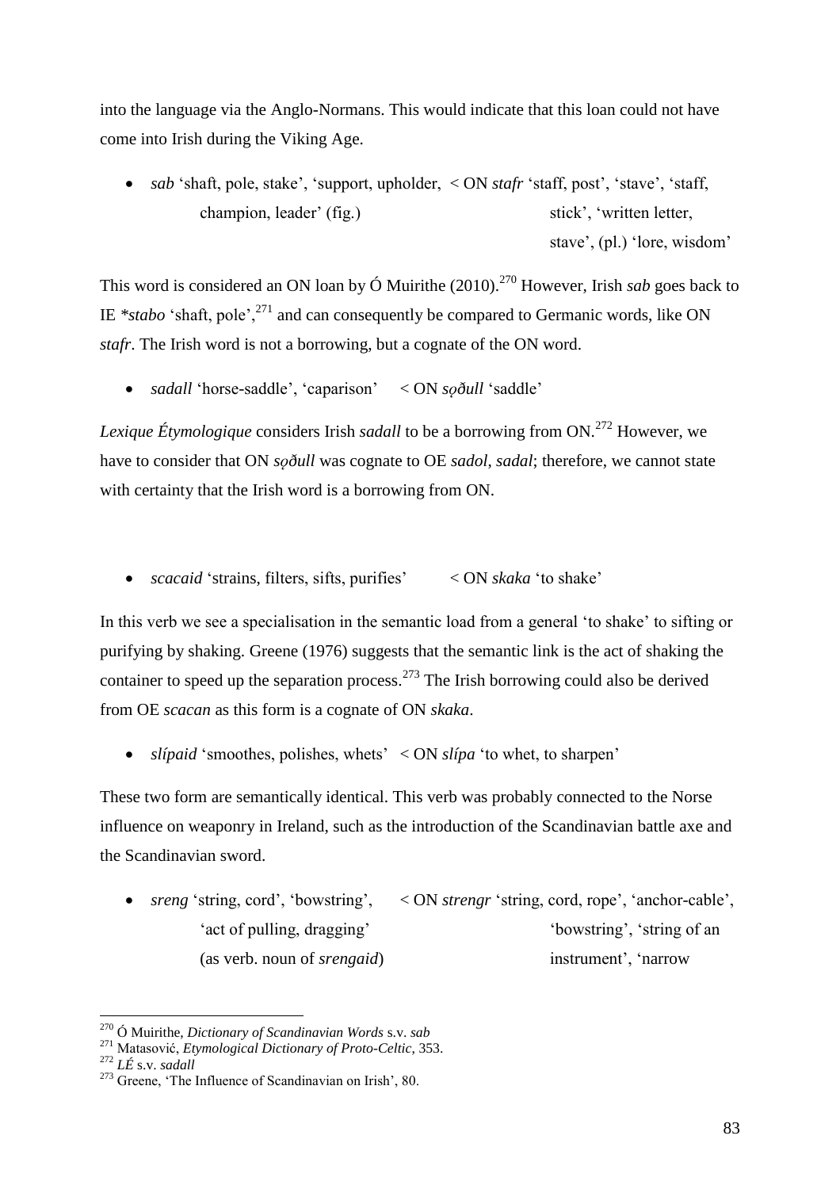into the language via the Anglo-Normans. This would indicate that this loan could not have come into Irish during the Viking Age.

- *sab* 'shaft, pole, stake', 'support, upholder, champion, leader' (fig.) < ON *stafr* 'staff, post', 'stave', 'staff, stick', 'written letter, stave', (pl.) 'lore, wisdom'

This word is considered an ON loan by Ó Muirithe (2010).[270] However, Irish *sab* goes back to IE *\*stabo* 'shaft, pole',[271] and can consequently be compared to Germanic words, like ON *stafr*. The Irish word is not a borrowing, but a cognate of the ON word.

- *sadall* 'horse-saddle', 'caparison' < ON *sọðull* 'saddle'

*Lexique Étymologique* considers Irish *sadall* to be a borrowing from ON.[272] However, we have to consider that ON *sọðull* was cognate to OE *sadol*, *sadal*; therefore, we cannot state with certainty that the Irish word is a borrowing from ON.

- *scacaid* 'strains, filters, sifts, purifies' < ON *skaka* 'to shake'

In this verb we see a specialisation in the semantic load from a general 'to shake' to sifting or purifying by shaking. Greene (1976) suggests that the semantic link is the act of shaking the container to speed up the separation process.[273] The Irish borrowing could also be derived from OE *scacan* as this form is a cognate of ON *skaka*.

- *slípaid* 'smoothes, polishes, whets' < ON *slípa* 'to whet, to sharpen'

These two form are semantically identical. This verb was probably connected to the Norse influence on weaponry in Ireland, such as the introduction of the Scandinavian battle axe and the Scandinavian sword.

- *sreng* 'string, cord', 'bowstring', 'act of pulling, dragging' (as verb. noun of *srengaid*) < ON *strengr* 'string, cord, rope', 'anchor-cable', 'bowstring', 'string of an instrument', 'narrow

---

[270] Ó Muirithe, *Dictionary of Scandinavian Words* s.v. *sab*

[271] Matasović, *Etymological Dictionary of Proto-Celtic*, 353.

[272] *LÉ* s.v. *sadall*

[273] Greene, 'The Influence of Scandinavian on Irish', 80.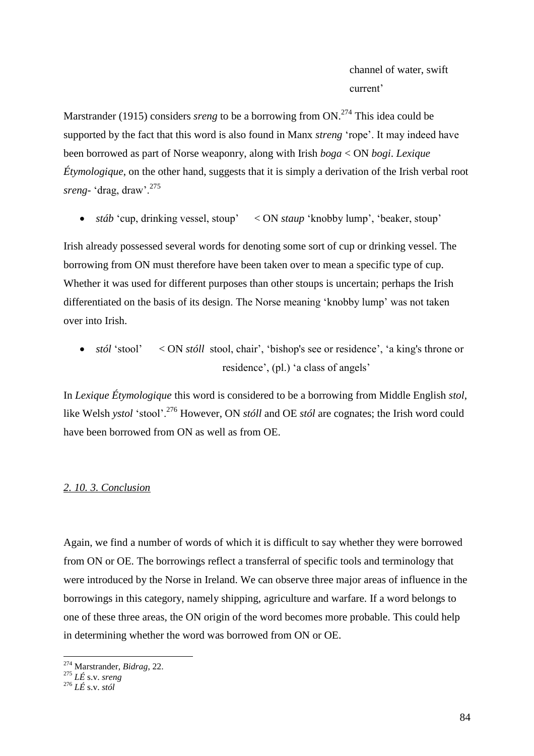channel of water, swift current'

Marstrander (1915) considers *sreng* to be a borrowing from ON.[274] This idea could be supported by the fact that this word is also found in Manx *streng* 'rope'. It may indeed have been borrowed as part of Norse weaponry, along with Irish *boga* < ON *bogi*. *Lexique Étymologique*, on the other hand, suggests that it is simply a derivation of the Irish verbal root *sreng-* 'drag, draw'.[275]

- *stáb* 'cup, drinking vessel, stoup' < ON *staup* 'knobby lump', 'beaker, stoup'

Irish already possessed several words for denoting some sort of cup or drinking vessel. The borrowing from ON must therefore have been taken over to mean a specific type of cup. Whether it was used for different purposes than other stoups is uncertain; perhaps the Irish differentiated on the basis of its design. The Norse meaning 'knobby lump' was not taken over into Irish.

- *stól* 'stool' < ON *stóll* stool, chair', 'bishop's see or residence', 'a king's throne or residence', (pl.) 'a class of angels'

In *Lexique Étymologique* this word is considered to be a borrowing from Middle English *stol*, like Welsh *ystol* 'stool'.[276] However, ON *stóll* and OE *stól* are cognates; the Irish word could have been borrowed from ON as well as from OE.

*2. 10. 3. Conclusion*

Again, we find a number of words of which it is difficult to say whether they were borrowed from ON or OE. The borrowings reflect a transferral of specific tools and terminology that were introduced by the Norse in Ireland. We can observe three major areas of influence in the borrowings in this category, namely shipping, agriculture and warfare. If a word belongs to one of these three areas, the ON origin of the word becomes more probable. This could help in determining whether the word was borrowed from ON or OE.

---

[274] Marstrander, *Bidrag*, 22.

[275] *LÉ* s.v. *sreng*

[276] *LÉ* s.v. *stól*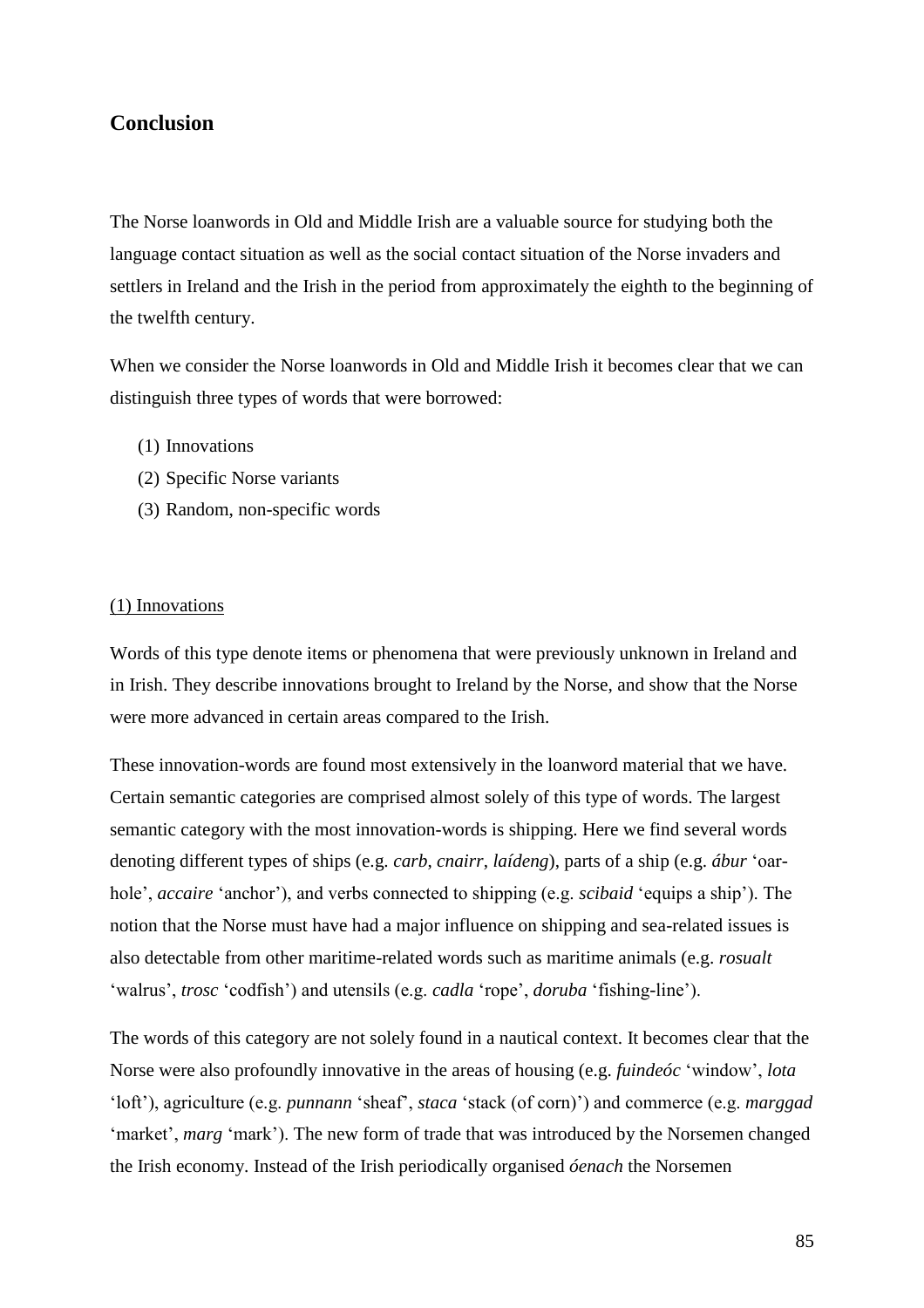## Conclusion

The Norse loanwords in Old and Middle Irish are a valuable source for studying both the language contact situation as well as the social contact situation of the Norse invaders and settlers in Ireland and the Irish in the period from approximately the eighth to the beginning of the twelfth century.

When we consider the Norse loanwords in Old and Middle Irish it becomes clear that we can distinguish three types of words that were borrowed:

(1) Innovations
(2) Specific Norse variants
(3) Random, non-specific words

<u>(1) Innovations</u>

Words of this type denote items or phenomena that were previously unknown in Ireland and in Irish. They describe innovations brought to Ireland by the Norse, and show that the Norse were more advanced in certain areas compared to the Irish.

These innovation-words are found most extensively in the loanword material that we have. Certain semantic categories are comprised almost solely of this type of words. The largest semantic category with the most innovation-words is shipping. Here we find several words denoting different types of ships (e.g. *carb*, *cnairr*, *laídeng*), parts of a ship (e.g. *ábur* 'oar-hole', *accaire* 'anchor'), and verbs connected to shipping (e.g. *scibaid* 'equips a ship'). The notion that the Norse must have had a major influence on shipping and sea-related issues is also detectable from other maritime-related words such as maritime animals (e.g. *rosualt* 'walrus', *trosc* 'codfish') and utensils (e.g. *cadla* 'rope', *doruba* 'fishing-line').

The words of this category are not solely found in a nautical context. It becomes clear that the Norse were also profoundly innovative in the areas of housing (e.g. *fuindeóc* 'window', *lota* 'loft'), agriculture (e.g. *punnann* 'sheaf', *staca* 'stack (of corn)') and commerce (e.g. *marggad* 'market', *marg* 'mark'). The new form of trade that was introduced by the Norsemen changed the Irish economy. Instead of the Irish periodically organised *óenach* the Norsemen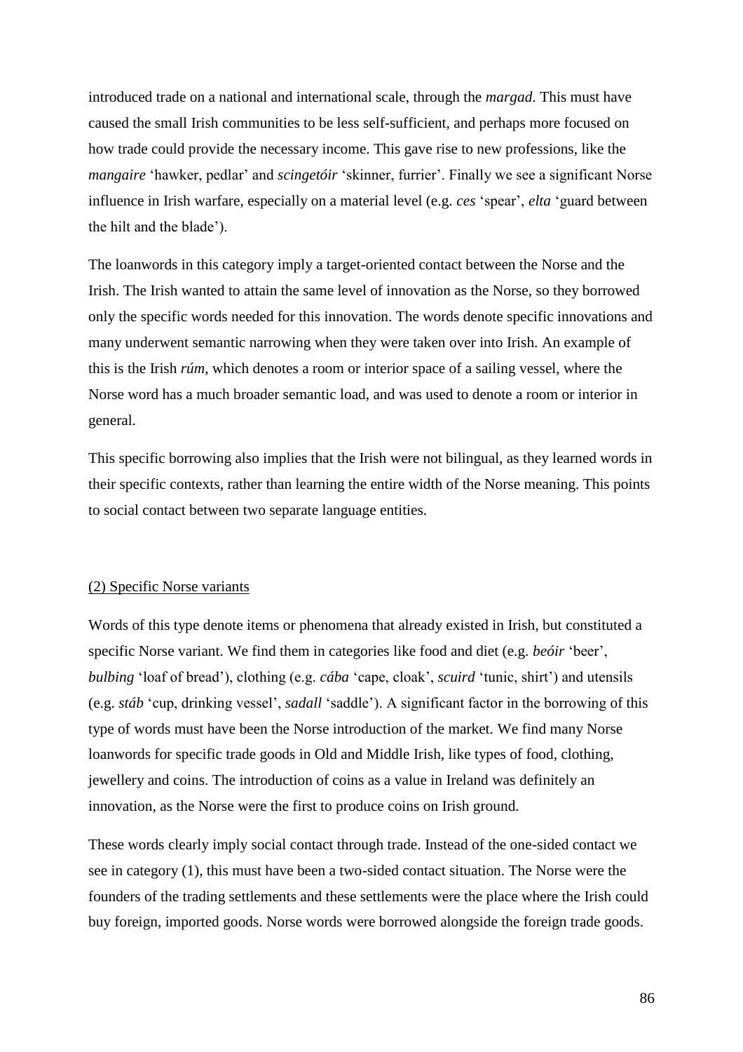introduced trade on a national and international scale, through the *margad*. This must have caused the small Irish communities to be less self-sufficient, and perhaps more focused on how trade could provide the necessary income. This gave rise to new professions, like the *mangaire* 'hawker, pedlar' and *scingetóir* 'skinner, furrier'. Finally we see a significant Norse influence in Irish warfare, especially on a material level (e.g. *ces* 'spear', *elta* 'guard between the hilt and the blade').

The loanwords in this category imply a target-oriented contact between the Norse and the Irish. The Irish wanted to attain the same level of innovation as the Norse, so they borrowed only the specific words needed for this innovation. The words denote specific innovations and many underwent semantic narrowing when they were taken over into Irish. An example of this is the Irish *rúm*, which denotes a room or interior space of a sailing vessel, where the Norse word has a much broader semantic load, and was used to denote a room or interior in general.

This specific borrowing also implies that the Irish were not bilingual, as they learned words in their specific contexts, rather than learning the entire width of the Norse meaning. This points to social contact between two separate language entities.

<u>(2) Specific Norse variants</u>

Words of this type denote items or phenomena that already existed in Irish, but constituted a specific Norse variant. We find them in categories like food and diet (e.g. *beóir* 'beer', *bulbing* 'loaf of bread'), clothing (e.g. *cába* 'cape, cloak', *scuird* 'tunic, shirt') and utensils (e.g. *stáb* 'cup, drinking vessel', *sadall* 'saddle'). A significant factor in the borrowing of this type of words must have been the Norse introduction of the market. We find many Norse loanwords for specific trade goods in Old and Middle Irish, like types of food, clothing, jewellery and coins. The introduction of coins as a value in Ireland was definitely an innovation, as the Norse were the first to produce coins on Irish ground.

These words clearly imply social contact through trade. Instead of the one-sided contact we see in category (1), this must have been a two-sided contact situation. The Norse were the founders of the trading settlements and these settlements were the place where the Irish could buy foreign, imported goods. Norse words were borrowed alongside the foreign trade goods.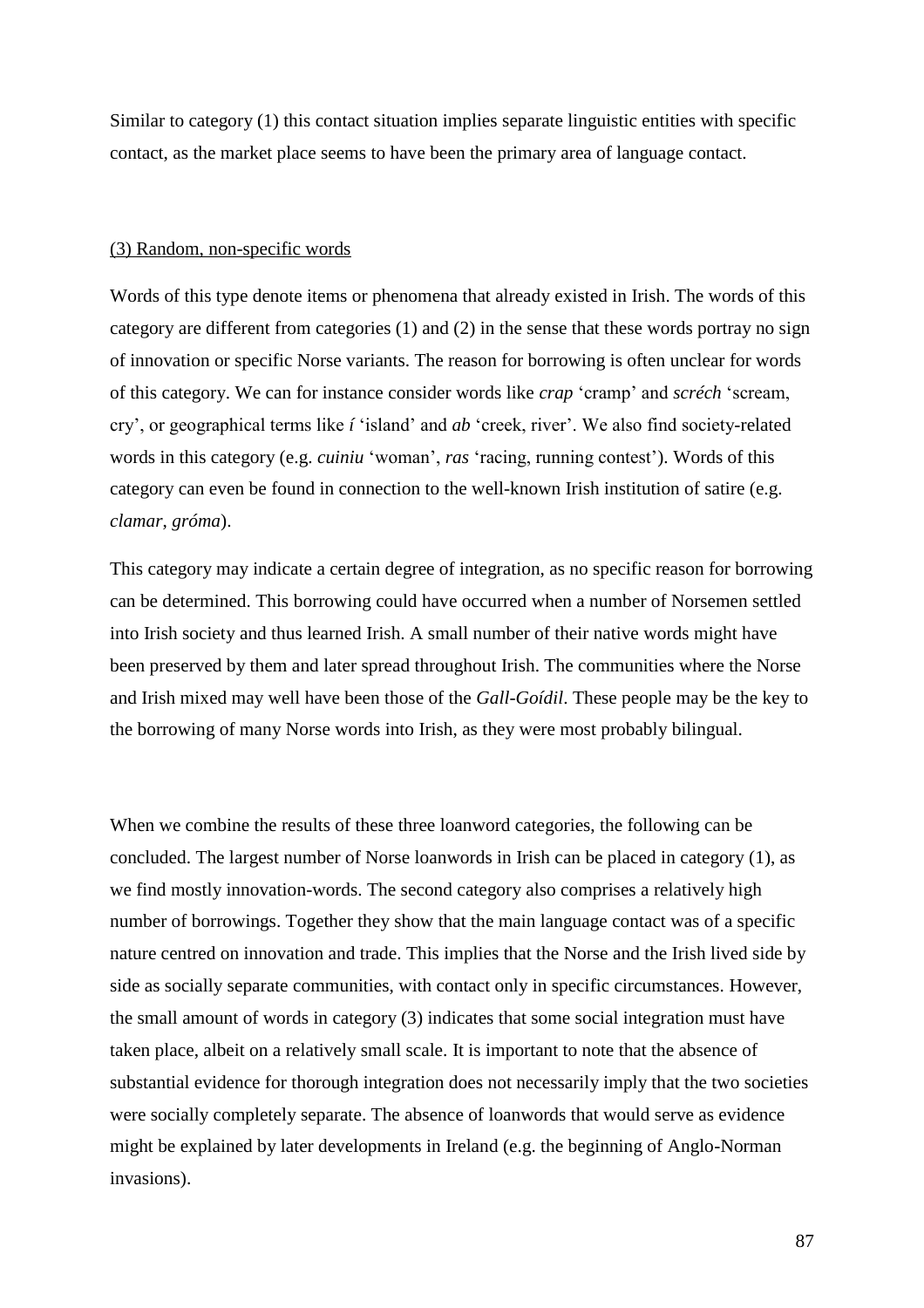Similar to category (1) this contact situation implies separate linguistic entities with specific contact, as the market place seems to have been the primary area of language contact.

<u>(3) Random, non-specific words</u>

Words of this type denote items or phenomena that already existed in Irish. The words of this category are different from categories (1) and (2) in the sense that these words portray no sign of innovation or specific Norse variants. The reason for borrowing is often unclear for words of this category. We can for instance consider words like *crap* 'cramp' and *scréch* 'scream, cry', or geographical terms like *í* 'island' and *ab* 'creek, river'. We also find society-related words in this category (e.g. *cuiniu* 'woman', *ras* 'racing, running contest'). Words of this category can even be found in connection to the well-known Irish institution of satire (e.g. *clamar*, *gróma*).

This category may indicate a certain degree of integration, as no specific reason for borrowing can be determined. This borrowing could have occurred when a number of Norsemen settled into Irish society and thus learned Irish. A small number of their native words might have been preserved by them and later spread throughout Irish. The communities where the Norse and Irish mixed may well have been those of the *Gall-Goídil*. These people may be the key to the borrowing of many Norse words into Irish, as they were most probably bilingual.

When we combine the results of these three loanword categories, the following can be concluded. The largest number of Norse loanwords in Irish can be placed in category (1), as we find mostly innovation-words. The second category also comprises a relatively high number of borrowings. Together they show that the main language contact was of a specific nature centred on innovation and trade. This implies that the Norse and the Irish lived side by side as socially separate communities, with contact only in specific circumstances. However, the small amount of words in category (3) indicates that some social integration must have taken place, albeit on a relatively small scale. It is important to note that the absence of substantial evidence for thorough integration does not necessarily imply that the two societies were socially completely separate. The absence of loanwords that would serve as evidence might be explained by later developments in Ireland (e.g. the beginning of Anglo-Norman invasions).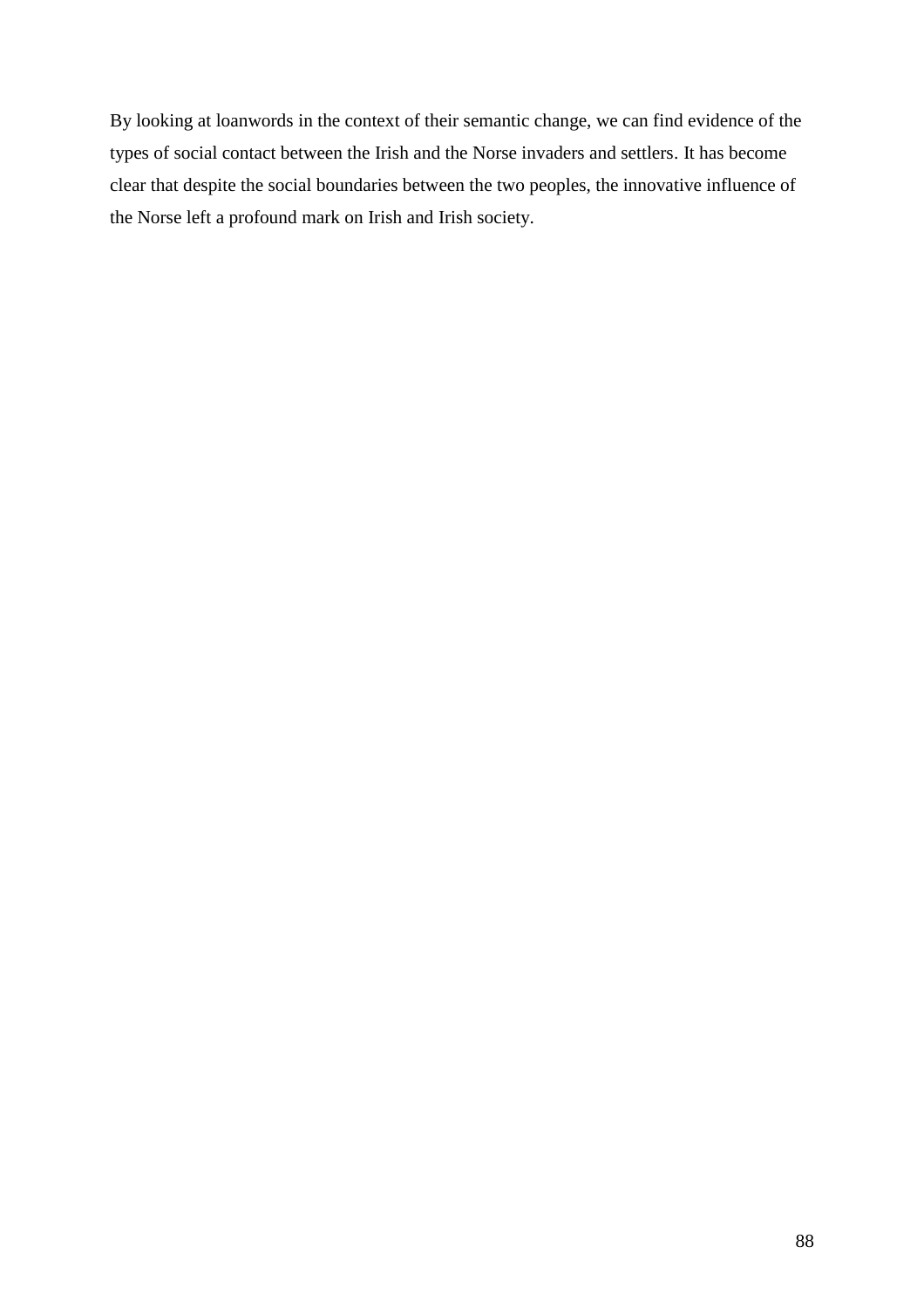By looking at loanwords in the context of their semantic change, we can find evidence of the types of social contact between the Irish and the Norse invaders and settlers. It has become clear that despite the social boundaries between the two peoples, the innovative influence of the Norse left a profound mark on Irish and Irish society.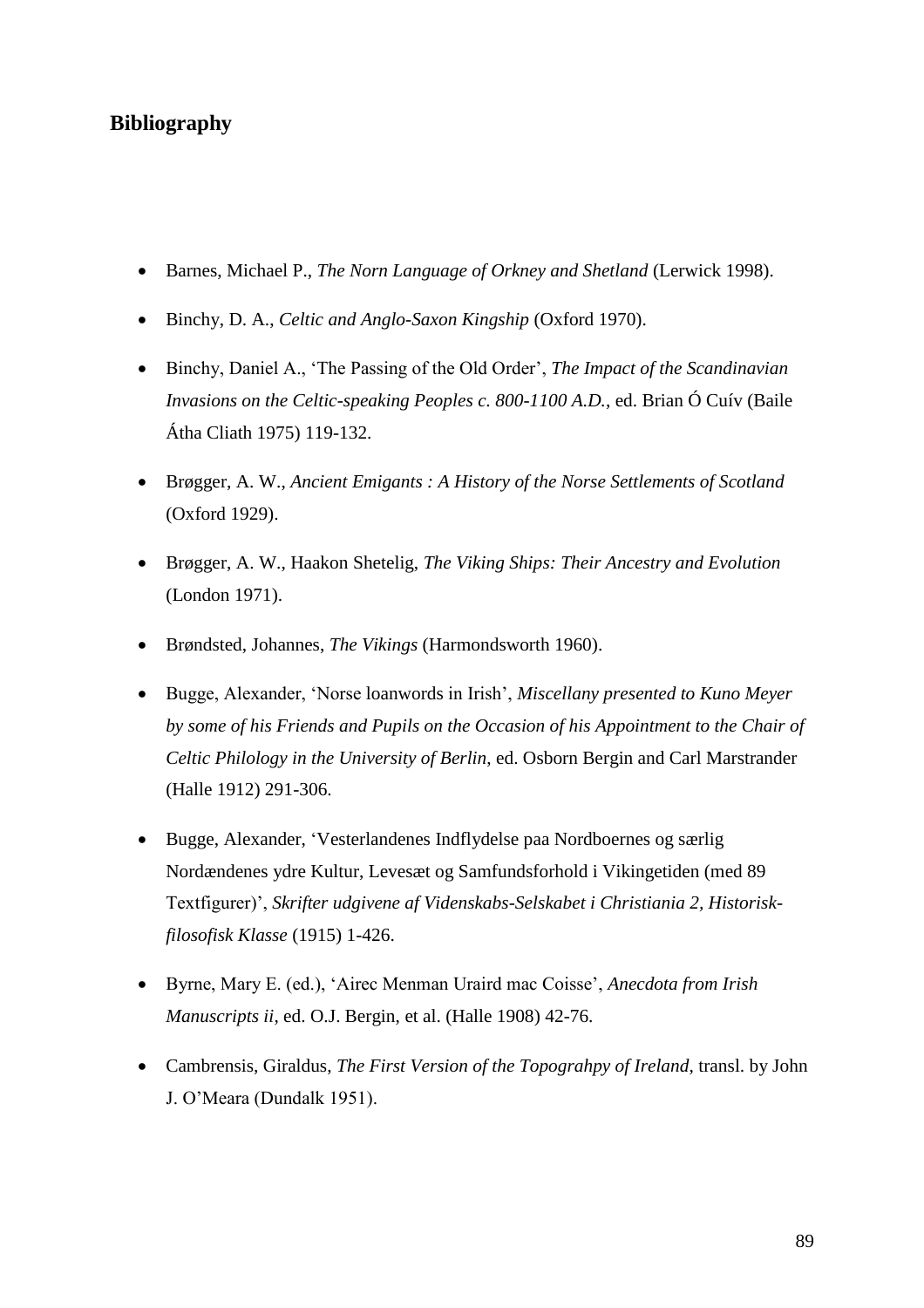## Bibliography

- Barnes, Michael P., *The Norn Language of Orkney and Shetland* (Lerwick 1998).
- Binchy, D. A., *Celtic and Anglo-Saxon Kingship* (Oxford 1970).
- Binchy, Daniel A., 'The Passing of the Old Order', *The Impact of the Scandinavian Invasions on the Celtic-speaking Peoples c. 800-1100 A.D.*, ed. Brian Ó Cuív (Baile Átha Cliath 1975) 119-132.
- Brøgger, A. W., *Ancient Emigants : A History of the Norse Settlements of Scotland* (Oxford 1929).
- Brøgger, A. W., Haakon Shetelig, *The Viking Ships: Their Ancestry and Evolution* (London 1971).
- Brøndsted, Johannes, *The Vikings* (Harmondsworth 1960).
- Bugge, Alexander, 'Norse loanwords in Irish', *Miscellany presented to Kuno Meyer by some of his Friends and Pupils on the Occasion of his Appointment to the Chair of Celtic Philology in the University of Berlin*, ed. Osborn Bergin and Carl Marstrander (Halle 1912) 291-306.
- Bugge, Alexander, 'Vesterlandenes Indflydelse paa Nordboernes og særlig Nordændenes ydre Kultur, Levesæt og Samfundsforhold i Vikingetiden (med 89 Textfigurer)', *Skrifter udgivene af Videnskabs-Selskabet i Christiania 2, Historisk-filosofisk Klasse* (1915) 1-426.
- Byrne, Mary E. (ed.), 'Airec Menman Uraird mac Coisse', *Anecdota from Irish Manuscripts ii*, ed. O.J. Bergin, et al. (Halle 1908) 42-76.
- Cambrensis, Giraldus, *The First Version of the Topograhpy of Ireland*, transl. by John J. O'Meara (Dundalk 1951).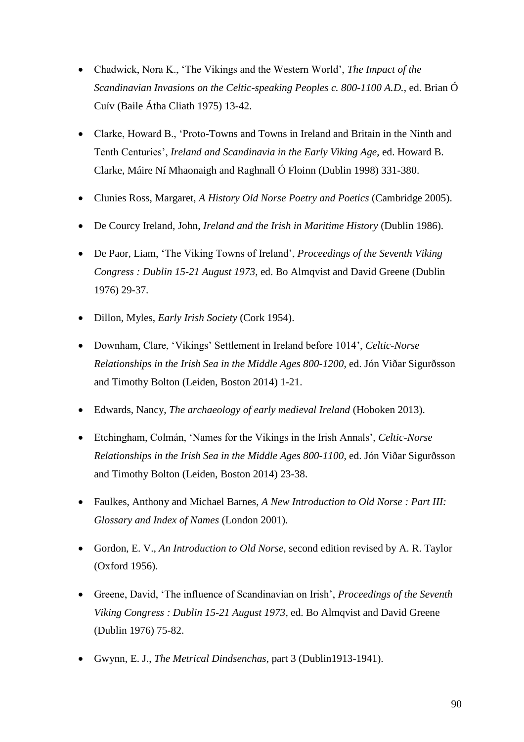- Chadwick, Nora K., ‘The Vikings and the Western World’, *The Impact of the Scandinavian Invasions on the Celtic-speaking Peoples c. 800-1100 A.D.*, ed. Brian Ó Cuív (Baile Átha Cliath 1975) 13-42.

- Clarke, Howard B., ‘Proto-Towns and Towns in Ireland and Britain in the Ninth and Tenth Centuries’, *Ireland and Scandinavia in the Early Viking Age*, ed. Howard B. Clarke, Máire Ní Mhaonaigh and Raghnall Ó Floinn (Dublin 1998) 331-380.

- Clunies Ross, Margaret, *A History Old Norse Poetry and Poetics* (Cambridge 2005).

- De Courcy Ireland, John, *Ireland and the Irish in Maritime History* (Dublin 1986).

- De Paor, Liam, ‘The Viking Towns of Ireland’, *Proceedings of the Seventh Viking Congress : Dublin 15-21 August 1973*, ed. Bo Almqvist and David Greene (Dublin 1976) 29-37.

- Dillon, Myles, *Early Irish Society* (Cork 1954).

- Downham, Clare, ‘Vikings’ Settlement in Ireland before 1014’, *Celtic-Norse Relationships in the Irish Sea in the Middle Ages 800-1200*, ed. Jón Viðar Sigurðsson and Timothy Bolton (Leiden, Boston 2014) 1-21.

- Edwards, Nancy, *The archaeology of early medieval Ireland* (Hoboken 2013).

- Etchingham, Colmán, ‘Names for the Vikings in the Irish Annals’, *Celtic-Norse Relationships in the Irish Sea in the Middle Ages 800-1100*, ed. Jón Viðar Sigurðsson and Timothy Bolton (Leiden, Boston 2014) 23-38.

- Faulkes, Anthony and Michael Barnes, *A New Introduction to Old Norse : Part III: Glossary and Index of Names* (London 2001).

- Gordon, E. V., *An Introduction to Old Norse*, second edition revised by A. R. Taylor (Oxford 1956).

- Greene, David, ‘The influence of Scandinavian on Irish’, *Proceedings of the Seventh Viking Congress : Dublin 15-21 August 1973*, ed. Bo Almqvist and David Greene (Dublin 1976) 75-82.

- Gwynn, E. J., *The Metrical Dindsenchas*, part 3 (Dublin1913-1941).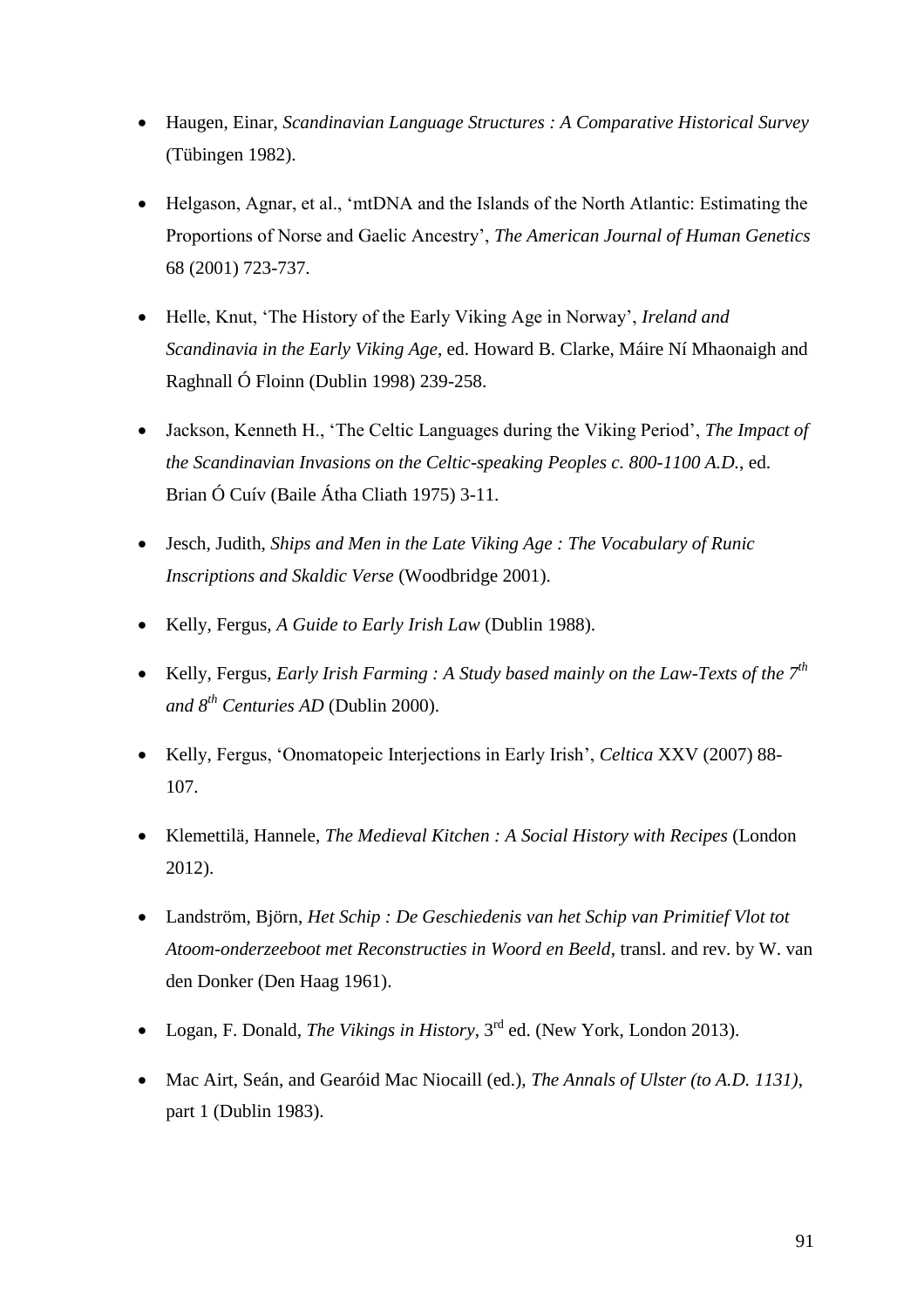- Haugen, Einar, *Scandinavian Language Structures : A Comparative Historical Survey* (Tübingen 1982).
- Helgason, Agnar, et al., 'mtDNA and the Islands of the North Atlantic: Estimating the Proportions of Norse and Gaelic Ancestry', *The American Journal of Human Genetics* 68 (2001) 723-737.
- Helle, Knut, 'The History of the Early Viking Age in Norway', *Ireland and Scandinavia in the Early Viking Age*, ed. Howard B. Clarke, Máire Ní Mhaonaigh and Raghnall Ó Floinn (Dublin 1998) 239-258.
- Jackson, Kenneth H., 'The Celtic Languages during the Viking Period', *The Impact of the Scandinavian Invasions on the Celtic-speaking Peoples c. 800-1100 A.D.*, ed. Brian Ó Cuív (Baile Átha Cliath 1975) 3-11.
- Jesch, Judith, *Ships and Men in the Late Viking Age : The Vocabulary of Runic Inscriptions and Skaldic Verse* (Woodbridge 2001).
- Kelly, Fergus, *A Guide to Early Irish Law* (Dublin 1988).
- Kelly, Fergus, *Early Irish Farming : A Study based mainly on the Law-Texts of the 7th and 8th Centuries AD* (Dublin 2000).
- Kelly, Fergus, 'Onomatopeic Interjections in Early Irish', *Celtica* XXV (2007) 88-107.
- Klemettilä, Hannele, *The Medieval Kitchen : A Social History with Recipes* (London 2012).
- Landström, Björn, *Het Schip : De Geschiedenis van het Schip van Primitief Vlot tot Atoom-onderzeeboot met Reconstructies in Woord en Beeld*, transl. and rev. by W. van den Donker (Den Haag 1961).
- Logan, F. Donald, *The Vikings in History*, 3rd ed. (New York, London 2013).
- Mac Airt, Seán, and Gearóid Mac Niocaill (ed.), *The Annals of Ulster (to A.D. 1131)*, part 1 (Dublin 1983).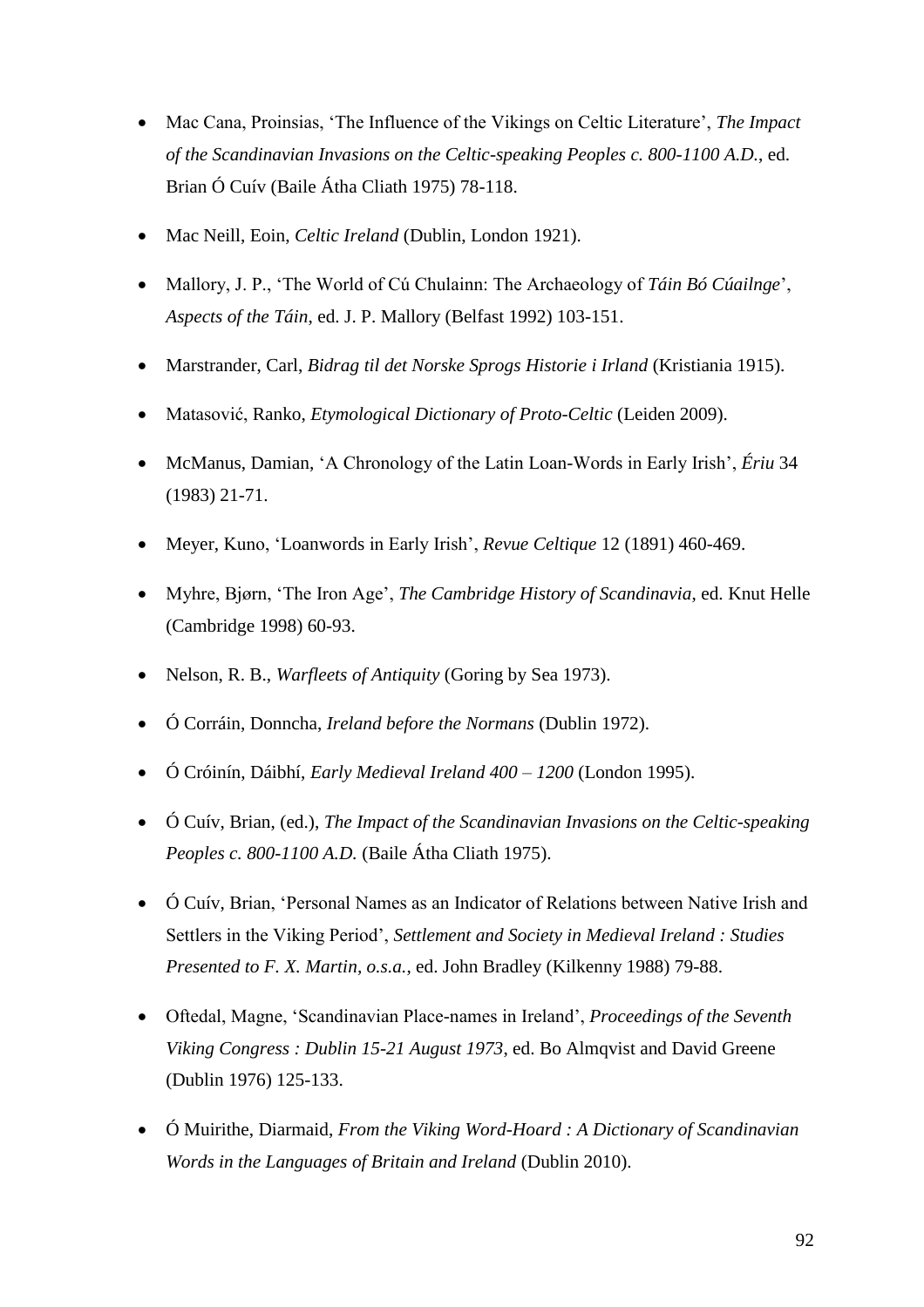- Mac Cana, Proinsias, 'The Influence of the Vikings on Celtic Literature', *The Impact of the Scandinavian Invasions on the Celtic-speaking Peoples c. 800-1100 A.D.*, ed. Brian Ó Cuív (Baile Átha Cliath 1975) 78-118.
- Mac Neill, Eoin, *Celtic Ireland* (Dublin, London 1921).
- Mallory, J. P., 'The World of Cú Chulainn: The Archaeology of *Táin Bó Cúailnge*', *Aspects of the Táin*, ed. J. P. Mallory (Belfast 1992) 103-151.
- Marstrander, Carl, *Bidrag til det Norske Sprogs Historie i Irland* (Kristiania 1915).
- Matasović, Ranko, *Etymological Dictionary of Proto-Celtic* (Leiden 2009).
- McManus, Damian, 'A Chronology of the Latin Loan-Words in Early Irish', *Ériu* 34 (1983) 21-71.
- Meyer, Kuno, 'Loanwords in Early Irish', *Revue Celtique* 12 (1891) 460-469.
- Myhre, Bjørn, 'The Iron Age', *The Cambridge History of Scandinavia*, ed. Knut Helle (Cambridge 1998) 60-93.
- Nelson, R. B., *Warfleets of Antiquity* (Goring by Sea 1973).
- Ó Corráin, Donncha, *Ireland before the Normans* (Dublin 1972).
- Ó Cróinín, Dáibhí, *Early Medieval Ireland 400 – 1200* (London 1995).
- Ó Cuív, Brian, (ed.), *The Impact of the Scandinavian Invasions on the Celtic-speaking Peoples c. 800-1100 A.D.* (Baile Átha Cliath 1975).
- Ó Cuív, Brian, 'Personal Names as an Indicator of Relations between Native Irish and Settlers in the Viking Period', *Settlement and Society in Medieval Ireland : Studies Presented to F. X. Martin, o.s.a.*, ed. John Bradley (Kilkenny 1988) 79-88.
- Oftedal, Magne, 'Scandinavian Place-names in Ireland', *Proceedings of the Seventh Viking Congress : Dublin 15-21 August 1973*, ed. Bo Almqvist and David Greene (Dublin 1976) 125-133.
- Ó Muirithe, Diarmaid, *From the Viking Word-Hoard : A Dictionary of Scandinavian Words in the Languages of Britain and Ireland* (Dublin 2010).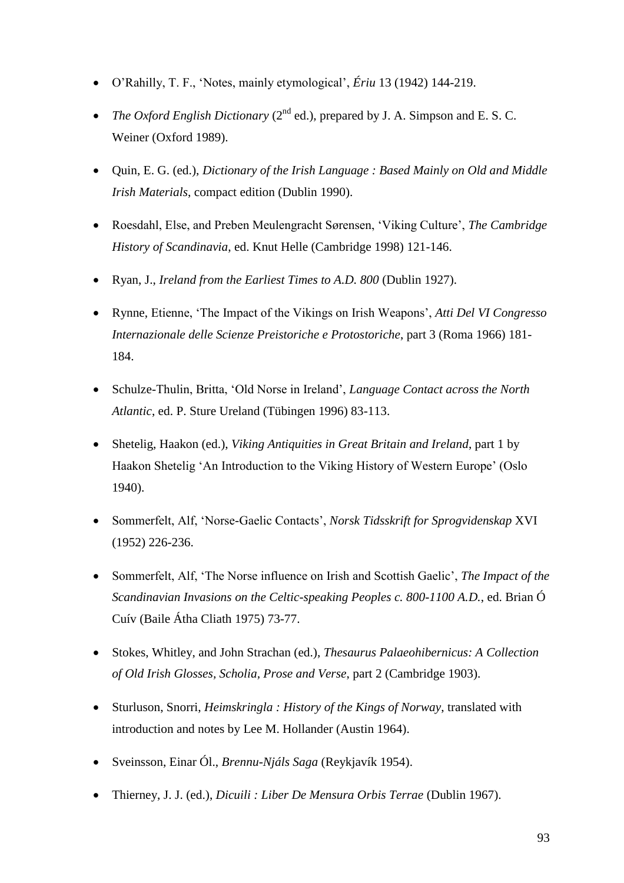- O'Rahilly, T. F., 'Notes, mainly etymological', *Ériu* 13 (1942) 144-219.
- *The Oxford English Dictionary* (2nd ed.), prepared by J. A. Simpson and E. S. C. Weiner (Oxford 1989).
- Quin, E. G. (ed.), *Dictionary of the Irish Language : Based Mainly on Old and Middle Irish Materials*, compact edition (Dublin 1990).
- Roesdahl, Else, and Preben Meulengracht Sørensen, 'Viking Culture', *The Cambridge History of Scandinavia*, ed. Knut Helle (Cambridge 1998) 121-146.
- Ryan, J., *Ireland from the Earliest Times to A.D. 800* (Dublin 1927).
- Rynne, Etienne, 'The Impact of the Vikings on Irish Weapons', *Atti Del VI Congresso Internazionale delle Scienze Preistoriche e Protostoriche*, part 3 (Roma 1966) 181-184.
- Schulze-Thulin, Britta, 'Old Norse in Ireland', *Language Contact across the North Atlantic*, ed. P. Sture Ureland (Tübingen 1996) 83-113.
- Shetelig, Haakon (ed.), *Viking Antiquities in Great Britain and Ireland*, part 1 by Haakon Shetelig 'An Introduction to the Viking History of Western Europe' (Oslo 1940).
- Sommerfelt, Alf, 'Norse-Gaelic Contacts', *Norsk Tidsskrift for Sprogvidenskap* XVI (1952) 226-236.
- Sommerfelt, Alf, 'The Norse influence on Irish and Scottish Gaelic', *The Impact of the Scandinavian Invasions on the Celtic-speaking Peoples c. 800-1100 A.D.*, ed. Brian Ó Cuív (Baile Átha Cliath 1975) 73-77.
- Stokes, Whitley, and John Strachan (ed.), *Thesaurus Palaeohibernicus: A Collection of Old Irish Glosses, Scholia, Prose and Verse*, part 2 (Cambridge 1903).
- Sturluson, Snorri, *Heimskringla : History of the Kings of Norway*, translated with introduction and notes by Lee M. Hollander (Austin 1964).
- Sveinsson, Einar Ól., *Brennu-Njáls Saga* (Reykjavík 1954).
- Thierney, J. J. (ed.), *Dicuili : Liber De Mensura Orbis Terrae* (Dublin 1967).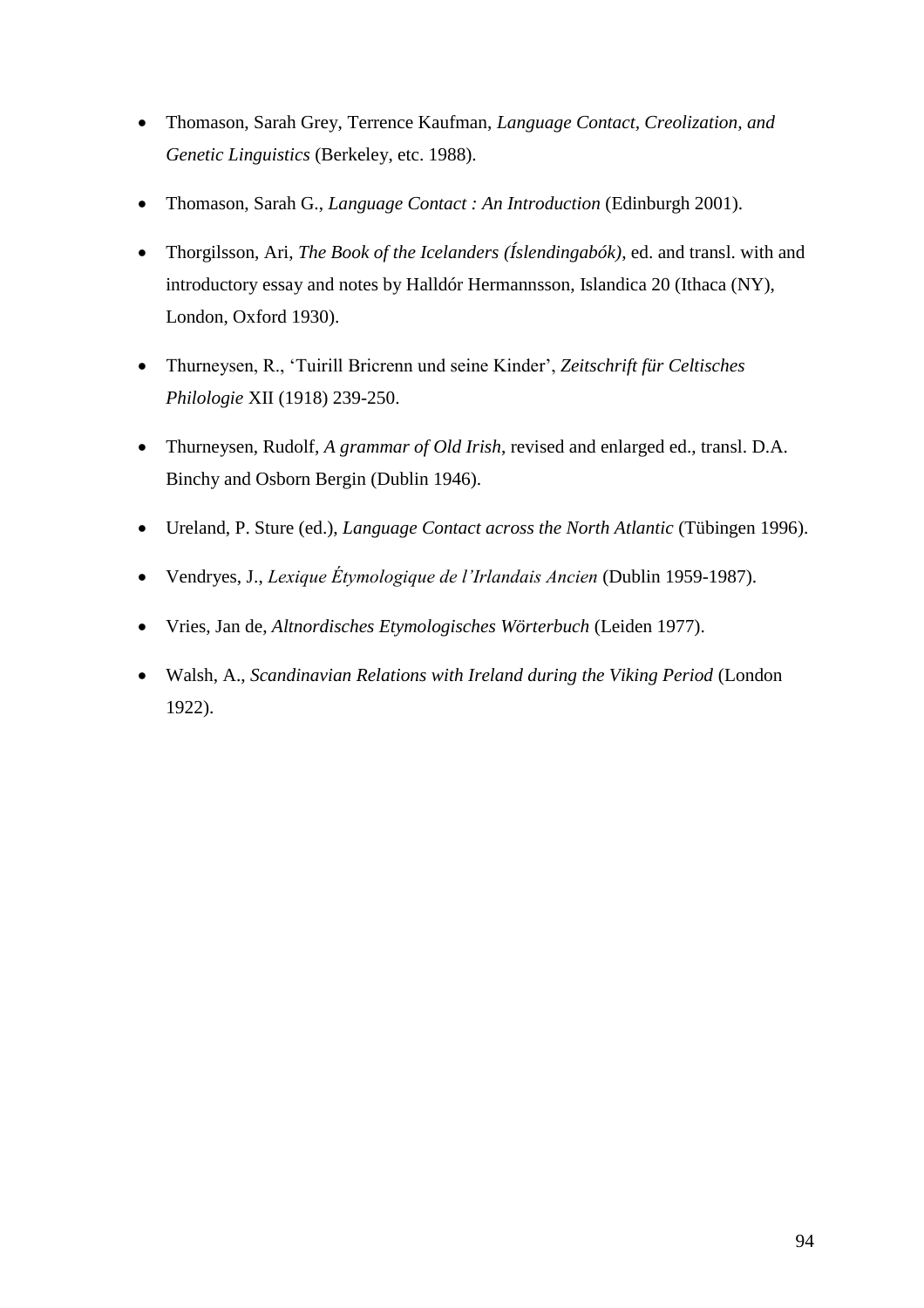- Thomason, Sarah Grey, Terrence Kaufman, *Language Contact, Creolization, and Genetic Linguistics* (Berkeley, etc. 1988).
- Thomason, Sarah G., *Language Contact : An Introduction* (Edinburgh 2001).
- Thorgilsson, Ari, *The Book of the Icelanders (Íslendingabók)*, ed. and transl. with and introductory essay and notes by Halldór Hermannsson, Islandica 20 (Ithaca (NY), London, Oxford 1930).
- Thurneysen, R., 'Tuirill Bricrenn und seine Kinder', *Zeitschrift für Celtisches Philologie* XII (1918) 239-250.
- Thurneysen, Rudolf, *A grammar of Old Irish*, revised and enlarged ed., transl. D.A. Binchy and Osborn Bergin (Dublin 1946).
- Ureland, P. Sture (ed.), *Language Contact across the North Atlantic* (Tübingen 1996).
- Vendryes, J., *Lexique Étymologique de l'Irlandais Ancien* (Dublin 1959-1987).
- Vries, Jan de, *Altnordisches Etymologisches Wörterbuch* (Leiden 1977).
- Walsh, A., *Scandinavian Relations with Ireland during the Viking Period* (London 1922).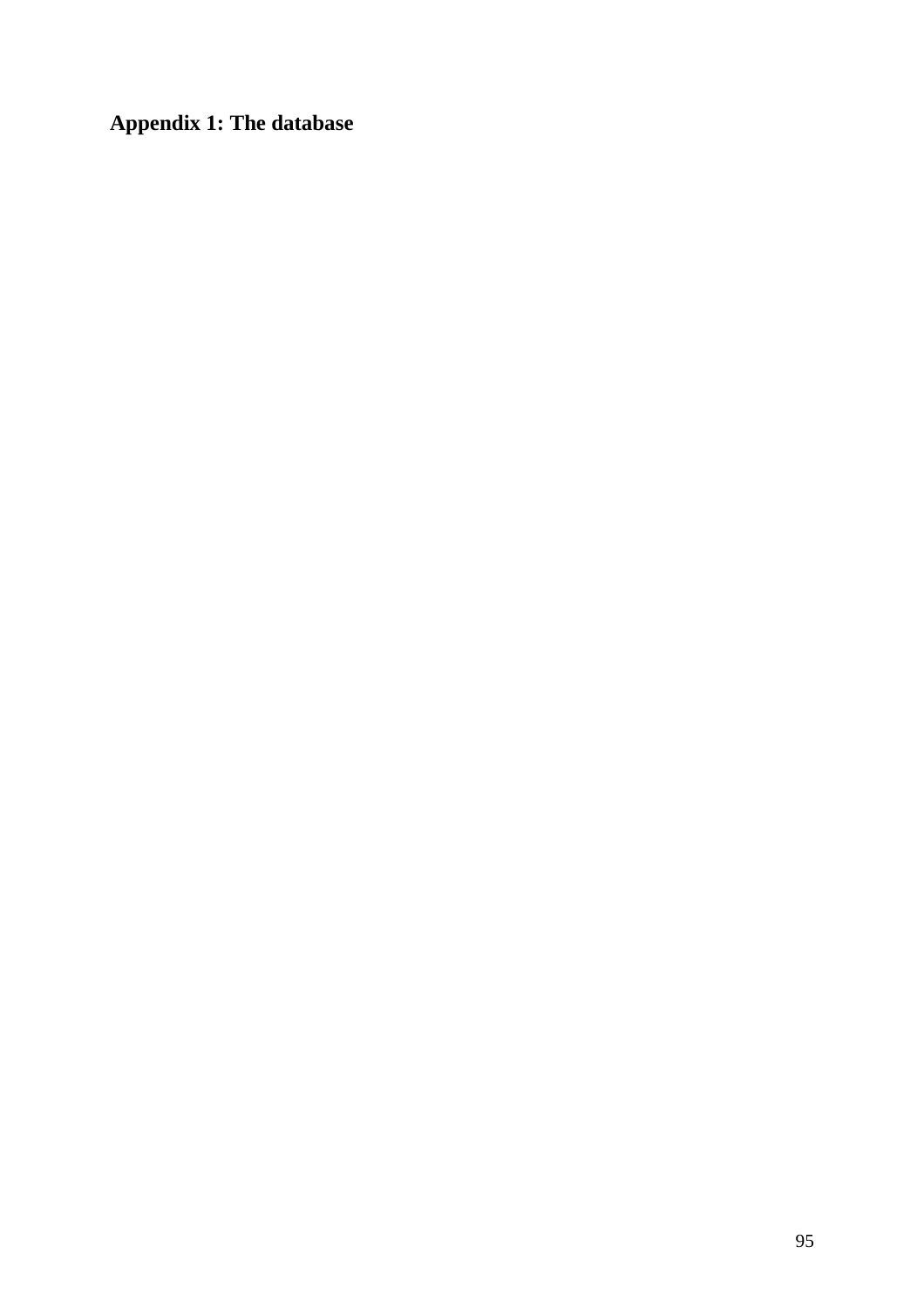# Appendix 1: The database